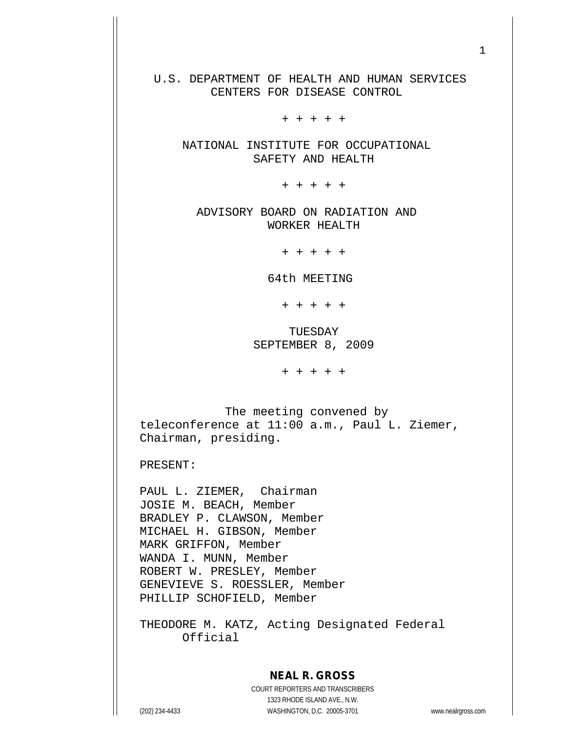U.S. DEPARTMENT OF HEALTH AND HUMAN SERVICES
CENTERS FOR DISEASE CONTROL

+ + + + +

NATIONAL INSTITUTE FOR OCCUPATIONAL SAFETY AND HEALTH

+ + + + +

ADVISORY BOARD ON RADIATION AND WORKER HEALTH

+ + + + +

64th MEETING

+ + + + +

TUESDAY
SEPTEMBER 8, 2009

+ + + + +

The meeting convened by teleconference at 11:00 a.m., Paul L. Ziemer, Chairman, presiding.

PRESENT:

PAUL L. ZIEMER, Chairman
JOSIE M. BEACH, Member
BRADLEY P. CLAWSON, Member
MICHAEL H. GIBSON, Member
MARK GRIFFON, Member
WANDA I. MUNN, Member
ROBERT W. PRESLEY, Member
GENEVIEVE S. ROESSLER, Member
PHILLIP SCHOFIELD, Member

THEODORE M. KATZ, Acting Designated Federal Official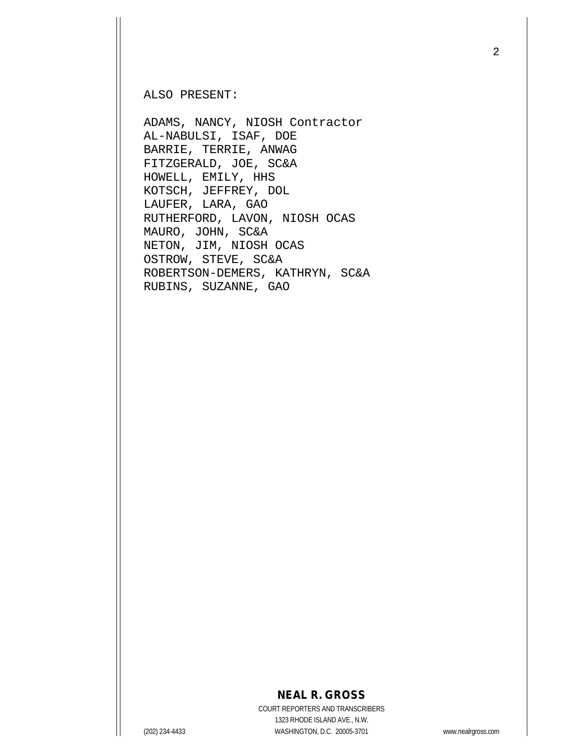ALSO PRESENT:

ADAMS, NANCY, NIOSH Contractor
AL-NABULSI, ISAF, DOE
BARRIE, TERRIE, ANWAG
FITZGERALD, JOE, SC&A
HOWELL, EMILY, HHS
KOTSCH, JEFFREY, DOL
LAUFER, LARA, GAO
RUTHERFORD, LAVON, NIOSH OCAS
MAURO, JOHN, SC&A
NETON, JIM, NIOSH OCAS
OSTROW, STEVE, SC&A
ROBERTSON-DEMERS, KATHRYN, SC&A
RUBINS, SUZANNE, GAO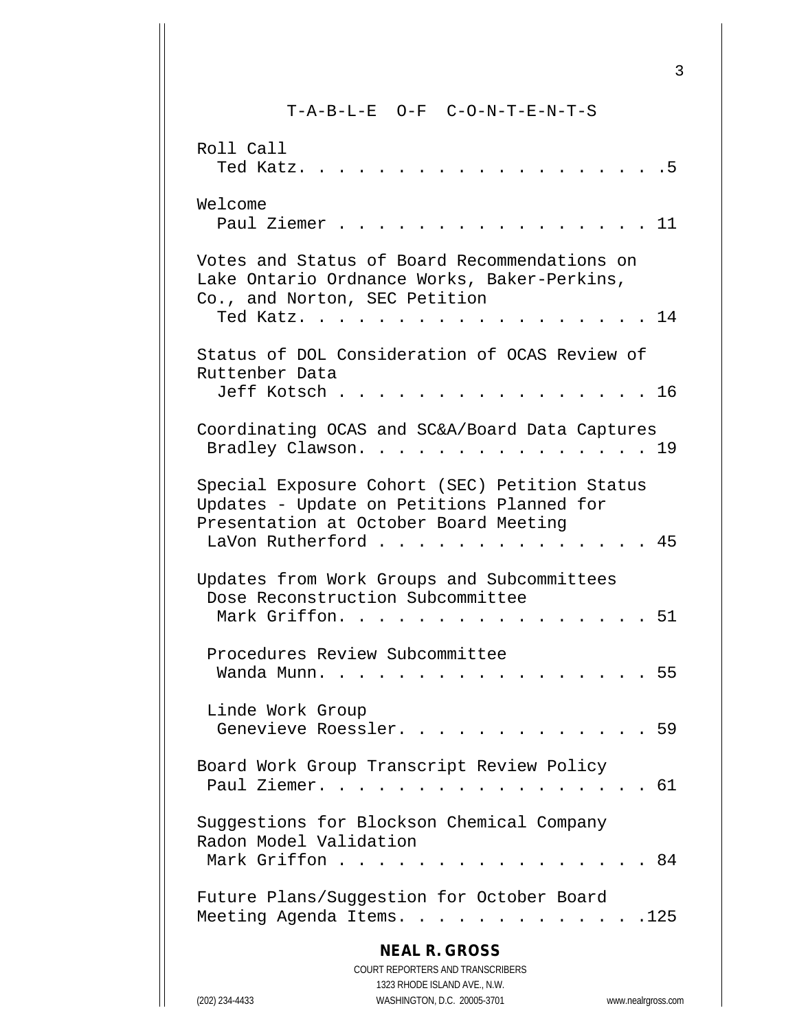# T-A-B-L-E O-F C-O-N-T-E-N-T-S

Roll Call
Ted Katz. . . . . . . . . . . . . . . . . . . .5

Welcome
Paul Ziemer . . . . . . . . . . . . . . . . . 11

Votes and Status of Board Recommendations on Lake Ontario Ordnance Works, Baker-Perkins, Co., and Norton, SEC Petition
Ted Katz. . . . . . . . . . . . . . . . . . . 14

Status of DOL Consideration of OCAS Review of Ruttenber Data
Jeff Kotsch . . . . . . . . . . . . . . . . . 16

Coordinating OCAS and SC&A/Board Data Captures
Bradley Clawson. . . . . . . . . . . . . . . . 19

Special Exposure Cohort (SEC) Petition Status Updates - Update on Petitions Planned for Presentation at October Board Meeting
LaVon Rutherford . . . . . . . . . . . . . . 45

Updates from Work Groups and Subcommittees
Dose Reconstruction Subcommittee
Mark Griffon. . . . . . . . . . . . . . . . . 51

Procedures Review Subcommittee
Wanda Munn. . . . . . . . . . . . . . . . . . 55

Linde Work Group
Genevieve Roessler. . . . . . . . . . . . . . 59

Board Work Group Transcript Review Policy
Paul Ziemer. . . . . . . . . . . . . . . . . . 61

Suggestions for Blockson Chemical Company Radon Model Validation
Mark Griffon . . . . . . . . . . . . . . . . . 84

Future Plans/Suggestion for October Board Meeting Agenda Items. . . . . . . . . . . . . .125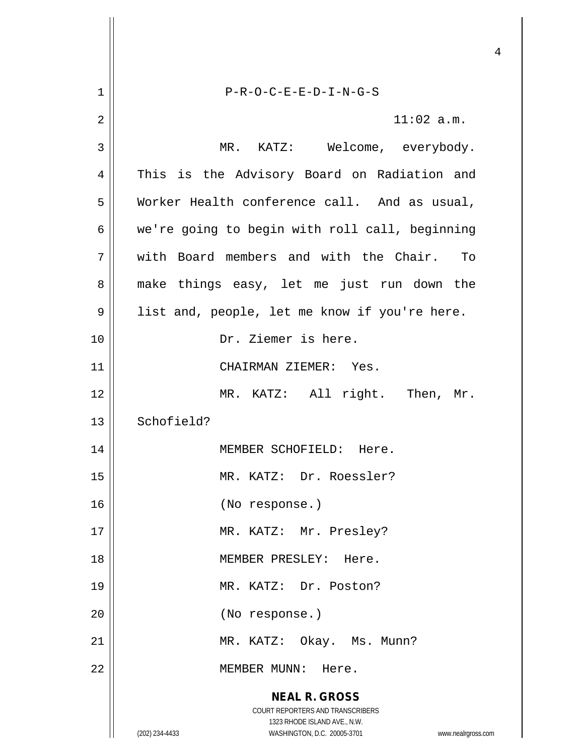P-R-O-C-E-E-D-I-N-G-S

11:02 a.m.

MR. KATZ: Welcome, everybody. This is the Advisory Board on Radiation and Worker Health conference call. And as usual, we're going to begin with roll call, beginning with Board members and with the Chair. To make things easy, let me just run down the list and, people, let me know if you're here.

Dr. Ziemer is here.

CHAIRMAN ZIEMER: Yes.

MR. KATZ: All right. Then, Mr. Schofield?

MEMBER SCHOFIELD: Here.

MR. KATZ: Dr. Roessler?

(No response.)

MR. KATZ: Mr. Presley?

MEMBER PRESLEY: Here.

MR. KATZ: Dr. Poston?

(No response.)

MR. KATZ: Okay. Ms. Munn?

MEMBER MUNN: Here.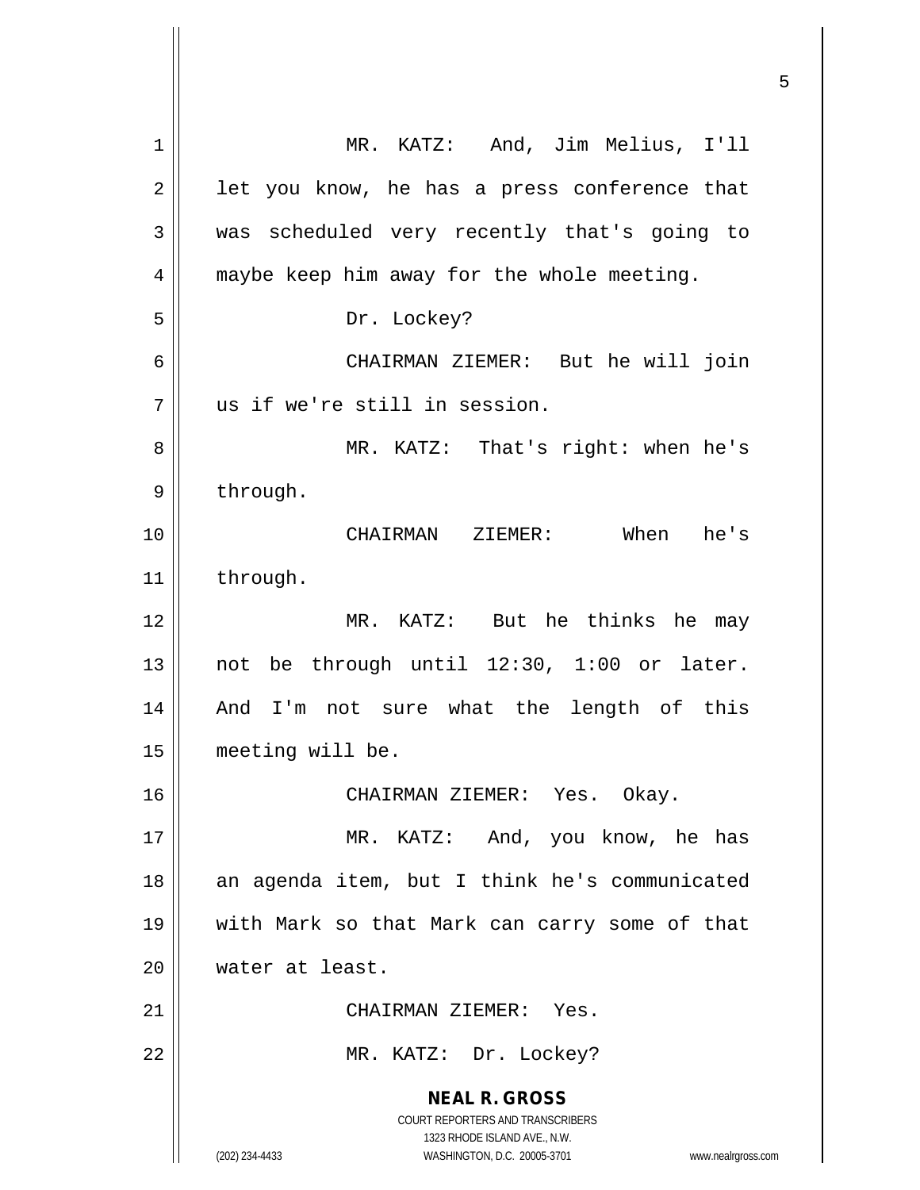MR. KATZ: And, Jim Melius, I'll let you know, he has a press conference that was scheduled very recently that's going to maybe keep him away for the whole meeting.

Dr. Lockey?

CHAIRMAN ZIEMER: But he will join us if we're still in session.

MR. KATZ: That's right: when he's through.

CHAIRMAN ZIEMER: When he's through.

MR. KATZ: But he thinks he may not be through until 12:30, 1:00 or later. And I'm not sure what the length of this meeting will be.

CHAIRMAN ZIEMER: Yes. Okay.

MR. KATZ: And, you know, he has an agenda item, but I think he's communicated with Mark so that Mark can carry some of that water at least.

CHAIRMAN ZIEMER: Yes.

MR. KATZ: Dr. Lockey?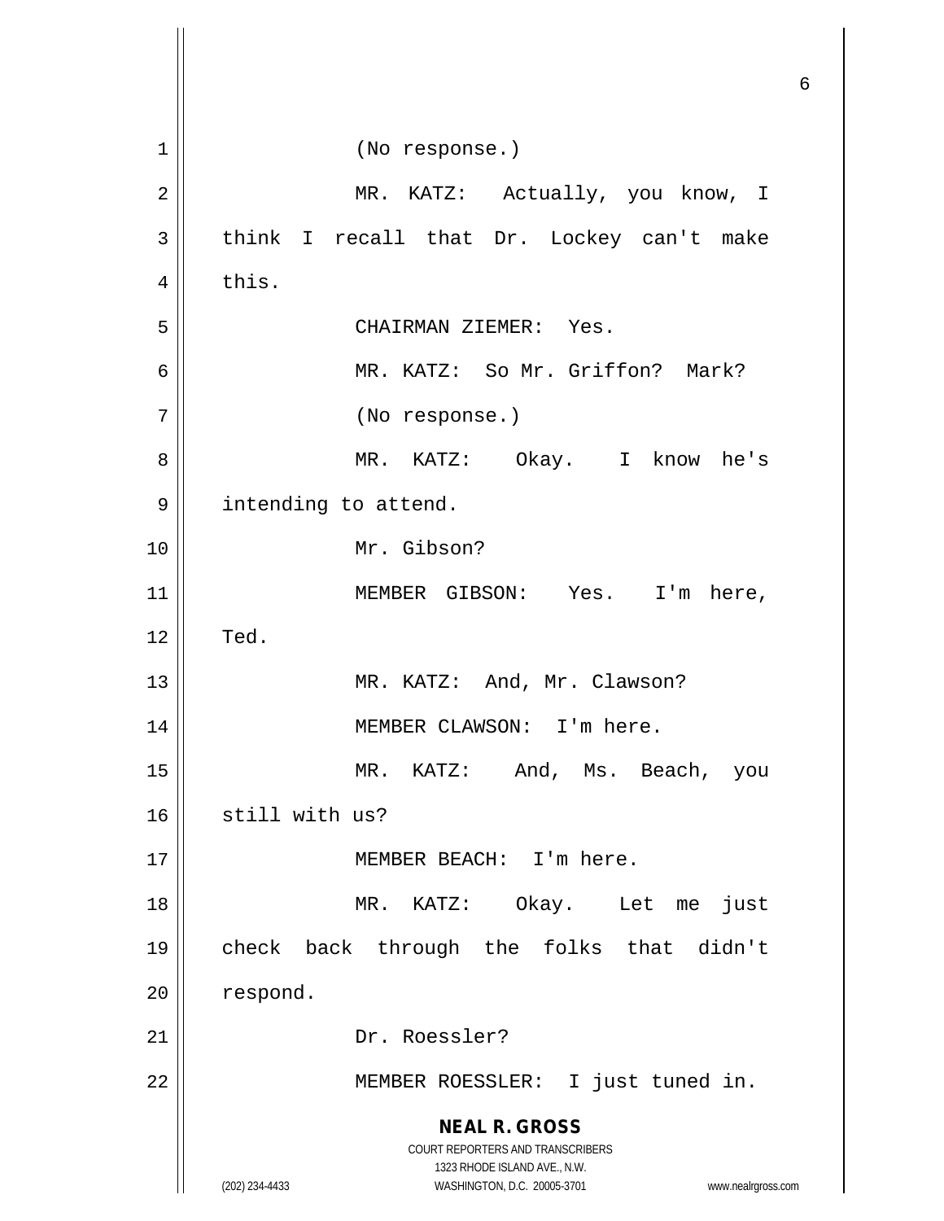(No response.)

MR. KATZ: Actually, you know, I think I recall that Dr. Lockey can't make this.

CHAIRMAN ZIEMER: Yes.

MR. KATZ: So Mr. Griffon? Mark?

(No response.)

MR. KATZ: Okay. I know he's intending to attend.

Mr. Gibson?

MEMBER GIBSON: Yes. I'm here, Ted.

MR. KATZ: And, Mr. Clawson?

MEMBER CLAWSON: I'm here.

MR. KATZ: And, Ms. Beach, you still with us?

MEMBER BEACH: I'm here.

MR. KATZ: Okay. Let me just check back through the folks that didn't respond.

Dr. Roessler?

MEMBER ROESSLER: I just tuned in.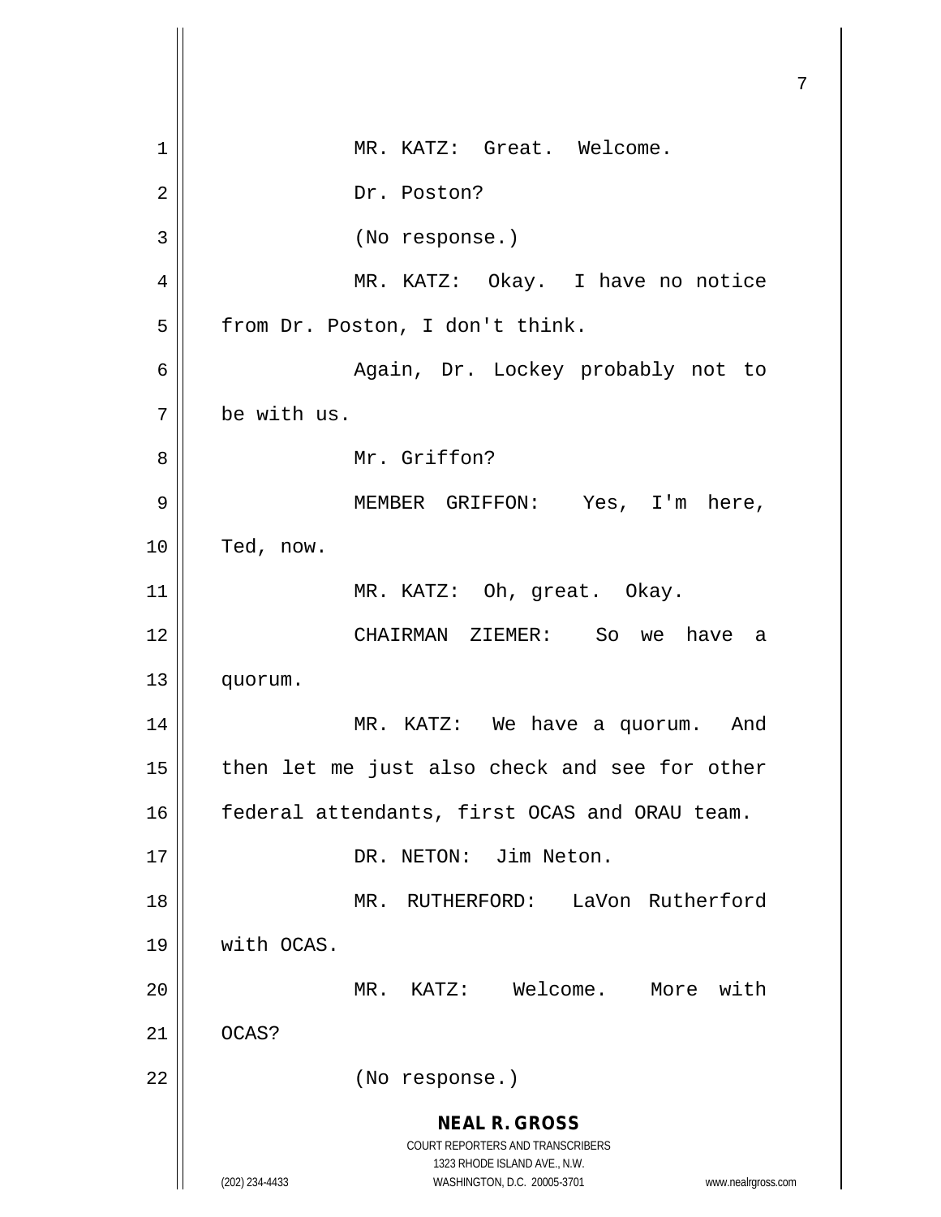MR. KATZ: Great. Welcome.

Dr. Poston?

(No response.)

MR. KATZ: Okay. I have no notice from Dr. Poston, I don't think.

Again, Dr. Lockey probably not to be with us.

Mr. Griffon?

MEMBER GRIFFON: Yes, I'm here, Ted, now.

MR. KATZ: Oh, great. Okay.

CHAIRMAN ZIEMER: So we have a quorum.

MR. KATZ: We have a quorum. And then let me just also check and see for other federal attendants, first OCAS and ORAU team.

DR. NETON: Jim Neton.

MR. RUTHERFORD: LaVon Rutherford with OCAS.

MR. KATZ: Welcome. More with OCAS?

(No response.)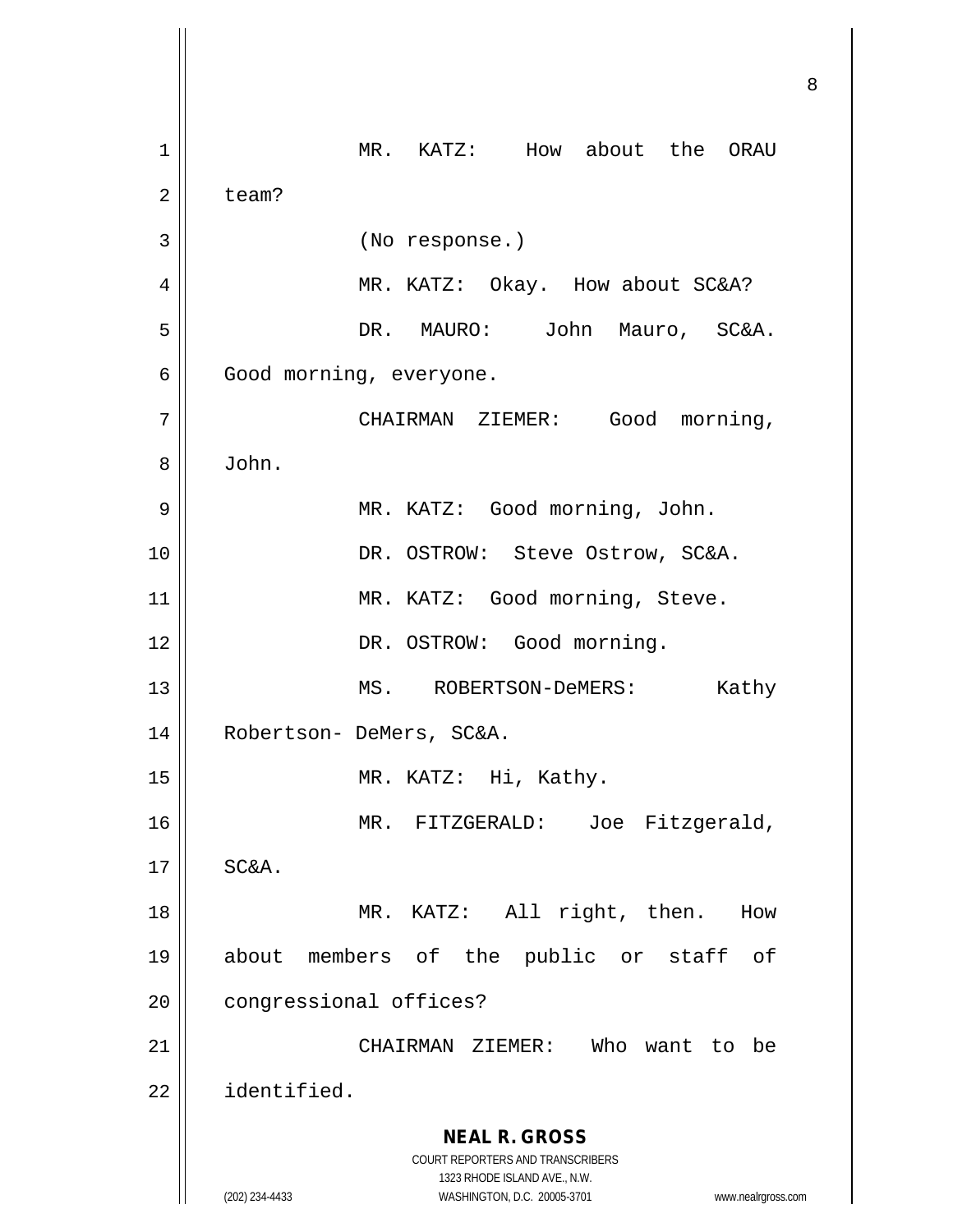MR. KATZ: How about the ORAU team?

(No response.)

MR. KATZ: Okay. How about SC&A?

DR. MAURO: John Mauro, SC&A. Good morning, everyone.

CHAIRMAN ZIEMER: Good morning, John.

MR. KATZ: Good morning, John.

DR. OSTROW: Steve Ostrow, SC&A.

MR. KATZ: Good morning, Steve.

DR. OSTROW: Good morning.

MS. ROBERTSON-DeMERS: Kathy Robertson- DeMers, SC&A.

MR. KATZ: Hi, Kathy.

MR. FITZGERALD: Joe Fitzgerald, SC&A.

MR. KATZ: All right, then. How about members of the public or staff of congressional offices?

CHAIRMAN ZIEMER: Who want to be identified.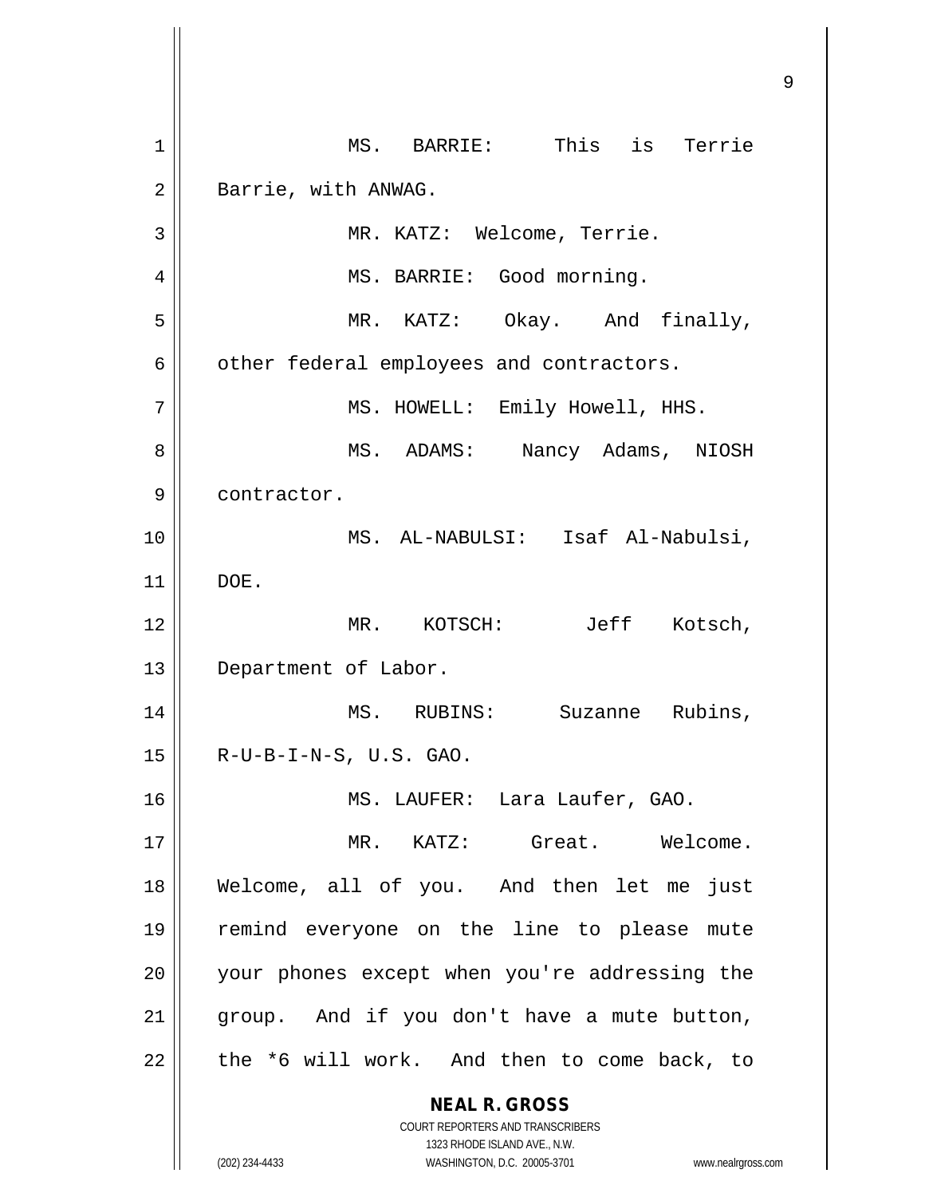MS. BARRIE: This is Terrie Barrie, with ANWAG.

MR. KATZ: Welcome, Terrie.

MS. BARRIE: Good morning.

MR. KATZ: Okay. And finally, other federal employees and contractors.

MS. HOWELL: Emily Howell, HHS.

MS. ADAMS: Nancy Adams, NIOSH contractor.

MS. AL-NABULSI: Isaf Al-Nabulsi, DOE.

MR. KOTSCH: Jeff Kotsch, Department of Labor.

MS. RUBINS: Suzanne Rubins, R-U-B-I-N-S, U.S. GAO.

MS. LAUFER: Lara Laufer, GAO.

MR. KATZ: Great. Welcome. Welcome, all of you. And then let me just remind everyone on the line to please mute your phones except when you're addressing the group. And if you don't have a mute button, the *6 will work. And then to come back, to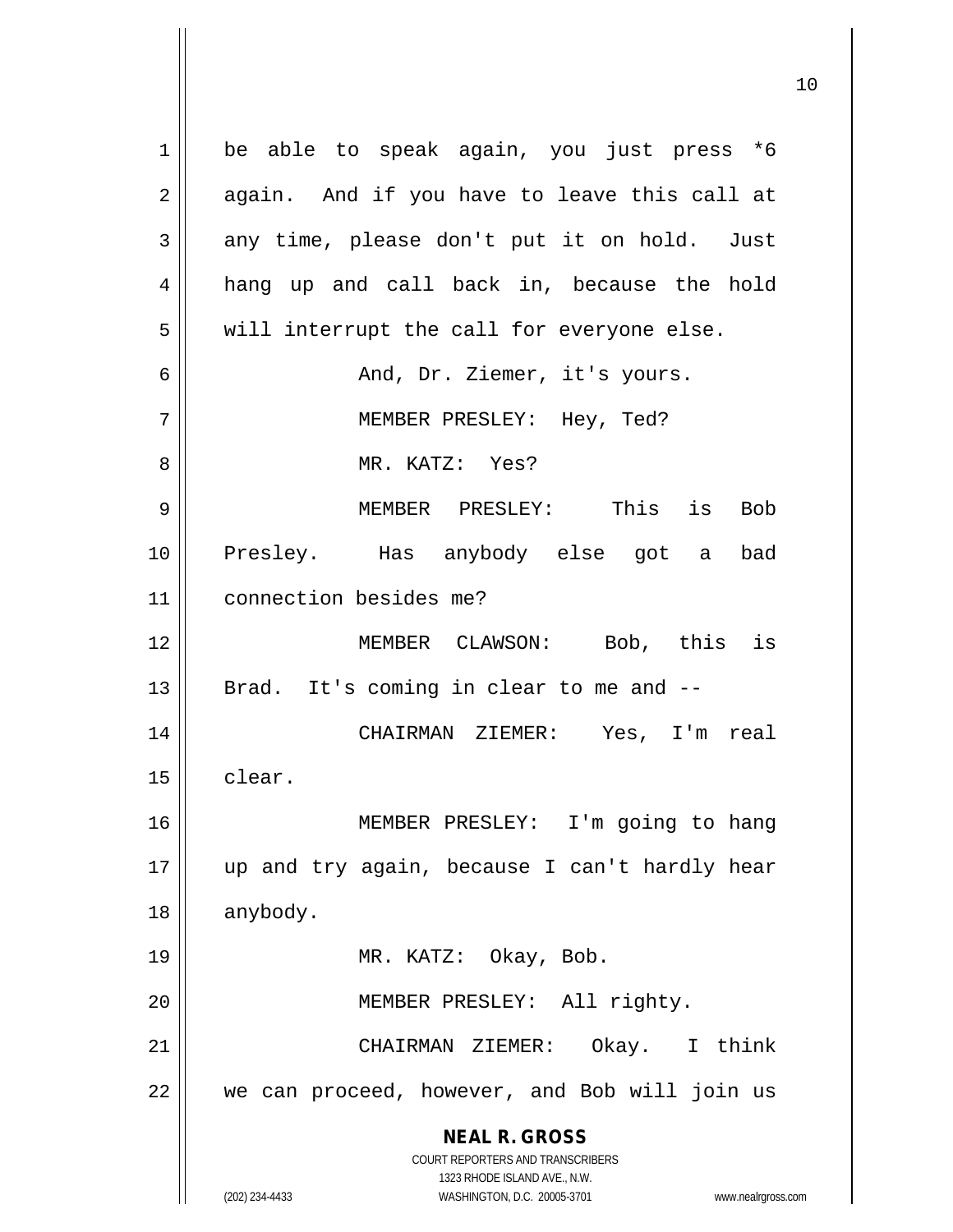be able to speak again, you just press *6 again. And if you have to leave this call at any time, please don't put it on hold. Just hang up and call back in, because the hold will interrupt the call for everyone else.

And, Dr. Ziemer, it's yours.

MEMBER PRESLEY: Hey, Ted?

MR. KATZ: Yes?

MEMBER PRESLEY: This is Bob Presley. Has anybody else got a bad connection besides me?

MEMBER CLAWSON: Bob, this is Brad. It's coming in clear to me and --

CHAIRMAN ZIEMER: Yes, I'm real clear.

MEMBER PRESLEY: I'm going to hang up and try again, because I can't hardly hear anybody.

MR. KATZ: Okay, Bob.

MEMBER PRESLEY: All righty.

CHAIRMAN ZIEMER: Okay. I think we can proceed, however, and Bob will join us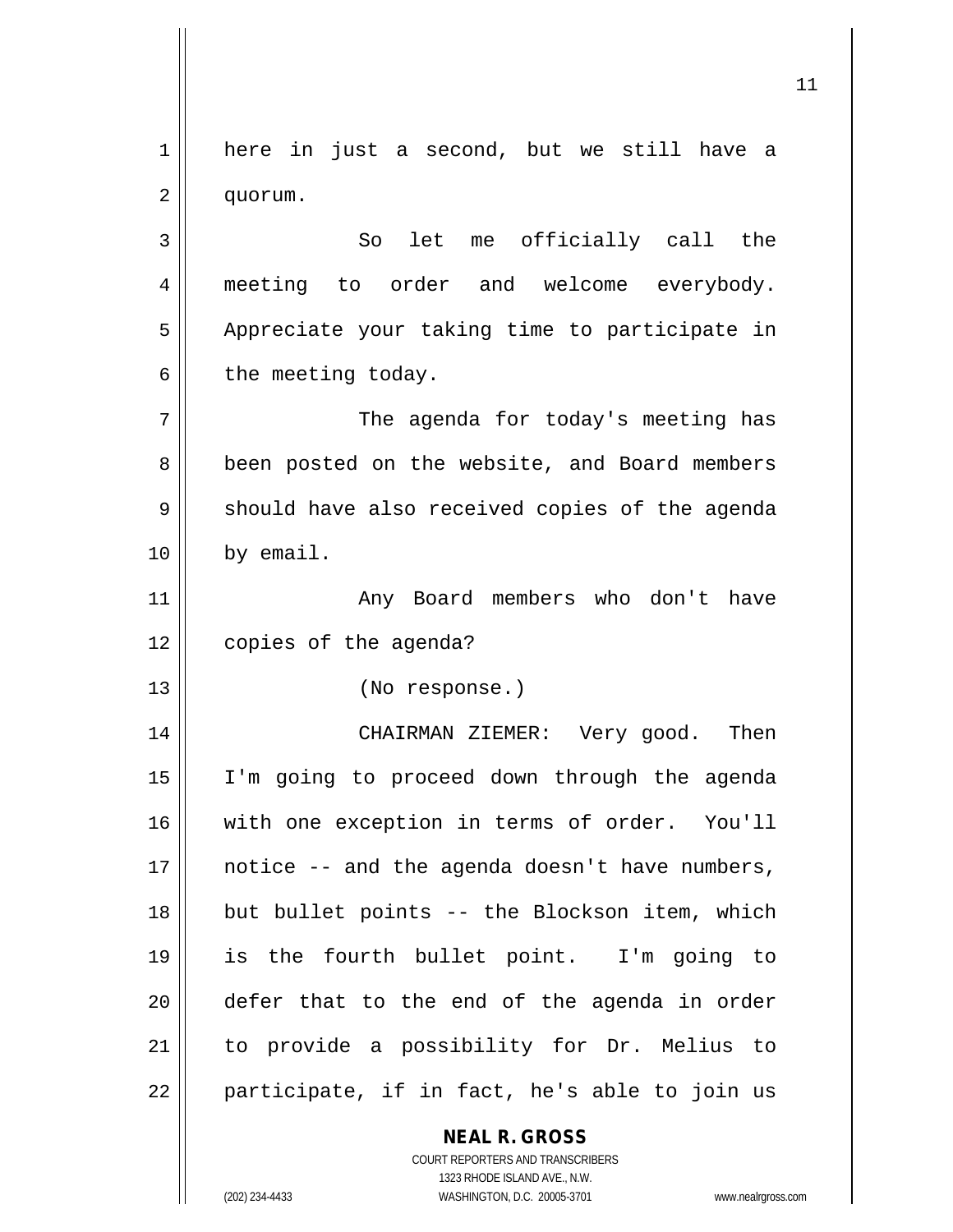here in just a second, but we still have a quorum.

So let me officially call the meeting to order and welcome everybody. Appreciate your taking time to participate in the meeting today.

The agenda for today's meeting has been posted on the website, and Board members should have also received copies of the agenda by email.

Any Board members who don't have copies of the agenda?

(No response.)

CHAIRMAN ZIEMER: Very good. Then I'm going to proceed down through the agenda with one exception in terms of order. You'll notice -- and the agenda doesn't have numbers, but bullet points -- the Blockson item, which is the fourth bullet point. I'm going to defer that to the end of the agenda in order to provide a possibility for Dr. Melius to participate, if in fact, he's able to join us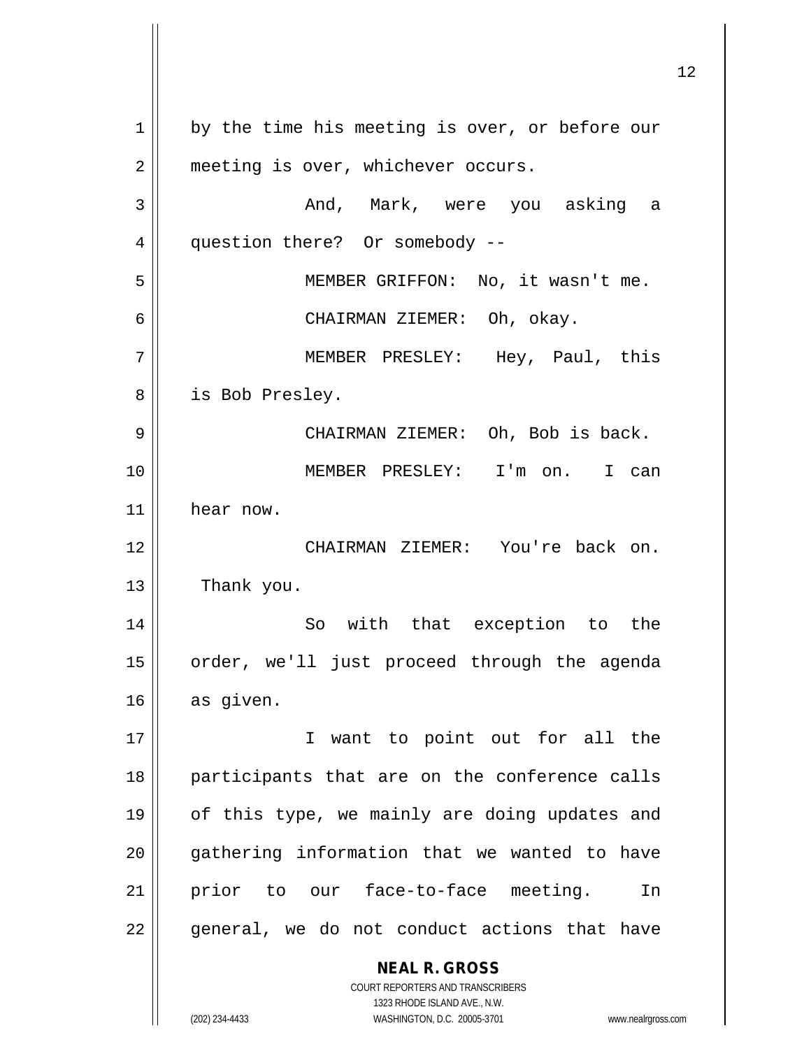by the time his meeting is over, or before our meeting is over, whichever occurs.

And, Mark, were you asking a question there? Or somebody --

MEMBER GRIFFON: No, it wasn't me.

CHAIRMAN ZIEMER: Oh, okay.

MEMBER PRESLEY: Hey, Paul, this is Bob Presley.

CHAIRMAN ZIEMER: Oh, Bob is back.

MEMBER PRESLEY: I'm on. I can hear now.

CHAIRMAN ZIEMER: You're back on. Thank you.

So with that exception to the order, we'll just proceed through the agenda as given.

I want to point out for all the participants that are on the conference calls of this type, we mainly are doing updates and gathering information that we wanted to have prior to our face-to-face meeting. In general, we do not conduct actions that have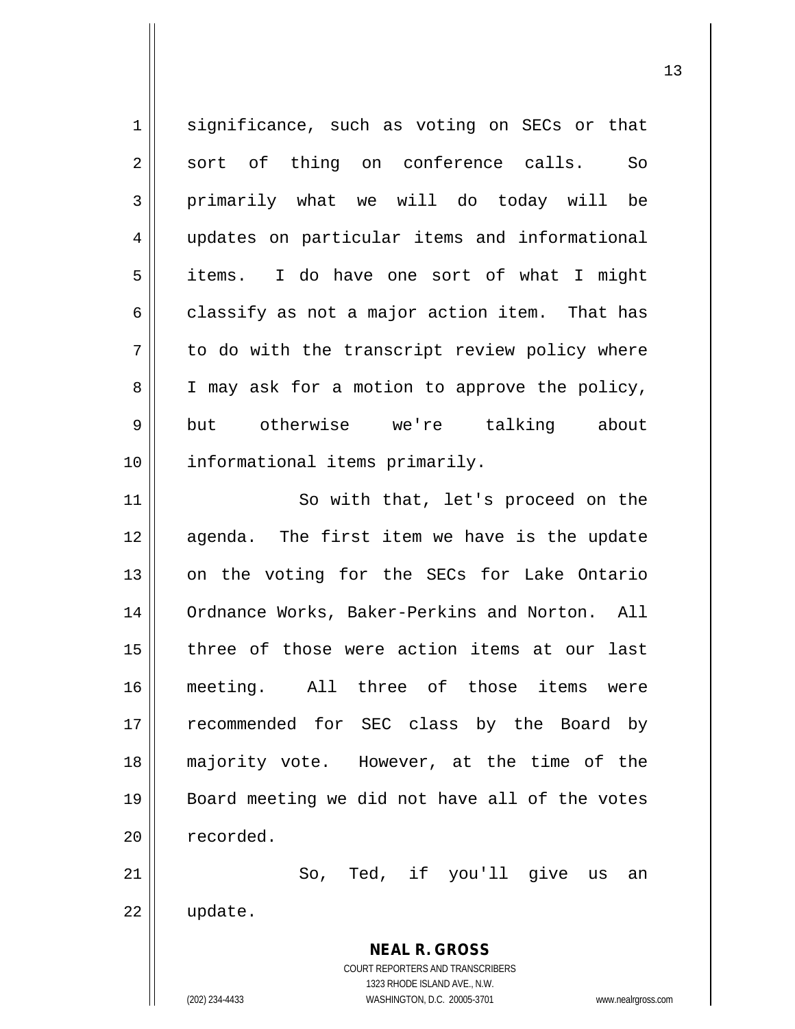significance, such as voting on SECs or that sort of thing on conference calls. So primarily what we will do today will be updates on particular items and informational items. I do have one sort of what I might classify as not a major action item. That has to do with the transcript review policy where I may ask for a motion to approve the policy, but otherwise we're talking about informational items primarily.

So with that, let's proceed on the agenda. The first item we have is the update on the voting for the SECs for Lake Ontario Ordnance Works, Baker-Perkins and Norton. All three of those were action items at our last meeting. All three of those items were recommended for SEC class by the Board by majority vote. However, at the time of the Board meeting we did not have all of the votes recorded.

So, Ted, if you'll give us an update.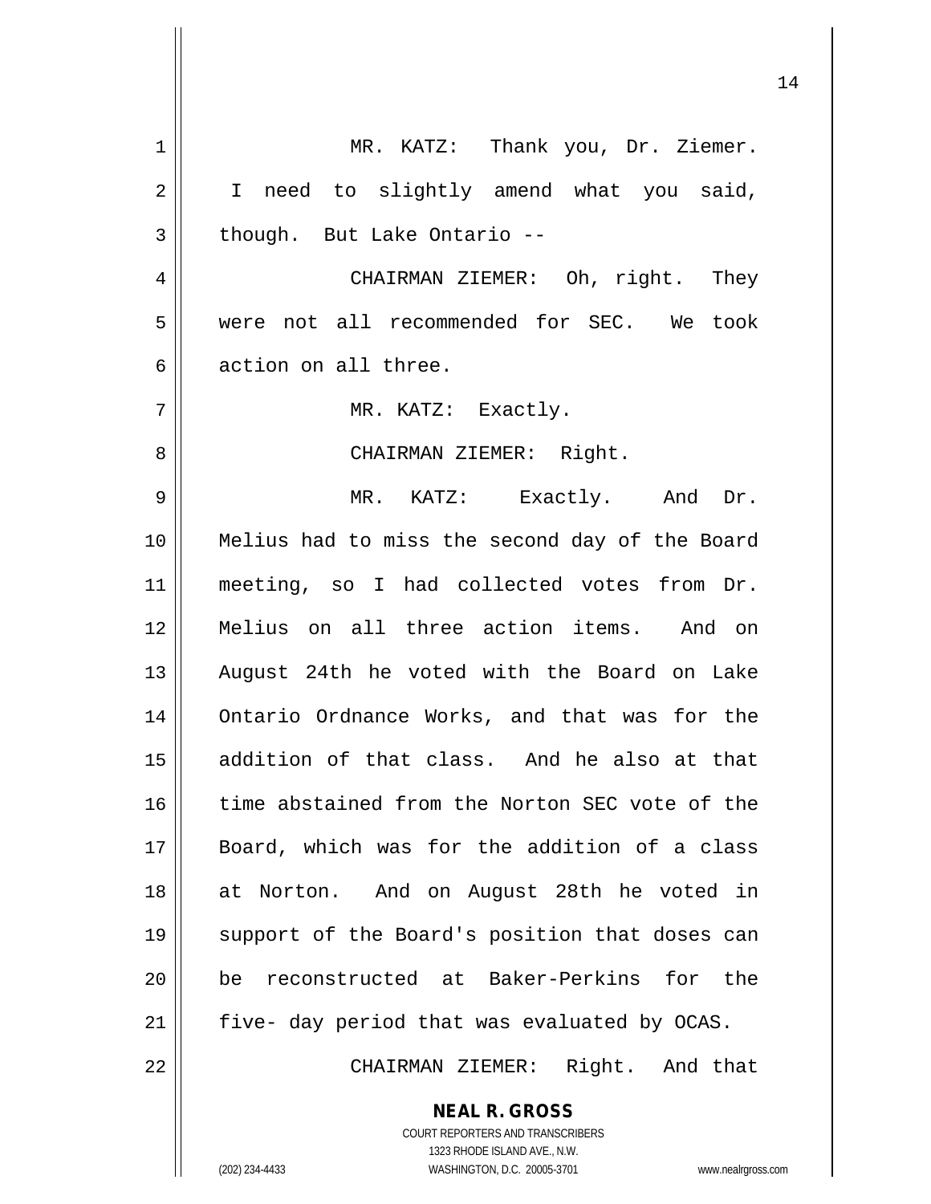MR. KATZ: Thank you, Dr. Ziemer. I need to slightly amend what you said, though. But Lake Ontario --

CHAIRMAN ZIEMER: Oh, right. They were not all recommended for SEC. We took action on all three.

MR. KATZ: Exactly.

CHAIRMAN ZIEMER: Right.

MR. KATZ: Exactly. And Dr. Melius had to miss the second day of the Board meeting, so I had collected votes from Dr. Melius on all three action items. And on August 24th he voted with the Board on Lake Ontario Ordnance Works, and that was for the addition of that class. And he also at that time abstained from the Norton SEC vote of the Board, which was for the addition of a class at Norton. And on August 28th he voted in support of the Board's position that doses can be reconstructed at Baker-Perkins for the five- day period that was evaluated by OCAS.

CHAIRMAN ZIEMER: Right. And that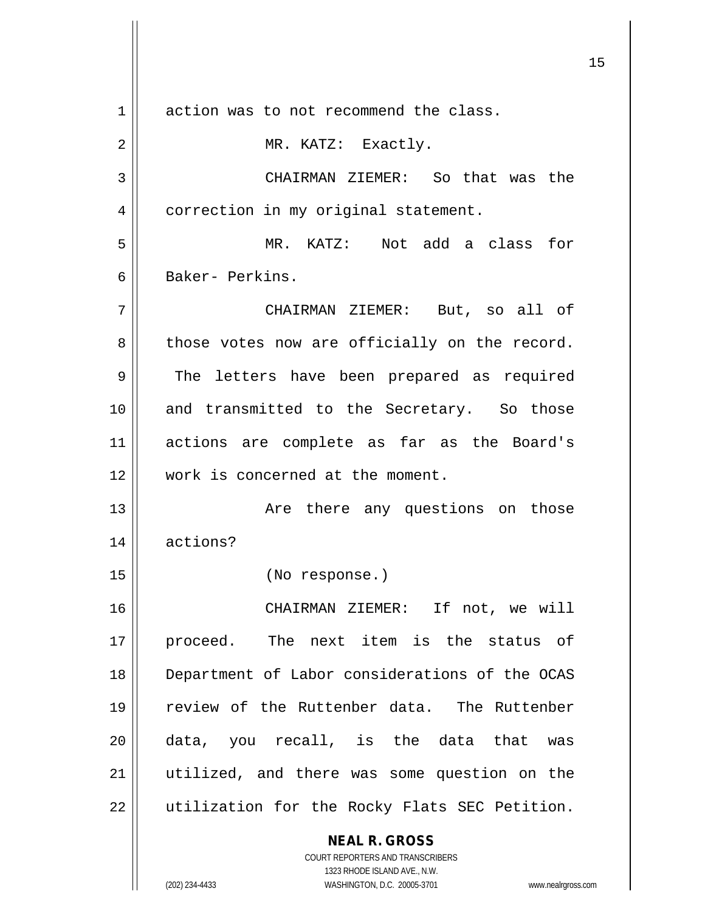action was to not recommend the class.

MR. KATZ: Exactly.

CHAIRMAN ZIEMER: So that was the correction in my original statement.

MR. KATZ: Not add a class for Baker- Perkins.

CHAIRMAN ZIEMER: But, so all of those votes now are officially on the record. The letters have been prepared as required and transmitted to the Secretary. So those actions are complete as far as the Board's work is concerned at the moment.

Are there any questions on those actions?

(No response.)

CHAIRMAN ZIEMER: If not, we will proceed. The next item is the status of Department of Labor considerations of the OCAS review of the Ruttenber data. The Ruttenber data, you recall, is the data that was utilized, and there was some question on the utilization for the Rocky Flats SEC Petition.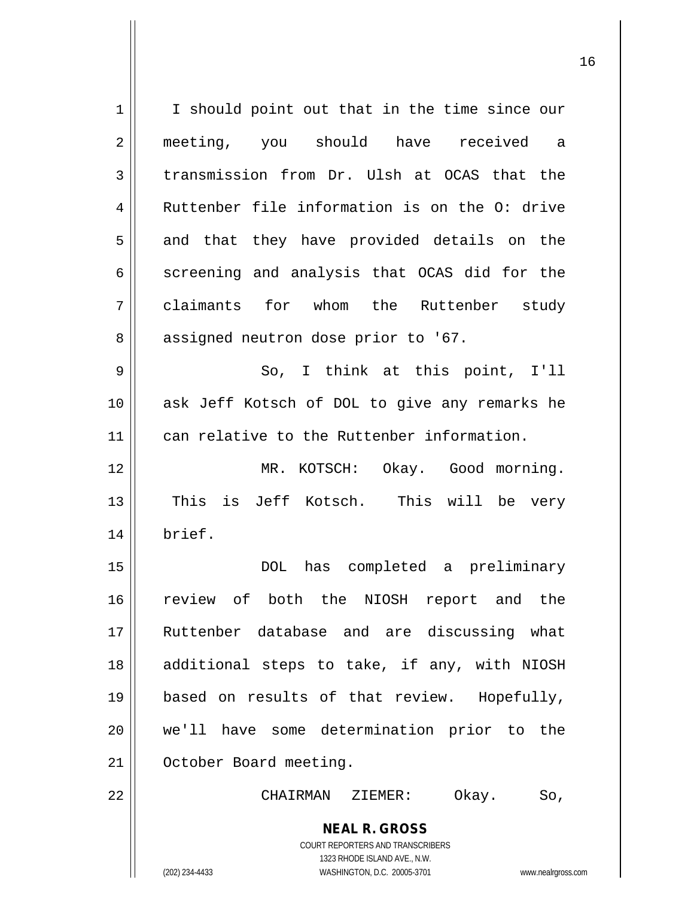I should point out that in the time since our meeting, you should have received a transmission from Dr. Ulsh at OCAS that the Ruttenber file information is on the O: drive and that they have provided details on the screening and analysis that OCAS did for the claimants for whom the Ruttenber study assigned neutron dose prior to '67.

So, I think at this point, I'll ask Jeff Kotsch of DOL to give any remarks he can relative to the Ruttenber information.

MR. KOTSCH: Okay. Good morning. This is Jeff Kotsch. This will be very brief.

DOL has completed a preliminary review of both the NIOSH report and the Ruttenber database and are discussing what additional steps to take, if any, with NIOSH based on results of that review. Hopefully, we'll have some determination prior to the October Board meeting.

CHAIRMAN ZIEMER: Okay. So,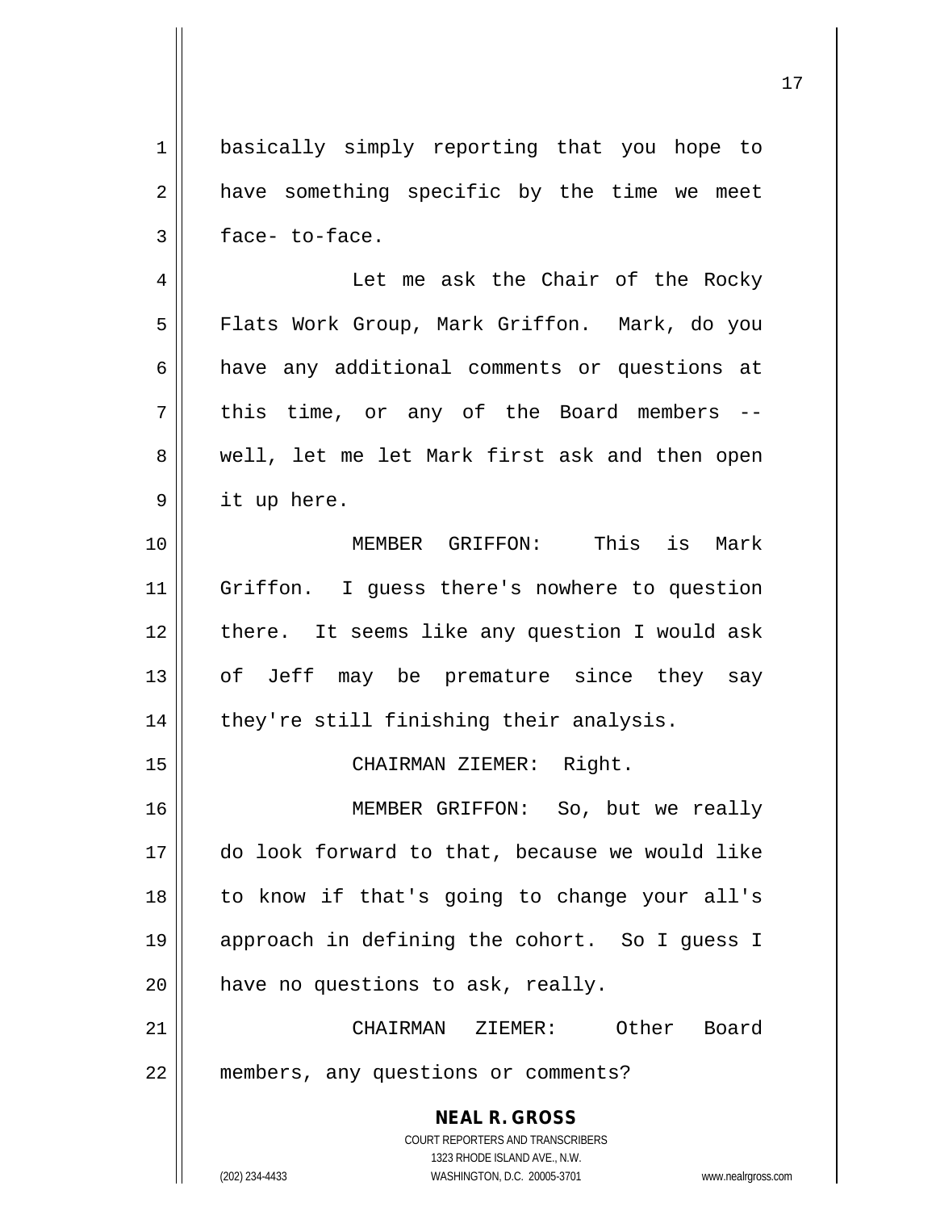basically simply reporting that you hope to have something specific by the time we meet face- to-face.

Let me ask the Chair of the Rocky Flats Work Group, Mark Griffon. Mark, do you have any additional comments or questions at this time, or any of the Board members -- well, let me let Mark first ask and then open it up here.

MEMBER GRIFFON: This is Mark Griffon. I guess there's nowhere to question there. It seems like any question I would ask of Jeff may be premature since they say they're still finishing their analysis.

CHAIRMAN ZIEMER: Right.

MEMBER GRIFFON: So, but we really do look forward to that, because we would like to know if that's going to change your all's approach in defining the cohort. So I guess I have no questions to ask, really.

CHAIRMAN ZIEMER: Other Board members, any questions or comments?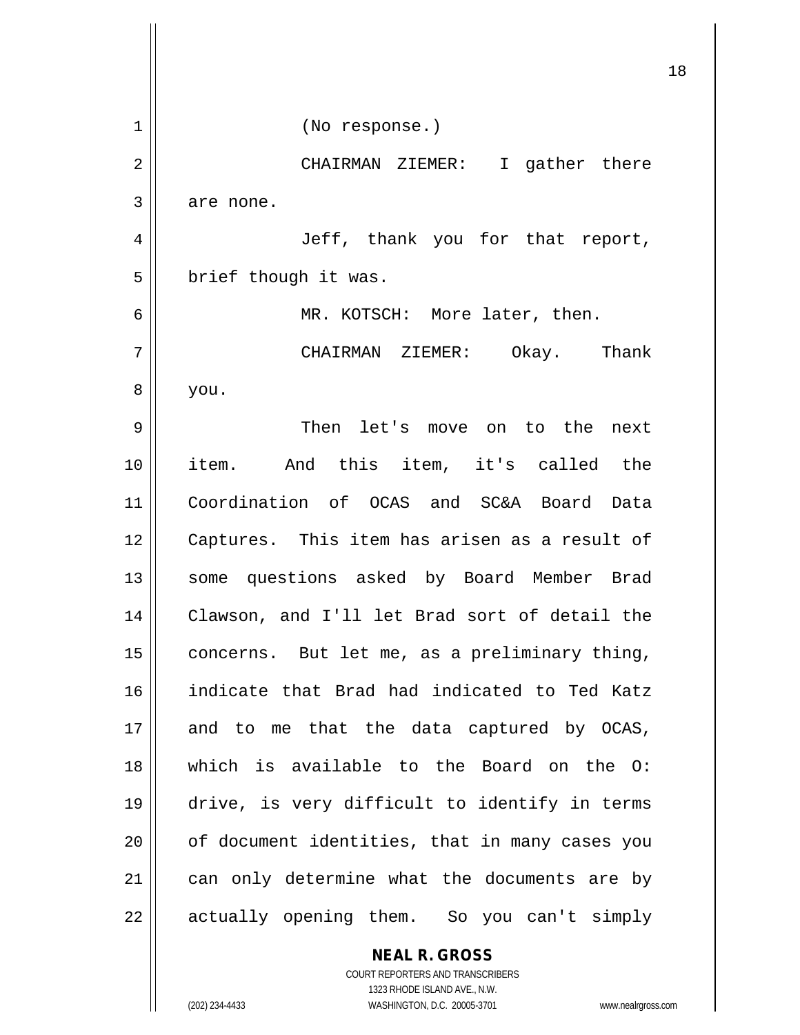(No response.)

CHAIRMAN ZIEMER: I gather there are none.

Jeff, thank you for that report, brief though it was.

MR. KOTSCH: More later, then.

CHAIRMAN ZIEMER: Okay. Thank you.

Then let's move on to the next item. And this item, it's called the Coordination of OCAS and SC&A Board Data Captures. This item has arisen as a result of some questions asked by Board Member Brad Clawson, and I'll let Brad sort of detail the concerns. But let me, as a preliminary thing, indicate that Brad had indicated to Ted Katz and to me that the data captured by OCAS, which is available to the Board on the O: drive, is very difficult to identify in terms of document identities, that in many cases you can only determine what the documents are by actually opening them. So you can't simply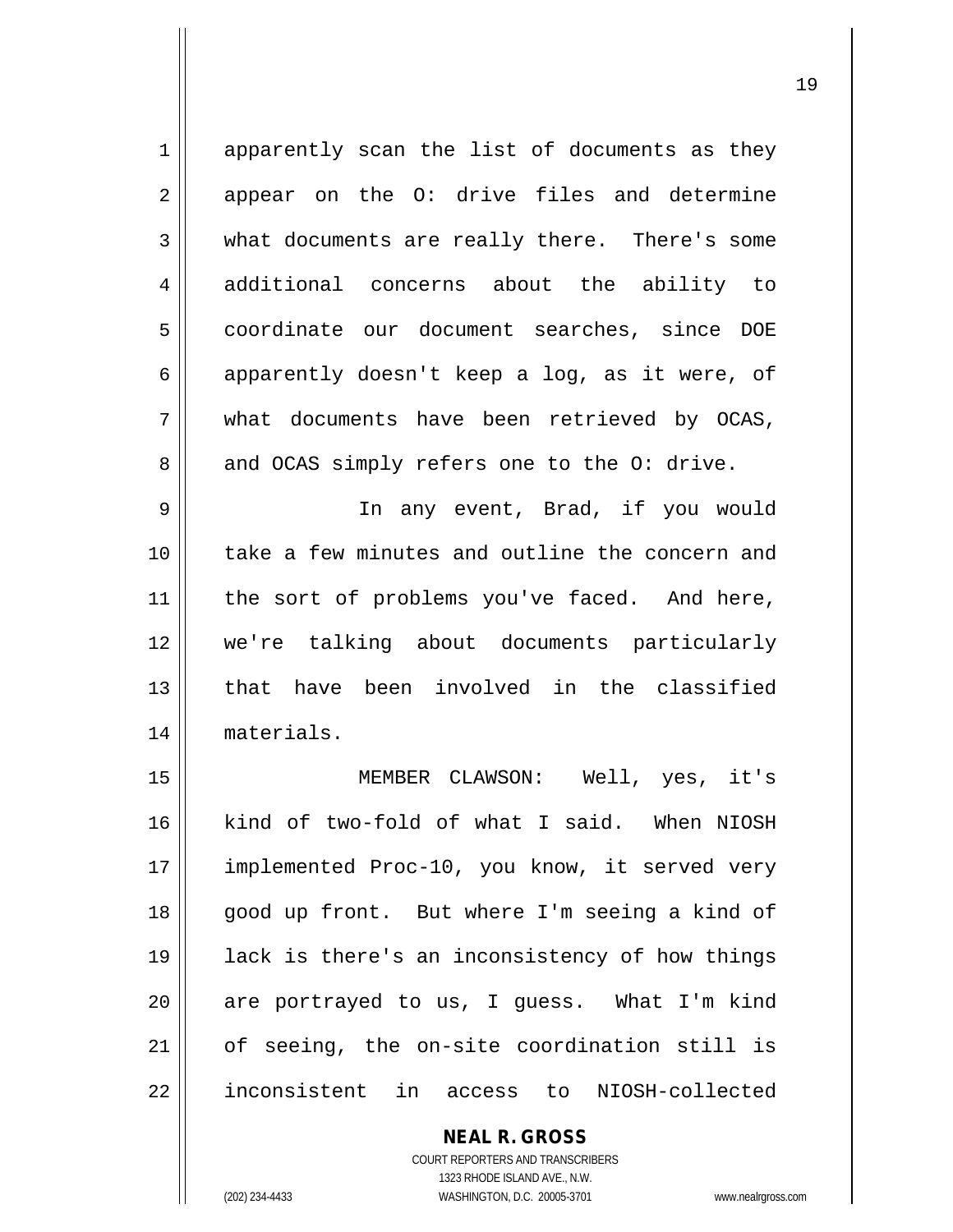apparently scan the list of documents as they appear on the O: drive files and determine what documents are really there. There's some additional concerns about the ability to coordinate our document searches, since DOE apparently doesn't keep a log, as it were, of what documents have been retrieved by OCAS, and OCAS simply refers one to the O: drive.

In any event, Brad, if you would take a few minutes and outline the concern and the sort of problems you've faced. And here, we're talking about documents particularly that have been involved in the classified materials.

MEMBER CLAWSON: Well, yes, it's kind of two-fold of what I said. When NIOSH implemented Proc-10, you know, it served very good up front. But where I'm seeing a kind of lack is there's an inconsistency of how things are portrayed to us, I guess. What I'm kind of seeing, the on-site coordination still is inconsistent in access to NIOSH-collected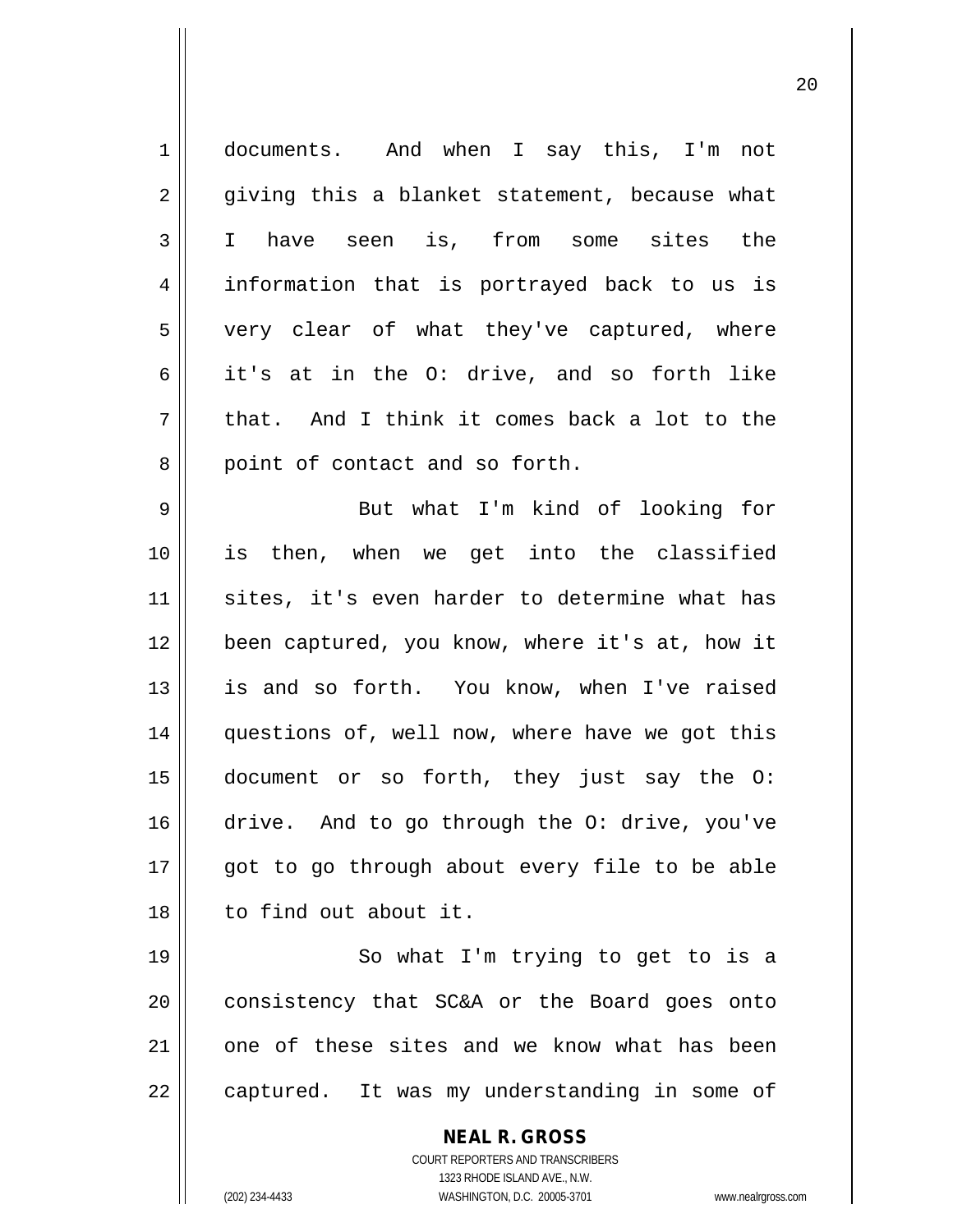documents. And when I say this, I'm not giving this a blanket statement, because what I have seen is, from some sites the information that is portrayed back to us is very clear of what they've captured, where it's at in the O: drive, and so forth like that. And I think it comes back a lot to the point of contact and so forth.

But what I'm kind of looking for is then, when we get into the classified sites, it's even harder to determine what has been captured, you know, where it's at, how it is and so forth. You know, when I've raised questions of, well now, where have we got this document or so forth, they just say the O: drive. And to go through the O: drive, you've got to go through about every file to be able to find out about it.

So what I'm trying to get to is a consistency that SC&A or the Board goes onto one of these sites and we know what has been captured. It was my understanding in some of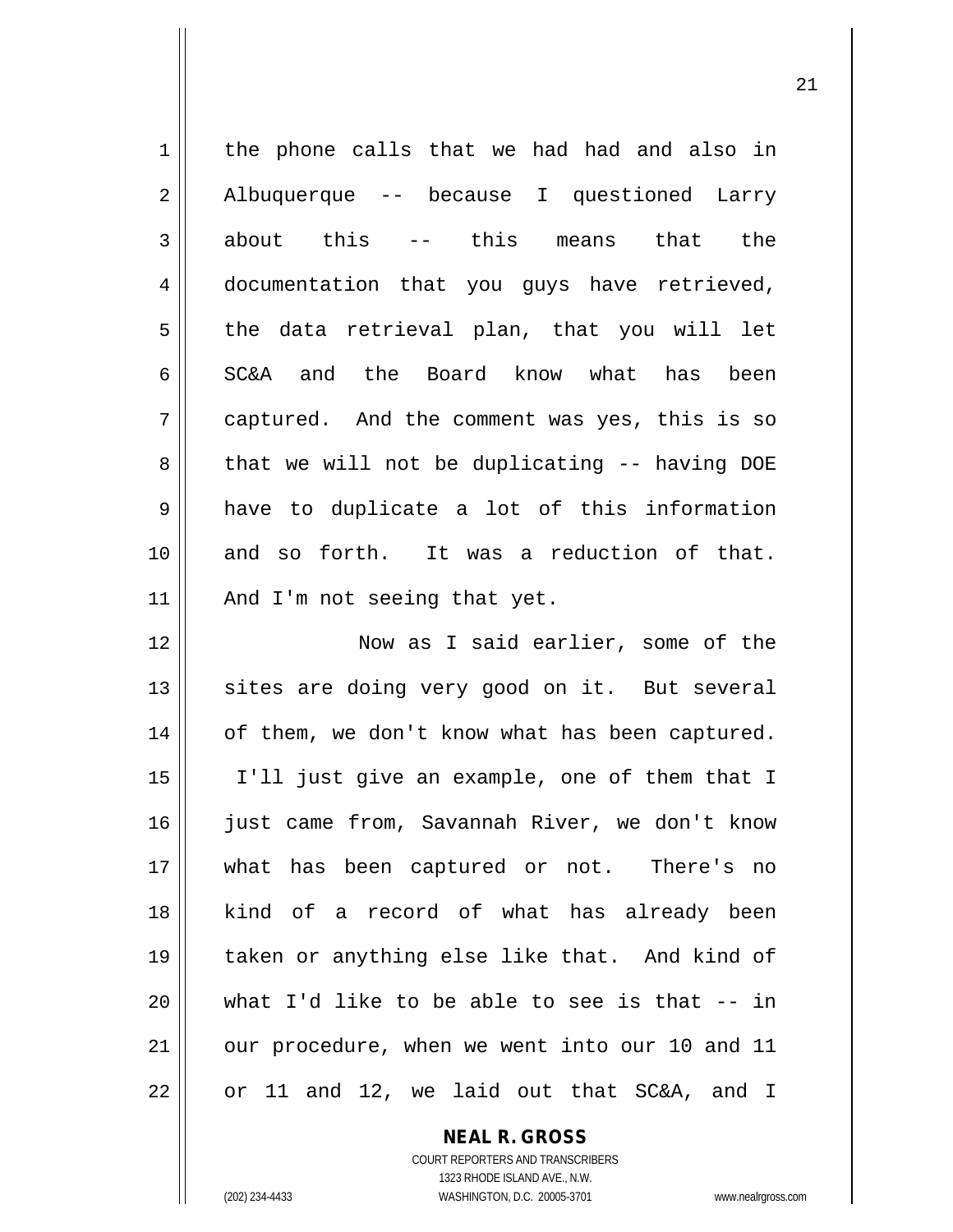the phone calls that we had had and also in Albuquerque -- because I questioned Larry about this -- this means that the documentation that you guys have retrieved, the data retrieval plan, that you will let SC&A and the Board know what has been captured. And the comment was yes, this is so that we will not be duplicating -- having DOE have to duplicate a lot of this information and so forth. It was a reduction of that. And I'm not seeing that yet.

Now as I said earlier, some of the sites are doing very good on it. But several of them, we don't know what has been captured. I'll just give an example, one of them that I just came from, Savannah River, we don't know what has been captured or not. There's no kind of a record of what has already been taken or anything else like that. And kind of what I'd like to be able to see is that -- in our procedure, when we went into our 10 and 11 or 11 and 12, we laid out that SC&A, and I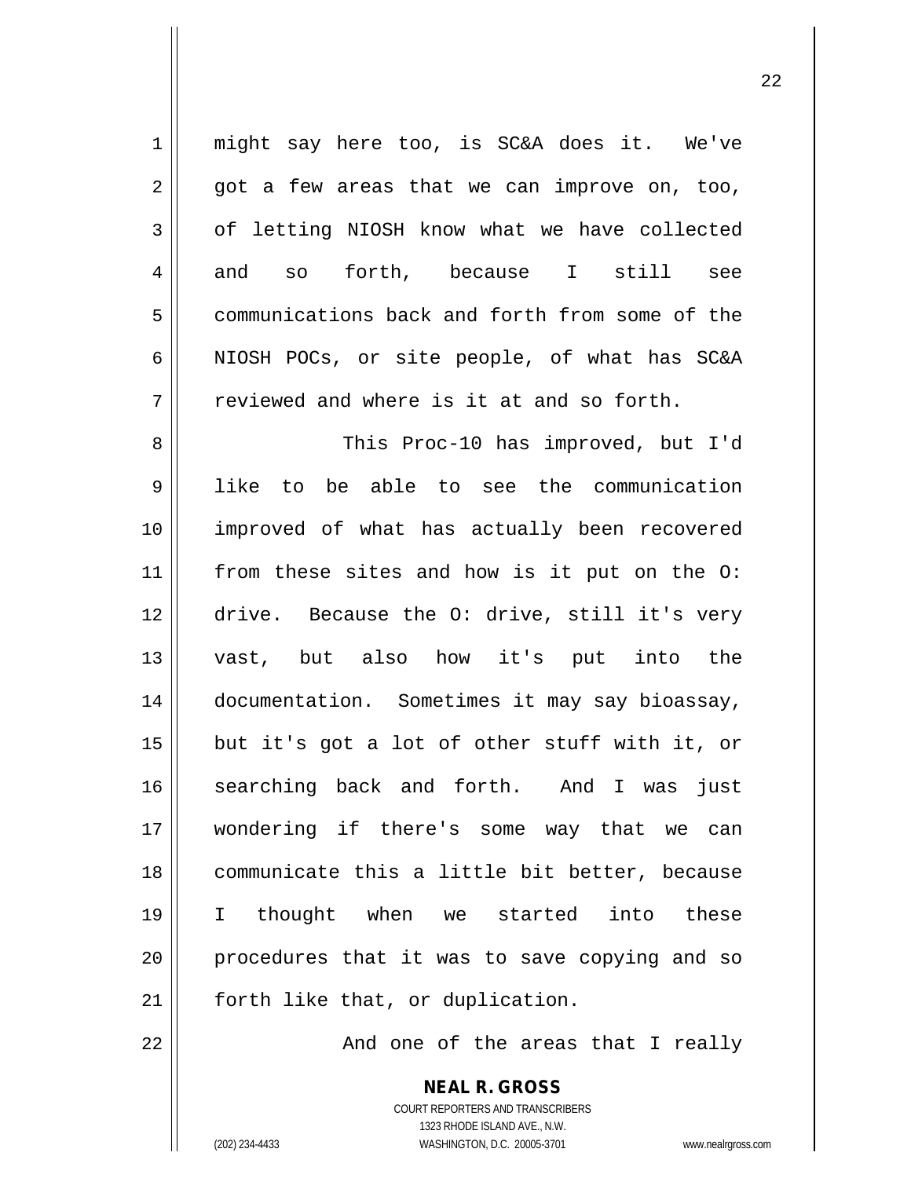might say here too, is SC&A does it. We've got a few areas that we can improve on, too, of letting NIOSH know what we have collected and so forth, because I still see communications back and forth from some of the NIOSH POCs, or site people, of what has SC&A reviewed and where is it at and so forth.

This Proc-10 has improved, but I'd like to be able to see the communication improved of what has actually been recovered from these sites and how is it put on the O: drive. Because the O: drive, still it's very vast, but also how it's put into the documentation. Sometimes it may say bioassay, but it's got a lot of other stuff with it, or searching back and forth. And I was just wondering if there's some way that we can communicate this a little bit better, because I thought when we started into these procedures that it was to save copying and so forth like that, or duplication.

And one of the areas that I really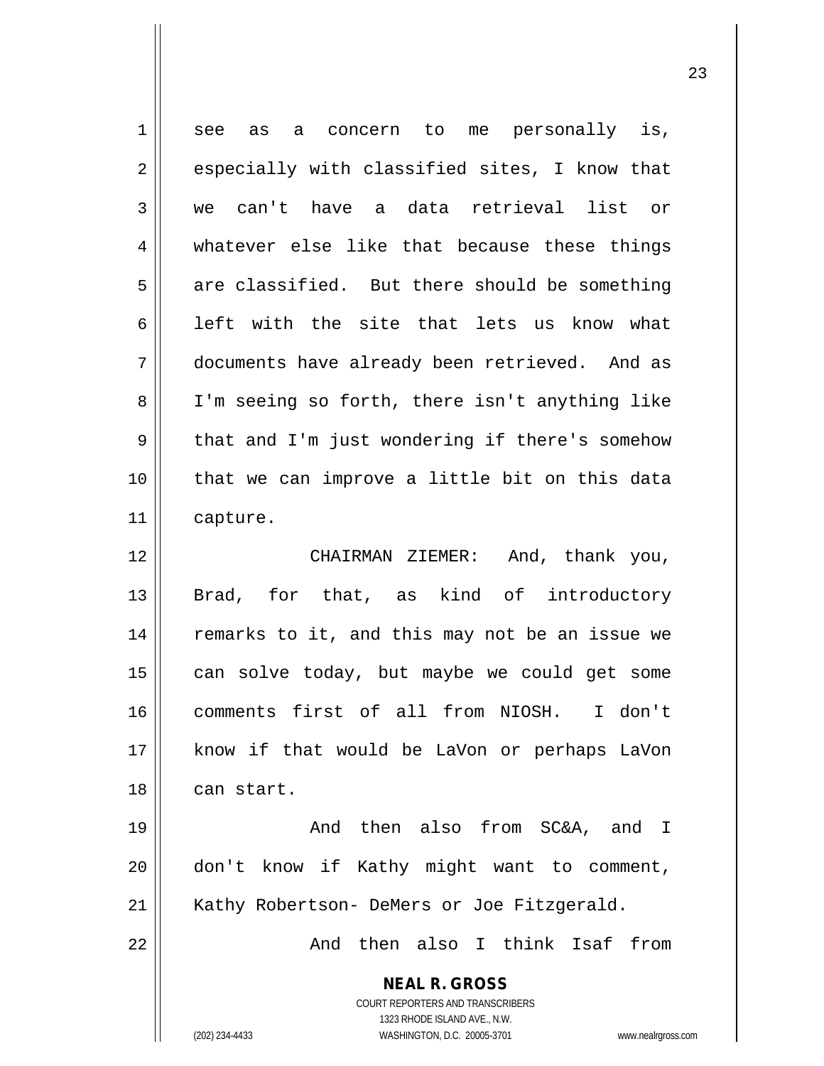see as a concern to me personally is, especially with classified sites, I know that we can't have a data retrieval list or whatever else like that because these things are classified. But there should be something left with the site that lets us know what documents have already been retrieved. And as I'm seeing so forth, there isn't anything like that and I'm just wondering if there's somehow that we can improve a little bit on this data capture.

CHAIRMAN ZIEMER: And, thank you, Brad, for that, as kind of introductory remarks to it, and this may not be an issue we can solve today, but maybe we could get some comments first of all from NIOSH. I don't know if that would be LaVon or perhaps LaVon can start.

And then also from SC&A, and I don't know if Kathy might want to comment, Kathy Robertson- DeMers or Joe Fitzgerald.

And then also I think Isaf from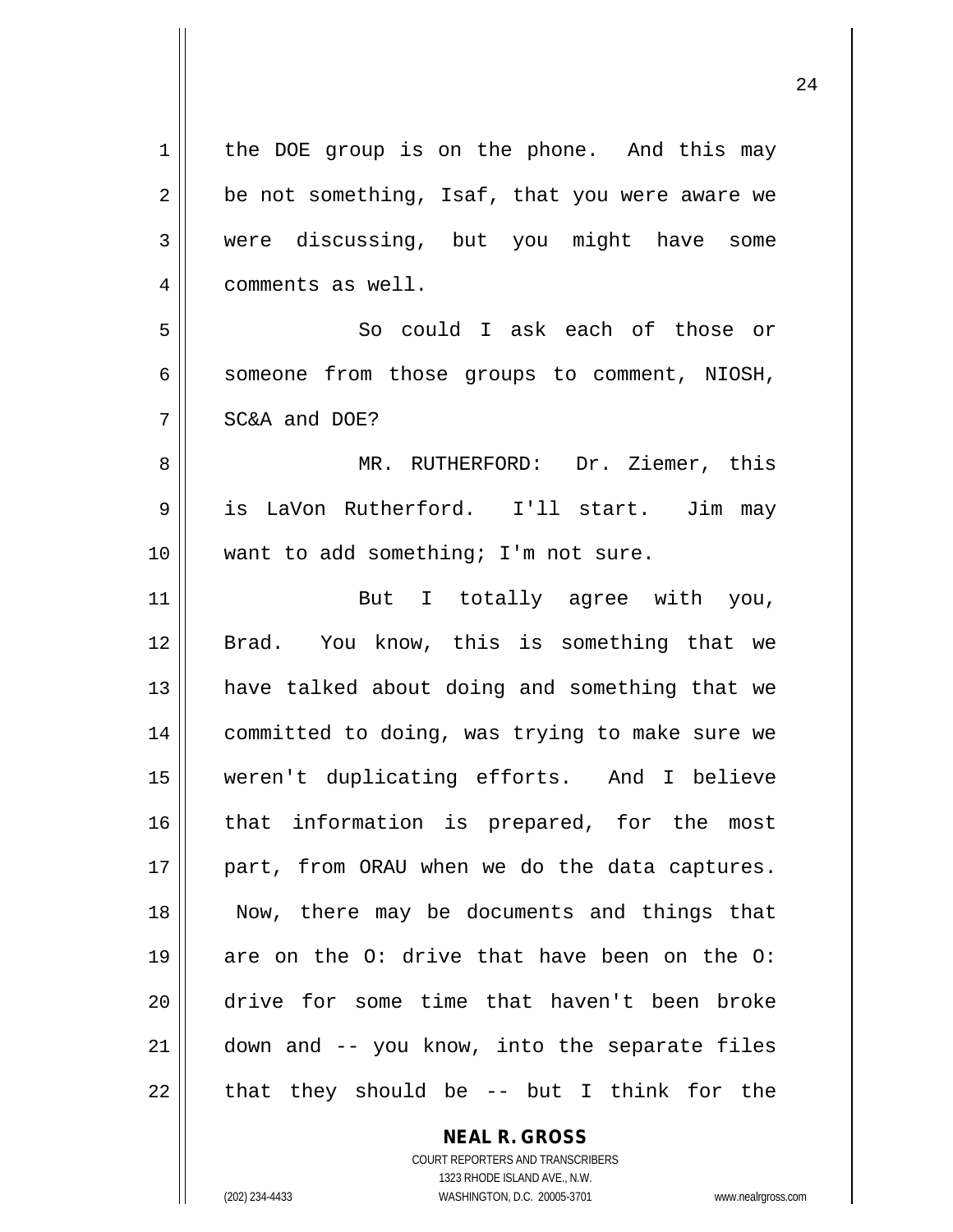the DOE group is on the phone. And this may be not something, Isaf, that you were aware we were discussing, but you might have some comments as well.

So could I ask each of those or someone from those groups to comment, NIOSH, SC&A and DOE?

MR. RUTHERFORD: Dr. Ziemer, this is LaVon Rutherford. I'll start. Jim may want to add something; I'm not sure.

But I totally agree with you, Brad. You know, this is something that we have talked about doing and something that we committed to doing, was trying to make sure we weren't duplicating efforts. And I believe that information is prepared, for the most part, from ORAU when we do the data captures. Now, there may be documents and things that are on the O: drive that have been on the O: drive for some time that haven't been broke down and -- you know, into the separate files that they should be -- but I think for the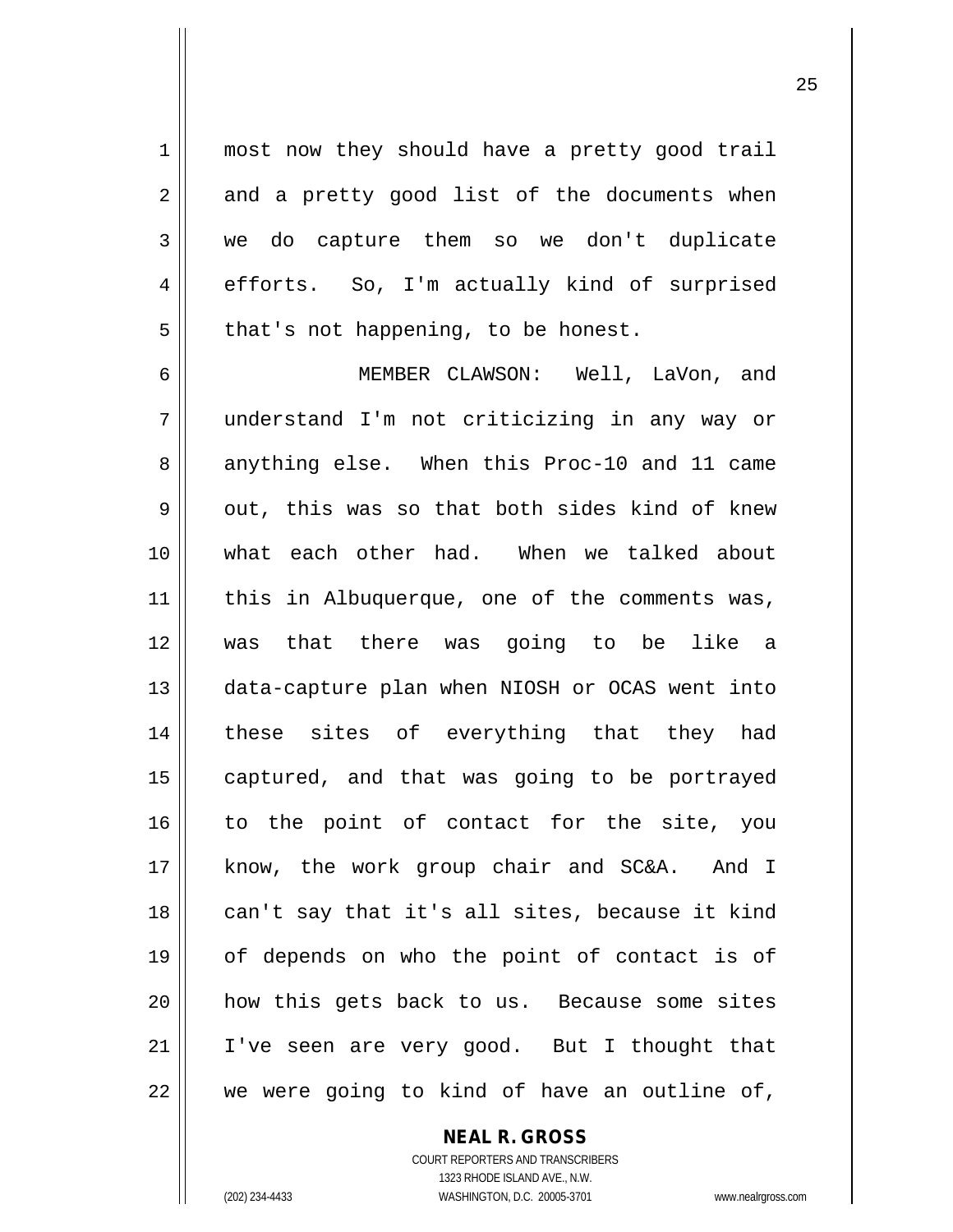most now they should have a pretty good trail and a pretty good list of the documents when we do capture them so we don't duplicate efforts. So, I'm actually kind of surprised that's not happening, to be honest.

MEMBER CLAWSON: Well, LaVon, and understand I'm not criticizing in any way or anything else. When this Proc-10 and 11 came out, this was so that both sides kind of knew what each other had. When we talked about this in Albuquerque, one of the comments was, was that there was going to be like a data-capture plan when NIOSH or OCAS went into these sites of everything that they had captured, and that was going to be portrayed to the point of contact for the site, you know, the work group chair and SC&A. And I can't say that it's all sites, because it kind of depends on who the point of contact is of how this gets back to us. Because some sites I've seen are very good. But I thought that we were going to kind of have an outline of,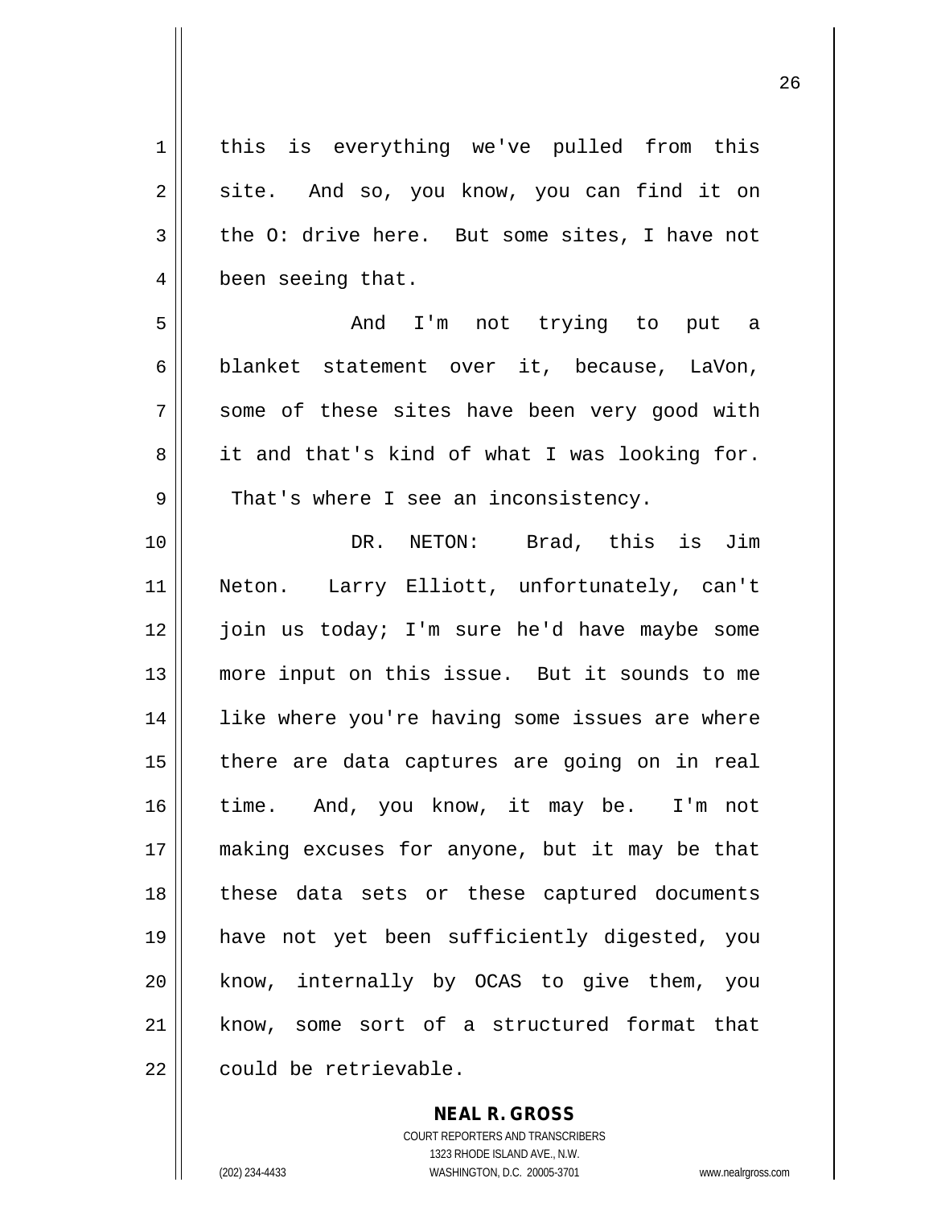this is everything we've pulled from this site. And so, you know, you can find it on the O: drive here. But some sites, I have not been seeing that.

And I'm not trying to put a blanket statement over it, because, LaVon, some of these sites have been very good with it and that's kind of what I was looking for. That's where I see an inconsistency.

DR. NETON: Brad, this is Jim Neton. Larry Elliott, unfortunately, can't join us today; I'm sure he'd have maybe some more input on this issue. But it sounds to me like where you're having some issues are where there are data captures are going on in real time. And, you know, it may be. I'm not making excuses for anyone, but it may be that these data sets or these captured documents have not yet been sufficiently digested, you know, internally by OCAS to give them, you know, some sort of a structured format that could be retrievable.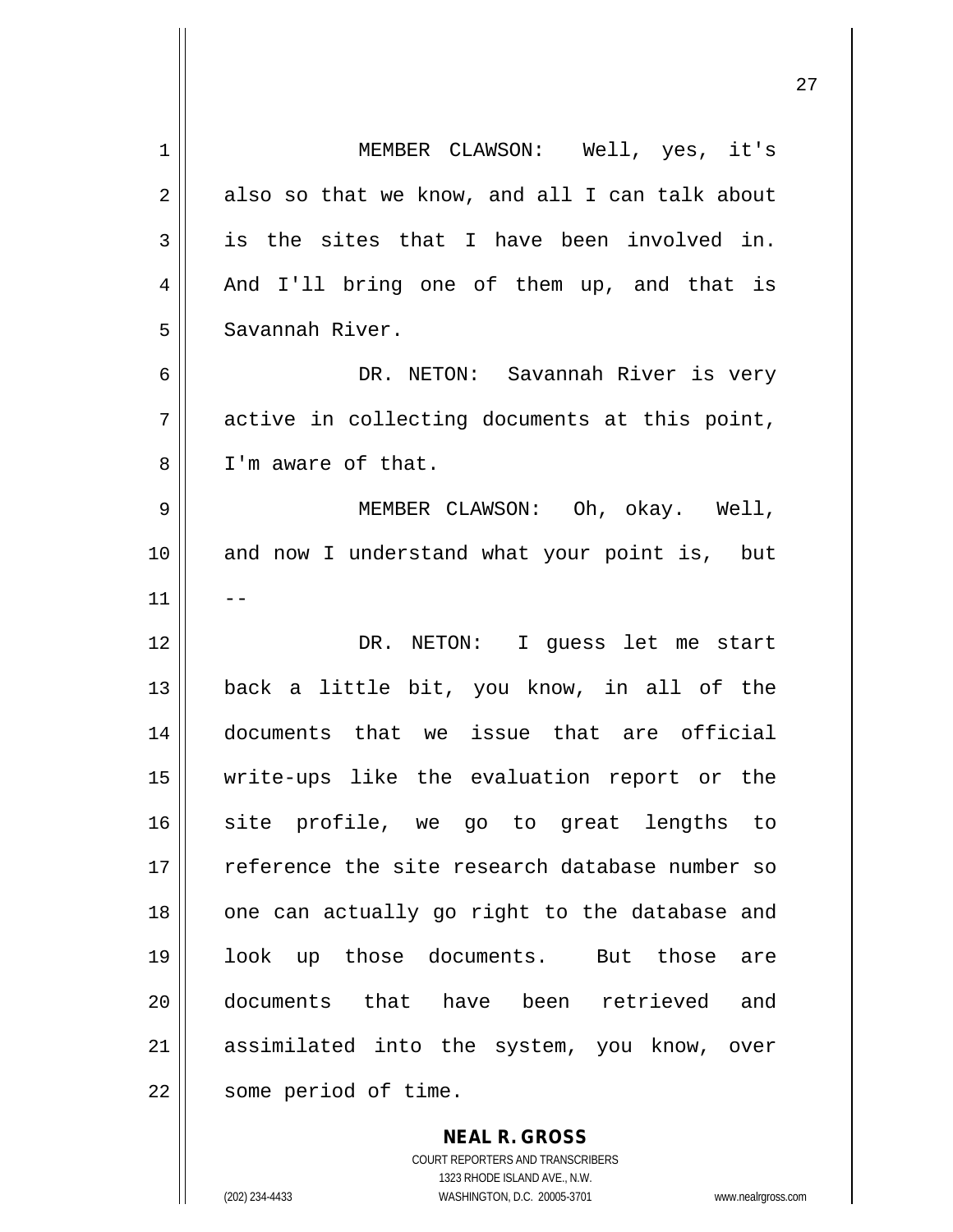MEMBER CLAWSON: Well, yes, it's also so that we know, and all I can talk about is the sites that I have been involved in. And I'll bring one of them up, and that is Savannah River.

DR. NETON: Savannah River is very active in collecting documents at this point, I'm aware of that.

MEMBER CLAWSON: Oh, okay. Well, and now I understand what your point is, but --

DR. NETON: I guess let me start back a little bit, you know, in all of the documents that we issue that are official write-ups like the evaluation report or the site profile, we go to great lengths to reference the site research database number so one can actually go right to the database and look up those documents. But those are documents that have been retrieved and assimilated into the system, you know, over some period of time.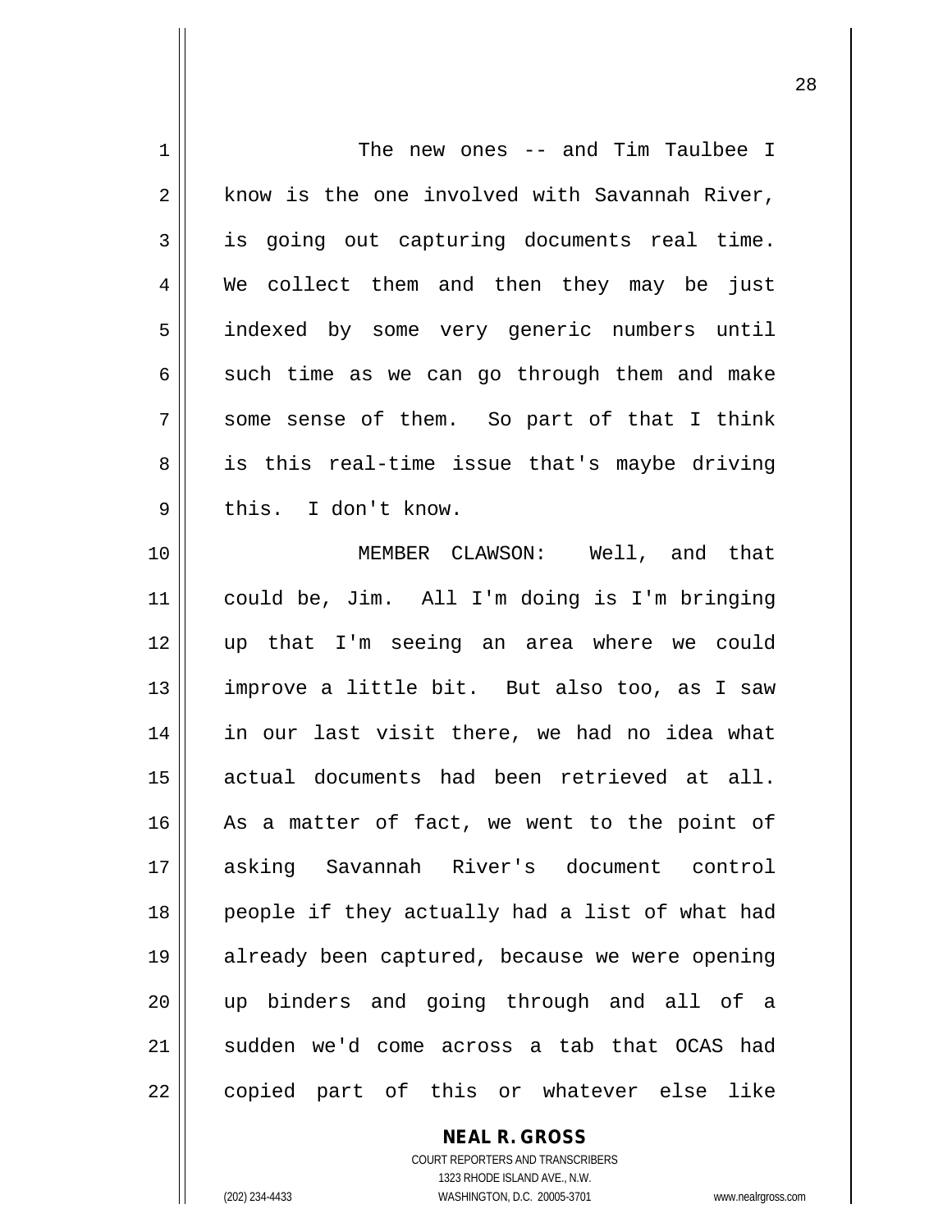The new ones -- and Tim Taulbee I know is the one involved with Savannah River, is going out capturing documents real time. We collect them and then they may be just indexed by some very generic numbers until such time as we can go through them and make some sense of them. So part of that I think is this real-time issue that's maybe driving this. I don't know.

MEMBER CLAWSON: Well, and that could be, Jim. All I'm doing is I'm bringing up that I'm seeing an area where we could improve a little bit. But also too, as I saw in our last visit there, we had no idea what actual documents had been retrieved at all. As a matter of fact, we went to the point of asking Savannah River's document control people if they actually had a list of what had already been captured, because we were opening up binders and going through and all of a sudden we'd come across a tab that OCAS had copied part of this or whatever else like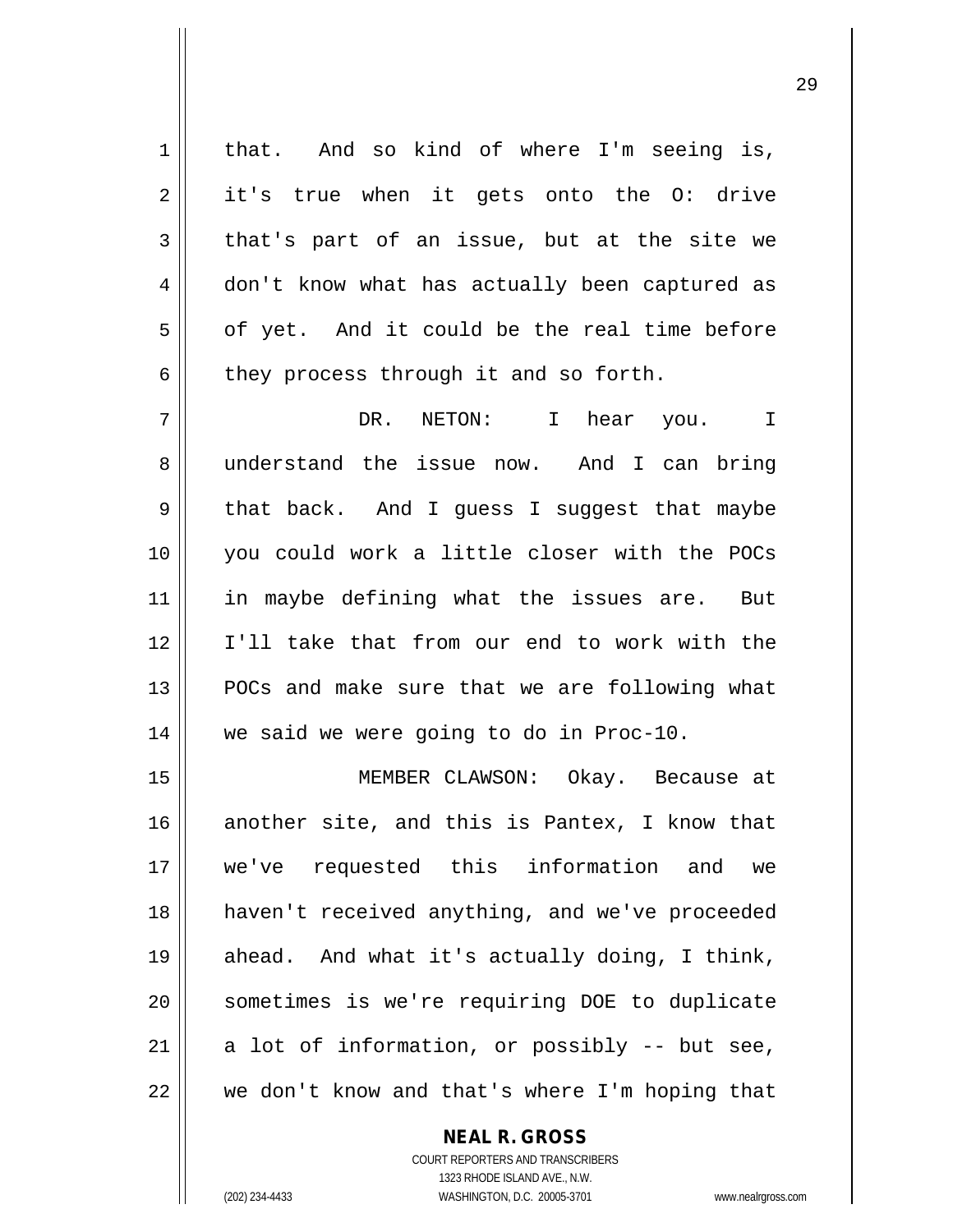that. And so kind of where I'm seeing is, it's true when it gets onto the O: drive that's part of an issue, but at the site we don't know what has actually been captured as of yet. And it could be the real time before they process through it and so forth.

DR. NETON: I hear you. I understand the issue now. And I can bring that back. And I guess I suggest that maybe you could work a little closer with the POCs in maybe defining what the issues are. But I'll take that from our end to work with the POCs and make sure that we are following what we said we were going to do in Proc-10.

MEMBER CLAWSON: Okay. Because at another site, and this is Pantex, I know that we've requested this information and we haven't received anything, and we've proceeded ahead. And what it's actually doing, I think, sometimes is we're requiring DOE to duplicate a lot of information, or possibly -- but see, we don't know and that's where I'm hoping that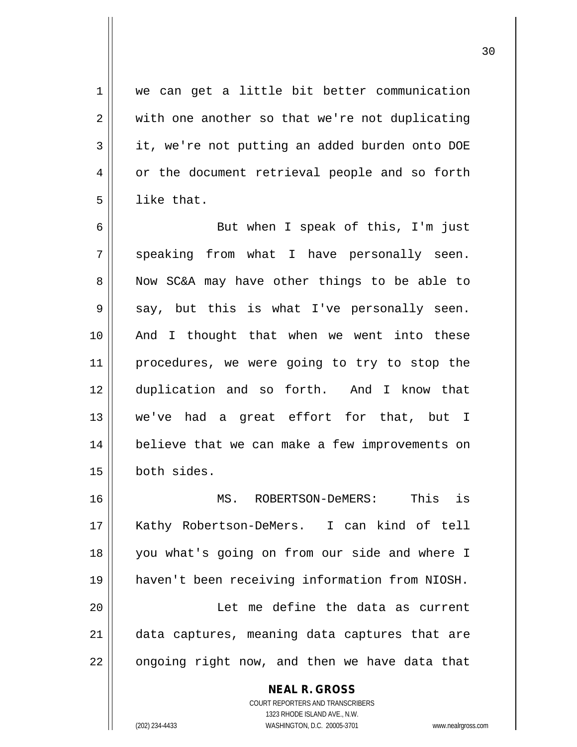we can get a little bit better communication with one another so that we're not duplicating it, we're not putting an added burden onto DOE or the document retrieval people and so forth like that.

But when I speak of this, I'm just speaking from what I have personally seen. Now SC&A may have other things to be able to say, but this is what I've personally seen. And I thought that when we went into these procedures, we were going to try to stop the duplication and so forth. And I know that we've had a great effort for that, but I believe that we can make a few improvements on both sides.

MS. ROBERTSON-DeMERS: This is Kathy Robertson-DeMers. I can kind of tell you what's going on from our side and where I haven't been receiving information from NIOSH.

Let me define the data as current data captures, meaning data captures that are ongoing right now, and then we have data that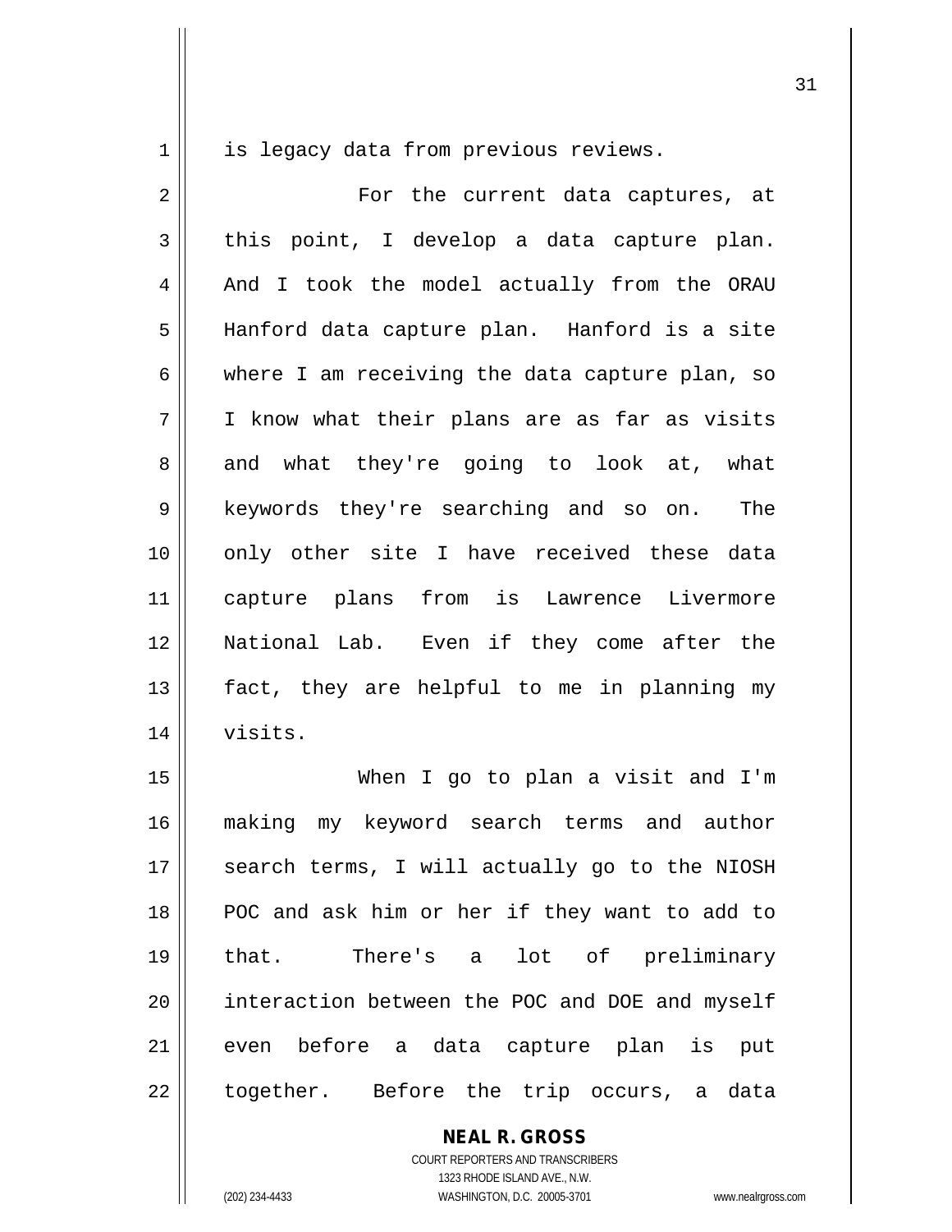is legacy data from previous reviews.

For the current data captures, at this point, I develop a data capture plan. And I took the model actually from the ORAU Hanford data capture plan. Hanford is a site where I am receiving the data capture plan, so I know what their plans are as far as visits and what they're going to look at, what keywords they're searching and so on. The only other site I have received these data capture plans from is Lawrence Livermore National Lab. Even if they come after the fact, they are helpful to me in planning my visits.

When I go to plan a visit and I'm making my keyword search terms and author search terms, I will actually go to the NIOSH POC and ask him or her if they want to add to that. There's a lot of preliminary interaction between the POC and DOE and myself even before a data capture plan is put together. Before the trip occurs, a data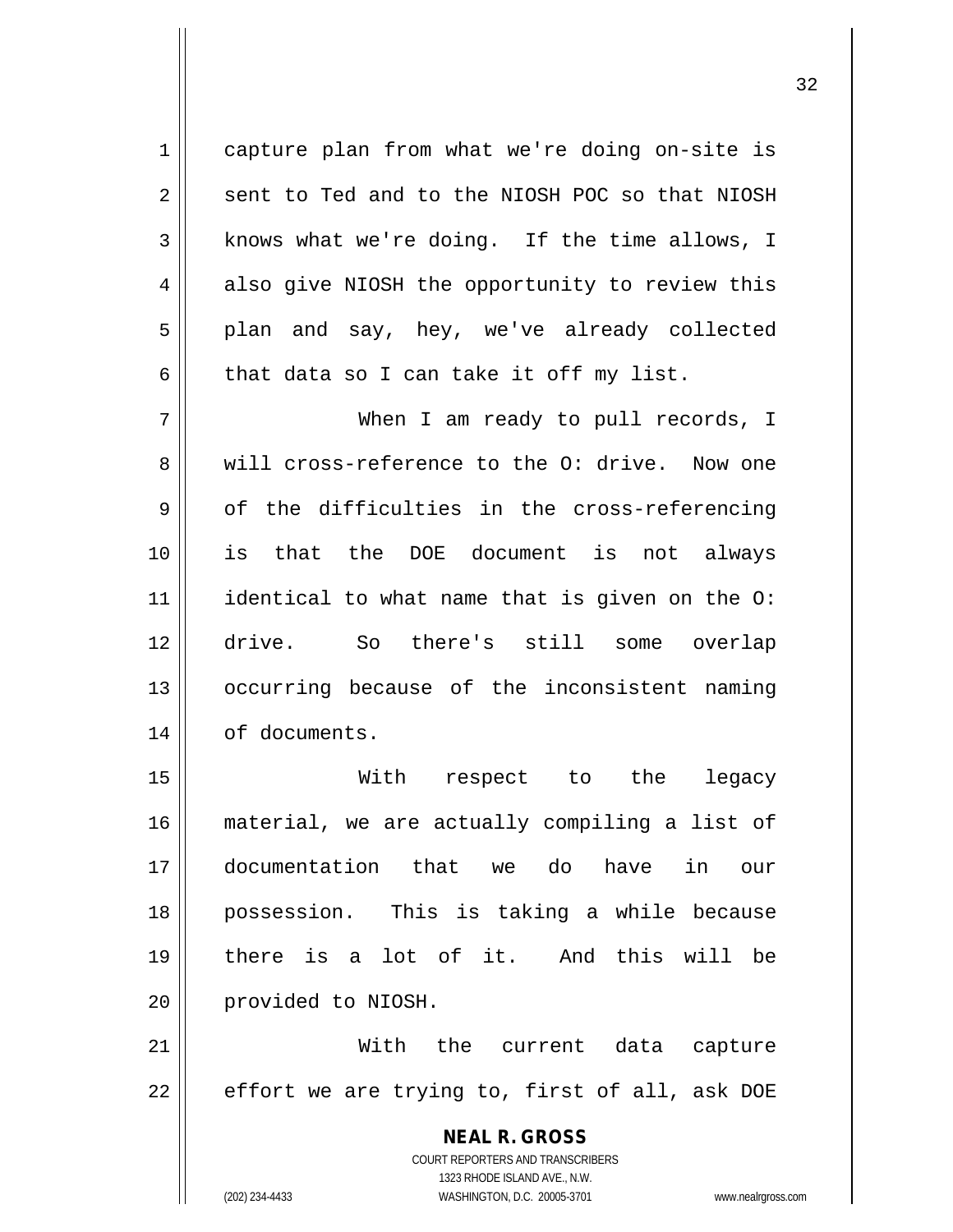capture plan from what we're doing on-site is sent to Ted and to the NIOSH POC so that NIOSH knows what we're doing. If the time allows, I also give NIOSH the opportunity to review this plan and say, hey, we've already collected that data so I can take it off my list.

When I am ready to pull records, I will cross-reference to the O: drive. Now one of the difficulties in the cross-referencing is that the DOE document is not always identical to what name that is given on the O: drive. So there's still some overlap occurring because of the inconsistent naming of documents.

With respect to the legacy material, we are actually compiling a list of documentation that we do have in our possession. This is taking a while because there is a lot of it. And this will be provided to NIOSH.

With the current data capture effort we are trying to, first of all, ask DOE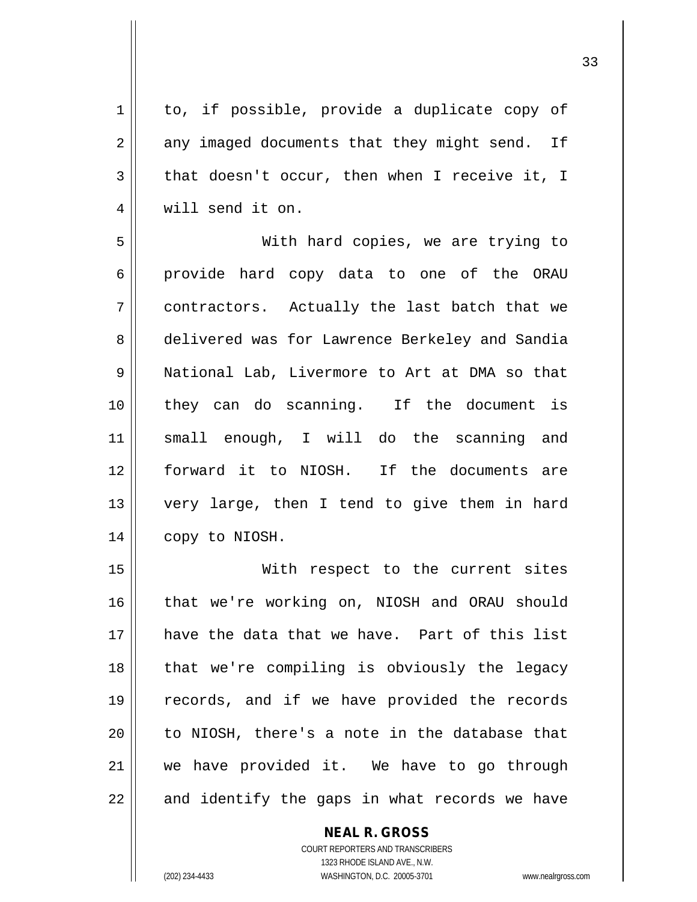to, if possible, provide a duplicate copy of any imaged documents that they might send. If that doesn't occur, then when I receive it, I will send it on.

With hard copies, we are trying to provide hard copy data to one of the ORAU contractors. Actually the last batch that we delivered was for Lawrence Berkeley and Sandia National Lab, Livermore to Art at DMA so that they can do scanning. If the document is small enough, I will do the scanning and forward it to NIOSH. If the documents are very large, then I tend to give them in hard copy to NIOSH.

With respect to the current sites that we're working on, NIOSH and ORAU should have the data that we have. Part of this list that we're compiling is obviously the legacy records, and if we have provided the records to NIOSH, there's a note in the database that we have provided it. We have to go through and identify the gaps in what records we have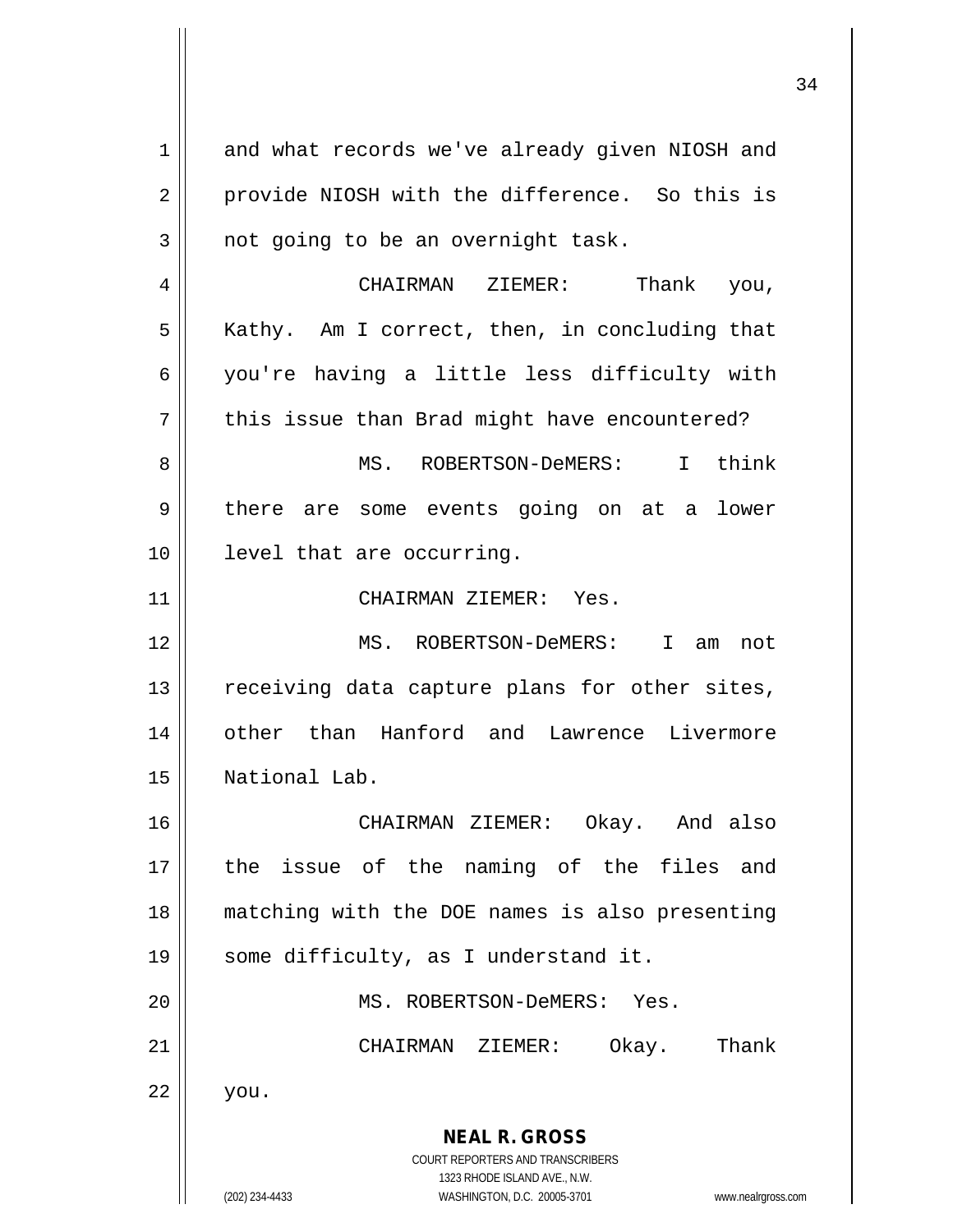and what records we've already given NIOSH and provide NIOSH with the difference. So this is not going to be an overnight task.

CHAIRMAN ZIEMER: Thank you, Kathy. Am I correct, then, in concluding that you're having a little less difficulty with this issue than Brad might have encountered?

MS. ROBERTSON-DeMERS: I think there are some events going on at a lower level that are occurring.

CHAIRMAN ZIEMER: Yes.

MS. ROBERTSON-DeMERS: I am not receiving data capture plans for other sites, other than Hanford and Lawrence Livermore National Lab.

CHAIRMAN ZIEMER: Okay. And also the issue of the naming of the files and matching with the DOE names is also presenting some difficulty, as I understand it.

MS. ROBERTSON-DeMERS: Yes.

CHAIRMAN ZIEMER: Okay. Thank you.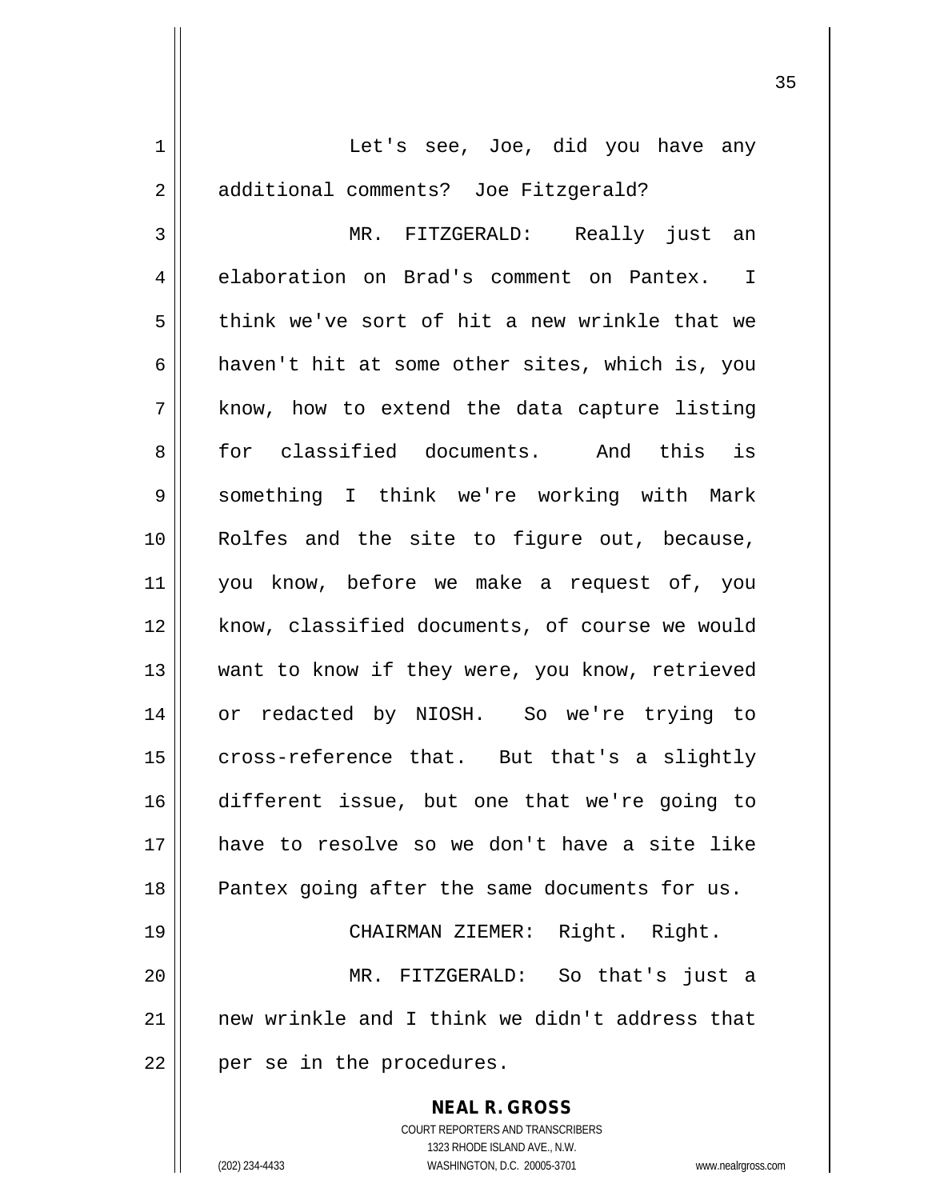Let's see, Joe, did you have any additional comments? Joe Fitzgerald?

MR. FITZGERALD: Really just an elaboration on Brad's comment on Pantex. I think we've sort of hit a new wrinkle that we haven't hit at some other sites, which is, you know, how to extend the data capture listing for classified documents. And this is something I think we're working with Mark Rolfes and the site to figure out, because, you know, before we make a request of, you know, classified documents, of course we would want to know if they were, you know, retrieved or redacted by NIOSH. So we're trying to cross-reference that. But that's a slightly different issue, but one that we're going to have to resolve so we don't have a site like Pantex going after the same documents for us.

CHAIRMAN ZIEMER: Right. Right.

MR. FITZGERALD: So that's just a new wrinkle and I think we didn't address that per se in the procedures.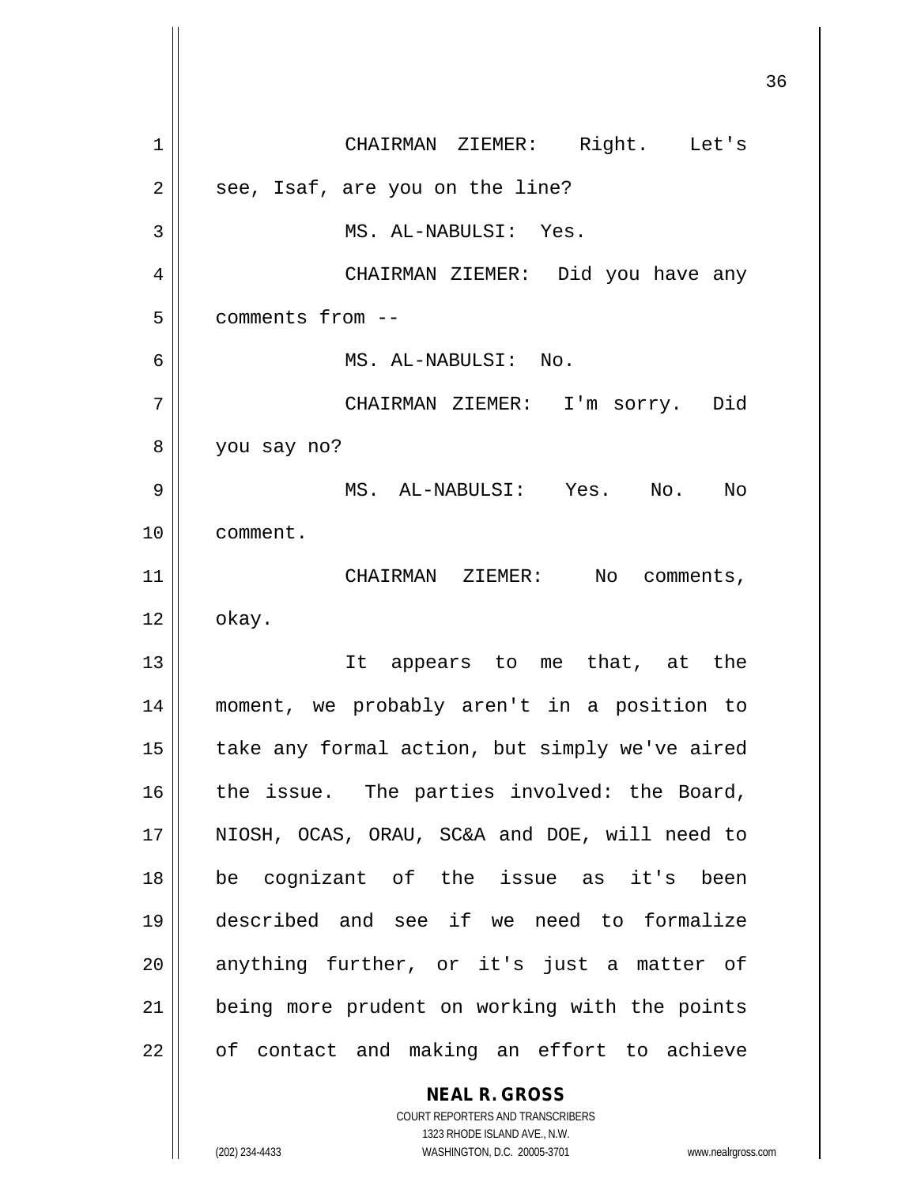CHAIRMAN ZIEMER: Right. Let's see, Isaf, are you on the line?

MS. AL-NABULSI: Yes.

CHAIRMAN ZIEMER: Did you have any comments from --

MS. AL-NABULSI: No.

CHAIRMAN ZIEMER: I'm sorry. Did you say no?

MS. AL-NABULSI: Yes. No. No comment.

CHAIRMAN ZIEMER: No comments, okay.

It appears to me that, at the moment, we probably aren't in a position to take any formal action, but simply we've aired the issue. The parties involved: the Board, NIOSH, OCAS, ORAU, SC&A and DOE, will need to be cognizant of the issue as it's been described and see if we need to formalize anything further, or it's just a matter of being more prudent on working with the points of contact and making an effort to achieve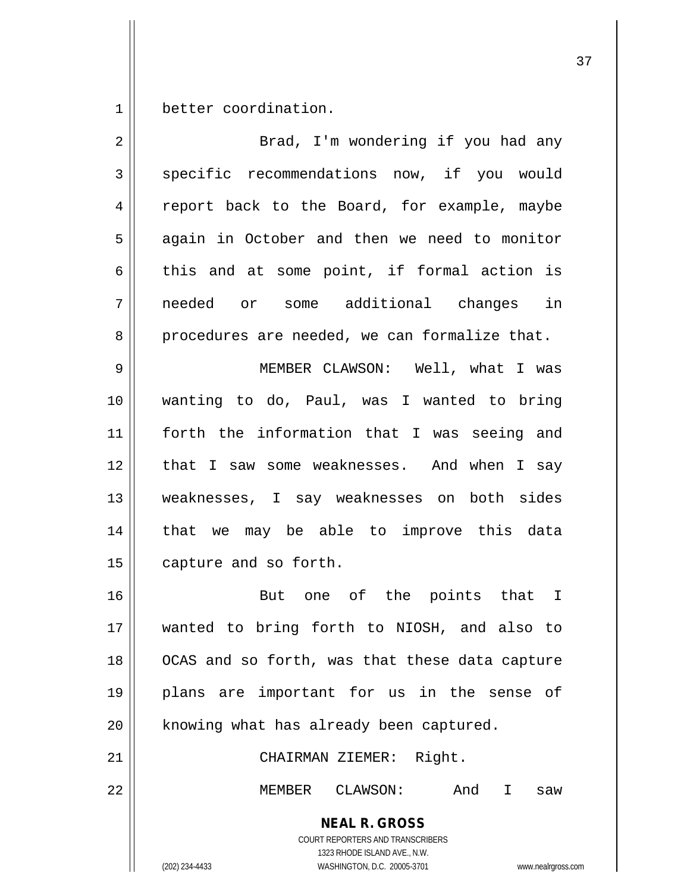better coordination.

Brad, I'm wondering if you had any specific recommendations now, if you would report back to the Board, for example, maybe again in October and then we need to monitor this and at some point, if formal action is needed or some additional changes in procedures are needed, we can formalize that.

MEMBER CLAWSON: Well, what I was wanting to do, Paul, was I wanted to bring forth the information that I was seeing and that I saw some weaknesses. And when I say weaknesses, I say weaknesses on both sides that we may be able to improve this data capture and so forth.

But one of the points that I wanted to bring forth to NIOSH, and also to OCAS and so forth, was that these data capture plans are important for us in the sense of knowing what has already been captured.

CHAIRMAN ZIEMER: Right.

MEMBER CLAWSON: And I saw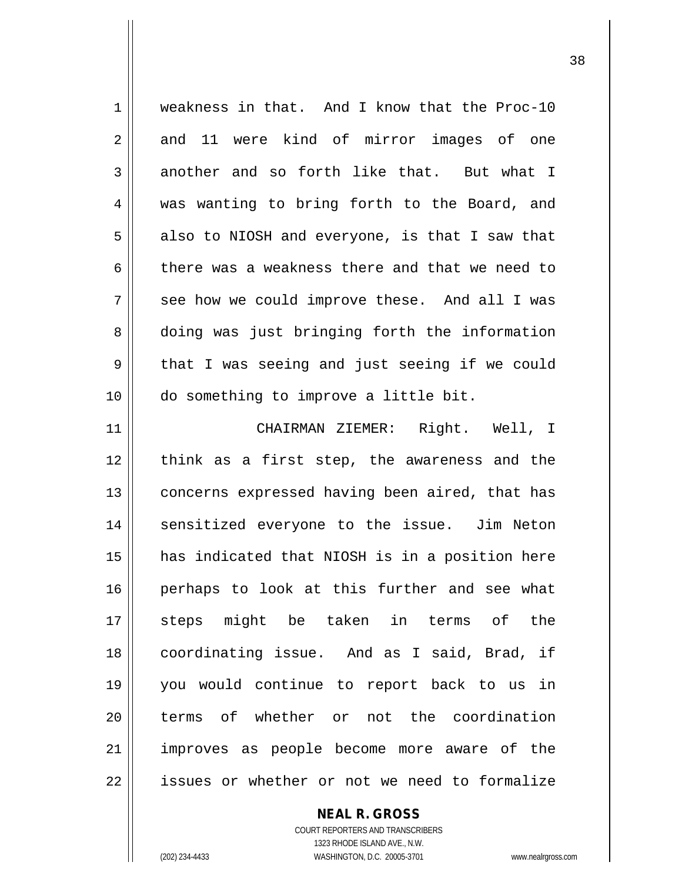weakness in that. And I know that the Proc-10 and 11 were kind of mirror images of one another and so forth like that. But what I was wanting to bring forth to the Board, and also to NIOSH and everyone, is that I saw that there was a weakness there and that we need to see how we could improve these. And all I was doing was just bringing forth the information that I was seeing and just seeing if we could do something to improve a little bit.

CHAIRMAN ZIEMER: Right. Well, I think as a first step, the awareness and the concerns expressed having been aired, that has sensitized everyone to the issue. Jim Neton has indicated that NIOSH is in a position here perhaps to look at this further and see what steps might be taken in terms of the coordinating issue. And as I said, Brad, if you would continue to report back to us in terms of whether or not the coordination improves as people become more aware of the issues or whether or not we need to formalize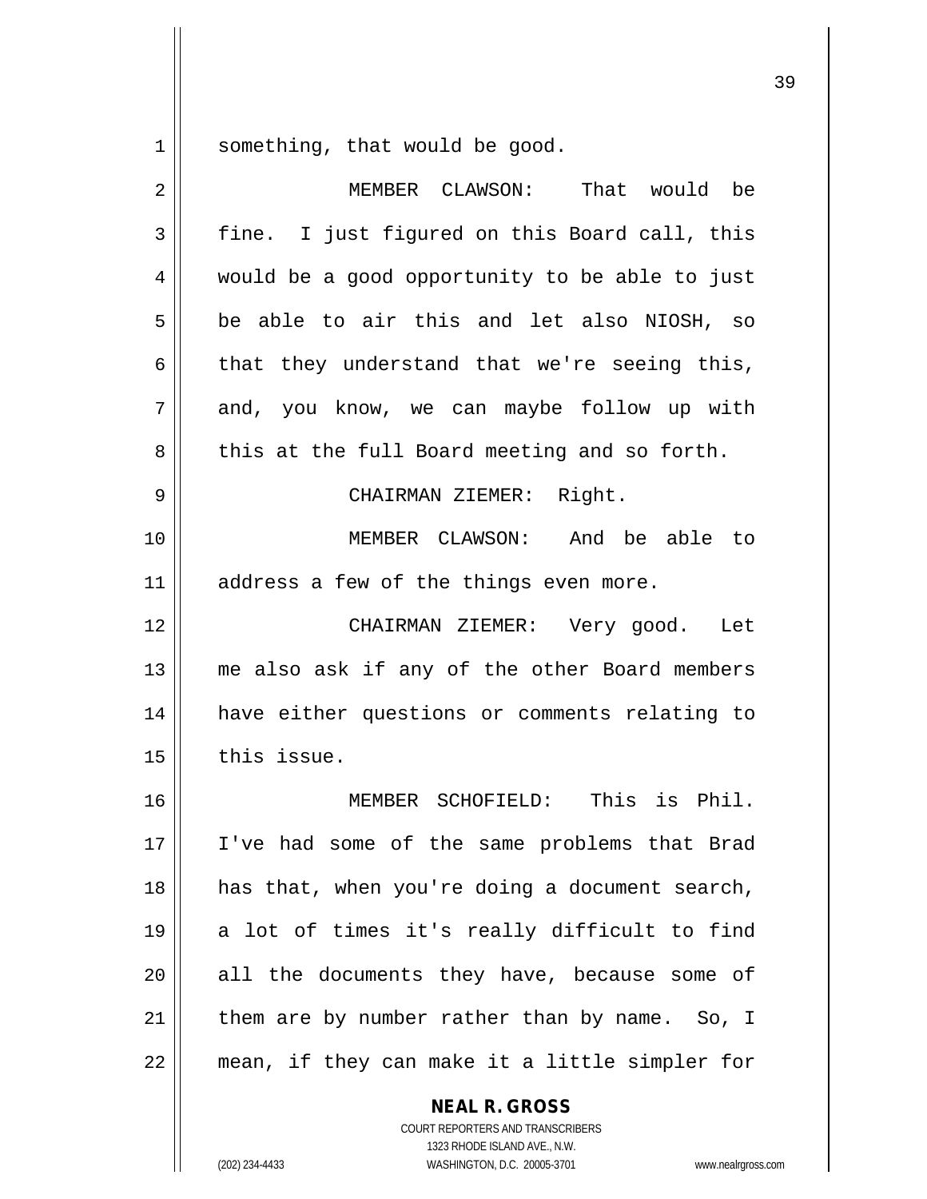something, that would be good.

MEMBER CLAWSON: That would be fine. I just figured on this Board call, this would be a good opportunity to be able to just be able to air this and let also NIOSH, so that they understand that we're seeing this, and, you know, we can maybe follow up with this at the full Board meeting and so forth.

CHAIRMAN ZIEMER: Right.

MEMBER CLAWSON: And be able to address a few of the things even more.

CHAIRMAN ZIEMER: Very good. Let me also ask if any of the other Board members have either questions or comments relating to this issue.

MEMBER SCHOFIELD: This is Phil. I've had some of the same problems that Brad has that, when you're doing a document search, a lot of times it's really difficult to find all the documents they have, because some of them are by number rather than by name. So, I mean, if they can make it a little simpler for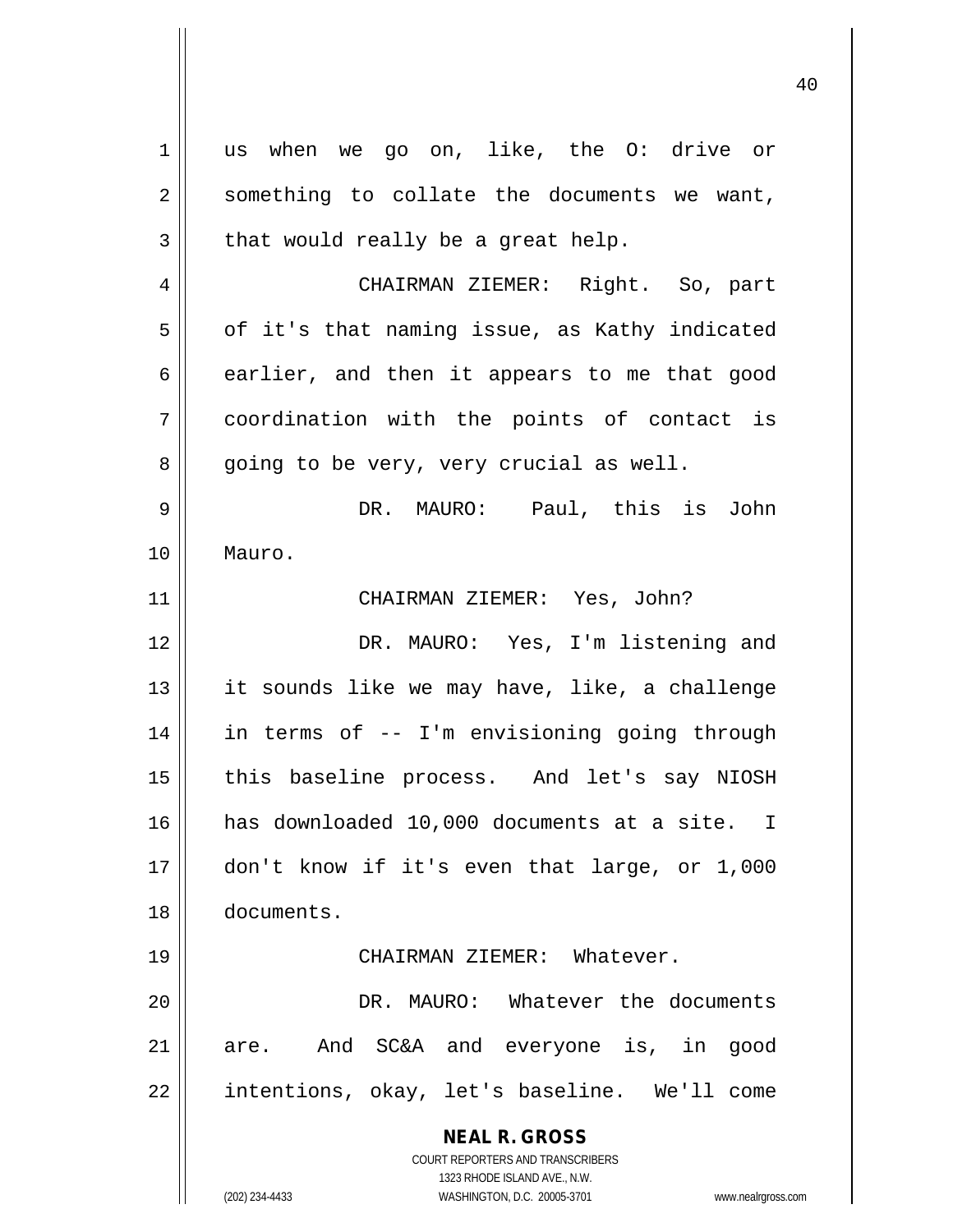us when we go on, like, the O: drive or something to collate the documents we want, that would really be a great help.

CHAIRMAN ZIEMER: Right. So, part of it's that naming issue, as Kathy indicated earlier, and then it appears to me that good coordination with the points of contact is going to be very, very crucial as well.

DR. MAURO: Paul, this is John Mauro.

CHAIRMAN ZIEMER: Yes, John?

DR. MAURO: Yes, I'm listening and it sounds like we may have, like, a challenge in terms of -- I'm envisioning going through this baseline process. And let's say NIOSH has downloaded 10,000 documents at a site. I don't know if it's even that large, or 1,000 documents.

CHAIRMAN ZIEMER: Whatever.

DR. MAURO: Whatever the documents are. And SC&A and everyone is, in good intentions, okay, let's baseline. We'll come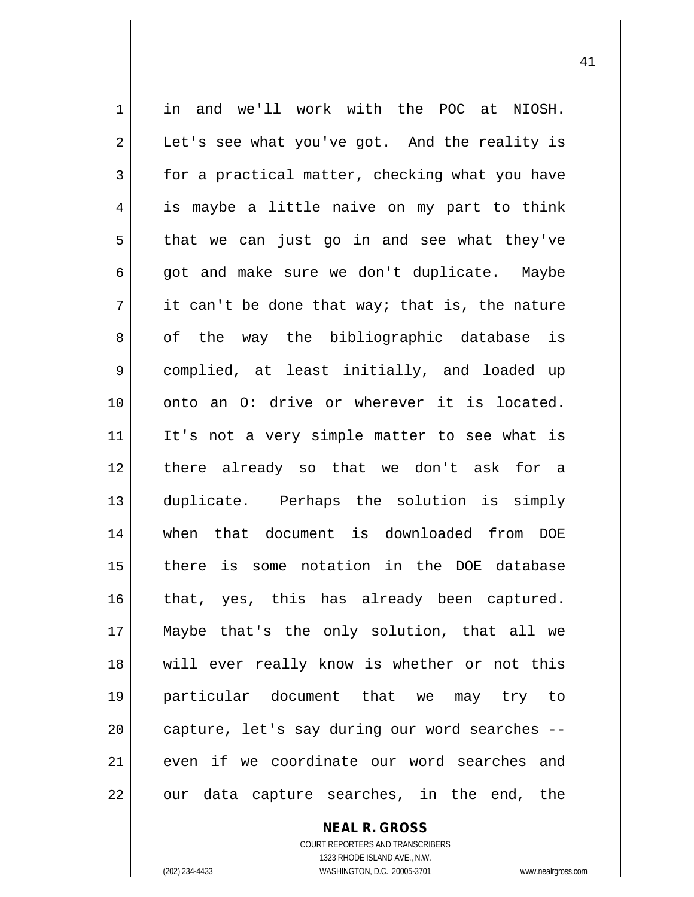in and we'll work with the POC at NIOSH. Let's see what you've got. And the reality is for a practical matter, checking what you have is maybe a little naive on my part to think that we can just go in and see what they've got and make sure we don't duplicate. Maybe it can't be done that way; that is, the nature of the way the bibliographic database is complied, at least initially, and loaded up onto an O: drive or wherever it is located. It's not a very simple matter to see what is there already so that we don't ask for a duplicate. Perhaps the solution is simply when that document is downloaded from DOE there is some notation in the DOE database that, yes, this has already been captured. Maybe that's the only solution, that all we will ever really know is whether or not this particular document that we may try to capture, let's say during our word searches -- even if we coordinate our word searches and our data capture searches, in the end, the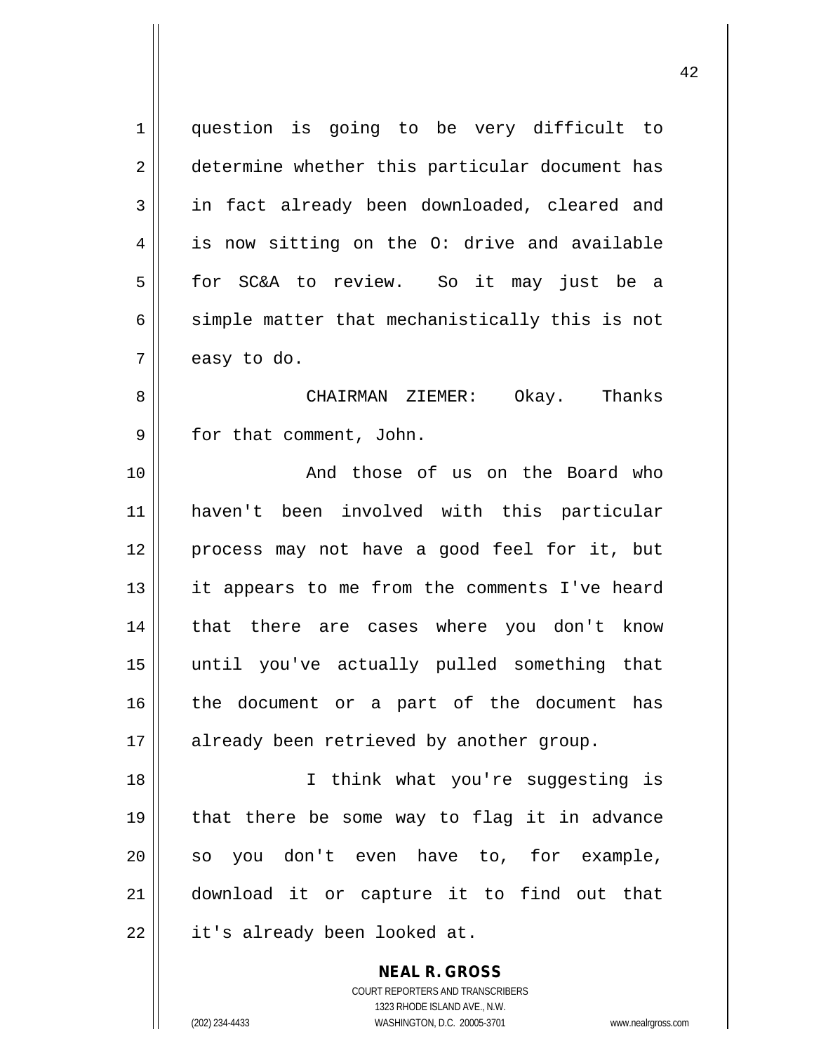question is going to be very difficult to determine whether this particular document has in fact already been downloaded, cleared and is now sitting on the O: drive and available for SC&A to review. So it may just be a simple matter that mechanistically this is not easy to do.

CHAIRMAN ZIEMER: Okay. Thanks for that comment, John.

And those of us on the Board who haven't been involved with this particular process may not have a good feel for it, but it appears to me from the comments I've heard that there are cases where you don't know until you've actually pulled something that the document or a part of the document has already been retrieved by another group.

I think what you're suggesting is that there be some way to flag it in advance so you don't even have to, for example, download it or capture it to find out that it's already been looked at.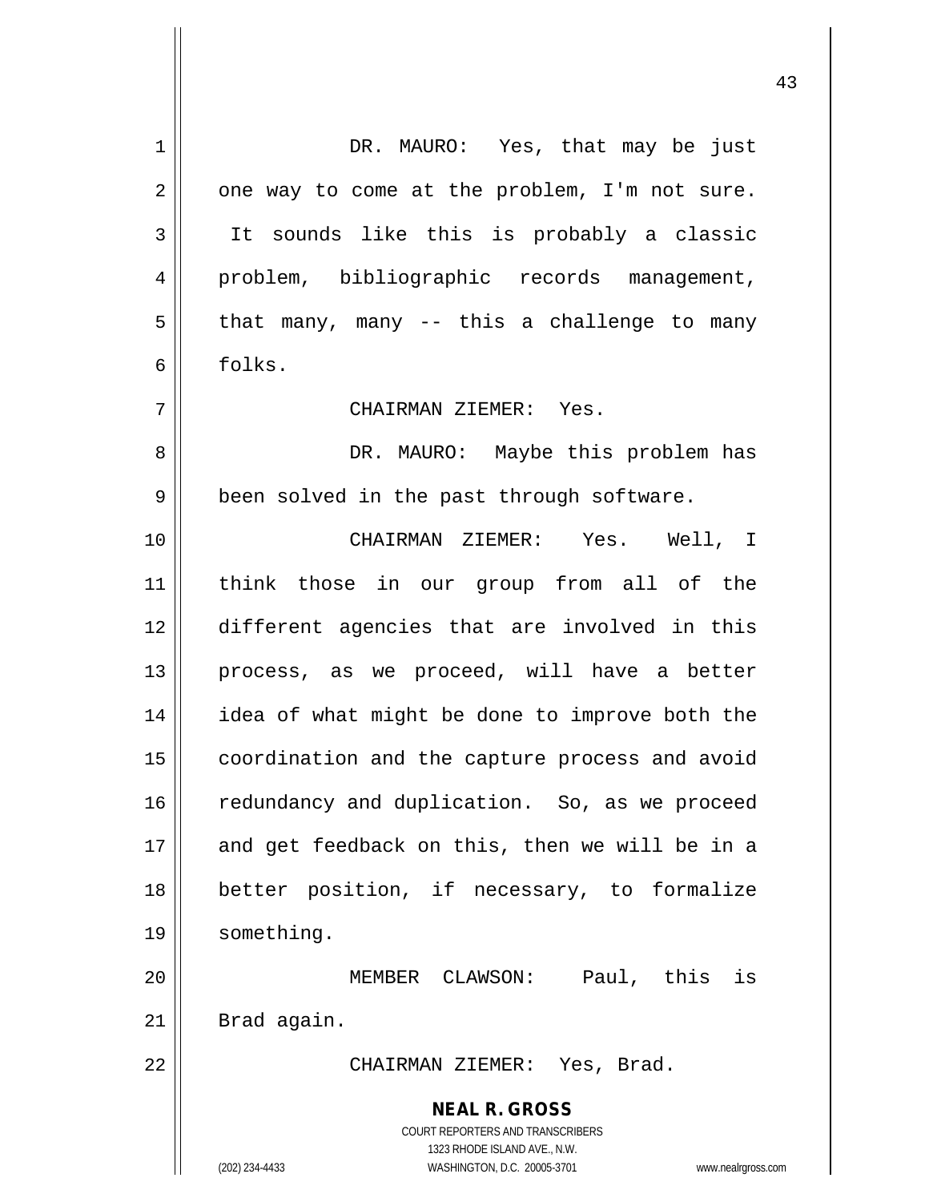DR. MAURO: Yes, that may be just one way to come at the problem, I'm not sure. It sounds like this is probably a classic problem, bibliographic records management, that many, many -- this a challenge to many folks.

CHAIRMAN ZIEMER: Yes.

DR. MAURO: Maybe this problem has been solved in the past through software.

CHAIRMAN ZIEMER: Yes. Well, I think those in our group from all of the different agencies that are involved in this process, as we proceed, will have a better idea of what might be done to improve both the coordination and the capture process and avoid redundancy and duplication. So, as we proceed and get feedback on this, then we will be in a better position, if necessary, to formalize something.

MEMBER CLAWSON: Paul, this is Brad again.

CHAIRMAN ZIEMER: Yes, Brad.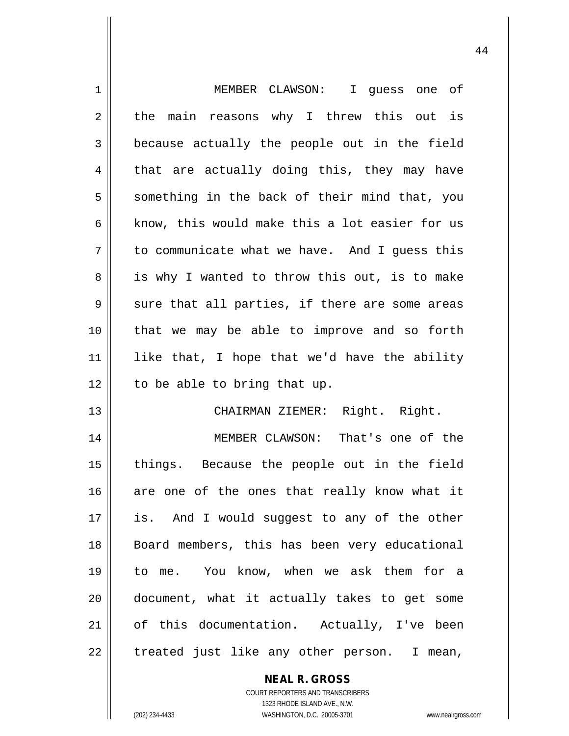MEMBER CLAWSON: I guess one of the main reasons why I threw this out is because actually the people out in the field that are actually doing this, they may have something in the back of their mind that, you know, this would make this a lot easier for us to communicate what we have. And I guess this is why I wanted to throw this out, is to make sure that all parties, if there are some areas that we may be able to improve and so forth like that, I hope that we'd have the ability to be able to bring that up.

CHAIRMAN ZIEMER: Right. Right.

MEMBER CLAWSON: That's one of the things. Because the people out in the field are one of the ones that really know what it is. And I would suggest to any of the other Board members, this has been very educational to me. You know, when we ask them for a document, what it actually takes to get some of this documentation. Actually, I've been treated just like any other person. I mean,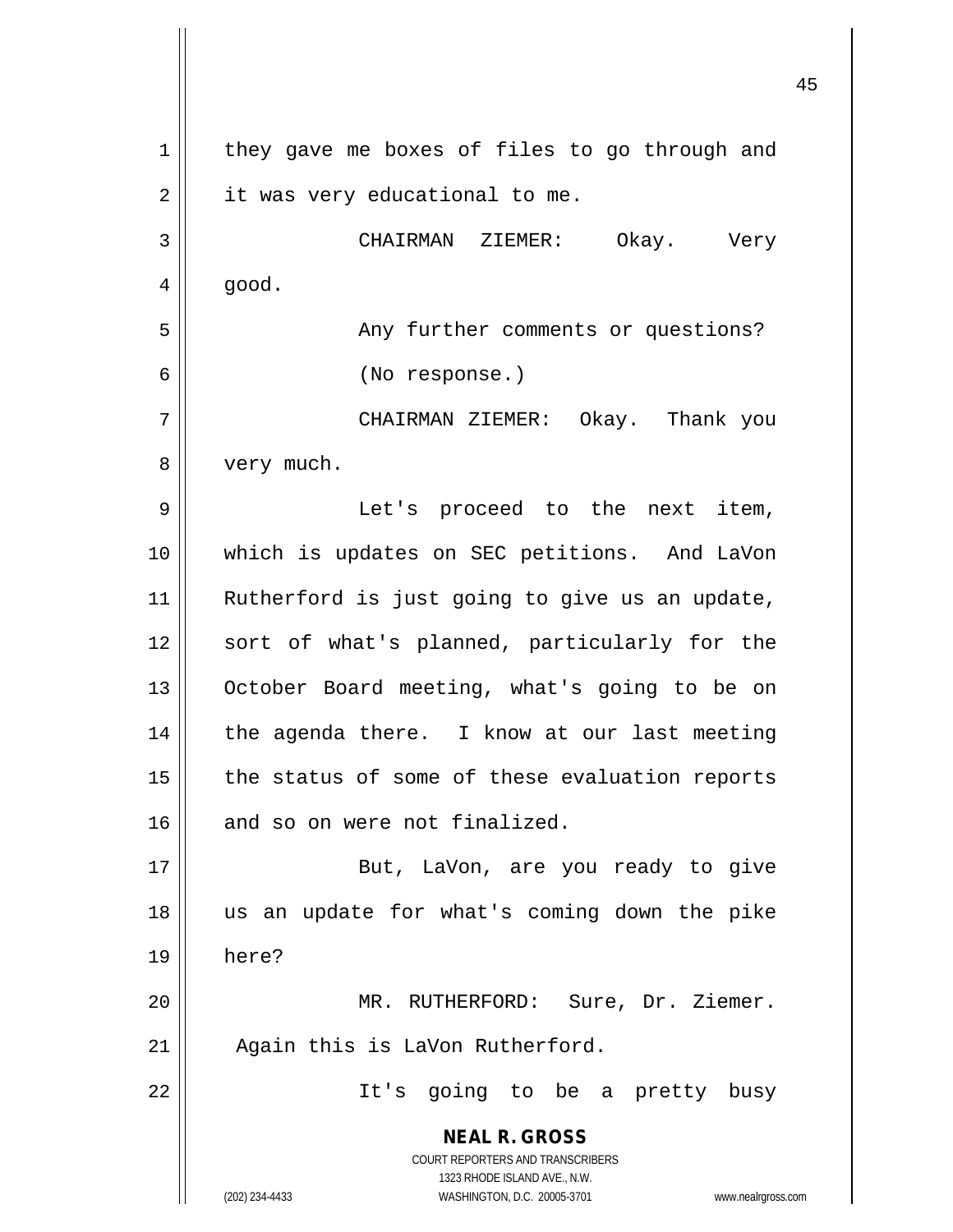they gave me boxes of files to go through and it was very educational to me.

CHAIRMAN ZIEMER: Okay. Very good.

Any further comments or questions?

(No response.)

CHAIRMAN ZIEMER: Okay. Thank you very much.

Let's proceed to the next item, which is updates on SEC petitions. And LaVon Rutherford is just going to give us an update, sort of what's planned, particularly for the October Board meeting, what's going to be on the agenda there. I know at our last meeting the status of some of these evaluation reports and so on were not finalized.

But, LaVon, are you ready to give us an update for what's coming down the pike here?

MR. RUTHERFORD: Sure, Dr. Ziemer. Again this is LaVon Rutherford.

It's going to be a pretty busy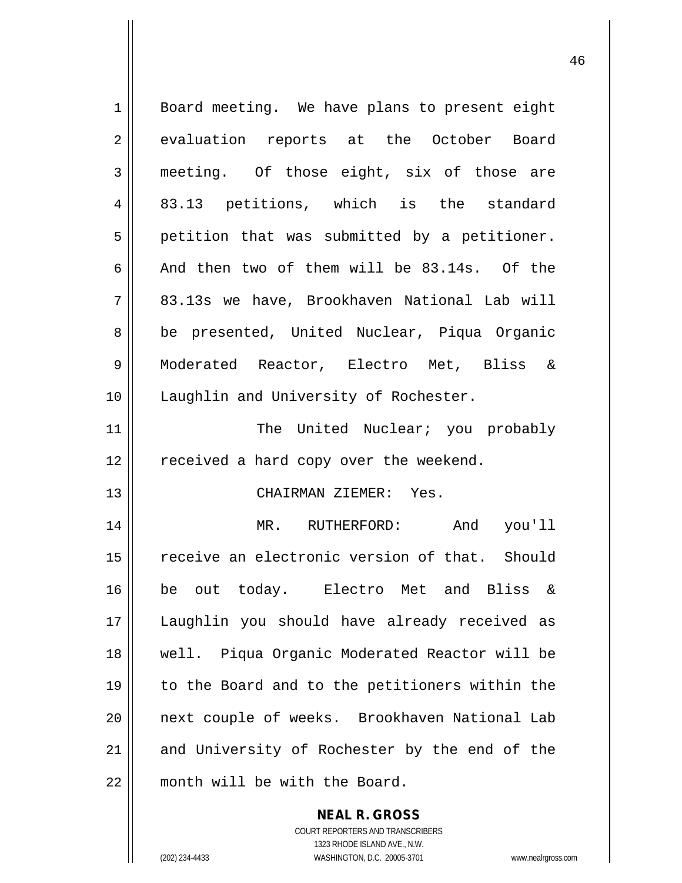Board meeting. We have plans to present eight evaluation reports at the October Board meeting. Of those eight, six of those are 83.13 petitions, which is the standard petition that was submitted by a petitioner. And then two of them will be 83.14s. Of the 83.13s we have, Brookhaven National Lab will be presented, United Nuclear, Piqua Organic Moderated Reactor, Electro Met, Bliss & Laughlin and University of Rochester.

The United Nuclear; you probably received a hard copy over the weekend.

CHAIRMAN ZIEMER: Yes.

MR. RUTHERFORD: And you'll receive an electronic version of that. Should be out today. Electro Met and Bliss & Laughlin you should have already received as well. Piqua Organic Moderated Reactor will be to the Board and to the petitioners within the next couple of weeks. Brookhaven National Lab and University of Rochester by the end of the month will be with the Board.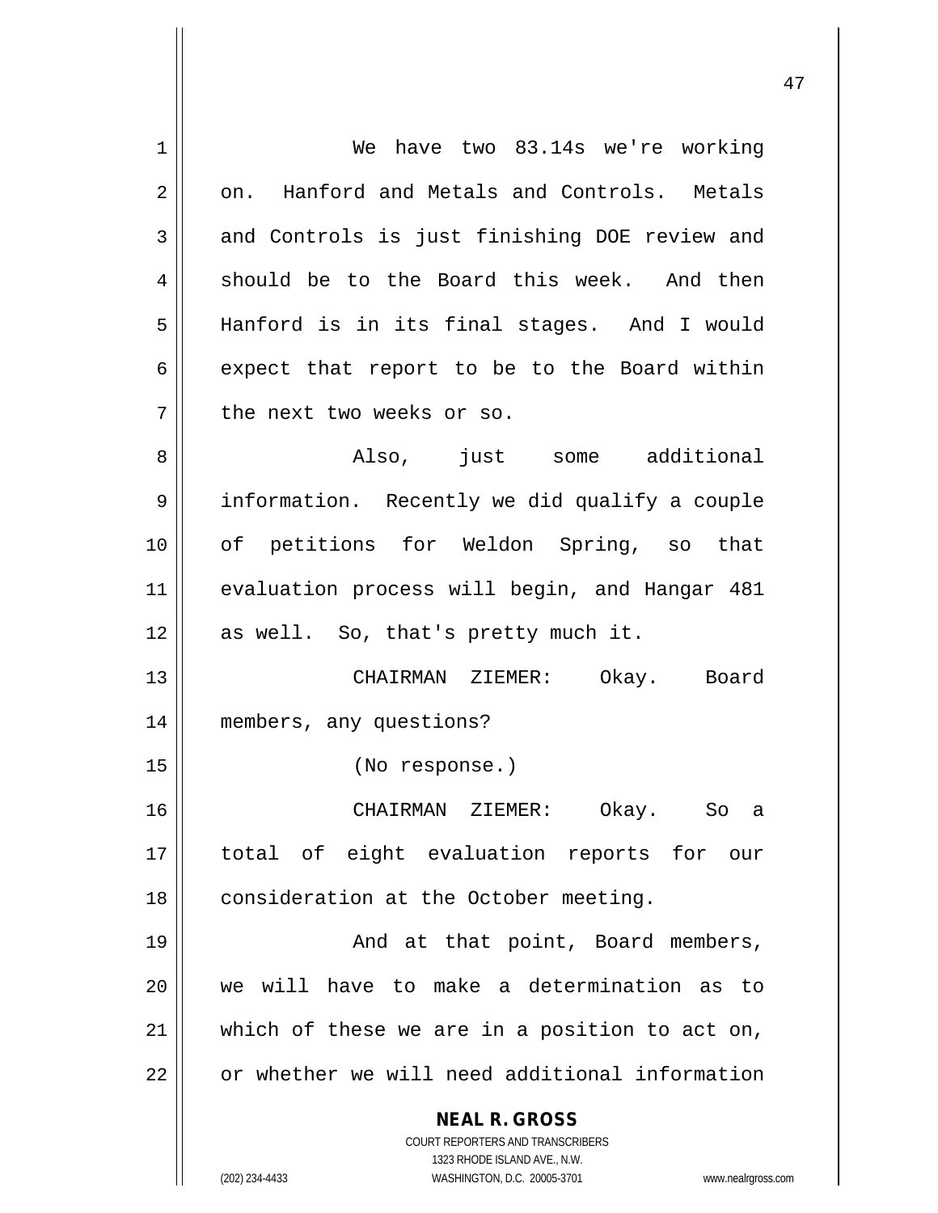We have two 83.14s we're working on. Hanford and Metals and Controls. Metals and Controls is just finishing DOE review and should be to the Board this week. And then Hanford is in its final stages. And I would expect that report to be to the Board within the next two weeks or so.

Also, just some additional information. Recently we did qualify a couple of petitions for Weldon Spring, so that evaluation process will begin, and Hangar 481 as well. So, that's pretty much it.

CHAIRMAN ZIEMER: Okay. Board members, any questions?

(No response.)

CHAIRMAN ZIEMER: Okay. So a total of eight evaluation reports for our consideration at the October meeting.

And at that point, Board members, we will have to make a determination as to which of these we are in a position to act on, or whether we will need additional information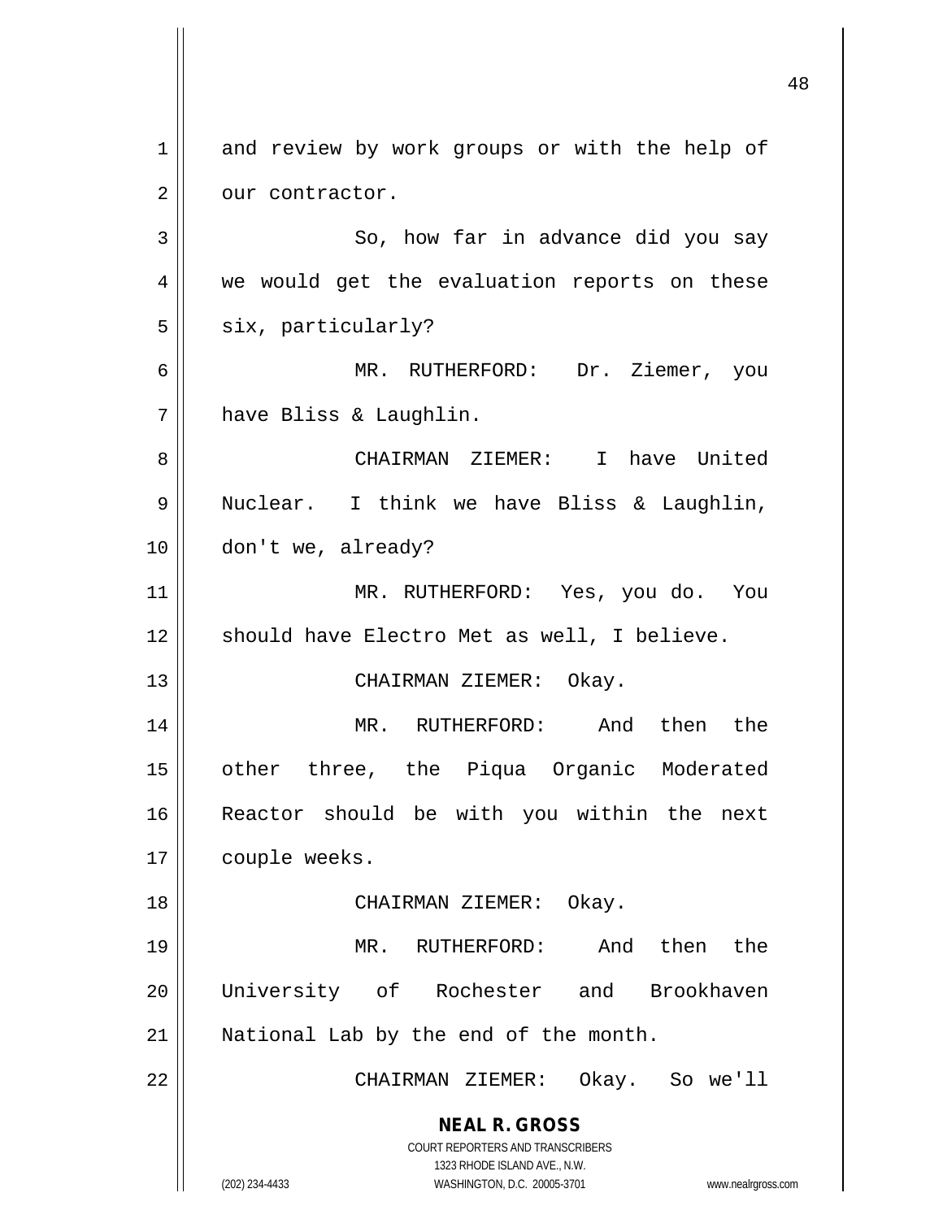and review by work groups or with the help of our contractor.

So, how far in advance did you say we would get the evaluation reports on these six, particularly?

MR. RUTHERFORD: Dr. Ziemer, you have Bliss & Laughlin.

CHAIRMAN ZIEMER: I have United Nuclear. I think we have Bliss & Laughlin, don't we, already?

MR. RUTHERFORD: Yes, you do. You should have Electro Met as well, I believe.

CHAIRMAN ZIEMER: Okay.

MR. RUTHERFORD: And then the other three, the Piqua Organic Moderated Reactor should be with you within the next couple weeks.

CHAIRMAN ZIEMER: Okay.

MR. RUTHERFORD: And then the University of Rochester and Brookhaven National Lab by the end of the month.

CHAIRMAN ZIEMER: Okay. So we'll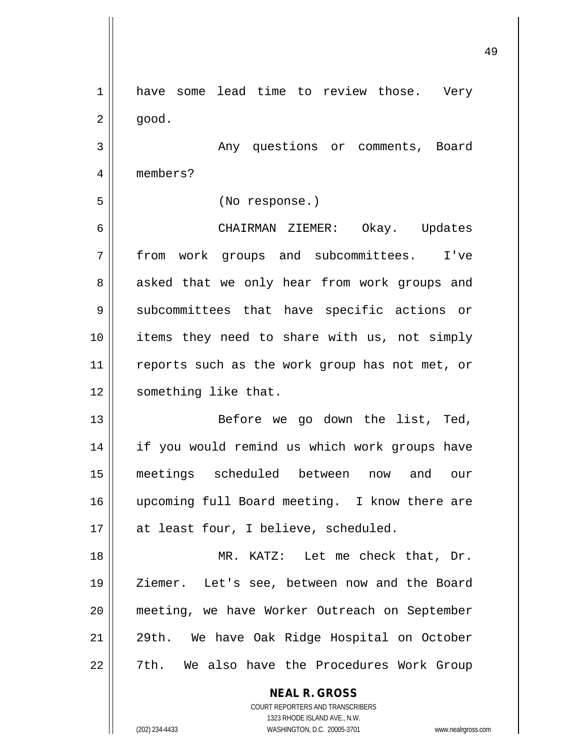have some lead time to review those. Very good.

Any questions or comments, Board members?

(No response.)

CHAIRMAN ZIEMER: Okay. Updates from work groups and subcommittees. I've asked that we only hear from work groups and subcommittees that have specific actions or items they need to share with us, not simply reports such as the work group has not met, or something like that.

Before we go down the list, Ted, if you would remind us which work groups have meetings scheduled between now and our upcoming full Board meeting. I know there are at least four, I believe, scheduled.

MR. KATZ: Let me check that, Dr. Ziemer. Let's see, between now and the Board meeting, we have Worker Outreach on September 29th. We have Oak Ridge Hospital on October 7th. We also have the Procedures Work Group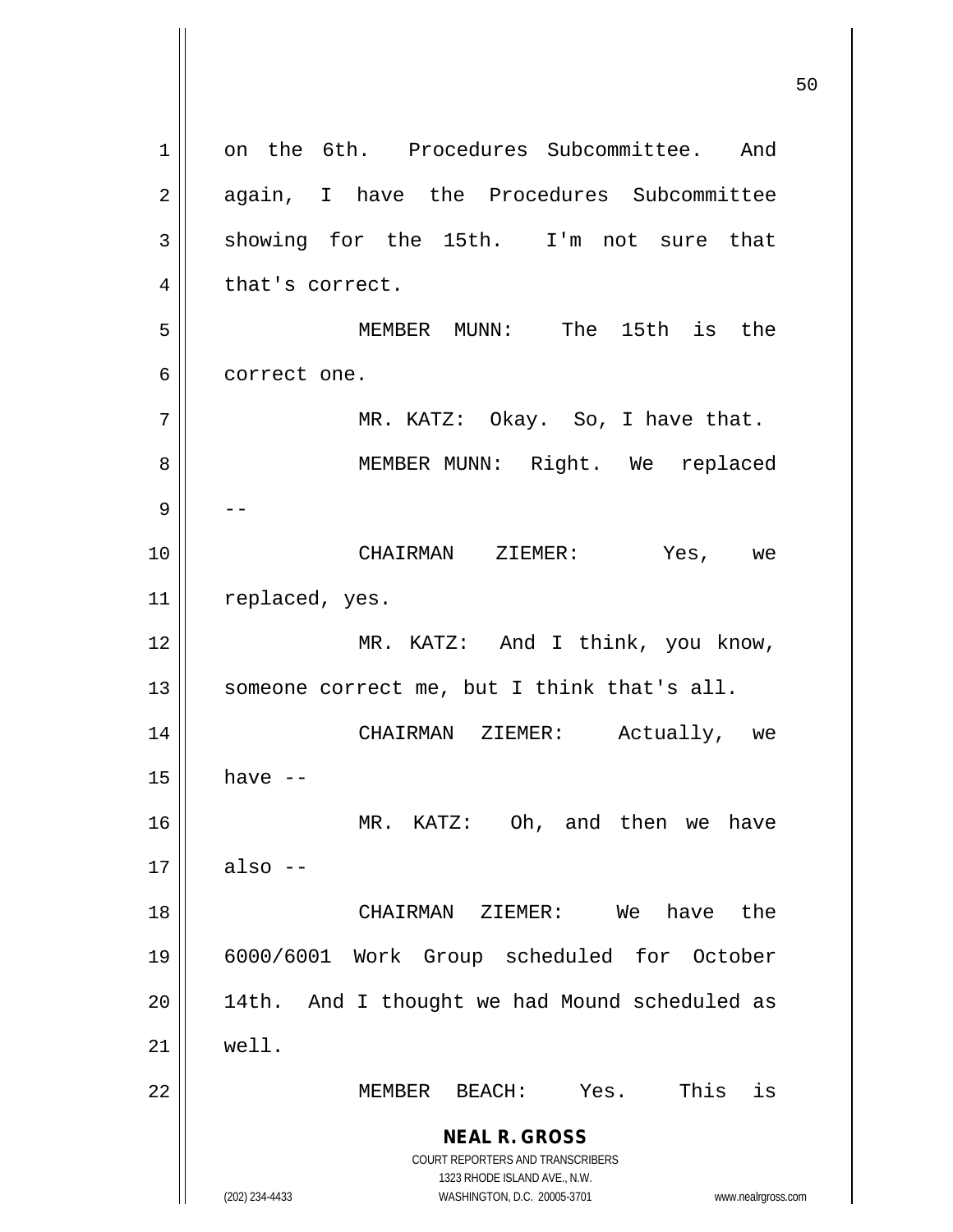on the 6th. Procedures Subcommittee. And again, I have the Procedures Subcommittee showing for the 15th. I'm not sure that that's correct.

MEMBER MUNN: The 15th is the correct one.

MR. KATZ: Okay. So, I have that.

MEMBER MUNN: Right. We replaced --

CHAIRMAN ZIEMER: Yes, we replaced, yes.

MR. KATZ: And I think, you know, someone correct me, but I think that's all.

CHAIRMAN ZIEMER: Actually, we have --

MR. KATZ: Oh, and then we have also --

CHAIRMAN ZIEMER: We have the 6000/6001 Work Group scheduled for October 14th. And I thought we had Mound scheduled as well.

MEMBER BEACH: Yes. This is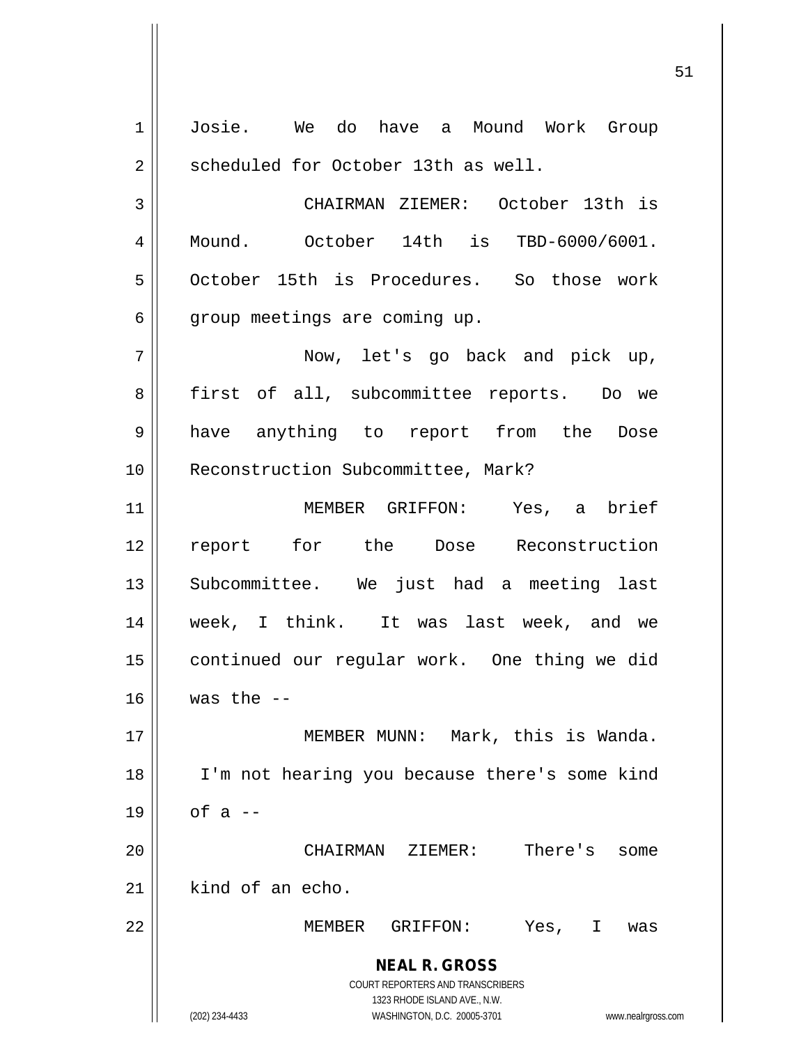Josie. We do have a Mound Work Group scheduled for October 13th as well.

CHAIRMAN ZIEMER: October 13th is Mound. October 14th is TBD-6000/6001. October 15th is Procedures. So those work group meetings are coming up.

Now, let's go back and pick up, first of all, subcommittee reports. Do we have anything to report from the Dose Reconstruction Subcommittee, Mark?

MEMBER GRIFFON: Yes, a brief report for the Dose Reconstruction Subcommittee. We just had a meeting last week, I think. It was last week, and we continued our regular work. One thing we did was the --

MEMBER MUNN: Mark, this is Wanda. I'm not hearing you because there's some kind of a --

CHAIRMAN ZIEMER: There's some kind of an echo.

MEMBER GRIFFON: Yes, I was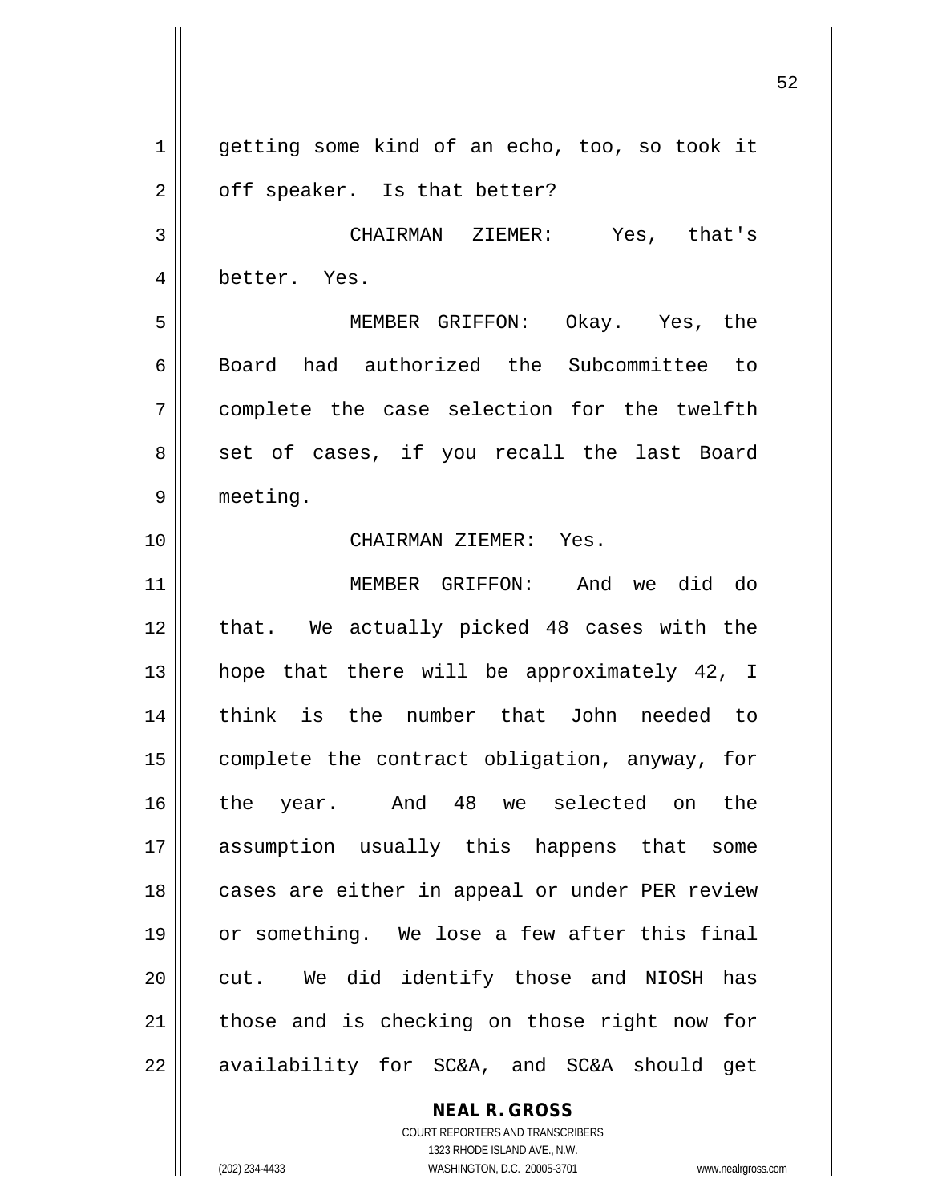getting some kind of an echo, too, so took it off speaker. Is that better?

CHAIRMAN ZIEMER: Yes, that's better. Yes.

MEMBER GRIFFON: Okay. Yes, the Board had authorized the Subcommittee to complete the case selection for the twelfth set of cases, if you recall the last Board meeting.

CHAIRMAN ZIEMER: Yes.

MEMBER GRIFFON: And we did do that. We actually picked 48 cases with the hope that there will be approximately 42, I think is the number that John needed to complete the contract obligation, anyway, for the year. And 48 we selected on the assumption usually this happens that some cases are either in appeal or under PER review or something. We lose a few after this final cut. We did identify those and NIOSH has those and is checking on those right now for availability for SC&A, and SC&A should get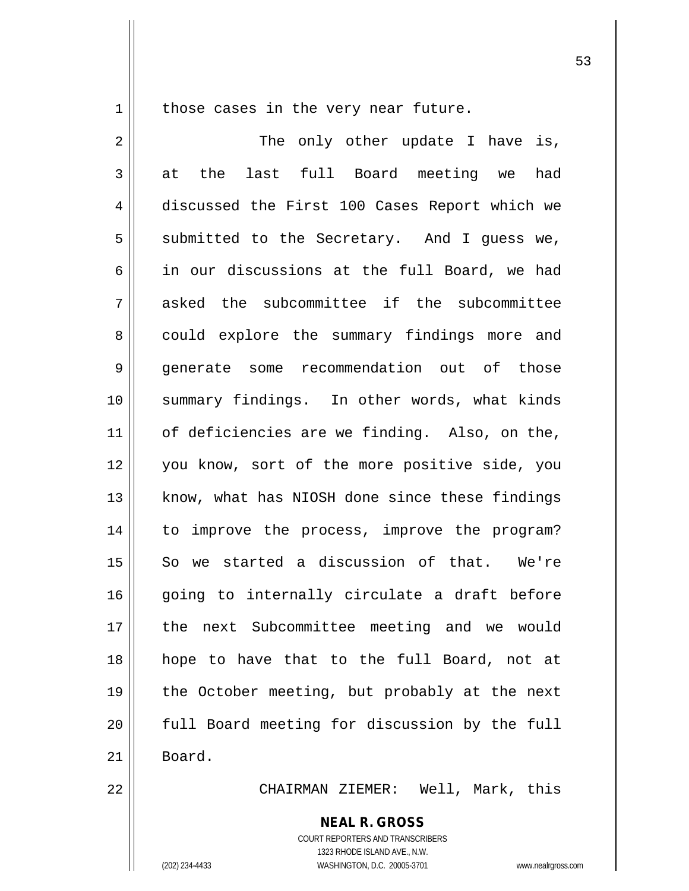those cases in the very near future.

The only other update I have is, at the last full Board meeting we had discussed the First 100 Cases Report which we submitted to the Secretary. And I guess we, in our discussions at the full Board, we had asked the subcommittee if the subcommittee could explore the summary findings more and generate some recommendation out of those summary findings. In other words, what kinds of deficiencies are we finding. Also, on the, you know, sort of the more positive side, you know, what has NIOSH done since these findings to improve the process, improve the program? So we started a discussion of that. We're going to internally circulate a draft before the next Subcommittee meeting and we would hope to have that to the full Board, not at the October meeting, but probably at the next full Board meeting for discussion by the full Board.

CHAIRMAN ZIEMER: Well, Mark, this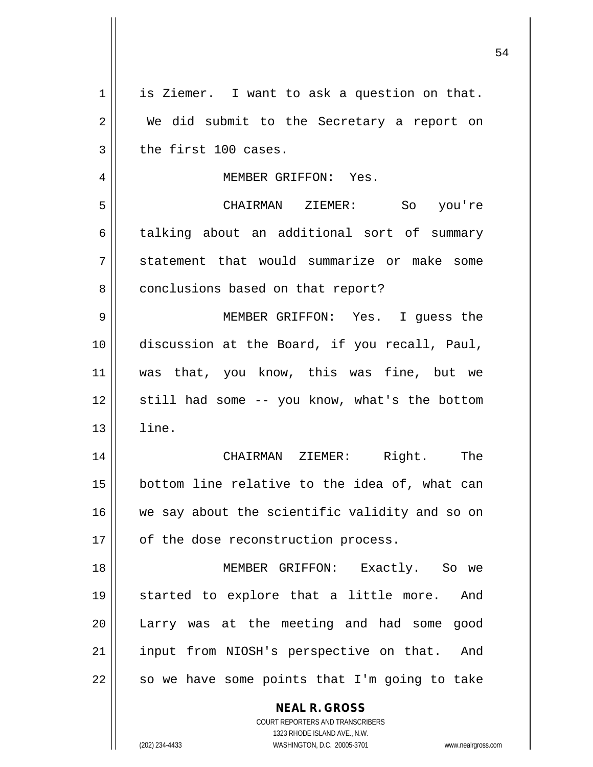is Ziemer. I want to ask a question on that. We did submit to the Secretary a report on the first 100 cases.

MEMBER GRIFFON: Yes.

CHAIRMAN ZIEMER: So you're talking about an additional sort of summary statement that would summarize or make some conclusions based on that report?

MEMBER GRIFFON: Yes. I guess the discussion at the Board, if you recall, Paul, was that, you know, this was fine, but we still had some -- you know, what's the bottom line.

CHAIRMAN ZIEMER: Right. The bottom line relative to the idea of, what can we say about the scientific validity and so on of the dose reconstruction process.

MEMBER GRIFFON: Exactly. So we started to explore that a little more. And Larry was at the meeting and had some good input from NIOSH's perspective on that. And so we have some points that I'm going to take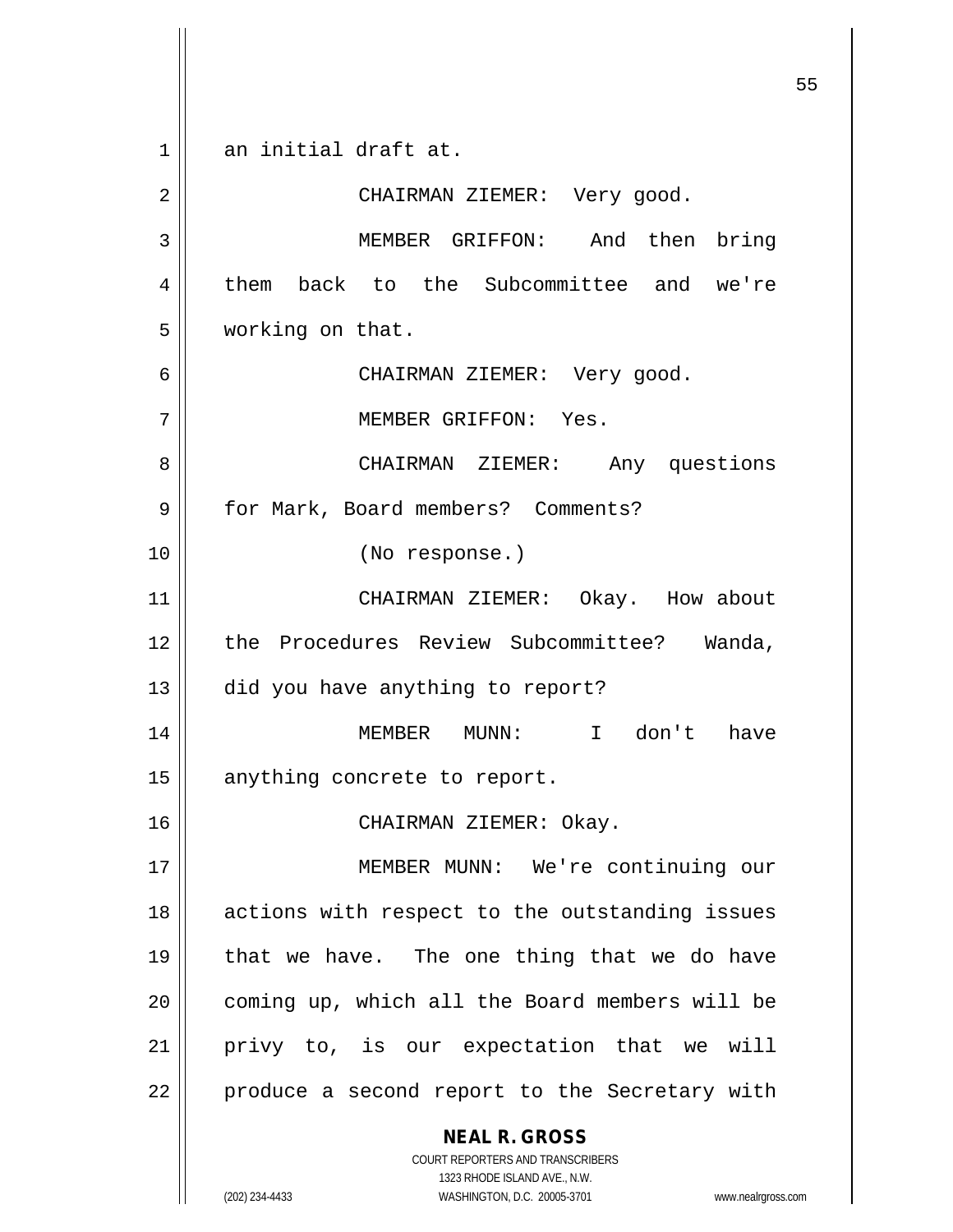an initial draft at.

CHAIRMAN ZIEMER: Very good.

MEMBER GRIFFON: And then bring them back to the Subcommittee and we're working on that.

CHAIRMAN ZIEMER: Very good.

MEMBER GRIFFON: Yes.

CHAIRMAN ZIEMER: Any questions for Mark, Board members? Comments?

(No response.)

CHAIRMAN ZIEMER: Okay. How about the Procedures Review Subcommittee? Wanda, did you have anything to report?

MEMBER MUNN: I don't have anything concrete to report.

CHAIRMAN ZIEMER: Okay.

MEMBER MUNN: We're continuing our actions with respect to the outstanding issues that we have. The one thing that we do have coming up, which all the Board members will be privy to, is our expectation that we will produce a second report to the Secretary with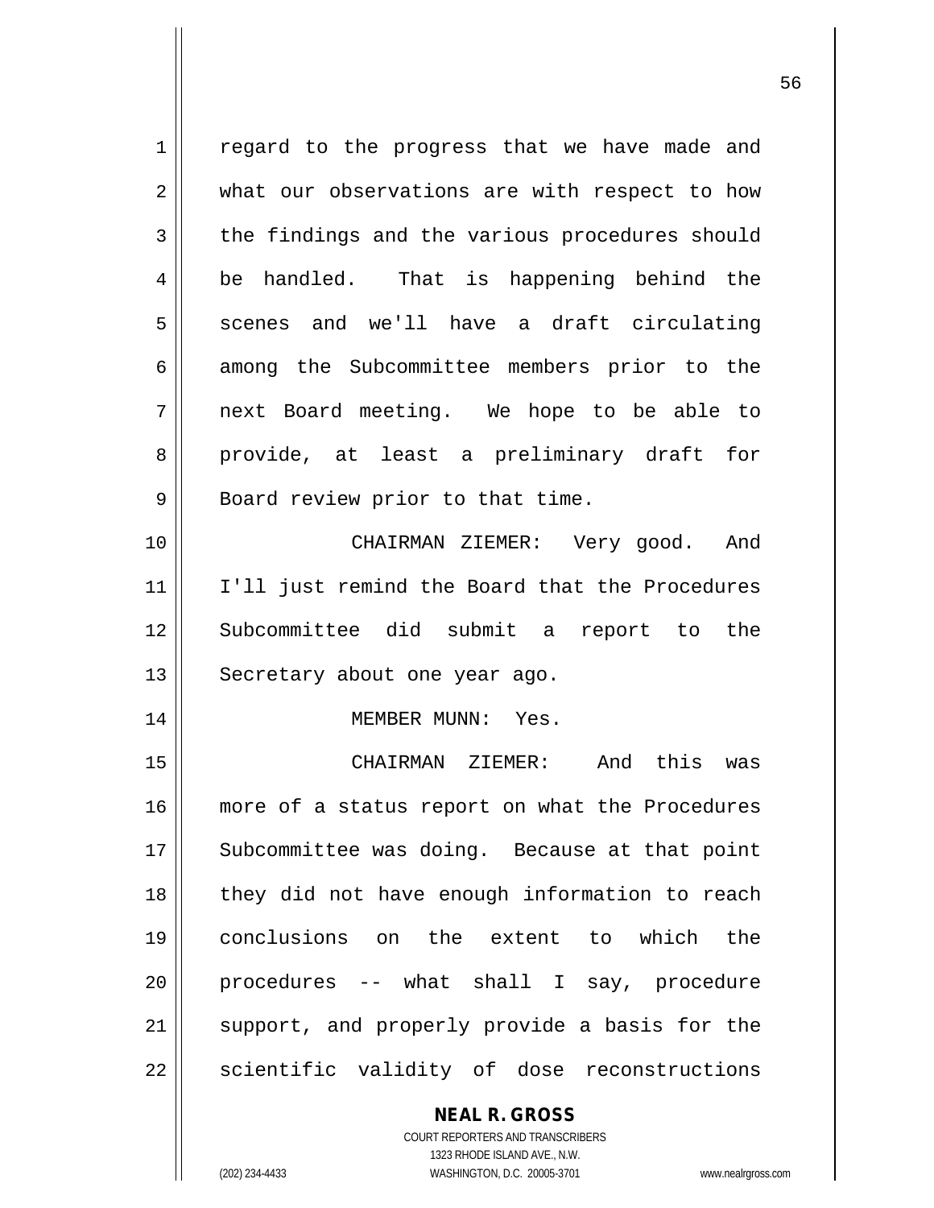regard to the progress that we have made and what our observations are with respect to how the findings and the various procedures should be handled. That is happening behind the scenes and we'll have a draft circulating among the Subcommittee members prior to the next Board meeting. We hope to be able to provide, at least a preliminary draft for Board review prior to that time.

CHAIRMAN ZIEMER: Very good. And I'll just remind the Board that the Procedures Subcommittee did submit a report to the Secretary about one year ago.

MEMBER MUNN: Yes.

CHAIRMAN ZIEMER: And this was more of a status report on what the Procedures Subcommittee was doing. Because at that point they did not have enough information to reach conclusions on the extent to which the procedures -- what shall I say, procedure support, and properly provide a basis for the scientific validity of dose reconstructions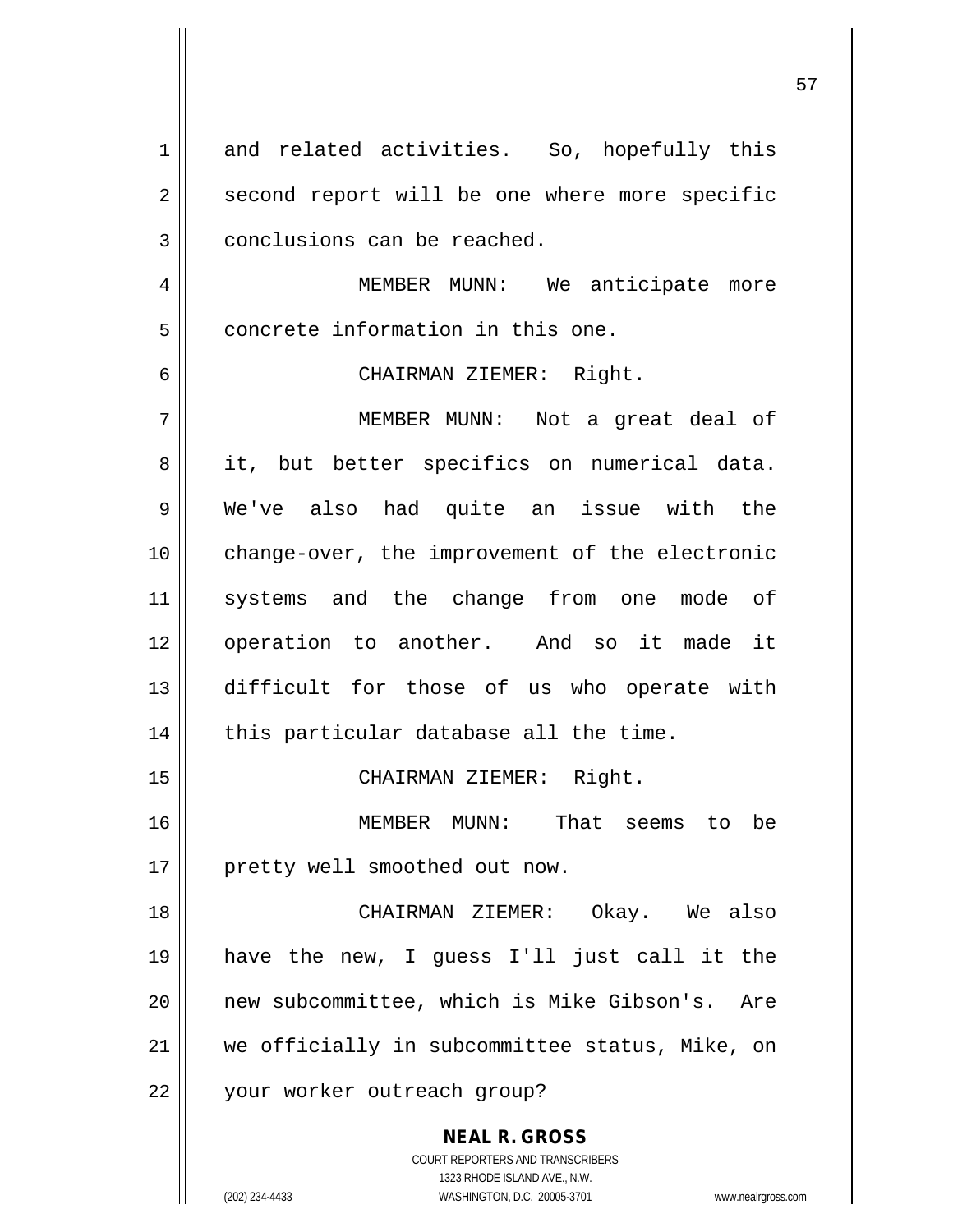and related activities. So, hopefully this second report will be one where more specific conclusions can be reached.

MEMBER MUNN: We anticipate more concrete information in this one.

CHAIRMAN ZIEMER: Right.

MEMBER MUNN: Not a great deal of it, but better specifics on numerical data. We've also had quite an issue with the change-over, the improvement of the electronic systems and the change from one mode of operation to another. And so it made it difficult for those of us who operate with this particular database all the time.

CHAIRMAN ZIEMER: Right.

MEMBER MUNN: That seems to be pretty well smoothed out now.

CHAIRMAN ZIEMER: Okay. We also have the new, I guess I'll just call it the new subcommittee, which is Mike Gibson's. Are we officially in subcommittee status, Mike, on your worker outreach group?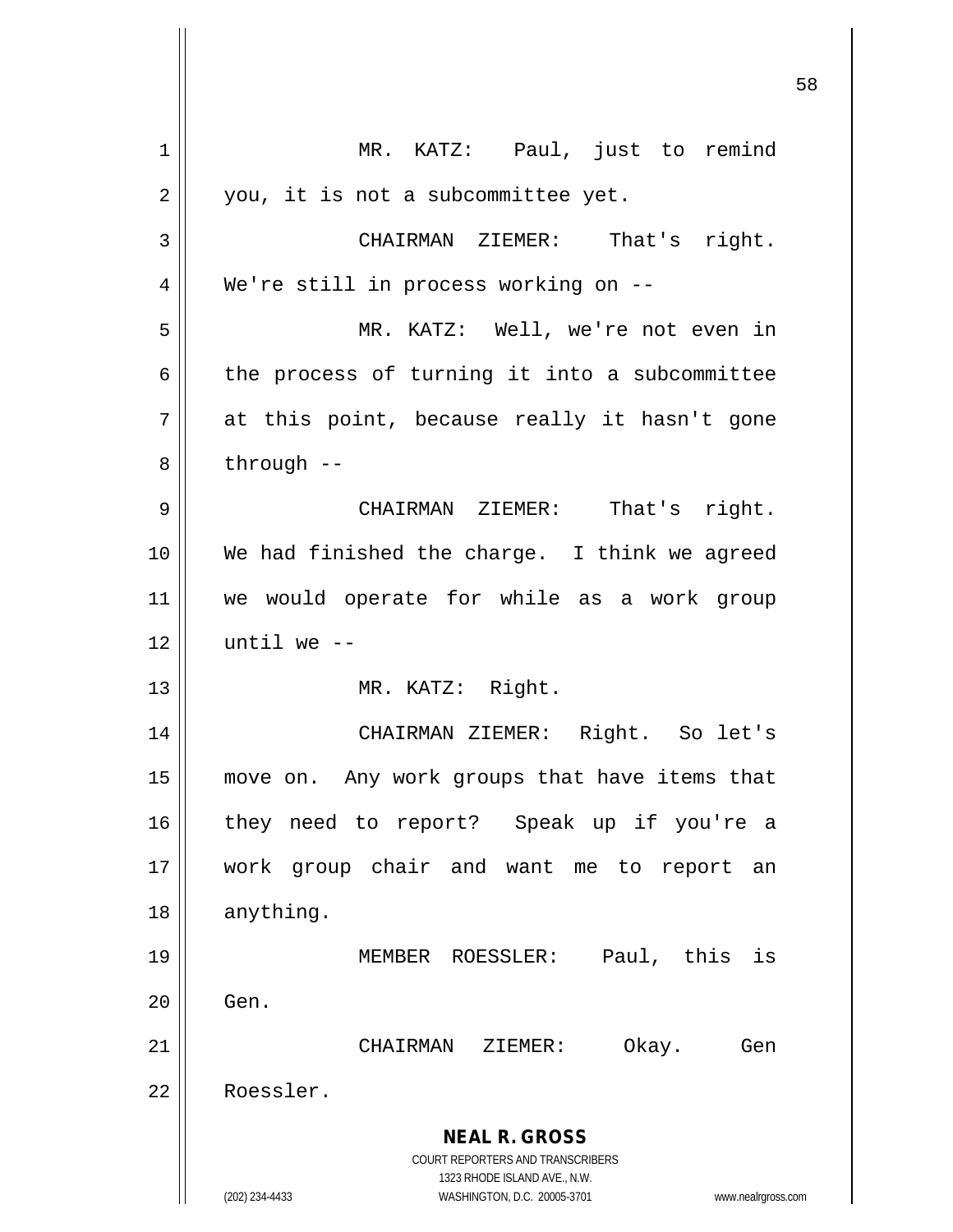MR. KATZ: Paul, just to remind you, it is not a subcommittee yet.

CHAIRMAN ZIEMER: That's right. We're still in process working on --

MR. KATZ: Well, we're not even in the process of turning it into a subcommittee at this point, because really it hasn't gone through --

CHAIRMAN ZIEMER: That's right. We had finished the charge. I think we agreed we would operate for while as a work group until we --

MR. KATZ: Right.

CHAIRMAN ZIEMER: Right. So let's move on. Any work groups that have items that they need to report? Speak up if you're a work group chair and want me to report an anything.

MEMBER ROESSLER: Paul, this is Gen.

CHAIRMAN ZIEMER: Okay. Gen Roessler.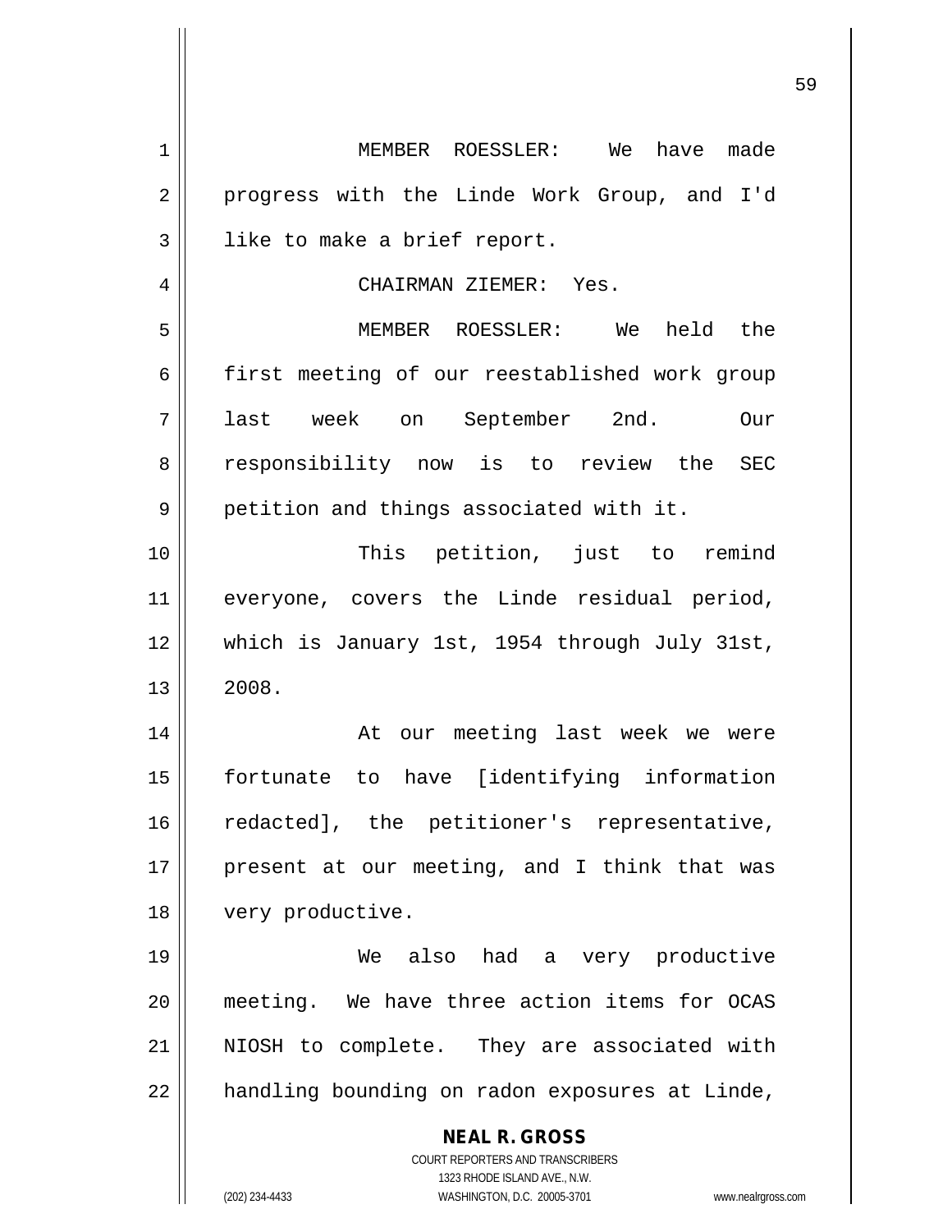MEMBER ROESSLER: We have made progress with the Linde Work Group, and I'd like to make a brief report.

CHAIRMAN ZIEMER: Yes.

MEMBER ROESSLER: We held the first meeting of our reestablished work group last week on September 2nd. Our responsibility now is to review the SEC petition and things associated with it.

This petition, just to remind everyone, covers the Linde residual period, which is January 1st, 1954 through July 31st, 2008.

At our meeting last week we were fortunate to have [identifying information redacted], the petitioner's representative, present at our meeting, and I think that was very productive.

We also had a very productive meeting. We have three action items for OCAS NIOSH to complete. They are associated with handling bounding on radon exposures at Linde,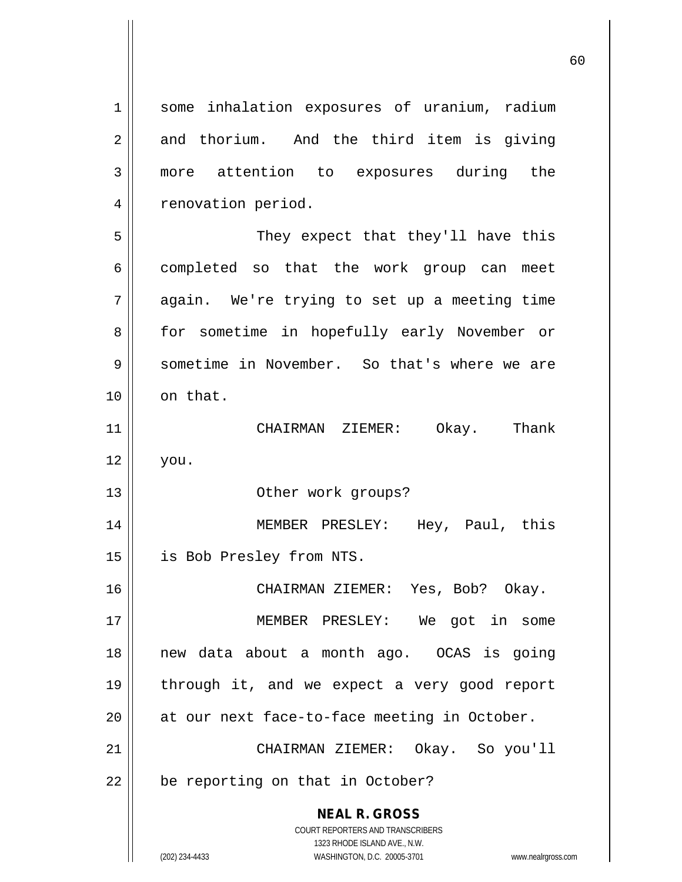some inhalation exposures of uranium, radium and thorium. And the third item is giving more attention to exposures during the renovation period.

They expect that they'll have this completed so that the work group can meet again. We're trying to set up a meeting time for sometime in hopefully early November or sometime in November. So that's where we are on that.

CHAIRMAN ZIEMER: Okay. Thank you.

Other work groups?

MEMBER PRESLEY: Hey, Paul, this is Bob Presley from NTS.

CHAIRMAN ZIEMER: Yes, Bob? Okay.

MEMBER PRESLEY: We got in some new data about a month ago. OCAS is going through it, and we expect a very good report at our next face-to-face meeting in October.

CHAIRMAN ZIEMER: Okay. So you'll be reporting on that in October?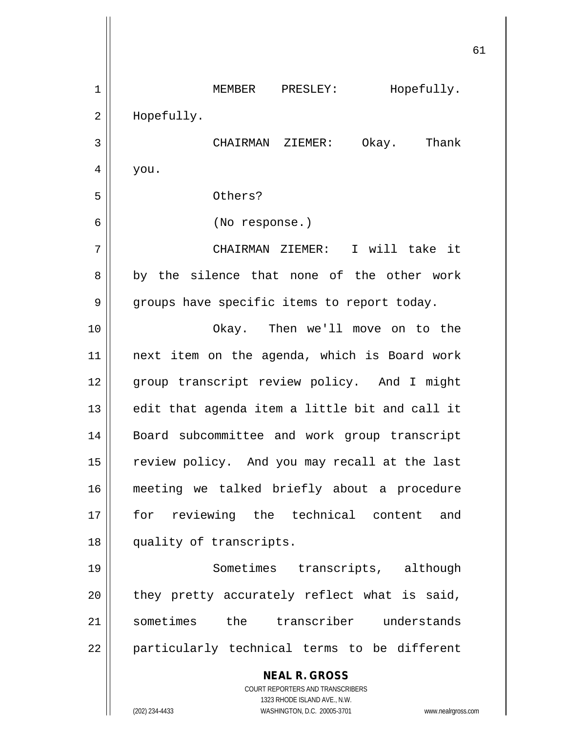MEMBER PRESLEY: Hopefully. Hopefully.

CHAIRMAN ZIEMER: Okay. Thank you.

Others?

(No response.)

CHAIRMAN ZIEMER: I will take it by the silence that none of the other work groups have specific items to report today.

Okay. Then we'll move on to the next item on the agenda, which is Board work group transcript review policy. And I might edit that agenda item a little bit and call it Board subcommittee and work group transcript review policy. And you may recall at the last meeting we talked briefly about a procedure for reviewing the technical content and quality of transcripts.

Sometimes transcripts, although they pretty accurately reflect what is said, sometimes the transcriber understands particularly technical terms to be different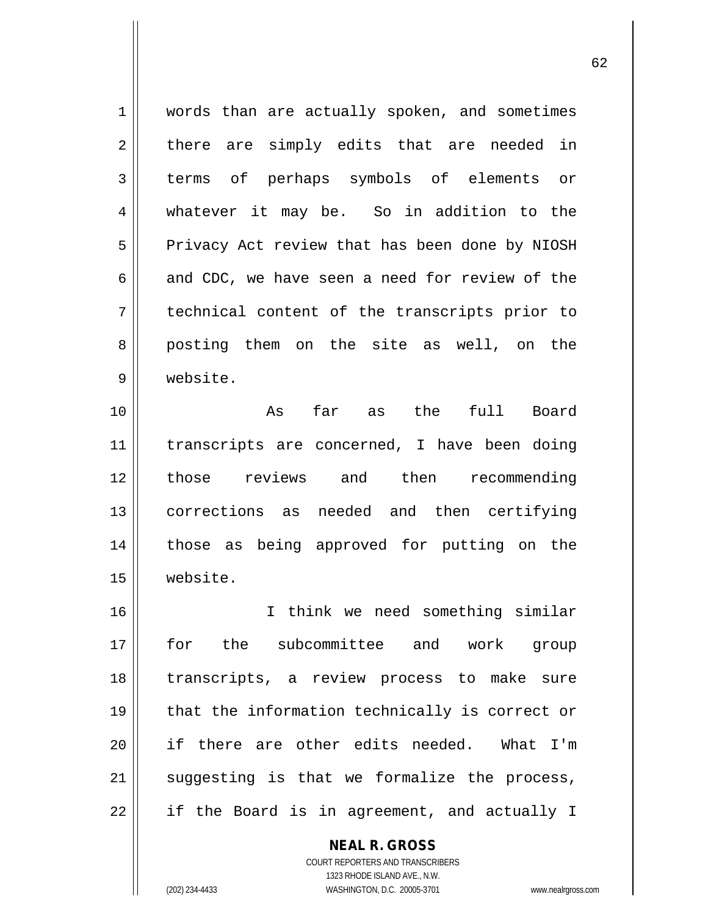words than are actually spoken, and sometimes there are simply edits that are needed in terms of perhaps symbols of elements or whatever it may be. So in addition to the Privacy Act review that has been done by NIOSH and CDC, we have seen a need for review of the technical content of the transcripts prior to posting them on the site as well, on the website.

As far as the full Board transcripts are concerned, I have been doing those reviews and then recommending corrections as needed and then certifying those as being approved for putting on the website.

I think we need something similar for the subcommittee and work group transcripts, a review process to make sure that the information technically is correct or if there are other edits needed. What I'm suggesting is that we formalize the process, if the Board is in agreement, and actually I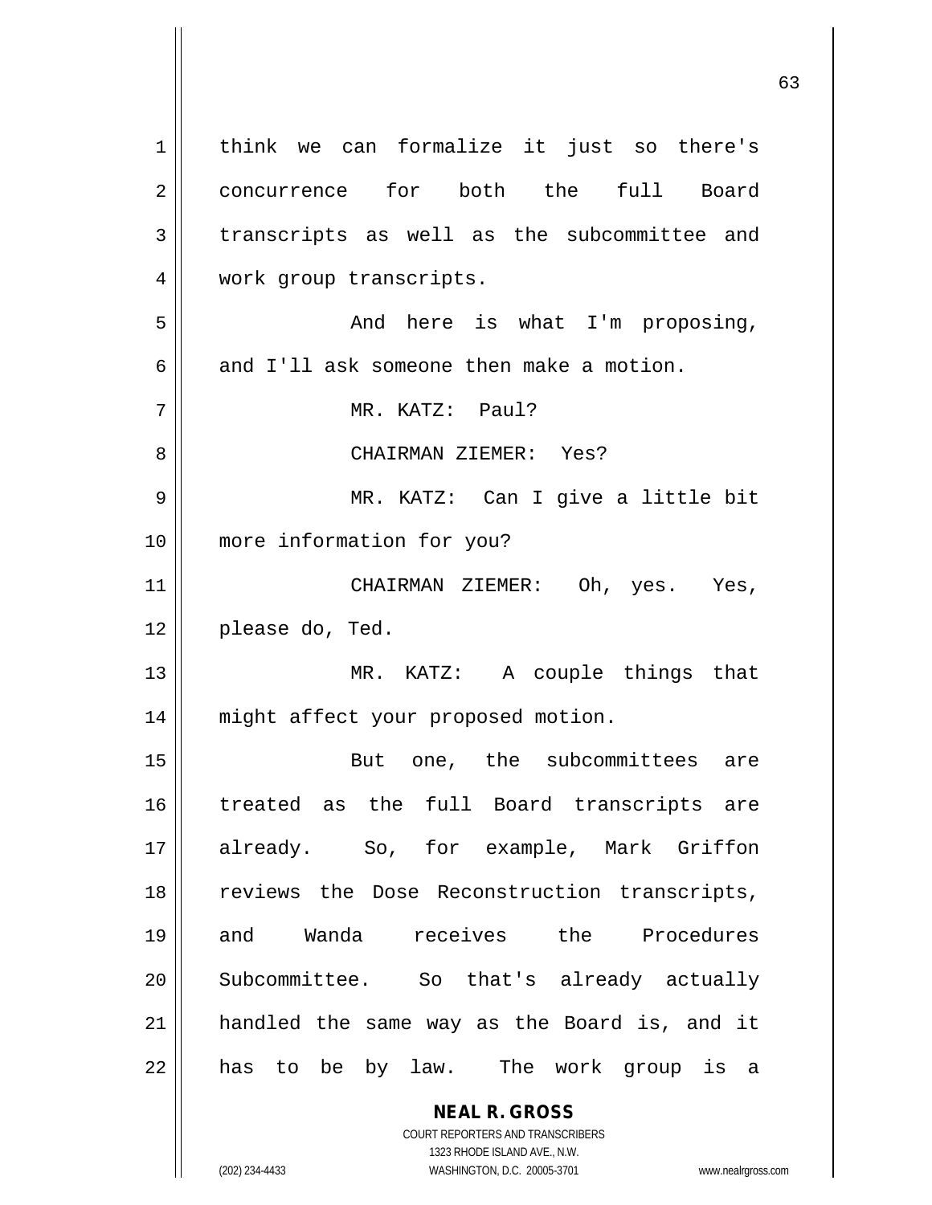think we can formalize it just so there's concurrence for both the full Board transcripts as well as the subcommittee and work group transcripts.

And here is what I'm proposing, and I'll ask someone then make a motion.

MR. KATZ: Paul?

CHAIRMAN ZIEMER: Yes?

MR. KATZ: Can I give a little bit more information for you?

CHAIRMAN ZIEMER: Oh, yes. Yes, please do, Ted.

MR. KATZ: A couple things that might affect your proposed motion.

But one, the subcommittees are treated as the full Board transcripts are already. So, for example, Mark Griffon reviews the Dose Reconstruction transcripts, and Wanda receives the Procedures Subcommittee. So that's already actually handled the same way as the Board is, and it has to be by law. The work group is a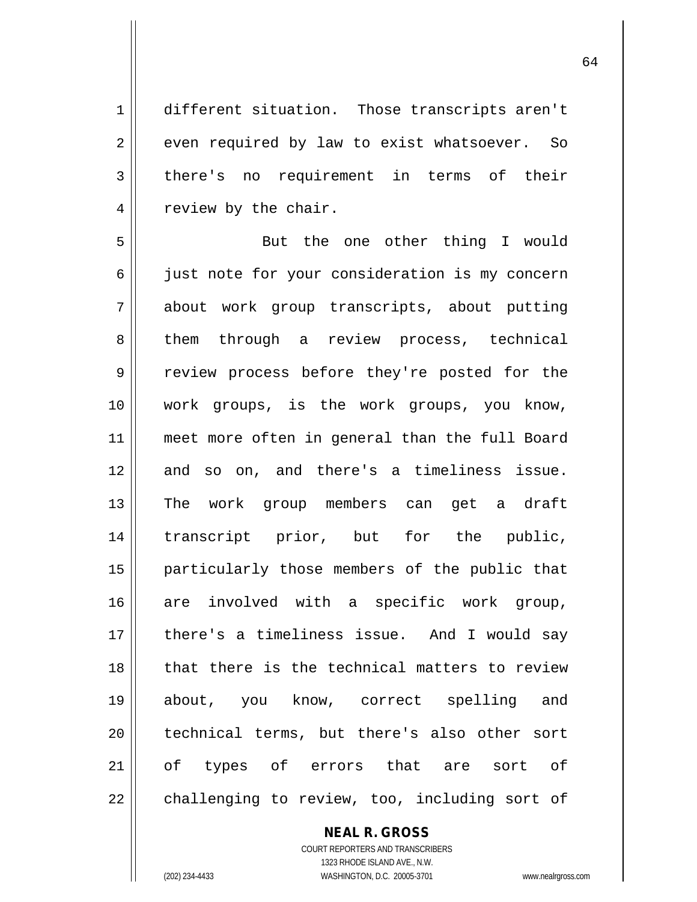different situation. Those transcripts aren't even required by law to exist whatsoever. So there's no requirement in terms of their review by the chair.

But the one other thing I would just note for your consideration is my concern about work group transcripts, about putting them through a review process, technical review process before they're posted for the work groups, is the work groups, you know, meet more often in general than the full Board and so on, and there's a timeliness issue. The work group members can get a draft transcript prior, but for the public, particularly those members of the public that are involved with a specific work group, there's a timeliness issue. And I would say that there is the technical matters to review about, you know, correct spelling and technical terms, but there's also other sort of types of errors that are sort of challenging to review, too, including sort of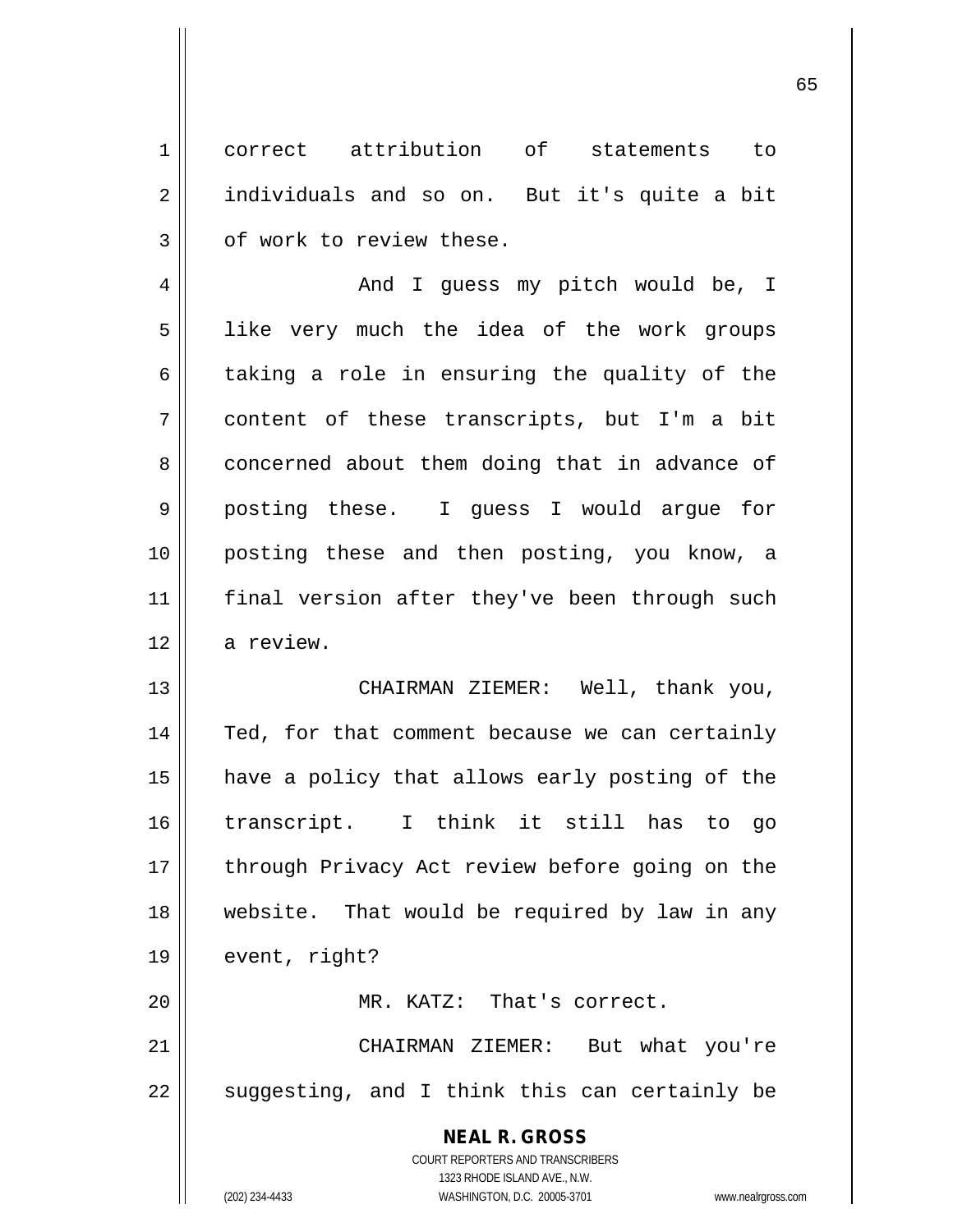correct attribution of statements to individuals and so on. But it's quite a bit of work to review these.

And I guess my pitch would be, I like very much the idea of the work groups taking a role in ensuring the quality of the content of these transcripts, but I'm a bit concerned about them doing that in advance of posting these. I guess I would argue for posting these and then posting, you know, a final version after they've been through such a review.

CHAIRMAN ZIEMER: Well, thank you, Ted, for that comment because we can certainly have a policy that allows early posting of the transcript. I think it still has to go through Privacy Act review before going on the website. That would be required by law in any event, right?

MR. KATZ: That's correct.

CHAIRMAN ZIEMER: But what you're suggesting, and I think this can certainly be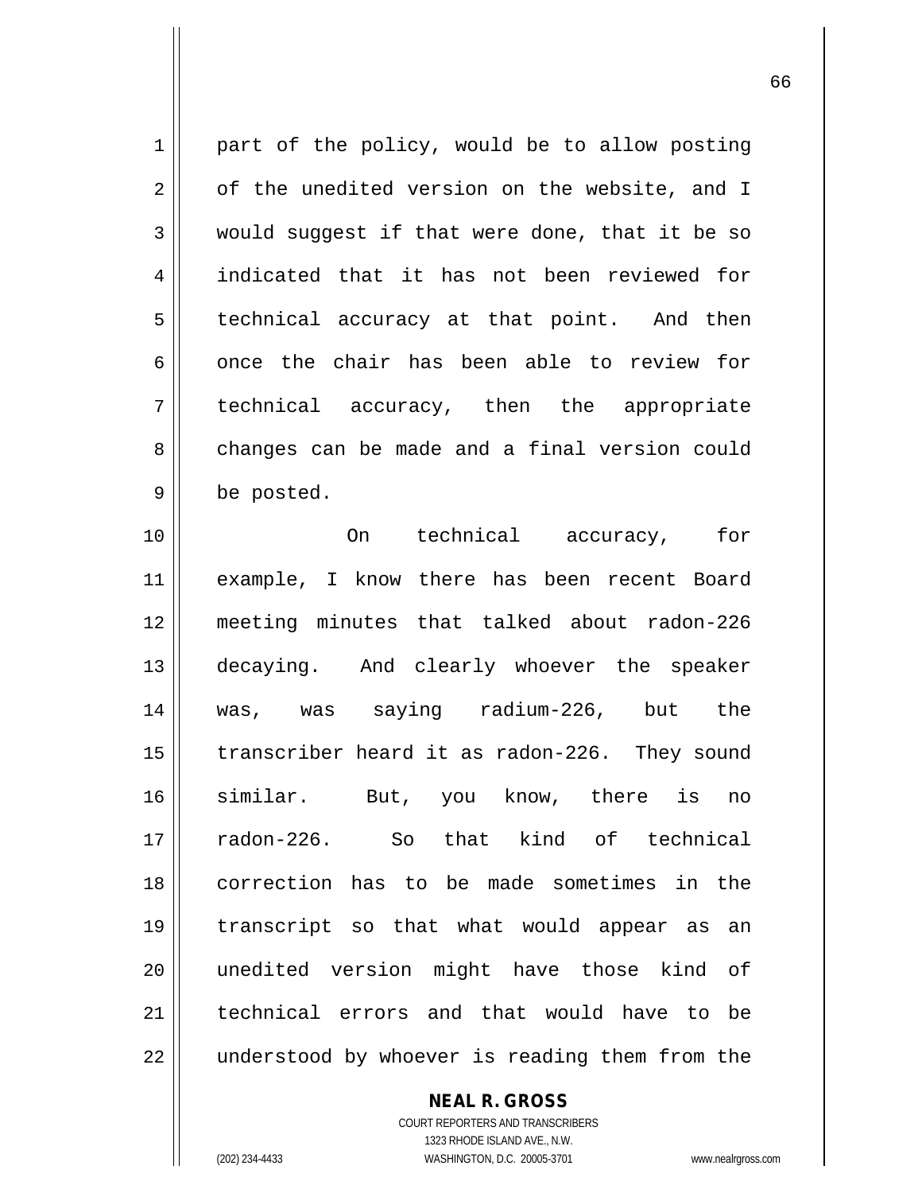part of the policy, would be to allow posting of the unedited version on the website, and I would suggest if that were done, that it be so indicated that it has not been reviewed for technical accuracy at that point. And then once the chair has been able to review for technical accuracy, then the appropriate changes can be made and a final version could be posted.

On technical accuracy, for example, I know there has been recent Board meeting minutes that talked about radon-226 decaying. And clearly whoever the speaker was, was saying radium-226, but the transcriber heard it as radon-226. They sound similar. But, you know, there is no radon-226. So that kind of technical correction has to be made sometimes in the transcript so that what would appear as an unedited version might have those kind of technical errors and that would have to be understood by whoever is reading them from the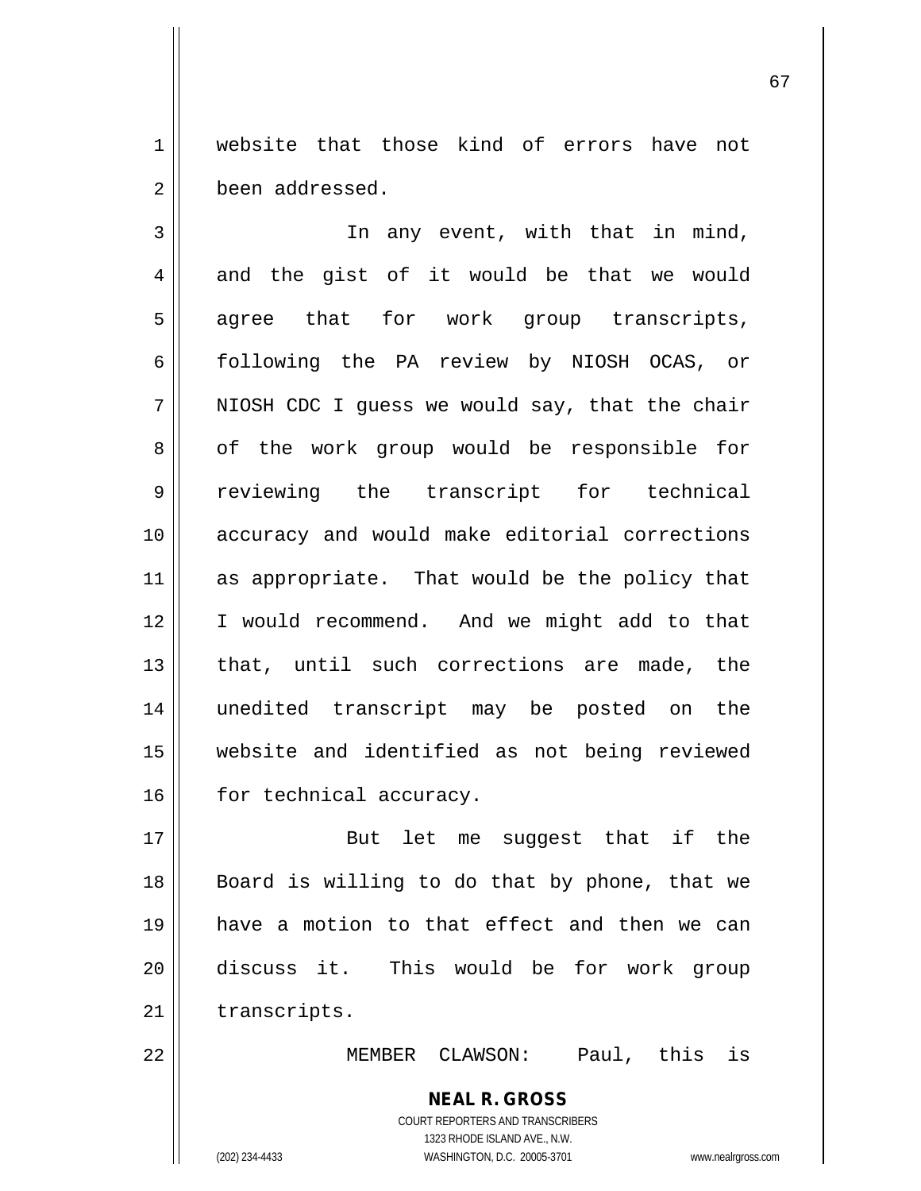website that those kind of errors have not been addressed.

In any event, with that in mind, and the gist of it would be that we would agree that for work group transcripts, following the PA review by NIOSH OCAS, or NIOSH CDC I guess we would say, that the chair of the work group would be responsible for reviewing the transcript for technical accuracy and would make editorial corrections as appropriate. That would be the policy that I would recommend. And we might add to that that, until such corrections are made, the unedited transcript may be posted on the website and identified as not being reviewed for technical accuracy.

But let me suggest that if the Board is willing to do that by phone, that we have a motion to that effect and then we can discuss it. This would be for work group transcripts.

MEMBER CLAWSON: Paul, this is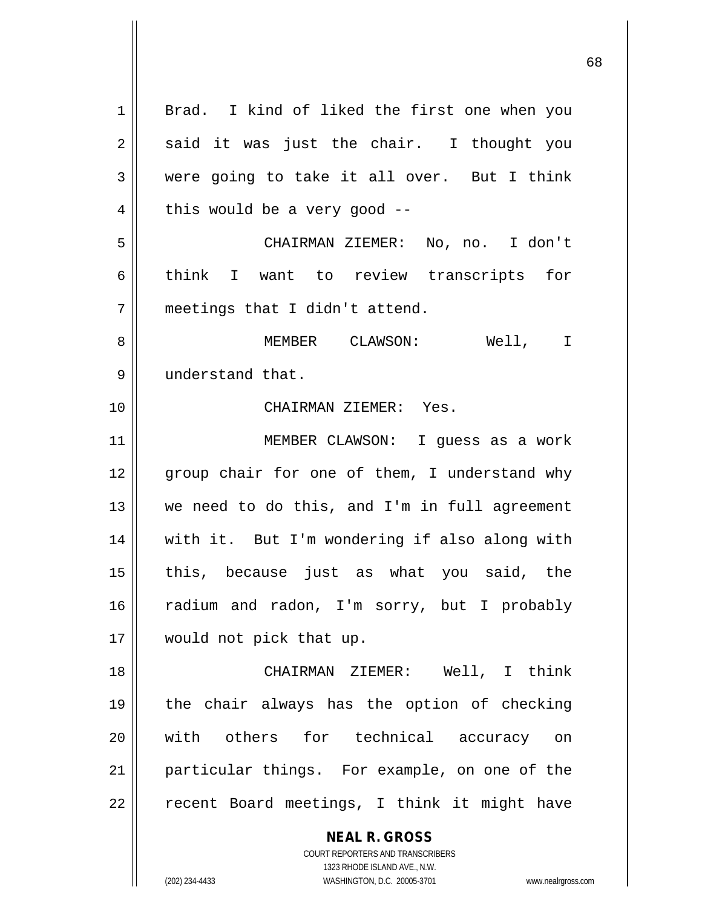Brad. I kind of liked the first one when you said it was just the chair. I thought you were going to take it all over. But I think this would be a very good --

CHAIRMAN ZIEMER: No, no. I don't think I want to review transcripts for meetings that I didn't attend.

MEMBER CLAWSON: Well, I understand that.

CHAIRMAN ZIEMER: Yes.

MEMBER CLAWSON: I guess as a work group chair for one of them, I understand why we need to do this, and I'm in full agreement with it. But I'm wondering if also along with this, because just as what you said, the radium and radon, I'm sorry, but I probably would not pick that up.

CHAIRMAN ZIEMER: Well, I think the chair always has the option of checking with others for technical accuracy on particular things. For example, on one of the recent Board meetings, I think it might have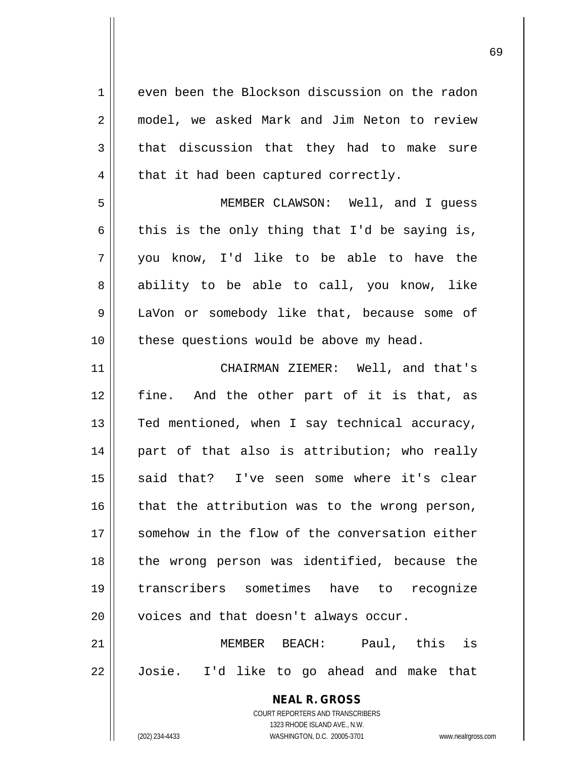even been the Blockson discussion on the radon model, we asked Mark and Jim Neton to review that discussion that they had to make sure that it had been captured correctly.

MEMBER CLAWSON: Well, and I guess this is the only thing that I'd be saying is, you know, I'd like to be able to have the ability to be able to call, you know, like LaVon or somebody like that, because some of these questions would be above my head.

CHAIRMAN ZIEMER: Well, and that's fine. And the other part of it is that, as Ted mentioned, when I say technical accuracy, part of that also is attribution; who really said that? I've seen some where it's clear that the attribution was to the wrong person, somehow in the flow of the conversation either the wrong person was identified, because the transcribers sometimes have to recognize voices and that doesn't always occur.

MEMBER BEACH: Paul, this is Josie. I'd like to go ahead and make that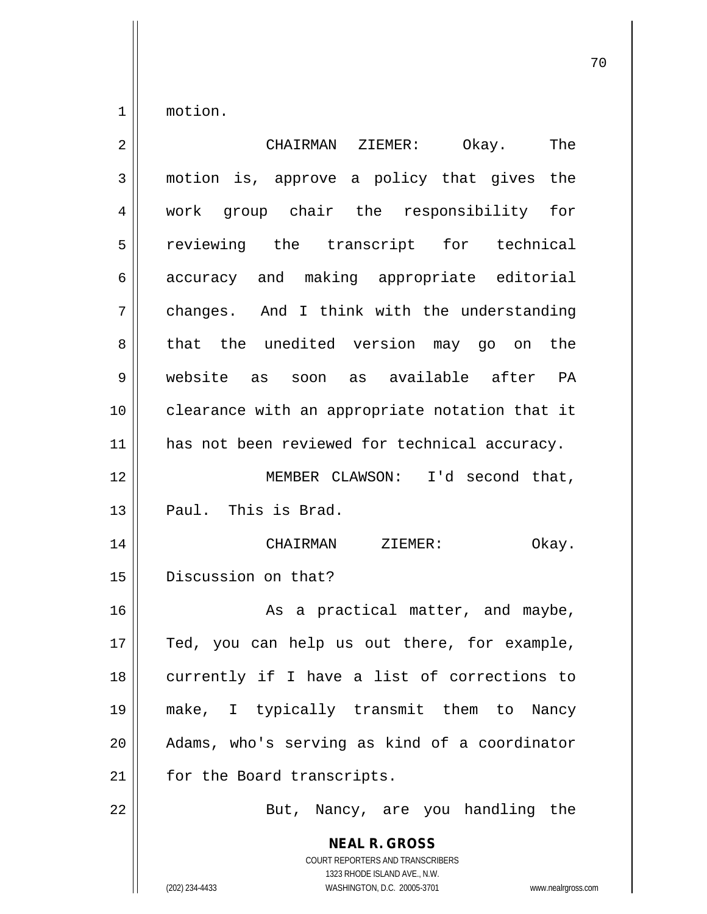motion.

CHAIRMAN ZIEMER: Okay. The motion is, approve a policy that gives the work group chair the responsibility for reviewing the transcript for technical accuracy and making appropriate editorial changes. And I think with the understanding that the unedited version may go on the website as soon as available after PA clearance with an appropriate notation that it has not been reviewed for technical accuracy.

MEMBER CLAWSON: I'd second that, Paul. This is Brad.

CHAIRMAN ZIEMER: Okay. Discussion on that?

As a practical matter, and maybe, Ted, you can help us out there, for example, currently if I have a list of corrections to make, I typically transmit them to Nancy Adams, who's serving as kind of a coordinator for the Board transcripts.

But, Nancy, are you handling the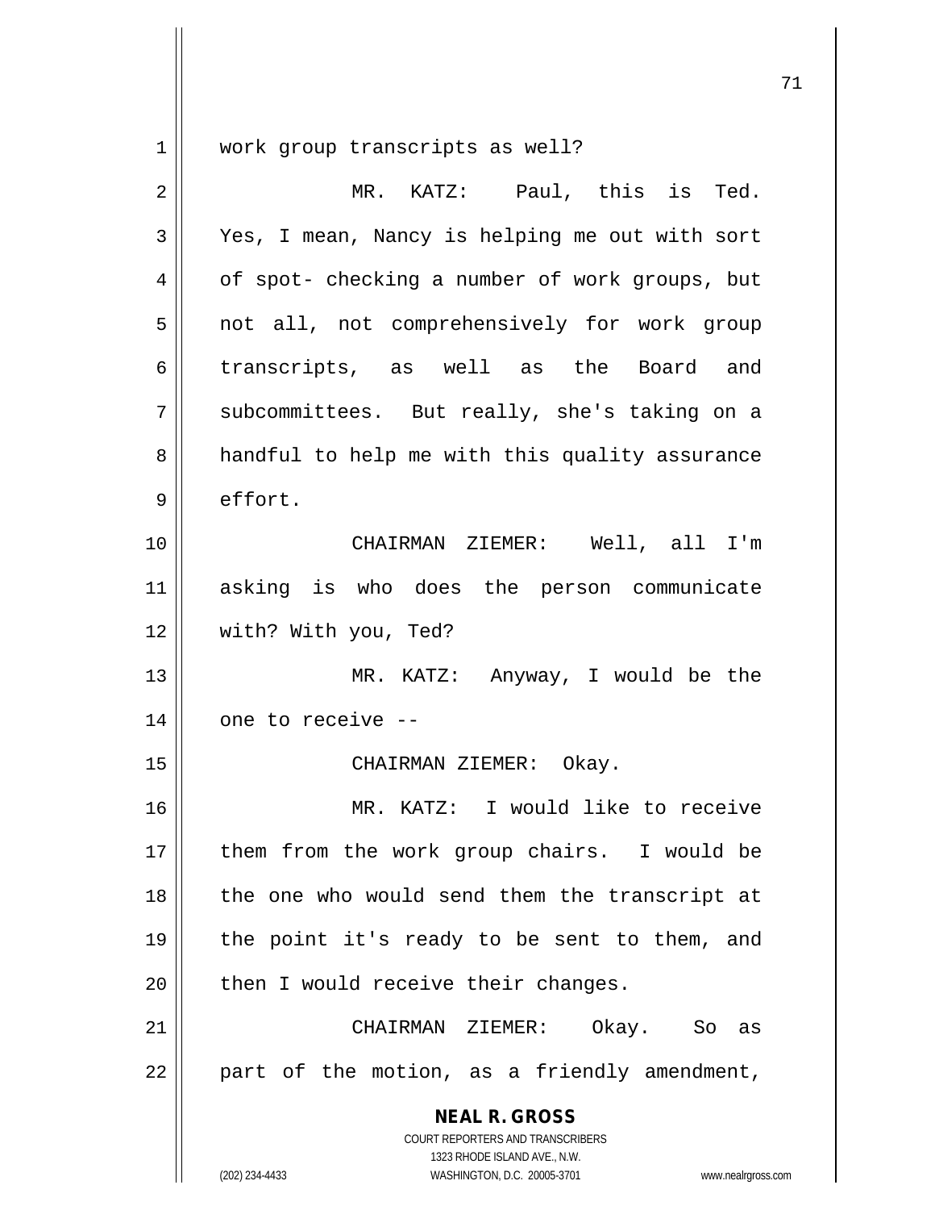work group transcripts as well?

MR. KATZ: Paul, this is Ted. Yes, I mean, Nancy is helping me out with sort of spot- checking a number of work groups, but not all, not comprehensively for work group transcripts, as well as the Board and subcommittees. But really, she's taking on a handful to help me with this quality assurance effort.

CHAIRMAN ZIEMER: Well, all I'm asking is who does the person communicate with? With you, Ted?

MR. KATZ: Anyway, I would be the one to receive --

CHAIRMAN ZIEMER: Okay.

MR. KATZ: I would like to receive them from the work group chairs. I would be the one who would send them the transcript at the point it's ready to be sent to them, and then I would receive their changes.

CHAIRMAN ZIEMER: Okay. So as part of the motion, as a friendly amendment,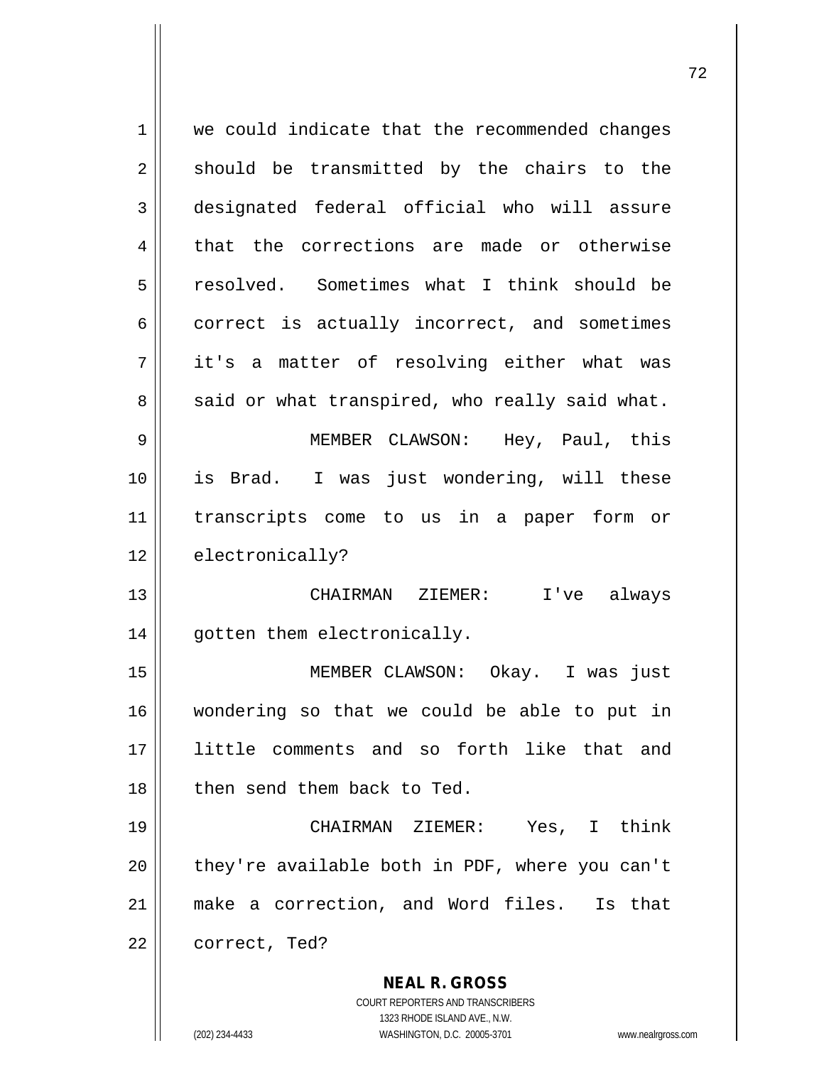we could indicate that the recommended changes should be transmitted by the chairs to the designated federal official who will assure that the corrections are made or otherwise resolved. Sometimes what I think should be correct is actually incorrect, and sometimes it's a matter of resolving either what was said or what transpired, who really said what.

MEMBER CLAWSON: Hey, Paul, this is Brad. I was just wondering, will these transcripts come to us in a paper form or electronically?

CHAIRMAN ZIEMER: I've always gotten them electronically.

MEMBER CLAWSON: Okay. I was just wondering so that we could be able to put in little comments and so forth like that and then send them back to Ted.

CHAIRMAN ZIEMER: Yes, I think they're available both in PDF, where you can't make a correction, and Word files. Is that correct, Ted?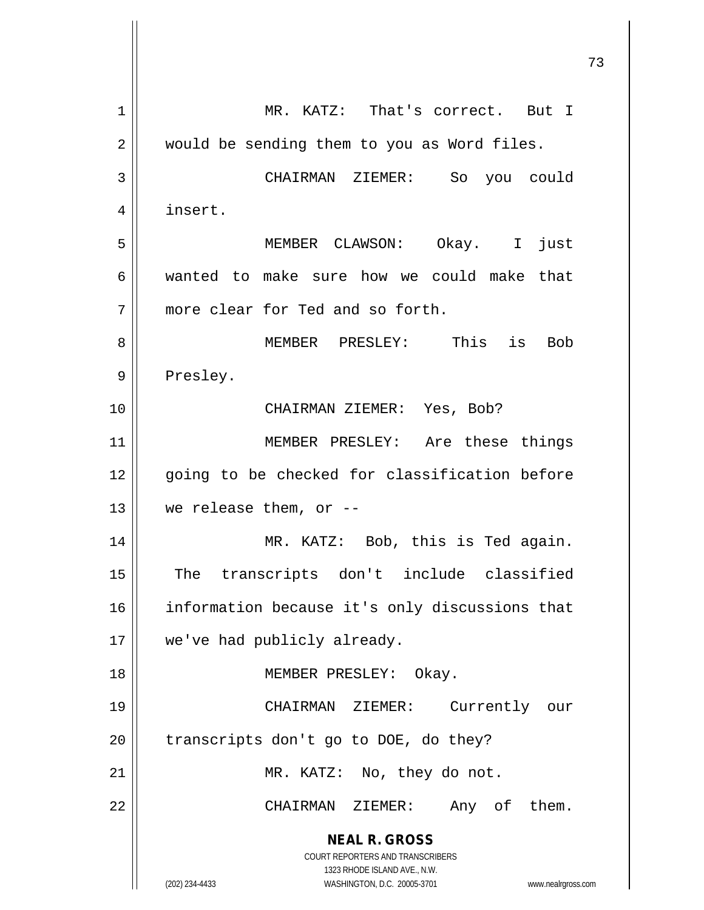MR. KATZ: That's correct. But I would be sending them to you as Word files.

CHAIRMAN ZIEMER: So you could insert.

MEMBER CLAWSON: Okay. I just wanted to make sure how we could make that more clear for Ted and so forth.

MEMBER PRESLEY: This is Bob Presley.

CHAIRMAN ZIEMER: Yes, Bob?

MEMBER PRESLEY: Are these things going to be checked for classification before we release them, or --

MR. KATZ: Bob, this is Ted again. The transcripts don't include classified information because it's only discussions that we've had publicly already.

MEMBER PRESLEY: Okay.

CHAIRMAN ZIEMER: Currently our transcripts don't go to DOE, do they?

MR. KATZ: No, they do not.

CHAIRMAN ZIEMER: Any of them.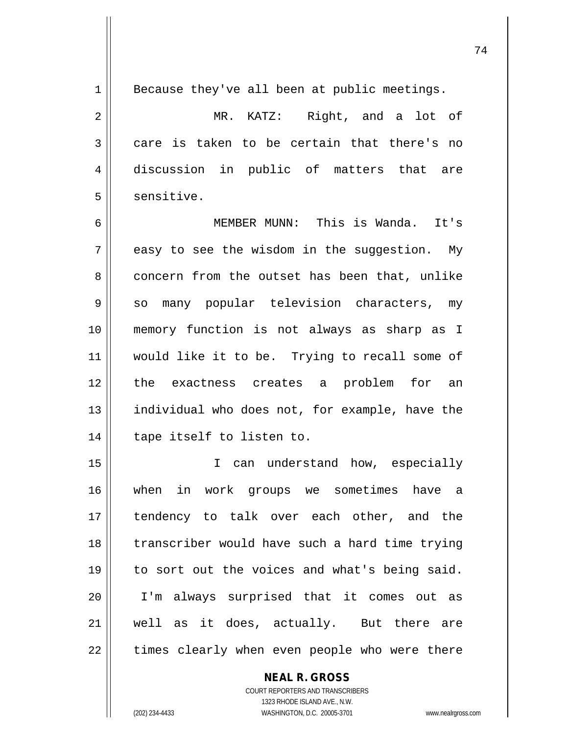Because they've all been at public meetings.

MR. KATZ: Right, and a lot of care is taken to be certain that there's no discussion in public of matters that are sensitive.

MEMBER MUNN: This is Wanda. It's easy to see the wisdom in the suggestion. My concern from the outset has been that, unlike so many popular television characters, my memory function is not always as sharp as I would like it to be. Trying to recall some of the exactness creates a problem for an individual who does not, for example, have the tape itself to listen to.

I can understand how, especially when in work groups we sometimes have a tendency to talk over each other, and the transcriber would have such a hard time trying to sort out the voices and what's being said. I'm always surprised that it comes out as well as it does, actually. But there are times clearly when even people who were there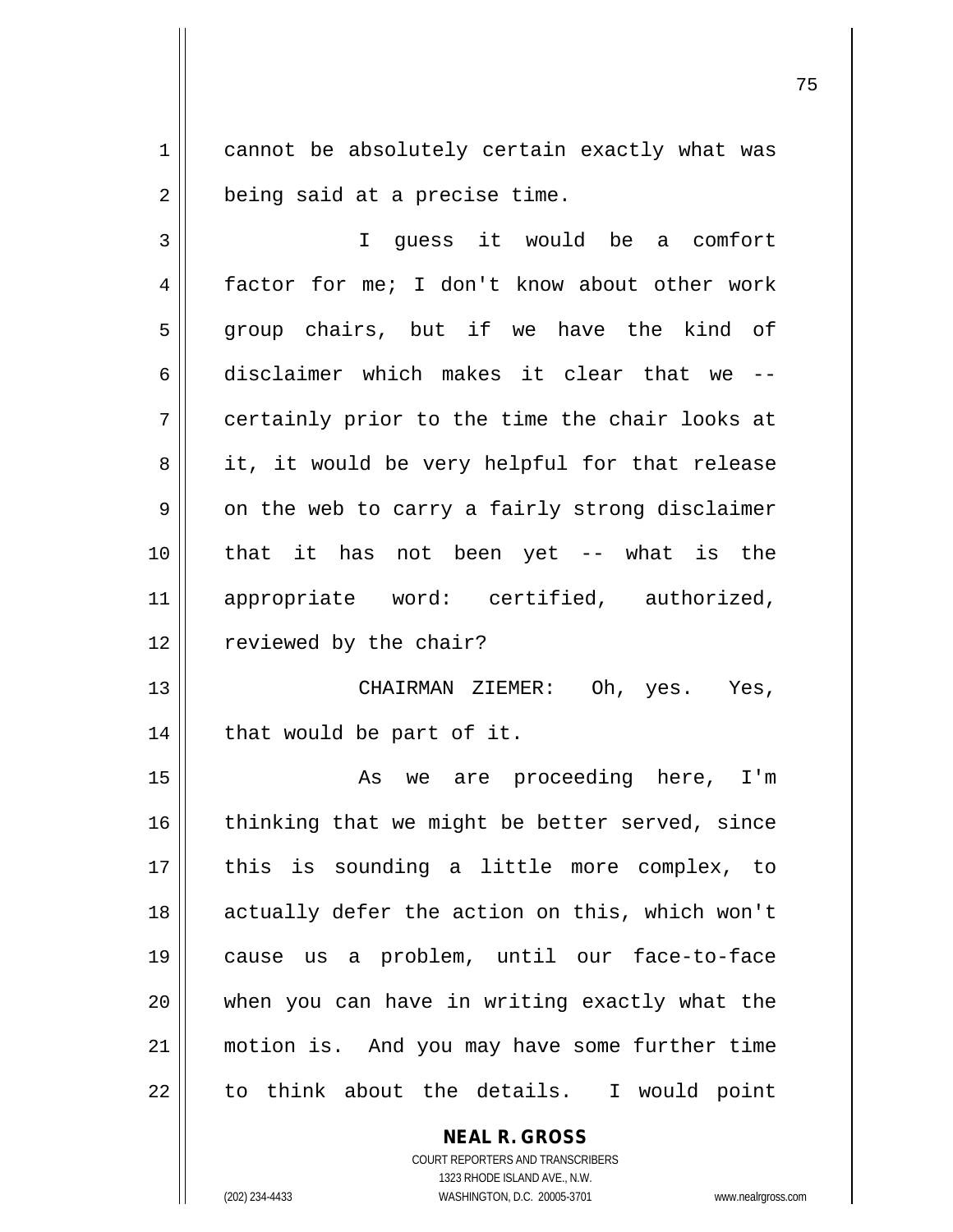cannot be absolutely certain exactly what was being said at a precise time.

I guess it would be a comfort factor for me; I don't know about other work group chairs, but if we have the kind of disclaimer which makes it clear that we -- certainly prior to the time the chair looks at it, it would be very helpful for that release on the web to carry a fairly strong disclaimer that it has not been yet -- what is the appropriate word: certified, authorized, reviewed by the chair?

CHAIRMAN ZIEMER: Oh, yes. Yes, that would be part of it.

As we are proceeding here, I'm thinking that we might be better served, since this is sounding a little more complex, to actually defer the action on this, which won't cause us a problem, until our face-to-face when you can have in writing exactly what the motion is. And you may have some further time to think about the details. I would point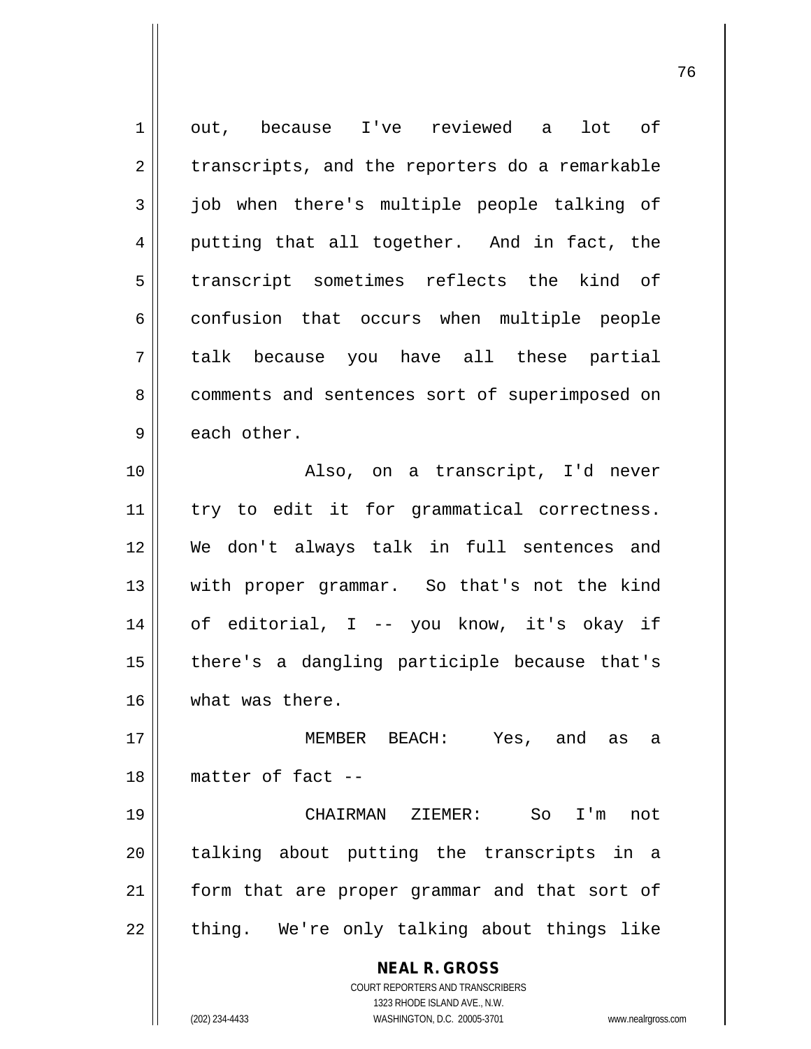out, because I've reviewed a lot of transcripts, and the reporters do a remarkable job when there's multiple people talking of putting that all together. And in fact, the transcript sometimes reflects the kind of confusion that occurs when multiple people talk because you have all these partial comments and sentences sort of superimposed on each other.

Also, on a transcript, I'd never try to edit it for grammatical correctness. We don't always talk in full sentences and with proper grammar. So that's not the kind of editorial, I -- you know, it's okay if there's a dangling participle because that's what was there.

MEMBER BEACH: Yes, and as a matter of fact --

CHAIRMAN ZIEMER: So I'm not talking about putting the transcripts in a form that are proper grammar and that sort of thing. We're only talking about things like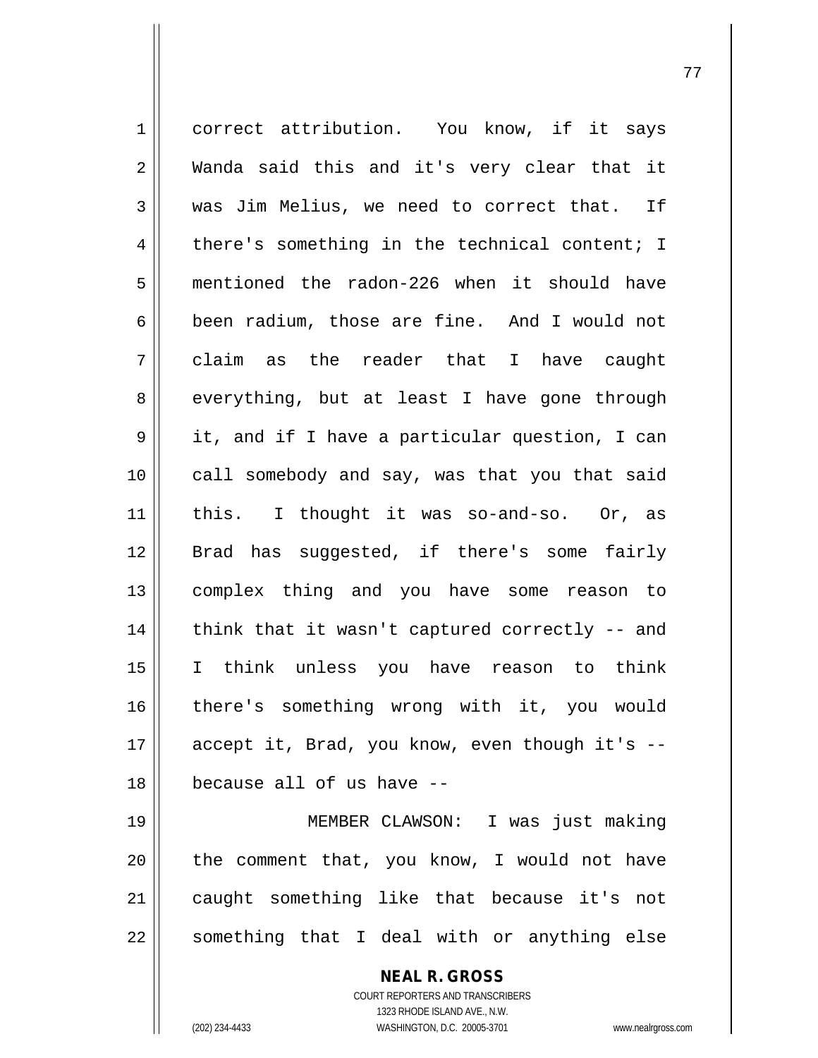correct attribution. You know, if it says Wanda said this and it's very clear that it was Jim Melius, we need to correct that. If there's something in the technical content; I mentioned the radon-226 when it should have been radium, those are fine. And I would not claim as the reader that I have caught everything, but at least I have gone through it, and if I have a particular question, I can call somebody and say, was that you that said this. I thought it was so-and-so. Or, as Brad has suggested, if there's some fairly complex thing and you have some reason to think that it wasn't captured correctly -- and I think unless you have reason to think there's something wrong with it, you would accept it, Brad, you know, even though it's -- because all of us have --

MEMBER CLAWSON: I was just making the comment that, you know, I would not have caught something like that because it's not something that I deal with or anything else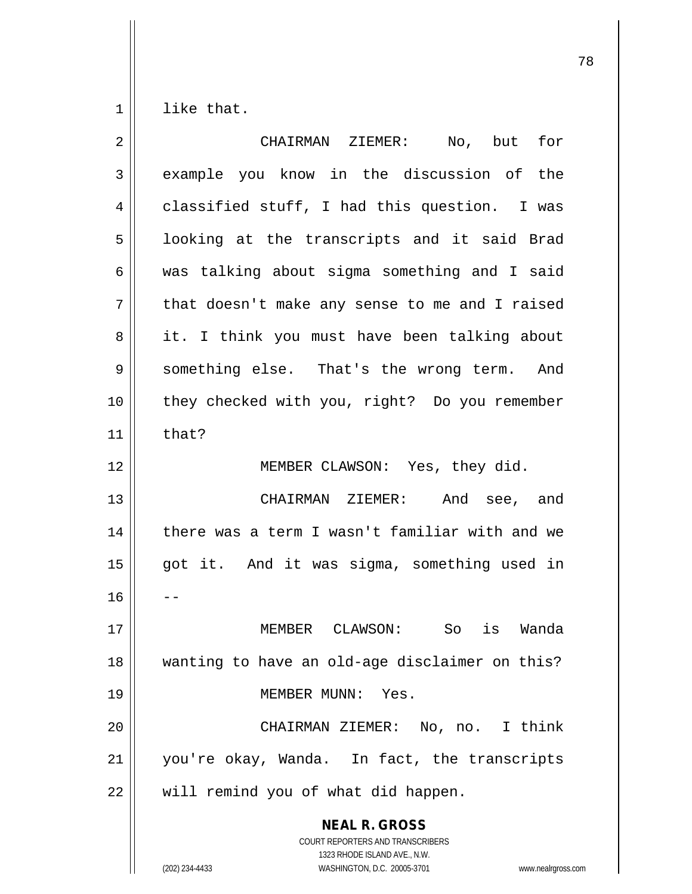like that.

CHAIRMAN ZIEMER: No, but for example you know in the discussion of the classified stuff, I had this question. I was looking at the transcripts and it said Brad was talking about sigma something and I said that doesn't make any sense to me and I raised it. I think you must have been talking about something else. That's the wrong term. And they checked with you, right? Do you remember that?

MEMBER CLAWSON: Yes, they did.

CHAIRMAN ZIEMER: And see, and there was a term I wasn't familiar with and we got it. And it was sigma, something used in --

MEMBER CLAWSON: So is Wanda wanting to have an old-age disclaimer on this?

MEMBER MUNN: Yes.

CHAIRMAN ZIEMER: No, no. I think you're okay, Wanda. In fact, the transcripts will remind you of what did happen.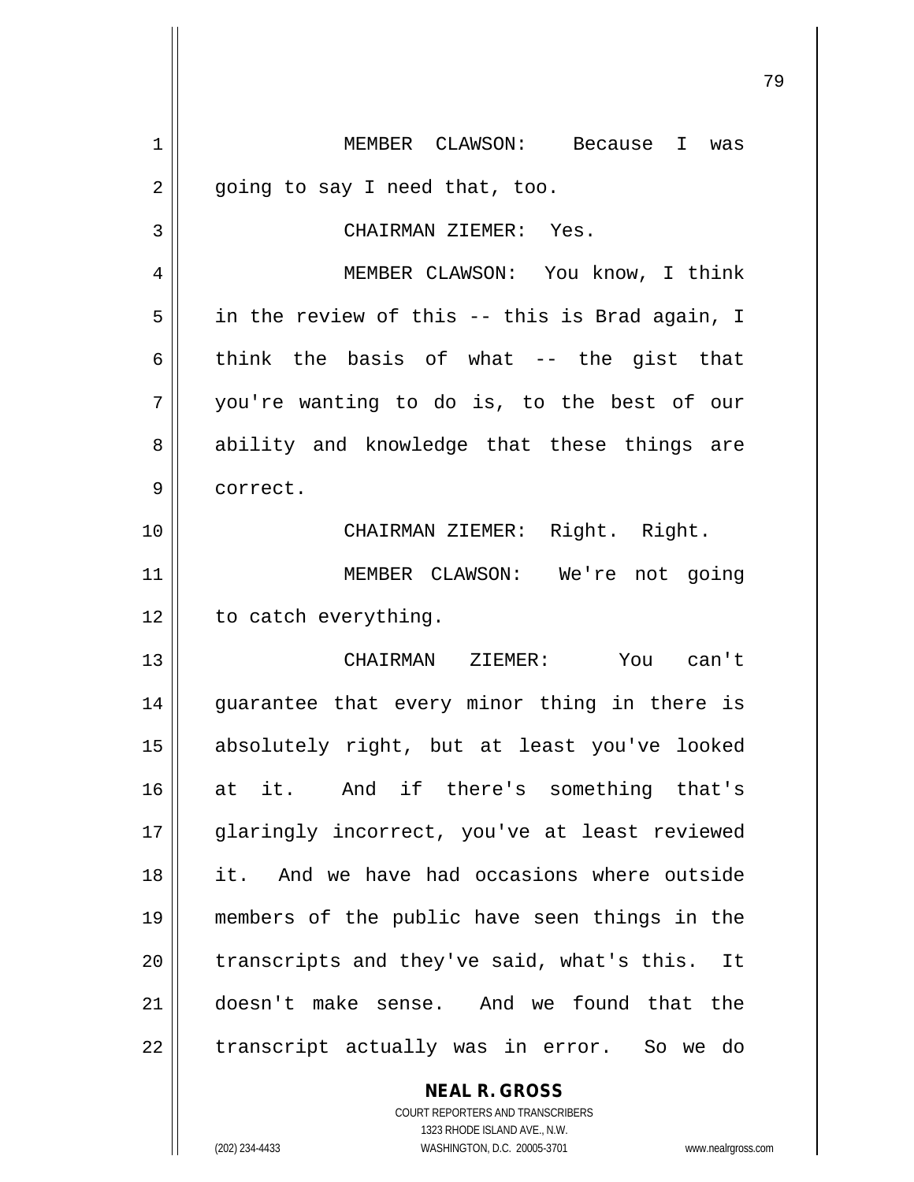MEMBER CLAWSON: Because I was going to say I need that, too.

CHAIRMAN ZIEMER: Yes.

MEMBER CLAWSON: You know, I think in the review of this -- this is Brad again, I think the basis of what -- the gist that you're wanting to do is, to the best of our ability and knowledge that these things are correct.

CHAIRMAN ZIEMER: Right. Right.

MEMBER CLAWSON: We're not going to catch everything.

CHAIRMAN ZIEMER: You can't guarantee that every minor thing in there is absolutely right, but at least you've looked at it. And if there's something that's glaringly incorrect, you've at least reviewed it. And we have had occasions where outside members of the public have seen things in the transcripts and they've said, what's this. It doesn't make sense. And we found that the transcript actually was in error. So we do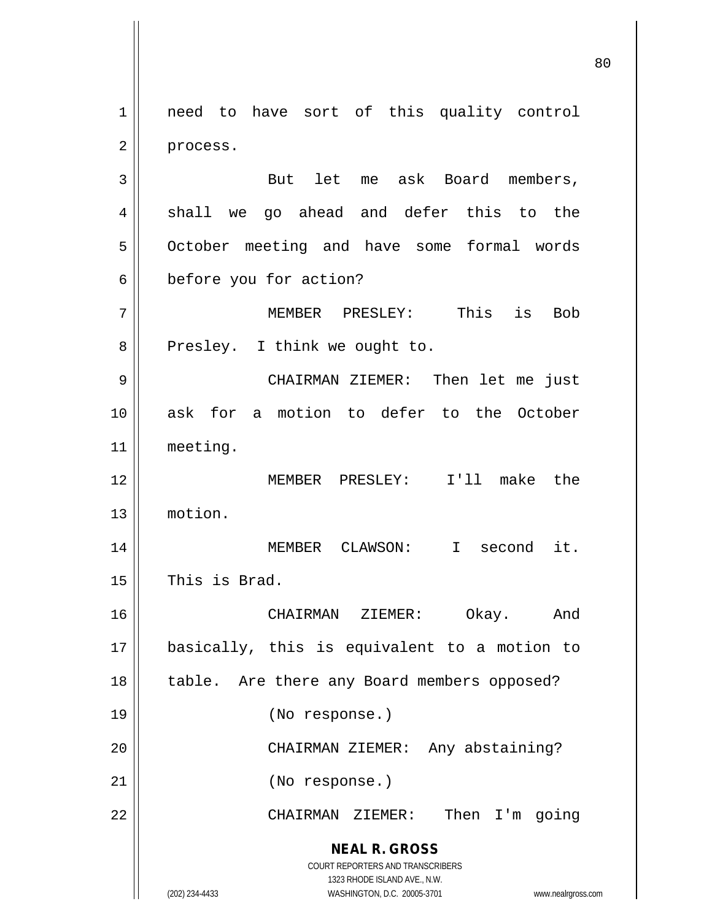need to have sort of this quality control process.

But let me ask Board members, shall we go ahead and defer this to the October meeting and have some formal words before you for action?

MEMBER PRESLEY: This is Bob Presley. I think we ought to.

CHAIRMAN ZIEMER: Then let me just ask for a motion to defer to the October meeting.

MEMBER PRESLEY: I'll make the motion.

MEMBER CLAWSON: I second it. This is Brad.

CHAIRMAN ZIEMER: Okay. And basically, this is equivalent to a motion to table. Are there any Board members opposed?

(No response.)

CHAIRMAN ZIEMER: Any abstaining?

(No response.)

CHAIRMAN ZIEMER: Then I'm going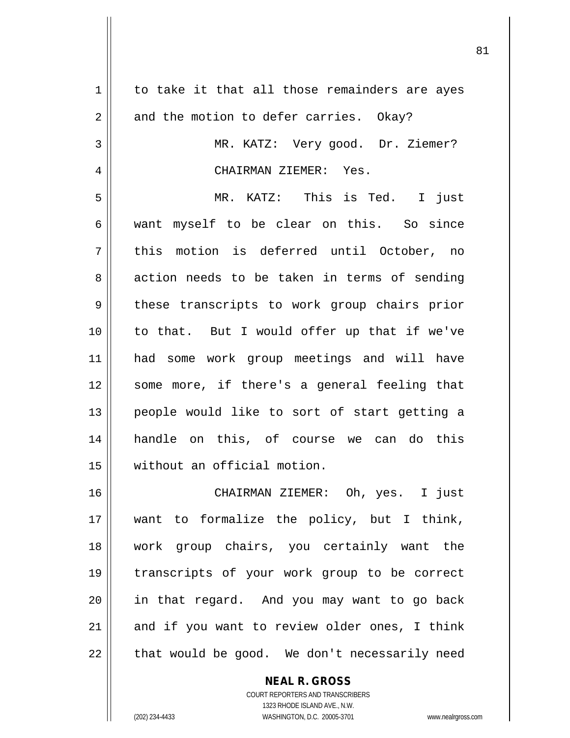to take it that all those remainders are ayes and the motion to defer carries. Okay?

MR. KATZ: Very good. Dr. Ziemer?

CHAIRMAN ZIEMER: Yes.

MR. KATZ: This is Ted. I just want myself to be clear on this. So since this motion is deferred until October, no action needs to be taken in terms of sending these transcripts to work group chairs prior to that. But I would offer up that if we've had some work group meetings and will have some more, if there's a general feeling that people would like to sort of start getting a handle on this, of course we can do this without an official motion.

CHAIRMAN ZIEMER: Oh, yes. I just want to formalize the policy, but I think, work group chairs, you certainly want the transcripts of your work group to be correct in that regard. And you may want to go back and if you want to review older ones, I think that would be good. We don't necessarily need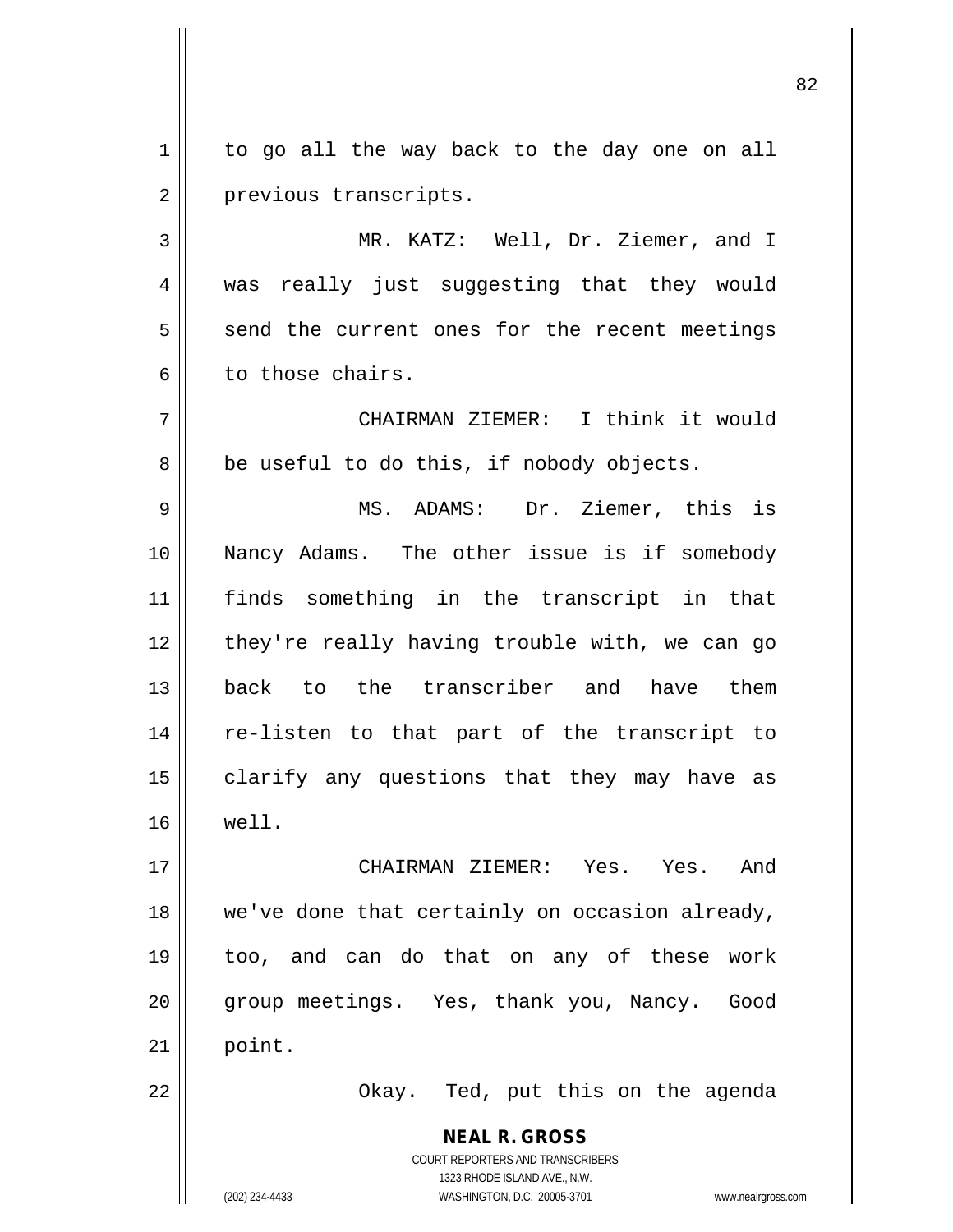to go all the way back to the day one on all previous transcripts.

MR. KATZ: Well, Dr. Ziemer, and I was really just suggesting that they would send the current ones for the recent meetings to those chairs.

CHAIRMAN ZIEMER: I think it would be useful to do this, if nobody objects.

MS. ADAMS: Dr. Ziemer, this is Nancy Adams. The other issue is if somebody finds something in the transcript in that they're really having trouble with, we can go back to the transcriber and have them re-listen to that part of the transcript to clarify any questions that they may have as well.

CHAIRMAN ZIEMER: Yes. Yes. And we've done that certainly on occasion already, too, and can do that on any of these work group meetings. Yes, thank you, Nancy. Good point.

Okay. Ted, put this on the agenda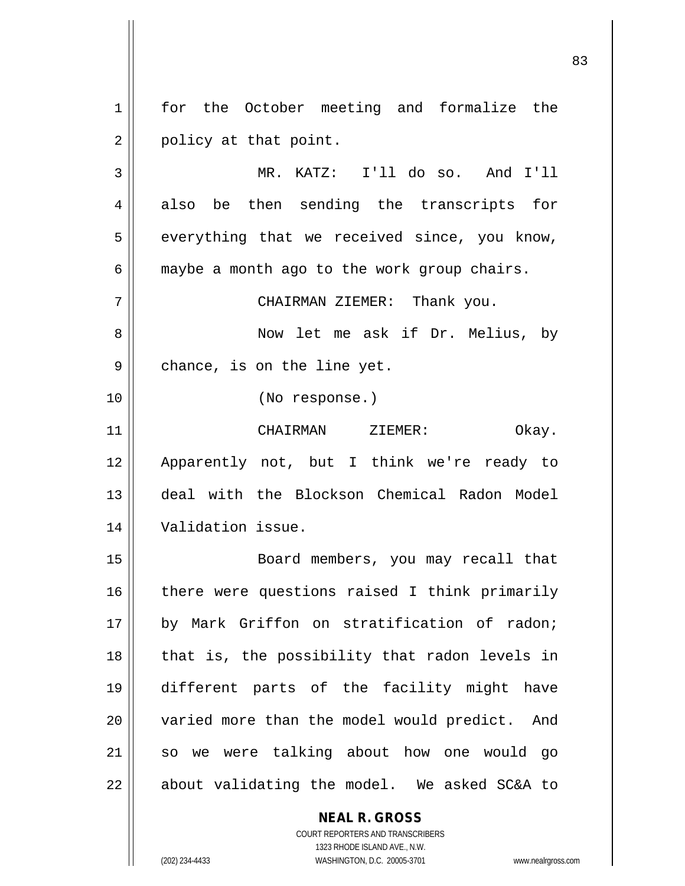for the October meeting and formalize the policy at that point.

MR. KATZ: I'll do so. And I'll also be then sending the transcripts for everything that we received since, you know, maybe a month ago to the work group chairs.

CHAIRMAN ZIEMER: Thank you.

Now let me ask if Dr. Melius, by chance, is on the line yet.

(No response.)

CHAIRMAN ZIEMER: Okay. Apparently not, but I think we're ready to deal with the Blockson Chemical Radon Model Validation issue.

Board members, you may recall that there were questions raised I think primarily by Mark Griffon on stratification of radon; that is, the possibility that radon levels in different parts of the facility might have varied more than the model would predict. And so we were talking about how one would go about validating the model. We asked SC&A to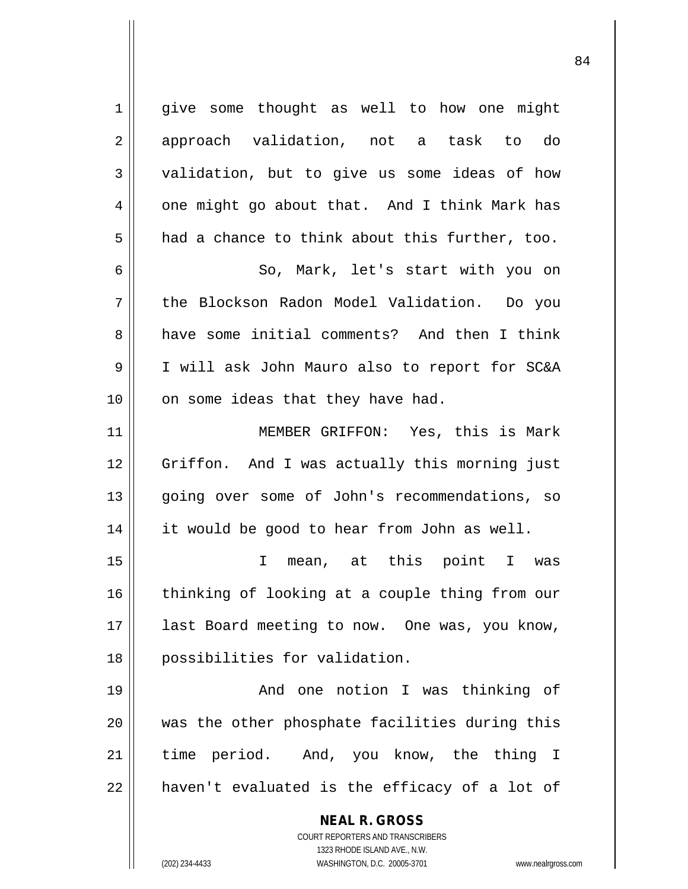give some thought as well to how one might approach validation, not a task to do validation, but to give us some ideas of how one might go about that. And I think Mark has had a chance to think about this further, too.

So, Mark, let's start with you on the Blockson Radon Model Validation. Do you have some initial comments? And then I think I will ask John Mauro also to report for SC&A on some ideas that they have had.

MEMBER GRIFFON: Yes, this is Mark Griffon. And I was actually this morning just going over some of John's recommendations, so it would be good to hear from John as well.

I mean, at this point I was thinking of looking at a couple thing from our last Board meeting to now. One was, you know, possibilities for validation.

And one notion I was thinking of was the other phosphate facilities during this time period. And, you know, the thing I haven't evaluated is the efficacy of a lot of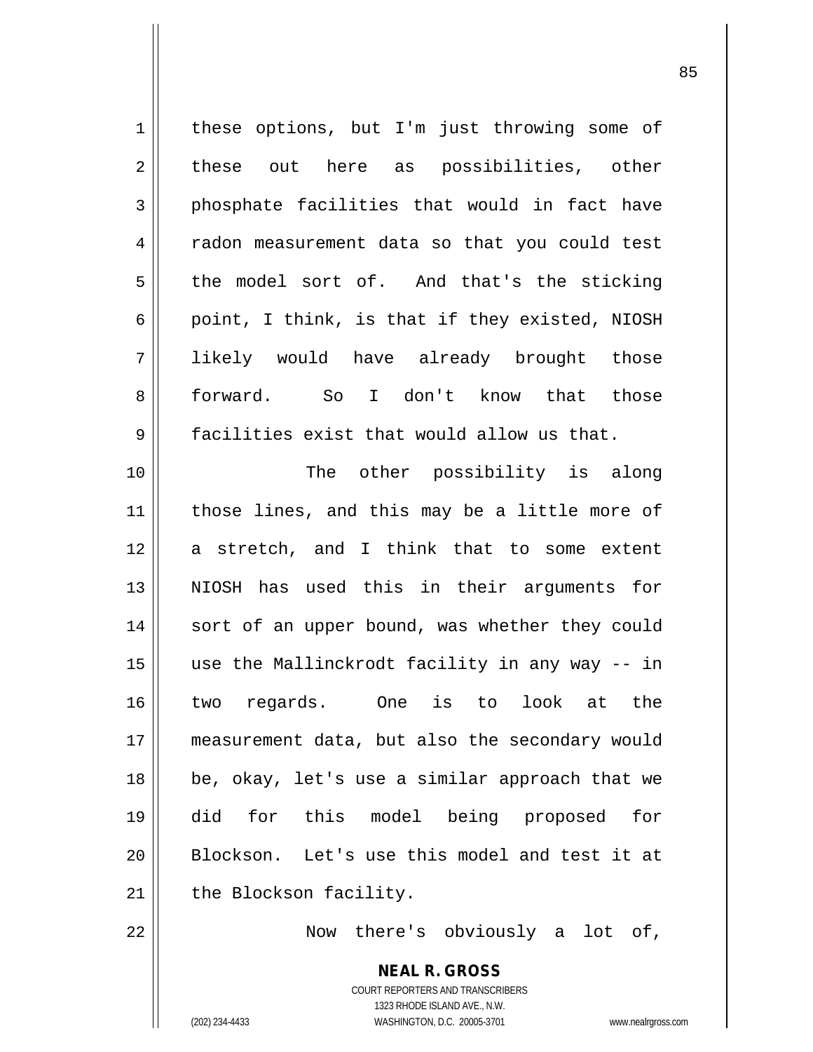these options, but I'm just throwing some of these out here as possibilities, other phosphate facilities that would in fact have radon measurement data so that you could test the model sort of. And that's the sticking point, I think, is that if they existed, NIOSH likely would have already brought those forward. So I don't know that those facilities exist that would allow us that.

The other possibility is along those lines, and this may be a little more of a stretch, and I think that to some extent NIOSH has used this in their arguments for sort of an upper bound, was whether they could use the Mallinckrodt facility in any way -- in two regards. One is to look at the measurement data, but also the secondary would be, okay, let's use a similar approach that we did for this model being proposed for Blockson. Let's use this model and test it at the Blockson facility.

Now there's obviously a lot of,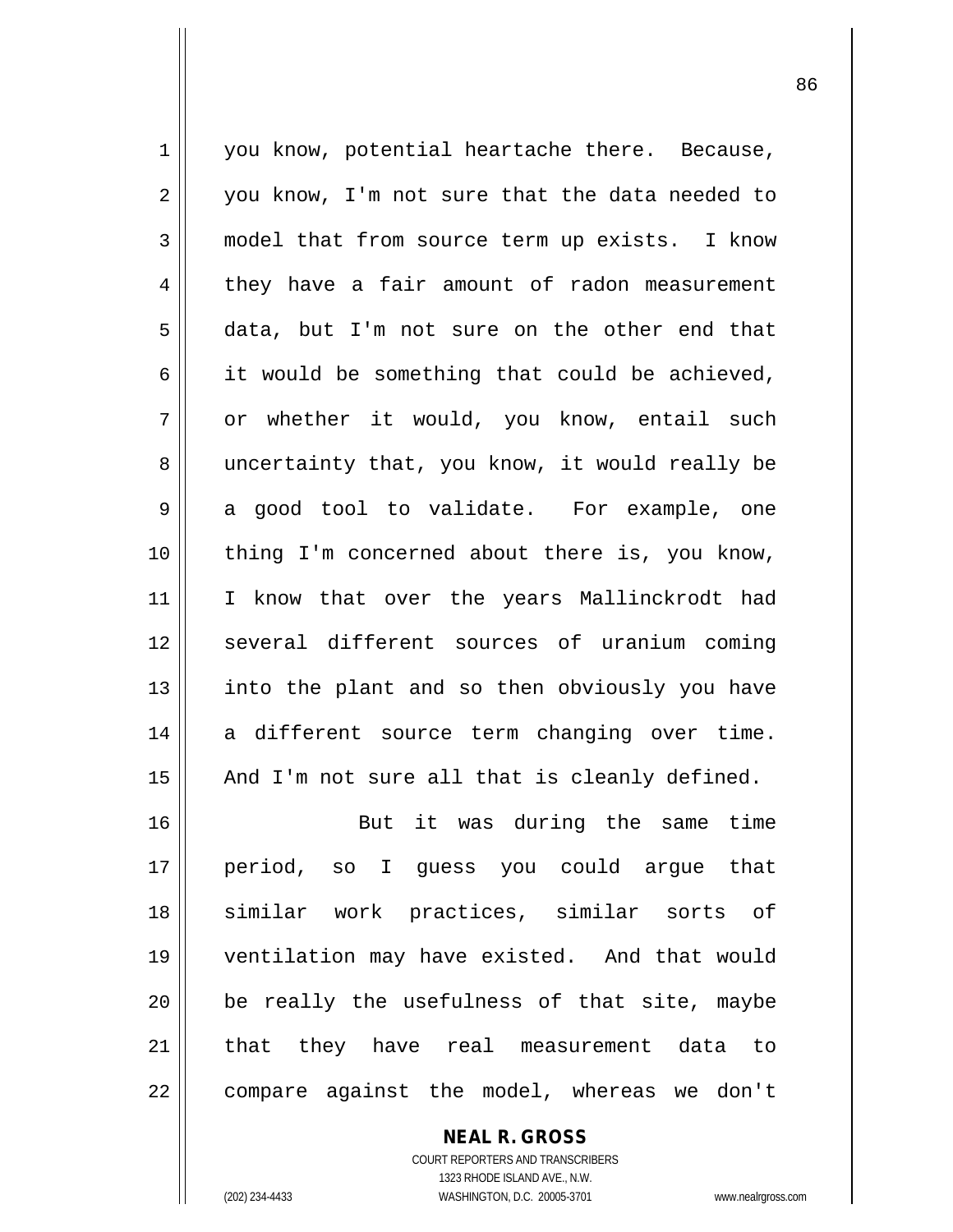you know, potential heartache there. Because, you know, I'm not sure that the data needed to model that from source term up exists. I know they have a fair amount of radon measurement data, but I'm not sure on the other end that it would be something that could be achieved, or whether it would, you know, entail such uncertainty that, you know, it would really be a good tool to validate. For example, one thing I'm concerned about there is, you know, I know that over the years Mallinckrodt had several different sources of uranium coming into the plant and so then obviously you have a different source term changing over time. And I'm not sure all that is cleanly defined.

But it was during the same time period, so I guess you could argue that similar work practices, similar sorts of ventilation may have existed. And that would be really the usefulness of that site, maybe that they have real measurement data to compare against the model, whereas we don't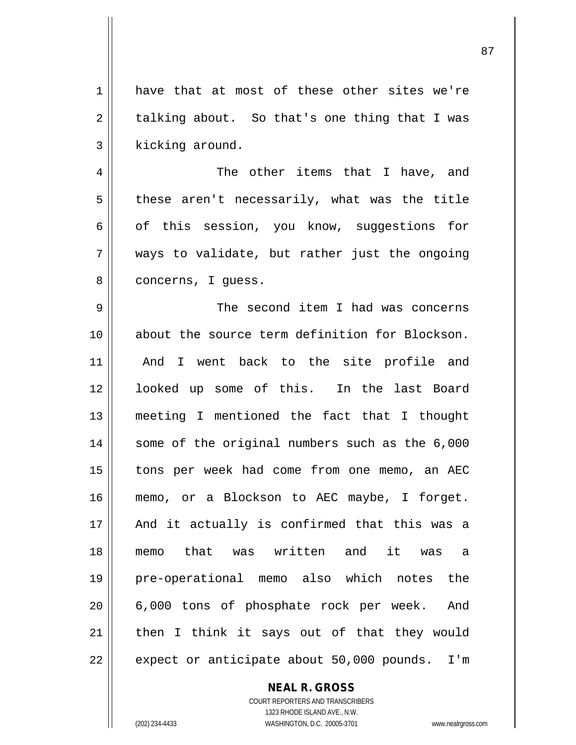have that at most of these other sites we're talking about. So that's one thing that I was kicking around.

The other items that I have, and these aren't necessarily, what was the title of this session, you know, suggestions for ways to validate, but rather just the ongoing concerns, I guess.

The second item I had was concerns about the source term definition for Blockson. And I went back to the site profile and looked up some of this. In the last Board meeting I mentioned the fact that I thought some of the original numbers such as the 6,000 tons per week had come from one memo, an AEC memo, or a Blockson to AEC maybe, I forget. And it actually is confirmed that this was a memo that was written and it was a pre-operational memo also which notes the 6,000 tons of phosphate rock per week. And then I think it says out of that they would expect or anticipate about 50,000 pounds. I'm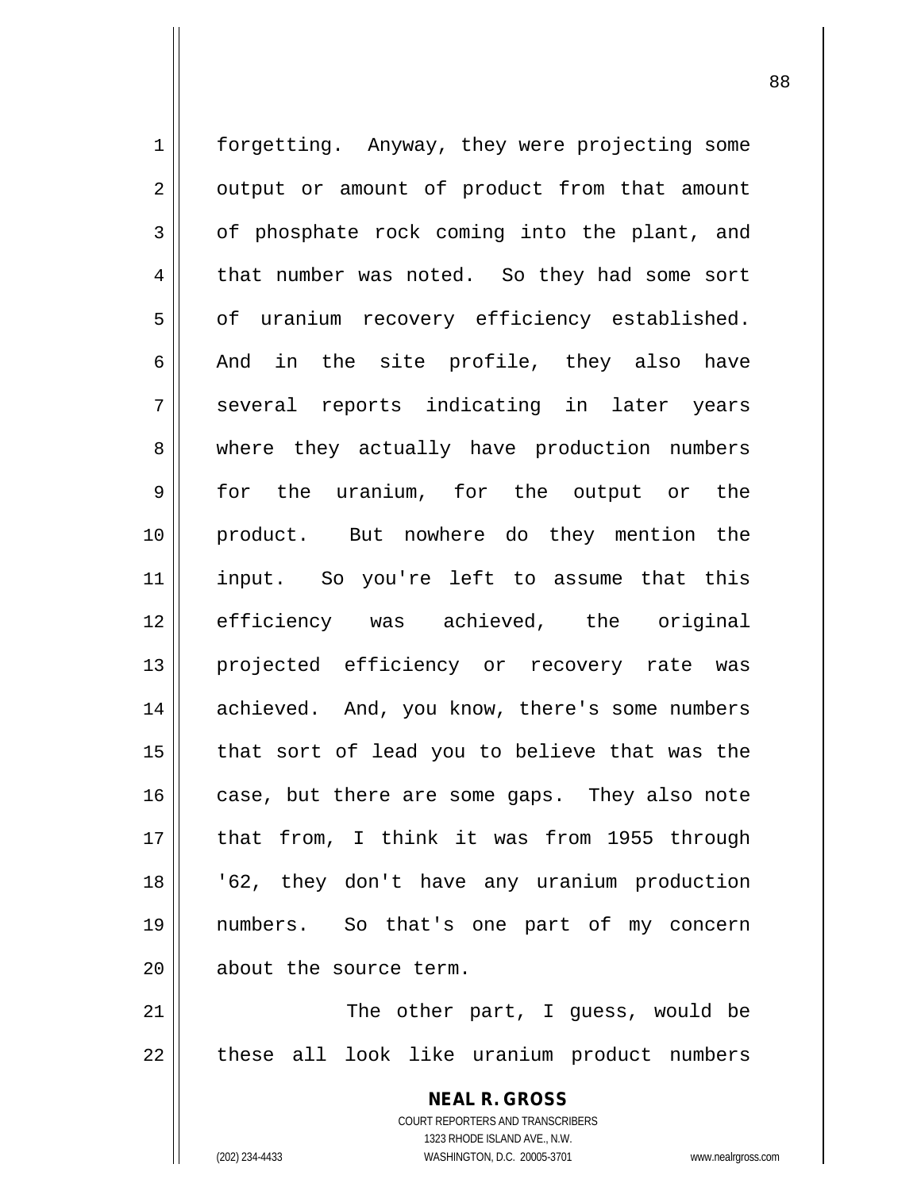forgetting. Anyway, they were projecting some output or amount of product from that amount of phosphate rock coming into the plant, and that number was noted. So they had some sort of uranium recovery efficiency established. And in the site profile, they also have several reports indicating in later years where they actually have production numbers for the uranium, for the output or the product. But nowhere do they mention the input. So you're left to assume that this efficiency was achieved, the original projected efficiency or recovery rate was achieved. And, you know, there's some numbers that sort of lead you to believe that was the case, but there are some gaps. They also note that from, I think it was from 1955 through '62, they don't have any uranium production numbers. So that's one part of my concern about the source term.

The other part, I guess, would be these all look like uranium product numbers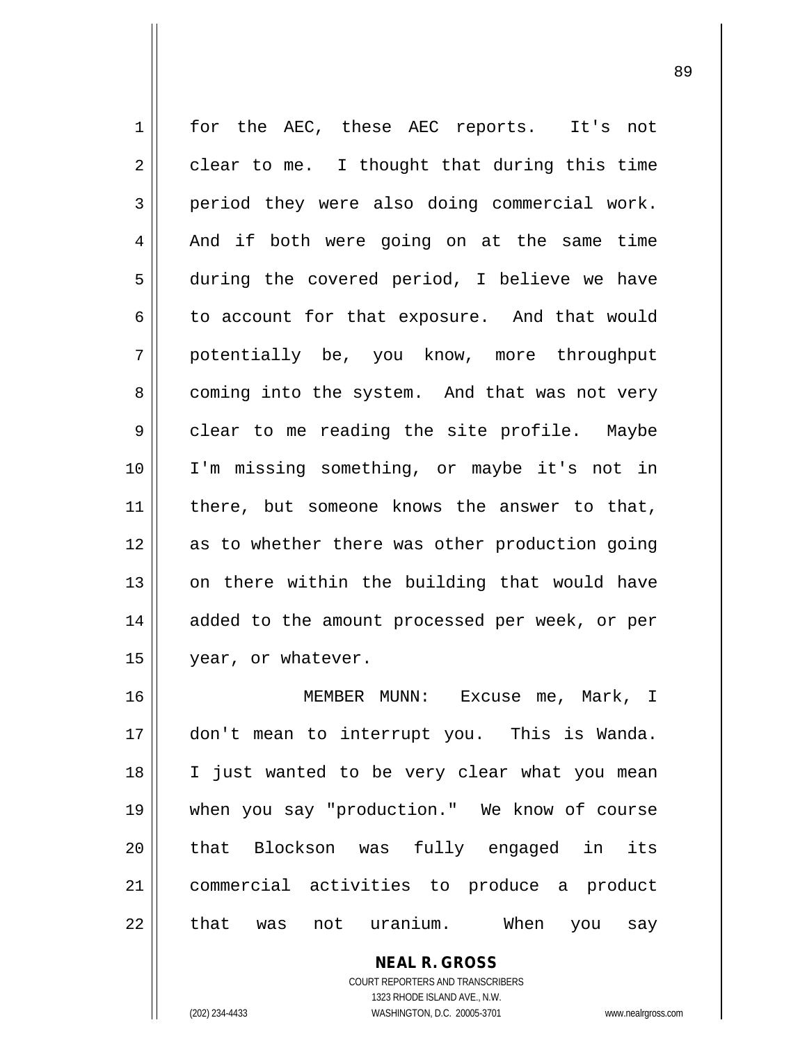for the AEC, these AEC reports. It's not clear to me. I thought that during this time period they were also doing commercial work. And if both were going on at the same time during the covered period, I believe we have to account for that exposure. And that would potentially be, you know, more throughput coming into the system. And that was not very clear to me reading the site profile. Maybe I'm missing something, or maybe it's not in there, but someone knows the answer to that, as to whether there was other production going on there within the building that would have added to the amount processed per week, or per year, or whatever.

MEMBER MUNN: Excuse me, Mark, I don't mean to interrupt you. This is Wanda. I just wanted to be very clear what you mean when you say "production." We know of course that Blockson was fully engaged in its commercial activities to produce a product that was not uranium. When you say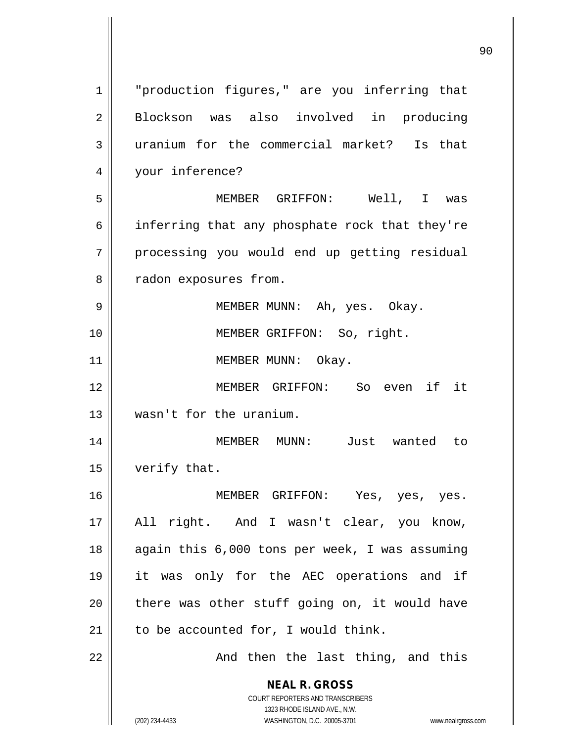"production figures," are you inferring that Blockson was also involved in producing uranium for the commercial market? Is that your inference?

MEMBER GRIFFON: Well, I was inferring that any phosphate rock that they're processing you would end up getting residual radon exposures from.

MEMBER MUNN: Ah, yes. Okay.

MEMBER GRIFFON: So, right.

MEMBER MUNN: Okay.

MEMBER GRIFFON: So even if it wasn't for the uranium.

MEMBER MUNN: Just wanted to verify that.

MEMBER GRIFFON: Yes, yes, yes. All right. And I wasn't clear, you know, again this 6,000 tons per week, I was assuming it was only for the AEC operations and if there was other stuff going on, it would have to be accounted for, I would think.

And then the last thing, and this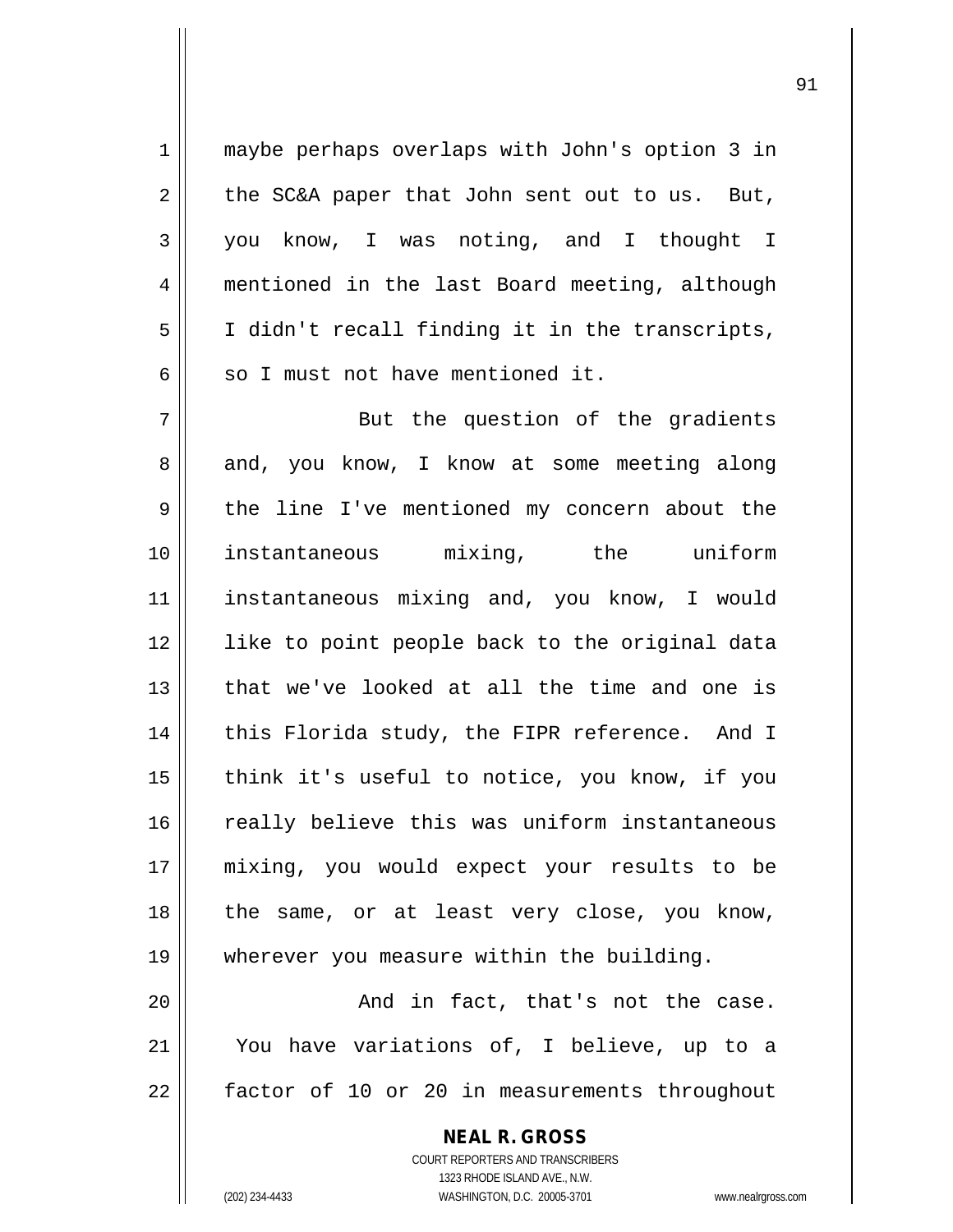maybe perhaps overlaps with John's option 3 in the SC&A paper that John sent out to us. But, you know, I was noting, and I thought I mentioned in the last Board meeting, although I didn't recall finding it in the transcripts, so I must not have mentioned it.

But the question of the gradients and, you know, I know at some meeting along the line I've mentioned my concern about the instantaneous mixing, the uniform instantaneous mixing and, you know, I would like to point people back to the original data that we've looked at all the time and one is this Florida study, the FIPR reference. And I think it's useful to notice, you know, if you really believe this was uniform instantaneous mixing, you would expect your results to be the same, or at least very close, you know, wherever you measure within the building.

And in fact, that's not the case. You have variations of, I believe, up to a factor of 10 or 20 in measurements throughout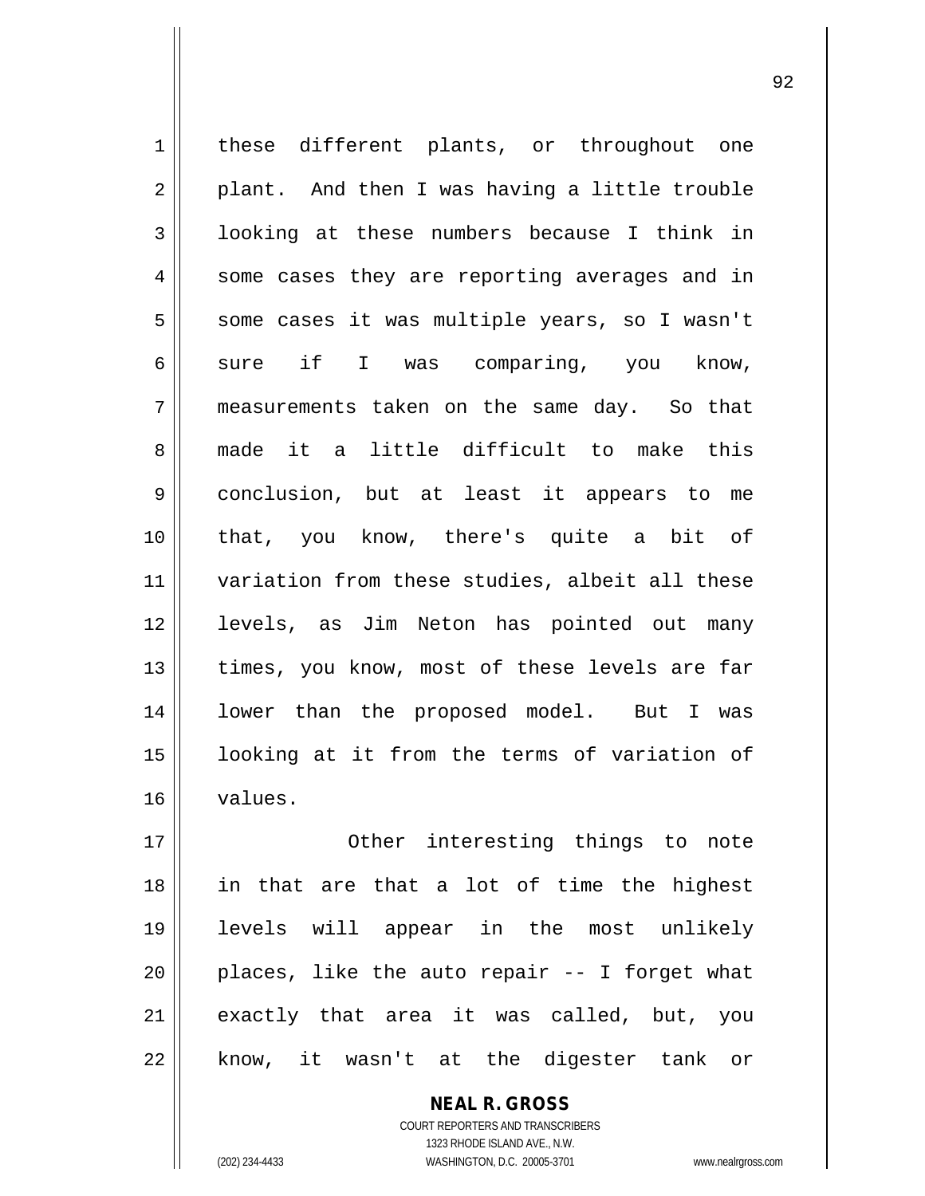these different plants, or throughout one plant. And then I was having a little trouble looking at these numbers because I think in some cases they are reporting averages and in some cases it was multiple years, so I wasn't sure if I was comparing, you know, measurements taken on the same day. So that made it a little difficult to make this conclusion, but at least it appears to me that, you know, there's quite a bit of variation from these studies, albeit all these levels, as Jim Neton has pointed out many times, you know, most of these levels are far lower than the proposed model. But I was looking at it from the terms of variation of values.

Other interesting things to note in that are that a lot of time the highest levels will appear in the most unlikely places, like the auto repair -- I forget what exactly that area it was called, but, you know, it wasn't at the digester tank or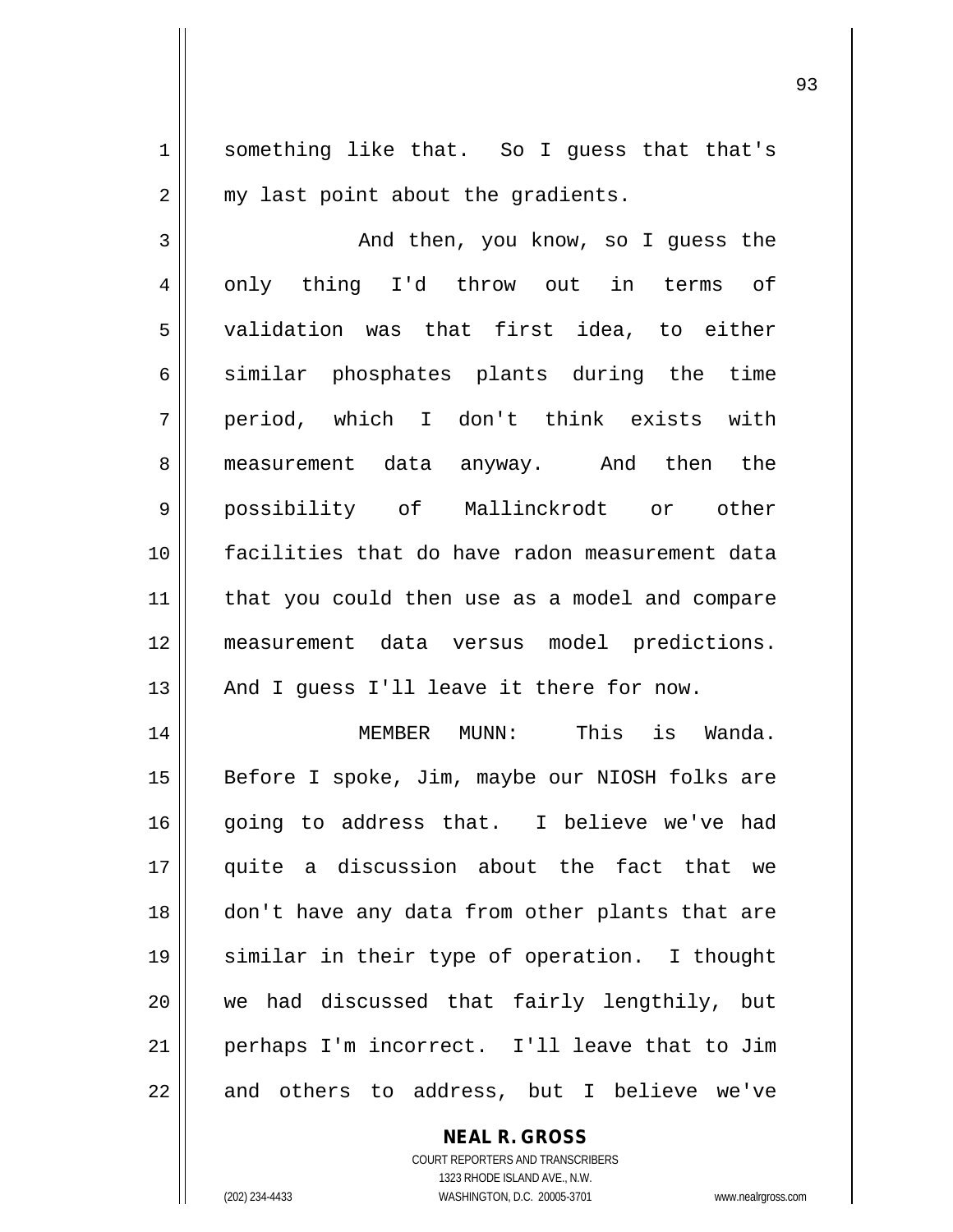something like that. So I guess that that's my last point about the gradients.

And then, you know, so I guess the only thing I'd throw out in terms of validation was that first idea, to either similar phosphates plants during the time period, which I don't think exists with measurement data anyway. And then the possibility of Mallinckrodt or other facilities that do have radon measurement data that you could then use as a model and compare measurement data versus model predictions. And I guess I'll leave it there for now.

MEMBER MUNN: This is Wanda. Before I spoke, Jim, maybe our NIOSH folks are going to address that. I believe we've had quite a discussion about the fact that we don't have any data from other plants that are similar in their type of operation. I thought we had discussed that fairly lengthily, but perhaps I'm incorrect. I'll leave that to Jim and others to address, but I believe we've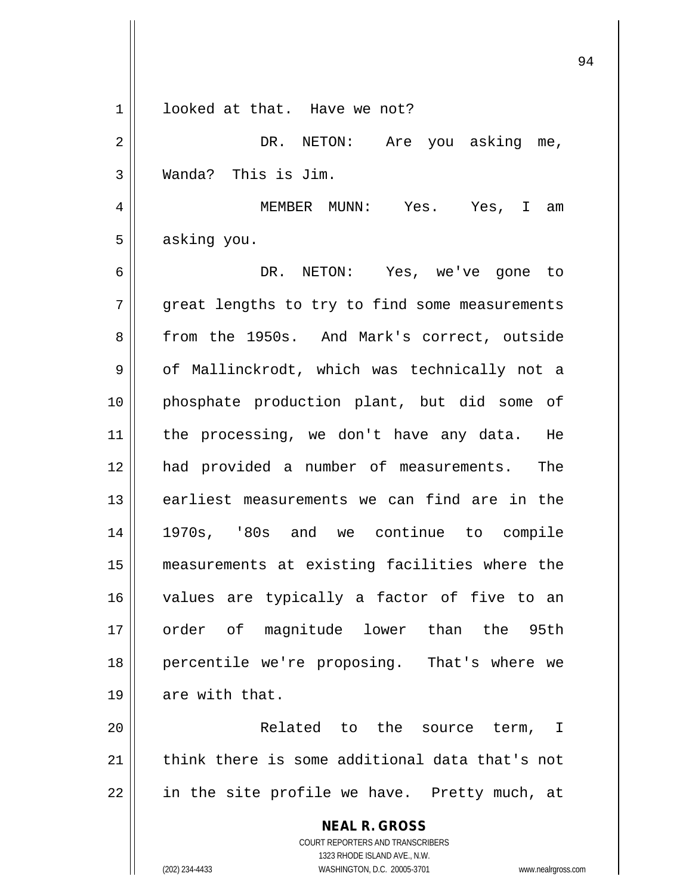looked at that. Have we not?

DR. NETON: Are you asking me, Wanda? This is Jim.

MEMBER MUNN: Yes. Yes, I am asking you.

DR. NETON: Yes, we've gone to great lengths to try to find some measurements from the 1950s. And Mark's correct, outside of Mallinckrodt, which was technically not a phosphate production plant, but did some of the processing, we don't have any data. He had provided a number of measurements. The earliest measurements we can find are in the 1970s, '80s and we continue to compile measurements at existing facilities where the values are typically a factor of five to an order of magnitude lower than the 95th percentile we're proposing. That's where we are with that.

Related to the source term, I think there is some additional data that's not in the site profile we have. Pretty much, at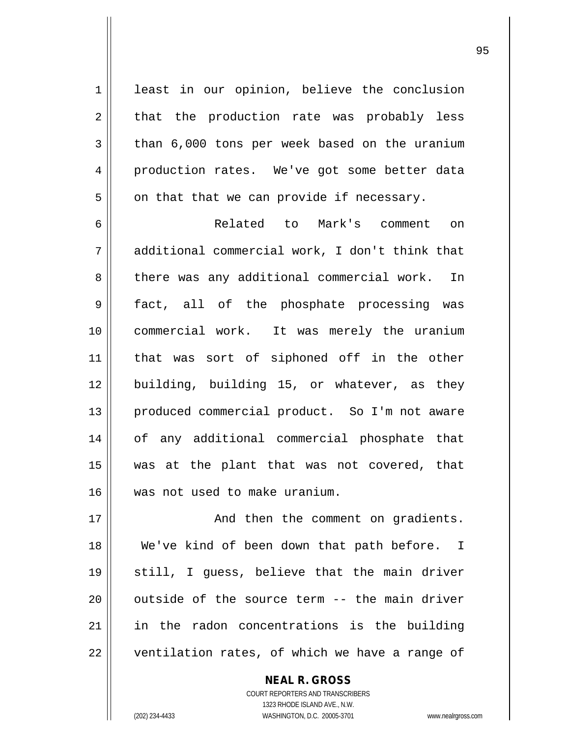least in our opinion, believe the conclusion that the production rate was probably less than 6,000 tons per week based on the uranium production rates. We've got some better data on that that we can provide if necessary.

Related to Mark's comment on additional commercial work, I don't think that there was any additional commercial work. In fact, all of the phosphate processing was commercial work. It was merely the uranium that was sort of siphoned off in the other building, building 15, or whatever, as they produced commercial product. So I'm not aware of any additional commercial phosphate that was at the plant that was not covered, that was not used to make uranium.

And then the comment on gradients. We've kind of been down that path before. I still, I guess, believe that the main driver outside of the source term -- the main driver in the radon concentrations is the building ventilation rates, of which we have a range of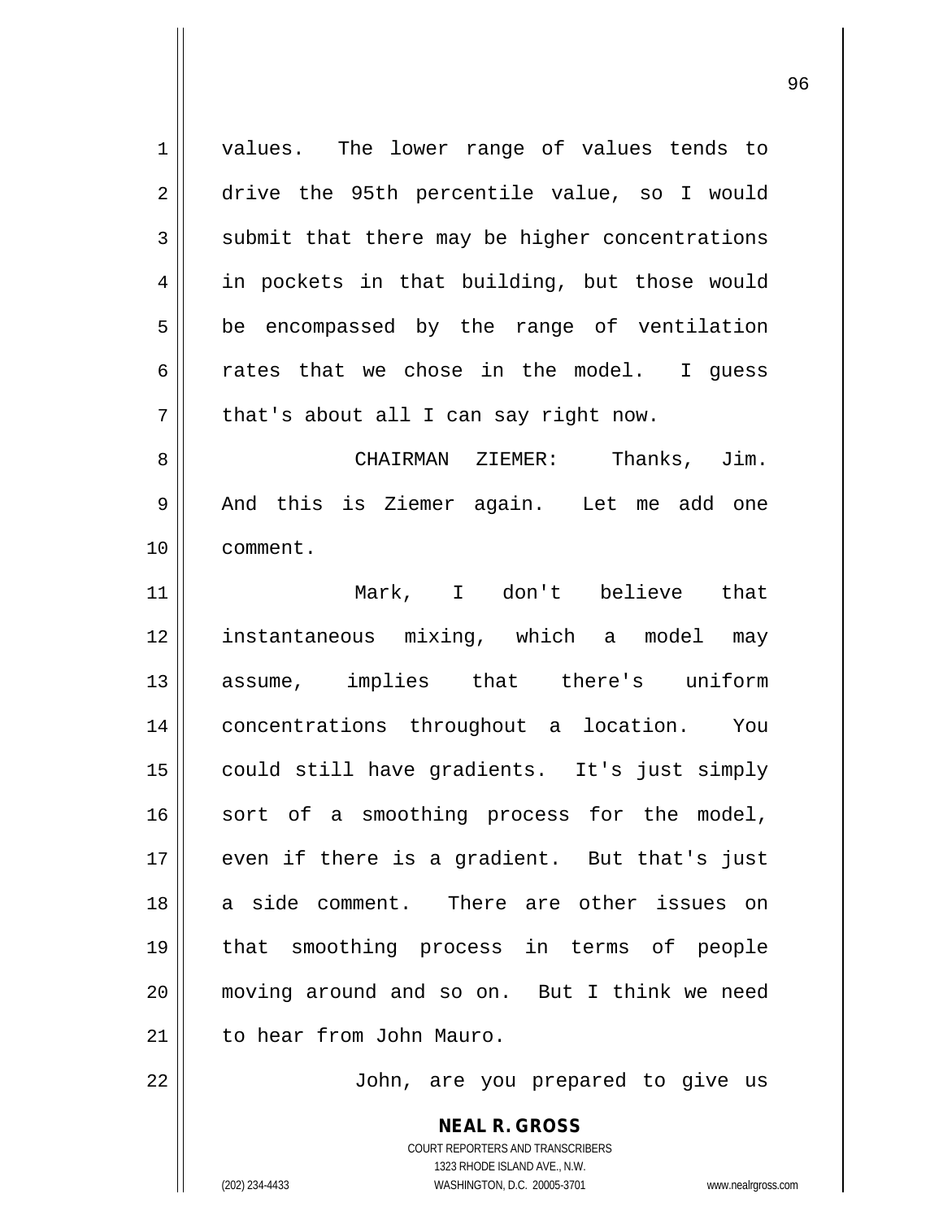values. The lower range of values tends to drive the 95th percentile value, so I would submit that there may be higher concentrations in pockets in that building, but those would be encompassed by the range of ventilation rates that we chose in the model. I guess that's about all I can say right now.

CHAIRMAN ZIEMER: Thanks, Jim. And this is Ziemer again. Let me add one comment.

Mark, I don't believe that instantaneous mixing, which a model may assume, implies that there's uniform concentrations throughout a location. You could still have gradients. It's just simply sort of a smoothing process for the model, even if there is a gradient. But that's just a side comment. There are other issues on that smoothing process in terms of people moving around and so on. But I think we need to hear from John Mauro.

John, are you prepared to give us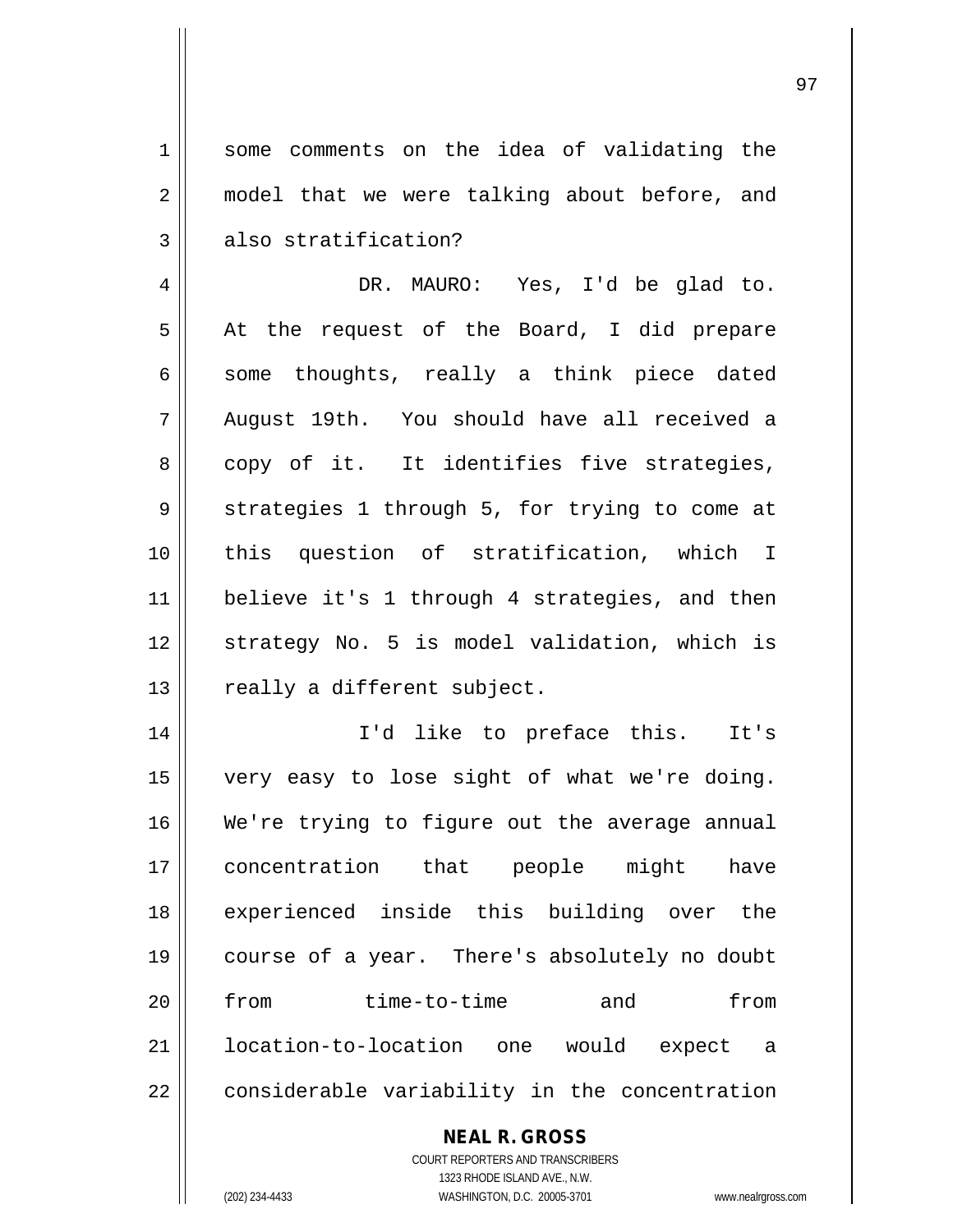some comments on the idea of validating the model that we were talking about before, and also stratification?

DR. MAURO: Yes, I'd be glad to. At the request of the Board, I did prepare some thoughts, really a think piece dated August 19th. You should have all received a copy of it. It identifies five strategies, strategies 1 through 5, for trying to come at this question of stratification, which I believe it's 1 through 4 strategies, and then strategy No. 5 is model validation, which is really a different subject.

I'd like to preface this. It's very easy to lose sight of what we're doing. We're trying to figure out the average annual concentration that people might have experienced inside this building over the course of a year. There's absolutely no doubt from time-to-time and from location-to-location one would expect a considerable variability in the concentration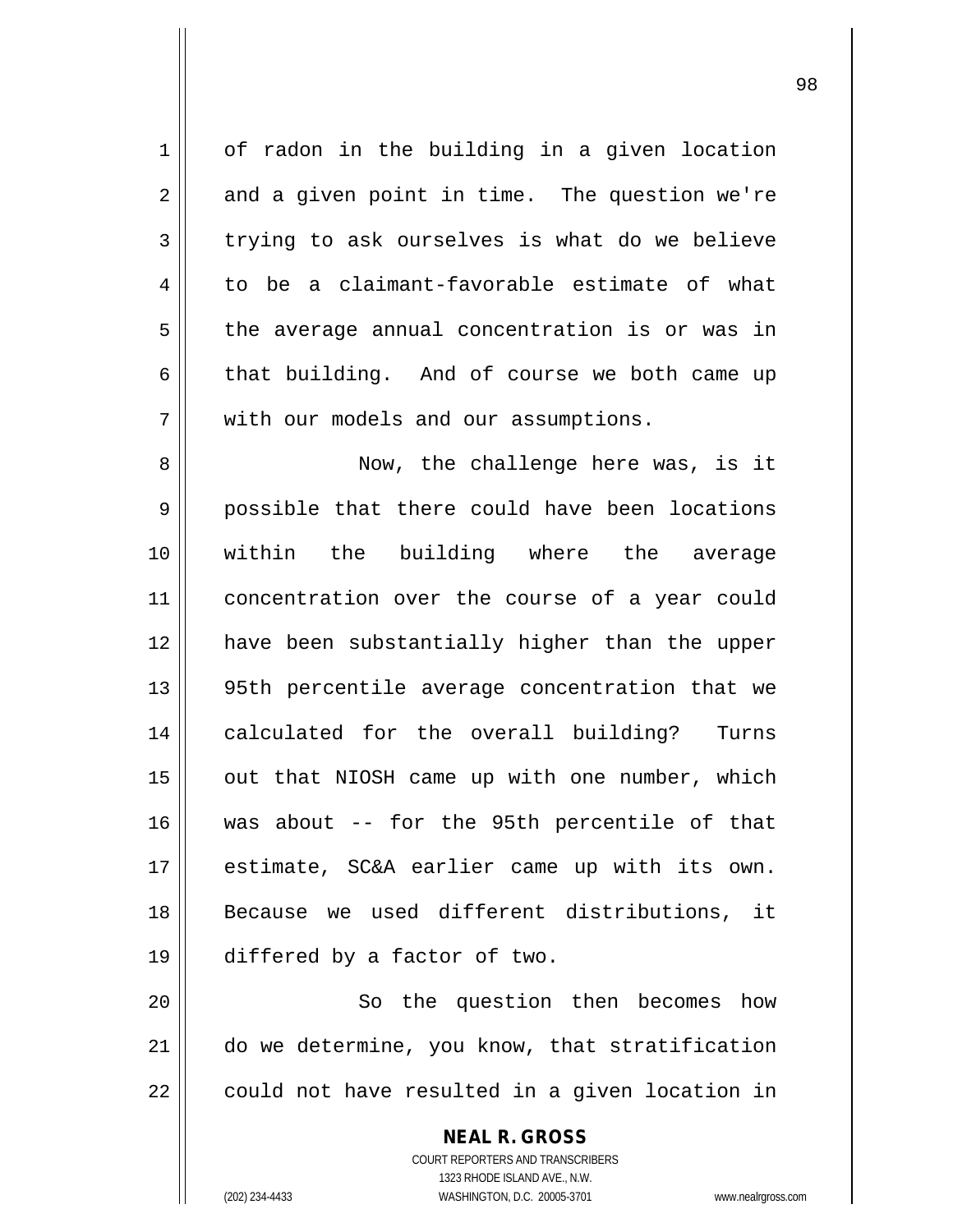of radon in the building in a given location and a given point in time. The question we're trying to ask ourselves is what do we believe to be a claimant-favorable estimate of what the average annual concentration is or was in that building. And of course we both came up with our models and our assumptions.

Now, the challenge here was, is it possible that there could have been locations within the building where the average concentration over the course of a year could have been substantially higher than the upper 95th percentile average concentration that we calculated for the overall building? Turns out that NIOSH came up with one number, which was about -- for the 95th percentile of that estimate, SC&A earlier came up with its own. Because we used different distributions, it differed by a factor of two.

So the question then becomes how do we determine, you know, that stratification could not have resulted in a given location in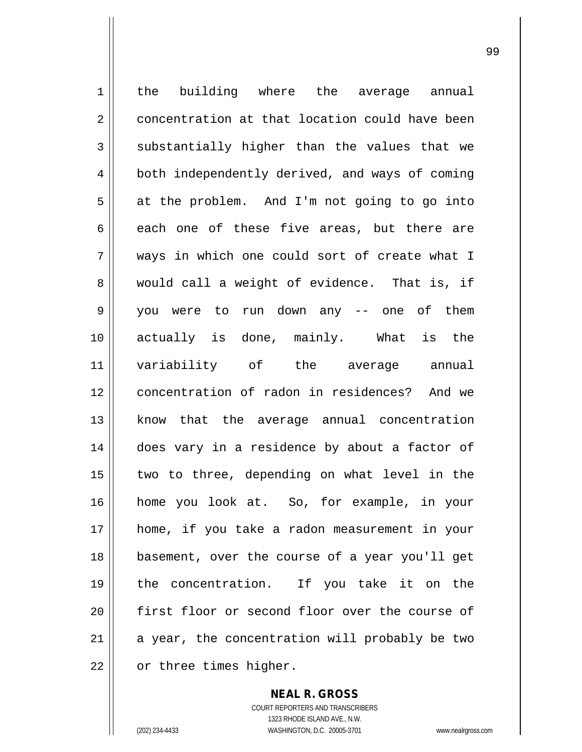the building where the average annual concentration at that location could have been substantially higher than the values that we both independently derived, and ways of coming at the problem. And I'm not going to go into each one of these five areas, but there are ways in which one could sort of create what I would call a weight of evidence. That is, if you were to run down any -- one of them actually is done, mainly. What is the variability of the average annual concentration of radon in residences? And we know that the average annual concentration does vary in a residence by about a factor of two to three, depending on what level in the home you look at. So, for example, in your home, if you take a radon measurement in your basement, over the course of a year you'll get the concentration. If you take it on the first floor or second floor over the course of a year, the concentration will probably be two or three times higher.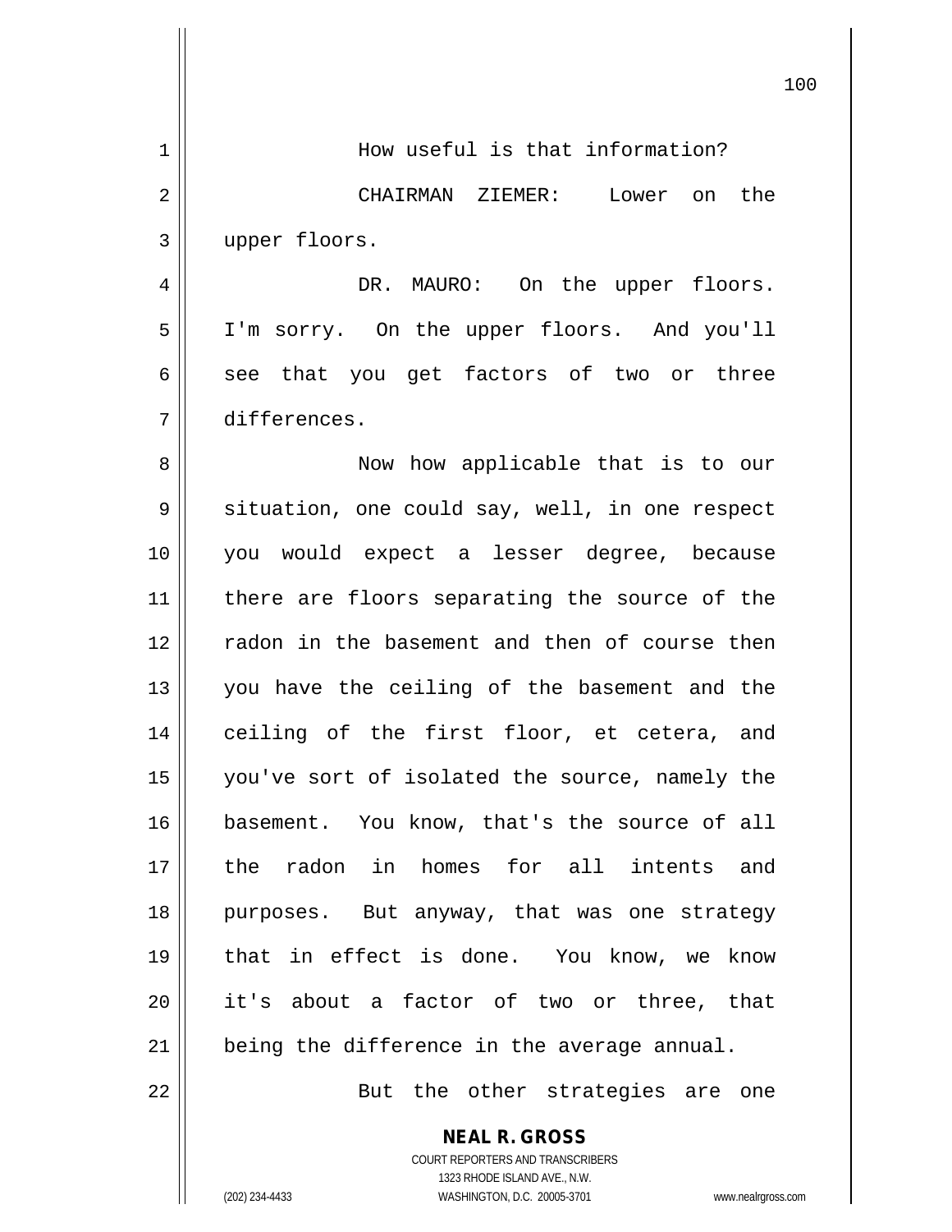How useful is that information?

CHAIRMAN ZIEMER: Lower on the upper floors.

DR. MAURO: On the upper floors. I'm sorry. On the upper floors. And you'll see that you get factors of two or three differences.

Now how applicable that is to our situation, one could say, well, in one respect you would expect a lesser degree, because there are floors separating the source of the radon in the basement and then of course then you have the ceiling of the basement and the ceiling of the first floor, et cetera, and you've sort of isolated the source, namely the basement. You know, that's the source of all the radon in homes for all intents and purposes. But anyway, that was one strategy that in effect is done. You know, we know it's about a factor of two or three, that being the difference in the average annual.

But the other strategies are one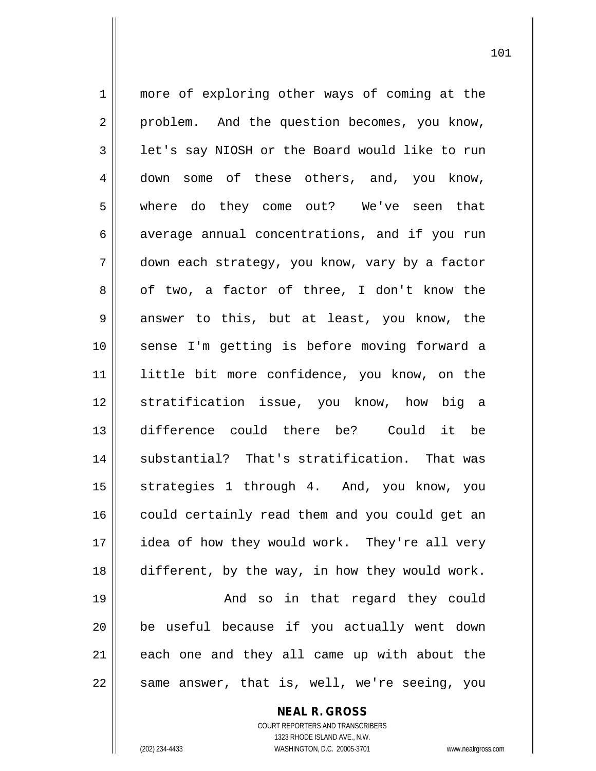more of exploring other ways of coming at the problem. And the question becomes, you know, let's say NIOSH or the Board would like to run down some of these others, and, you know, where do they come out? We've seen that average annual concentrations, and if you run down each strategy, you know, vary by a factor of two, a factor of three, I don't know the answer to this, but at least, you know, the sense I'm getting is before moving forward a little bit more confidence, you know, on the stratification issue, you know, how big a difference could there be? Could it be substantial? That's stratification. That was strategies 1 through 4. And, you know, you could certainly read them and you could get an idea of how they would work. They're all very different, by the way, in how they would work.

And so in that regard they could be useful because if you actually went down each one and they all came up with about the same answer, that is, well, we're seeing, you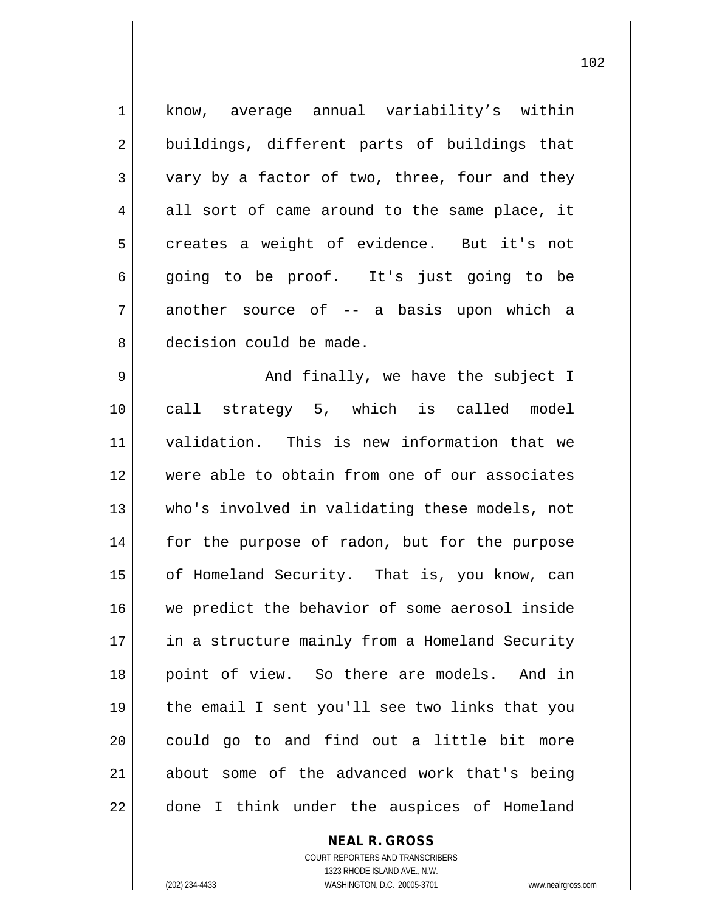know, average annual variability's within buildings, different parts of buildings that vary by a factor of two, three, four and they all sort of came around to the same place, it creates a weight of evidence. But it's not going to be proof. It's just going to be another source of -- a basis upon which a decision could be made.

And finally, we have the subject I call strategy 5, which is called model validation. This is new information that we were able to obtain from one of our associates who's involved in validating these models, not for the purpose of radon, but for the purpose of Homeland Security. That is, you know, can we predict the behavior of some aerosol inside in a structure mainly from a Homeland Security point of view. So there are models. And in the email I sent you'll see two links that you could go to and find out a little bit more about some of the advanced work that's being done I think under the auspices of Homeland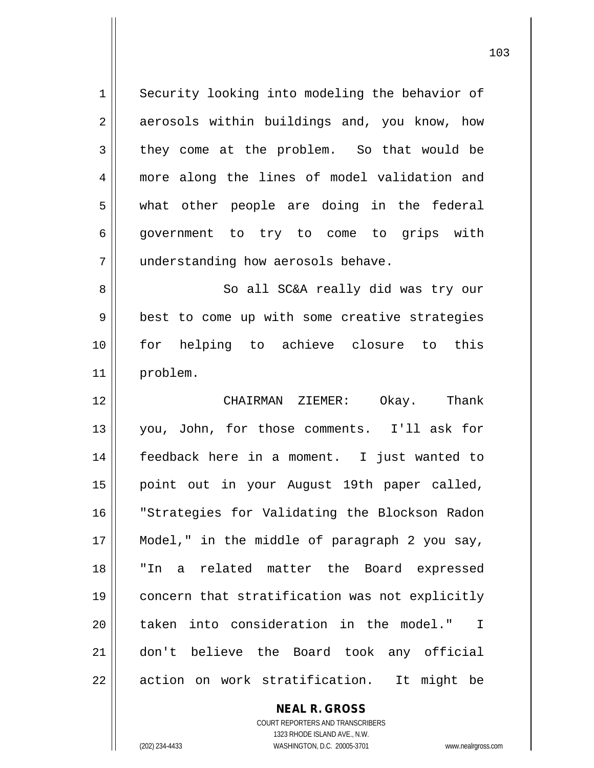Security looking into modeling the behavior of aerosols within buildings and, you know, how they come at the problem. So that would be more along the lines of model validation and what other people are doing in the federal government to try to come to grips with understanding how aerosols behave.

So all SC&A really did was try our best to come up with some creative strategies for helping to achieve closure to this problem.

CHAIRMAN ZIEMER: Okay. Thank you, John, for those comments. I'll ask for feedback here in a moment. I just wanted to point out in your August 19th paper called, "Strategies for Validating the Blockson Radon Model," in the middle of paragraph 2 you say, "In a related matter the Board expressed concern that stratification was not explicitly taken into consideration in the model." I don't believe the Board took any official action on work stratification. It might be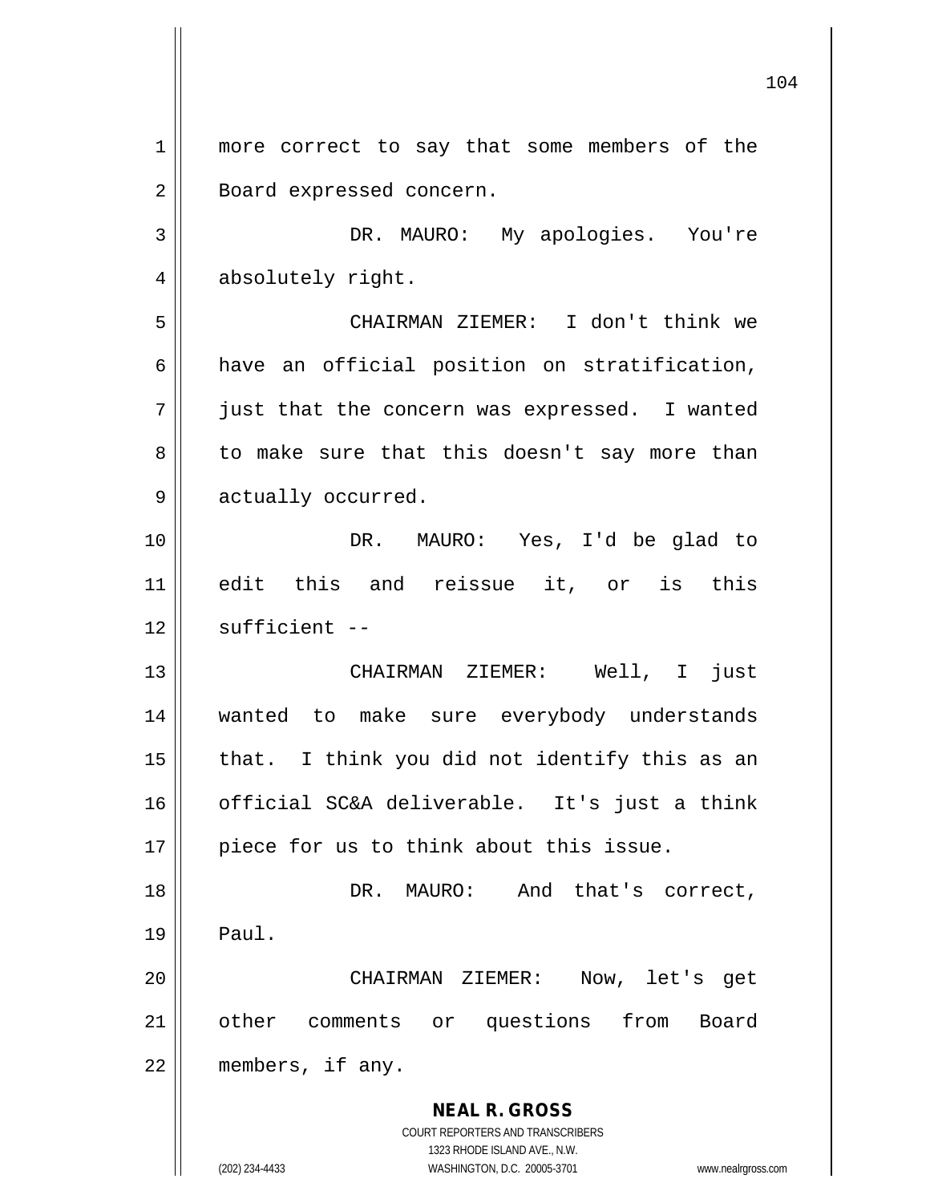more correct to say that some members of the Board expressed concern.

DR. MAURO: My apologies. You're absolutely right.

CHAIRMAN ZIEMER: I don't think we have an official position on stratification, just that the concern was expressed. I wanted to make sure that this doesn't say more than actually occurred.

DR. MAURO: Yes, I'd be glad to edit this and reissue it, or is this sufficient --

CHAIRMAN ZIEMER: Well, I just wanted to make sure everybody understands that. I think you did not identify this as an official SC&A deliverable. It's just a think piece for us to think about this issue.

DR. MAURO: And that's correct, Paul.

CHAIRMAN ZIEMER: Now, let's get other comments or questions from Board members, if any.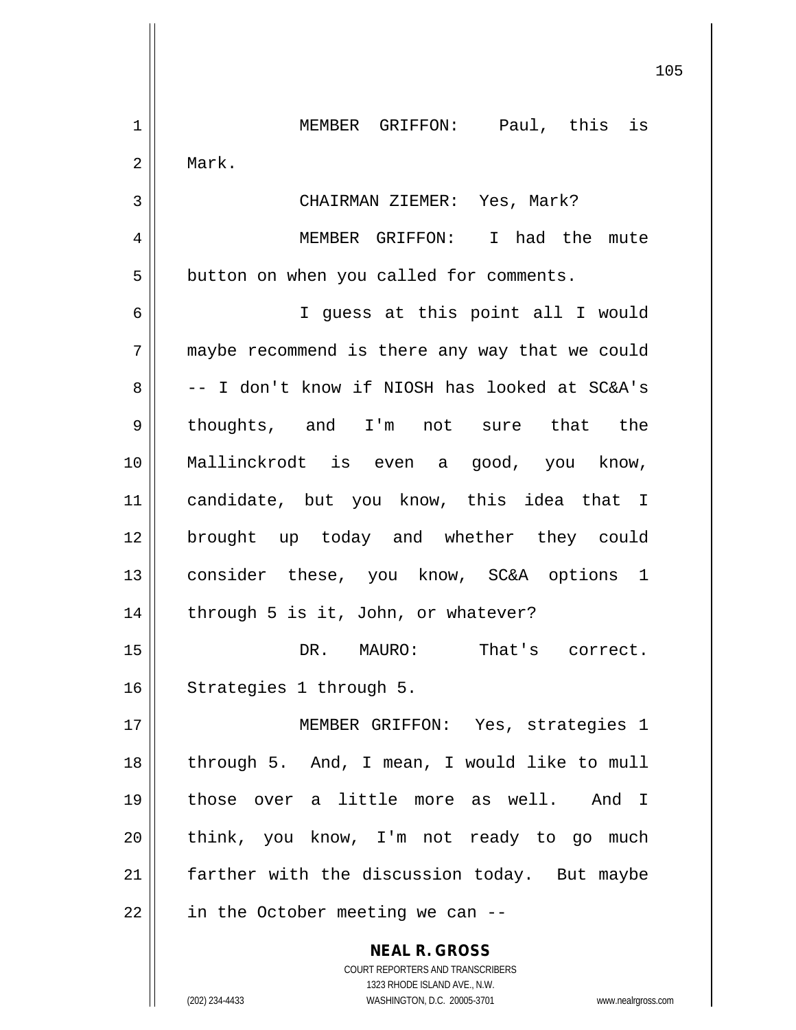MEMBER GRIFFON: Paul, this is Mark.

CHAIRMAN ZIEMER: Yes, Mark?

MEMBER GRIFFON: I had the mute button on when you called for comments.

I guess at this point all I would maybe recommend is there any way that we could -- I don't know if NIOSH has looked at SC&A's thoughts, and I'm not sure that the Mallinckrodt is even a good, you know, candidate, but you know, this idea that I brought up today and whether they could consider these, you know, SC&A options 1 through 5 is it, John, or whatever?

DR. MAURO: That's correct. Strategies 1 through 5.

MEMBER GRIFFON: Yes, strategies 1 through 5. And, I mean, I would like to mull those over a little more as well. And I think, you know, I'm not ready to go much farther with the discussion today. But maybe in the October meeting we can --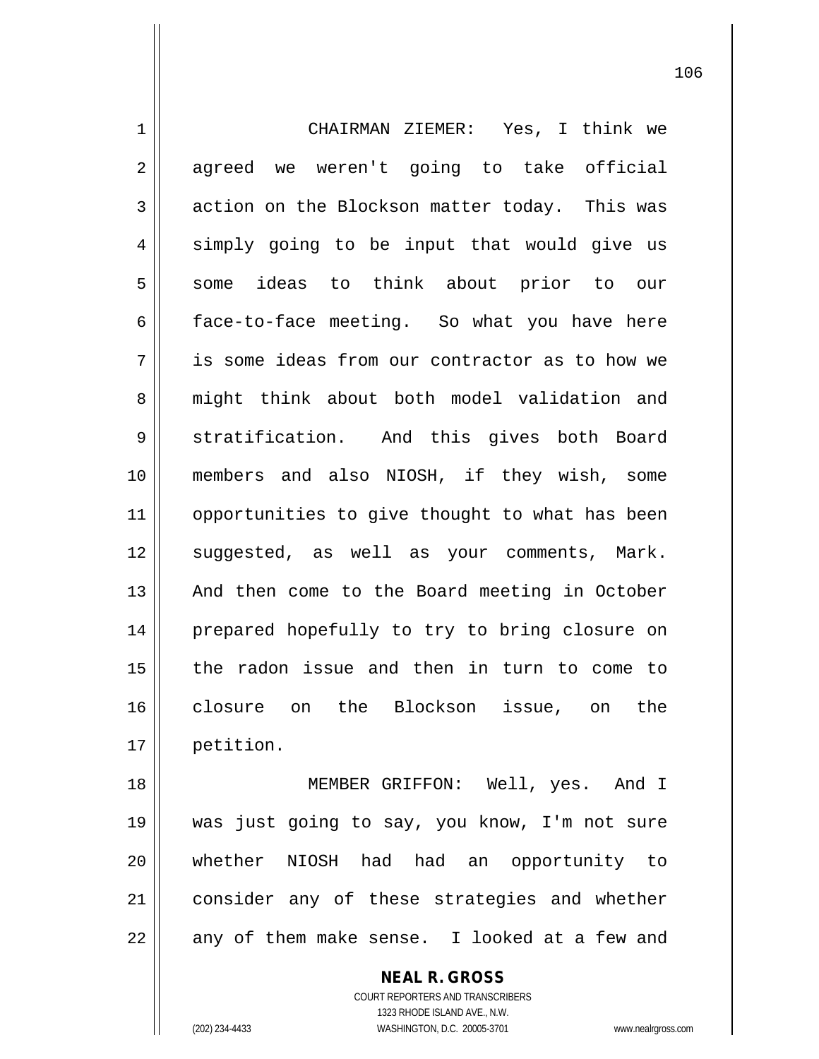CHAIRMAN ZIEMER: Yes, I think we agreed we weren't going to take official action on the Blockson matter today. This was simply going to be input that would give us some ideas to think about prior to our face-to-face meeting. So what you have here is some ideas from our contractor as to how we might think about both model validation and stratification. And this gives both Board members and also NIOSH, if they wish, some opportunities to give thought to what has been suggested, as well as your comments, Mark. And then come to the Board meeting in October prepared hopefully to try to bring closure on the radon issue and then in turn to come to closure on the Blockson issue, on the petition.

MEMBER GRIFFON: Well, yes. And I was just going to say, you know, I'm not sure whether NIOSH had had an opportunity to consider any of these strategies and whether any of them make sense. I looked at a few and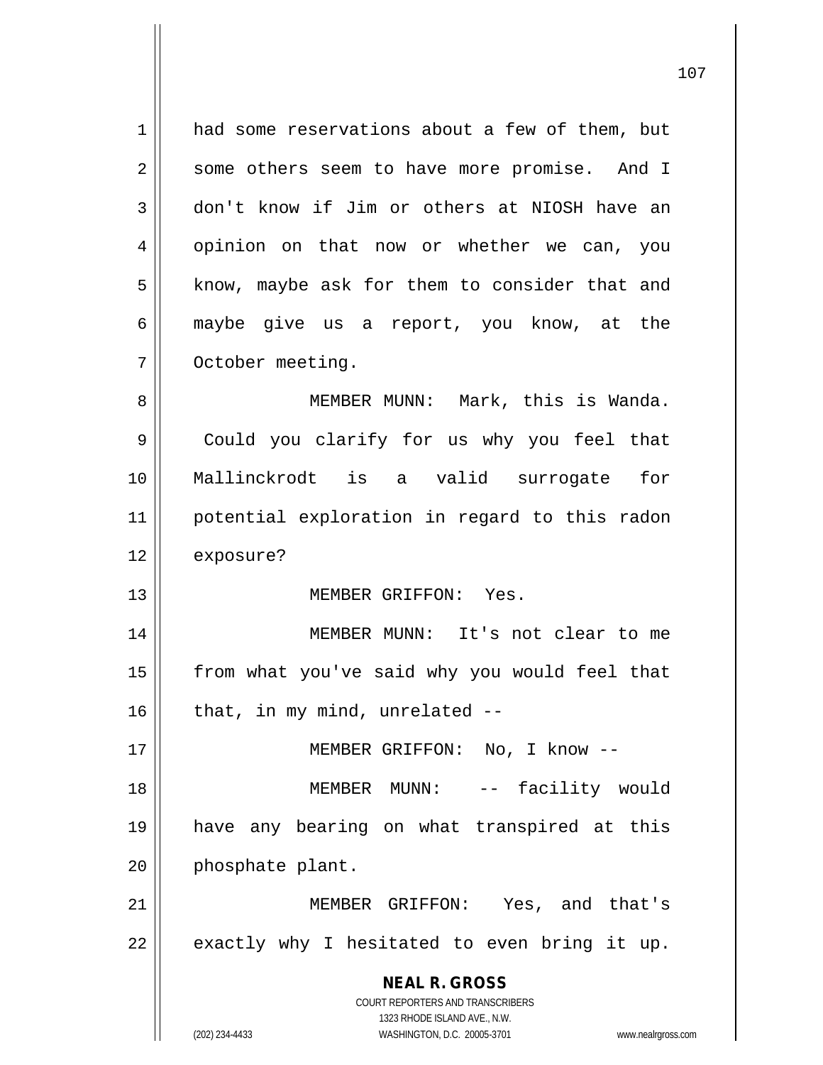had some reservations about a few of them, but some others seem to have more promise. And I don't know if Jim or others at NIOSH have an opinion on that now or whether we can, you know, maybe ask for them to consider that and maybe give us a report, you know, at the October meeting.

MEMBER MUNN: Mark, this is Wanda. Could you clarify for us why you feel that Mallinckrodt is a valid surrogate for potential exploration in regard to this radon exposure?

MEMBER GRIFFON: Yes.

MEMBER MUNN: It's not clear to me from what you've said why you would feel that that, in my mind, unrelated --

MEMBER GRIFFON: No, I know --

MEMBER MUNN: -- facility would have any bearing on what transpired at this phosphate plant.

MEMBER GRIFFON: Yes, and that's exactly why I hesitated to even bring it up.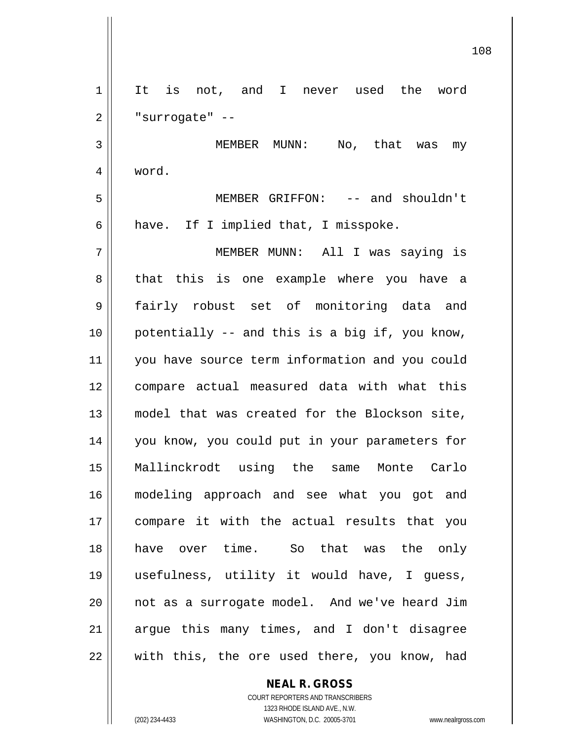It is not, and I never used the word "surrogate" --

MEMBER MUNN: No, that was my word.

MEMBER GRIFFON: -- and shouldn't have. If I implied that, I misspoke.

MEMBER MUNN: All I was saying is that this is one example where you have a fairly robust set of monitoring data and potentially -- and this is a big if, you know, you have source term information and you could compare actual measured data with what this model that was created for the Blockson site, you know, you could put in your parameters for Mallinckrodt using the same Monte Carlo modeling approach and see what you got and compare it with the actual results that you have over time. So that was the only usefulness, utility it would have, I guess, not as a surrogate model. And we've heard Jim argue this many times, and I don't disagree with this, the ore used there, you know, had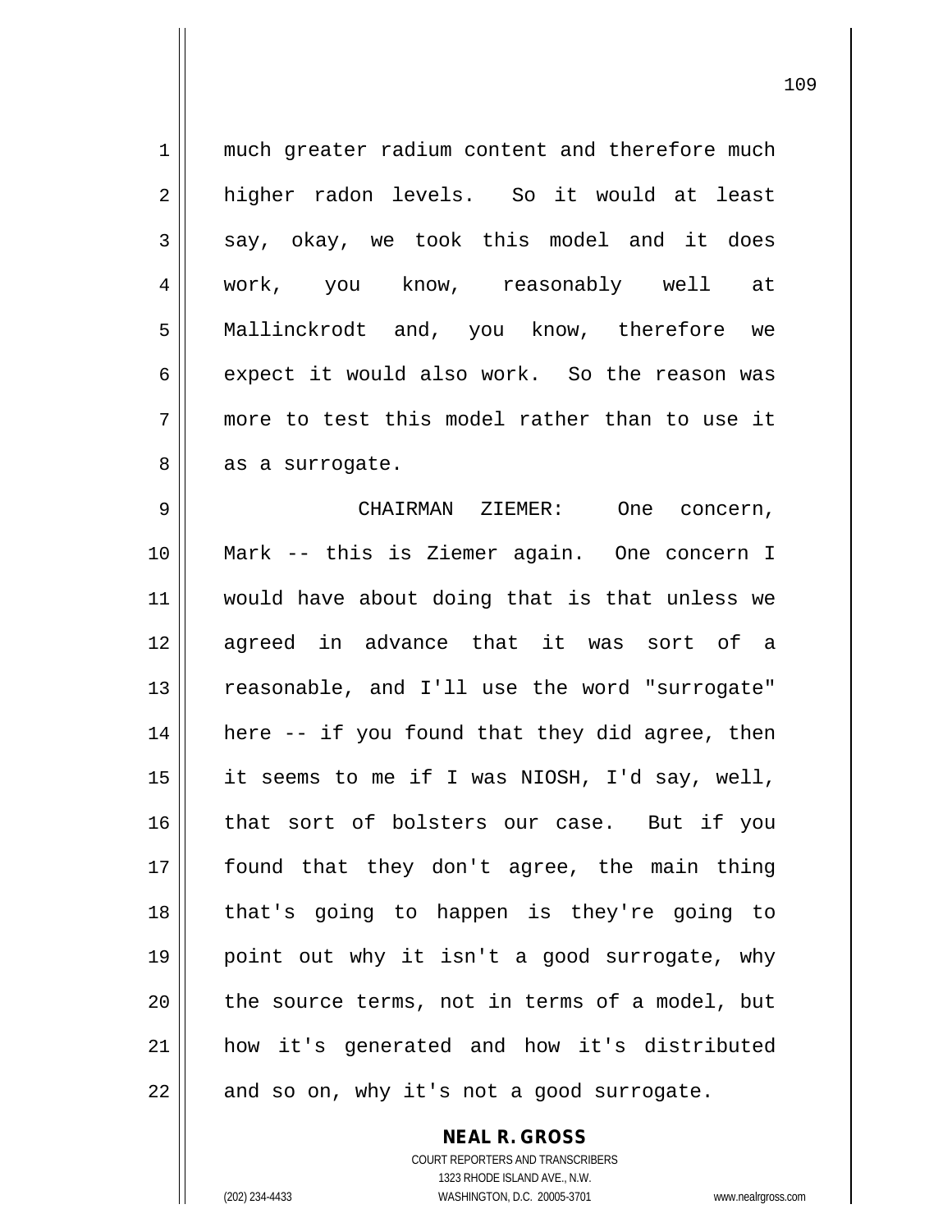much greater radium content and therefore much higher radon levels. So it would at least say, okay, we took this model and it does work, you know, reasonably well at Mallinckrodt and, you know, therefore we expect it would also work. So the reason was more to test this model rather than to use it as a surrogate.

CHAIRMAN ZIEMER: One concern, Mark -- this is Ziemer again. One concern I would have about doing that is that unless we agreed in advance that it was sort of a reasonable, and I'll use the word "surrogate" here -- if you found that they did agree, then it seems to me if I was NIOSH, I'd say, well, that sort of bolsters our case. But if you found that they don't agree, the main thing that's going to happen is they're going to point out why it isn't a good surrogate, why the source terms, not in terms of a model, but how it's generated and how it's distributed and so on, why it's not a good surrogate.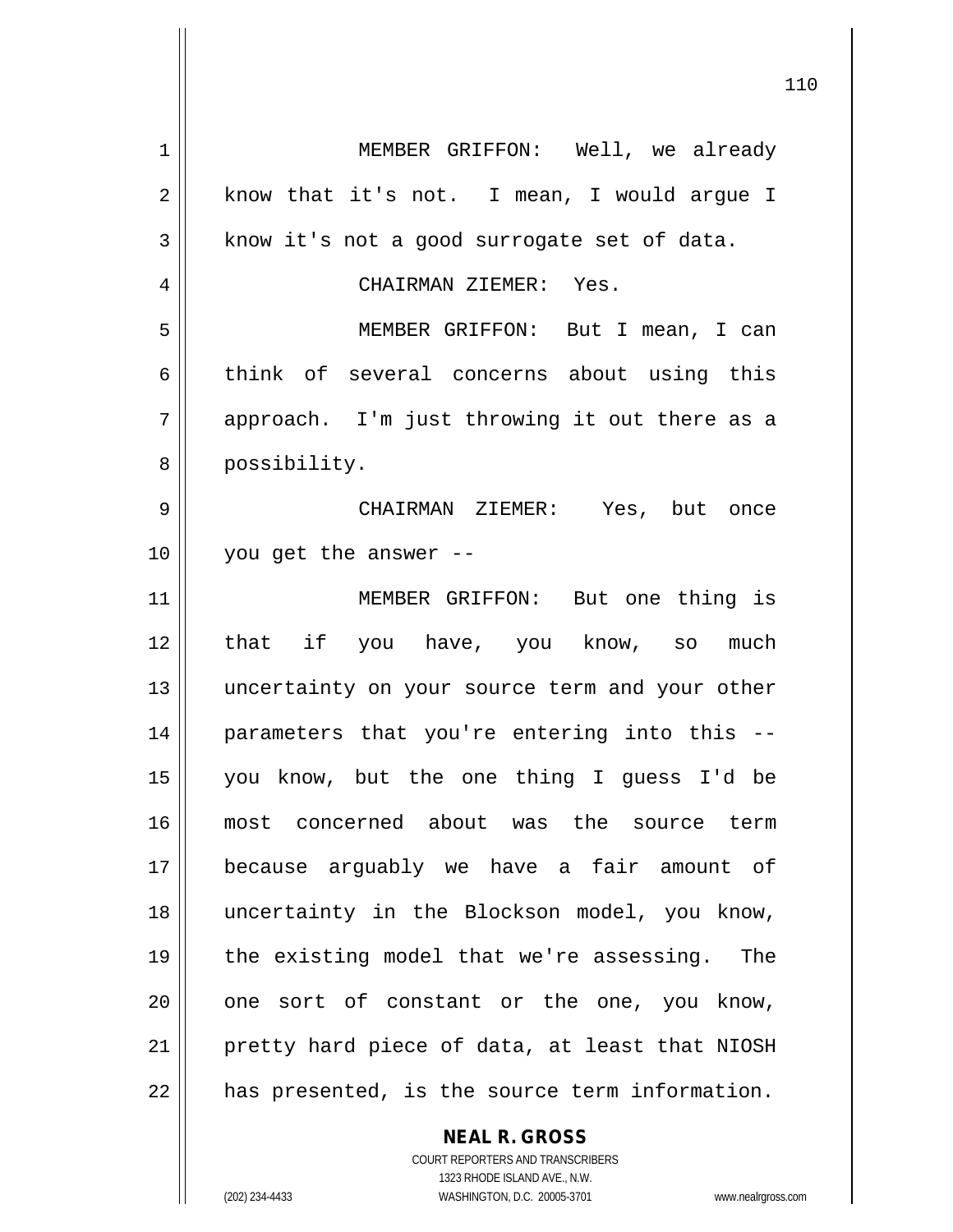MEMBER GRIFFON: Well, we already know that it's not. I mean, I would argue I know it's not a good surrogate set of data.

CHAIRMAN ZIEMER: Yes.

MEMBER GRIFFON: But I mean, I can think of several concerns about using this approach. I'm just throwing it out there as a possibility.

CHAIRMAN ZIEMER: Yes, but once you get the answer --

MEMBER GRIFFON: But one thing is that if you have, you know, so much uncertainty on your source term and your other parameters that you're entering into this -- you know, but the one thing I guess I'd be most concerned about was the source term because arguably we have a fair amount of uncertainty in the Blockson model, you know, the existing model that we're assessing. The one sort of constant or the one, you know, pretty hard piece of data, at least that NIOSH has presented, is the source term information.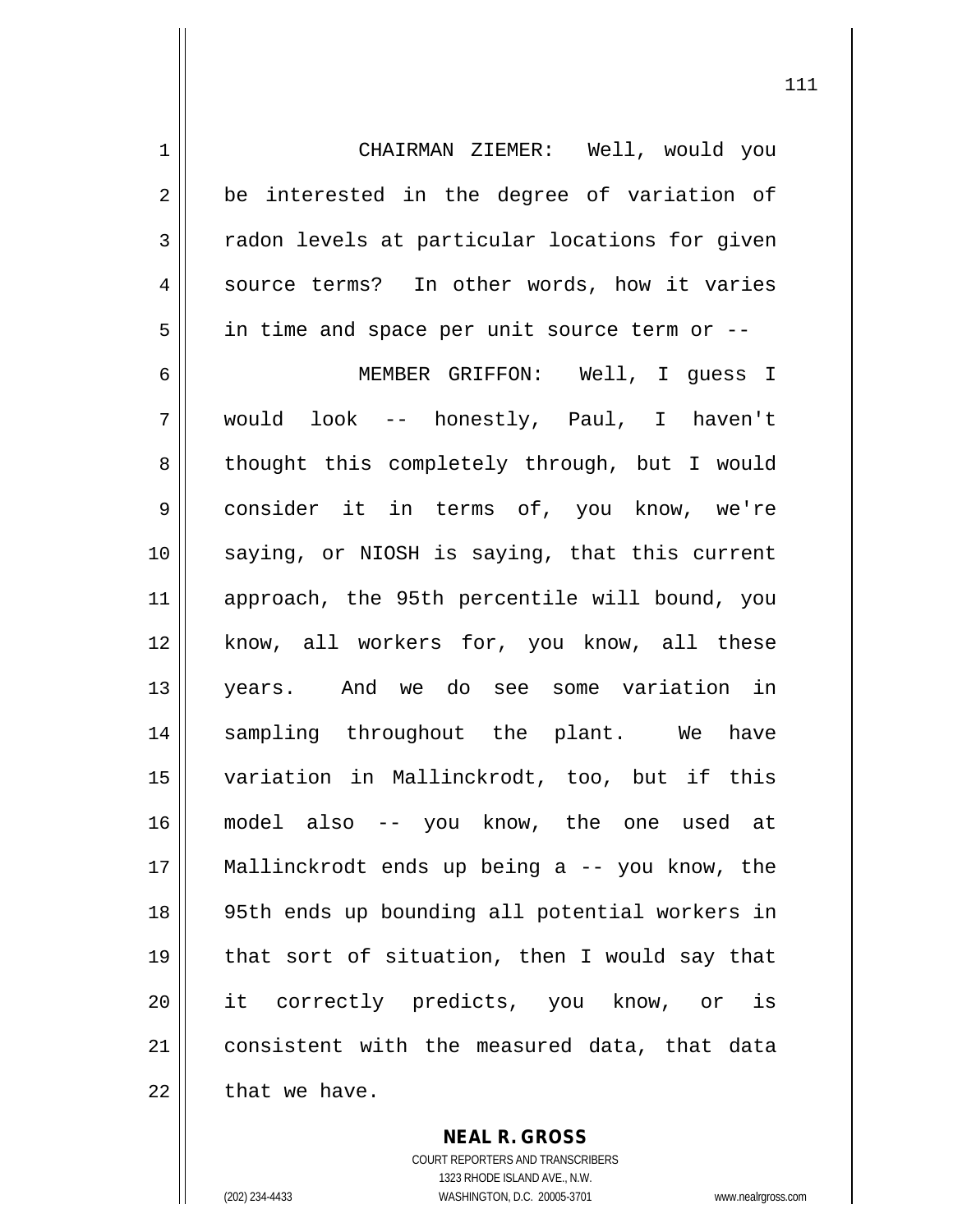CHAIRMAN ZIEMER: Well, would you be interested in the degree of variation of radon levels at particular locations for given source terms? In other words, how it varies in time and space per unit source term or --

MEMBER GRIFFON: Well, I guess I would look -- honestly, Paul, I haven't thought this completely through, but I would consider it in terms of, you know, we're saying, or NIOSH is saying, that this current approach, the 95th percentile will bound, you know, all workers for, you know, all these years. And we do see some variation in sampling throughout the plant. We have variation in Mallinckrodt, too, but if this model also -- you know, the one used at Mallinckrodt ends up being a -- you know, the 95th ends up bounding all potential workers in that sort of situation, then I would say that it correctly predicts, you know, or is consistent with the measured data, that data that we have.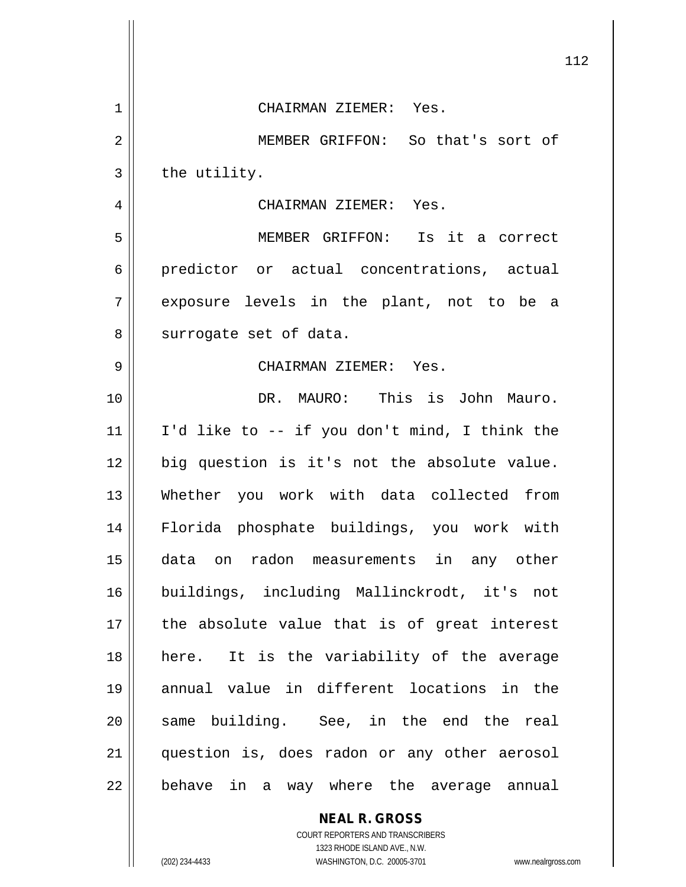CHAIRMAN ZIEMER: Yes.

MEMBER GRIFFON: So that's sort of the utility.

CHAIRMAN ZIEMER: Yes.

MEMBER GRIFFON: Is it a correct predictor or actual concentrations, actual exposure levels in the plant, not to be a surrogate set of data.

CHAIRMAN ZIEMER: Yes.

DR. MAURO: This is John Mauro. I'd like to -- if you don't mind, I think the big question is it's not the absolute value. Whether you work with data collected from Florida phosphate buildings, you work with data on radon measurements in any other buildings, including Mallinckrodt, it's not the absolute value that is of great interest here. It is the variability of the average annual value in different locations in the same building. See, in the end the real question is, does radon or any other aerosol behave in a way where the average annual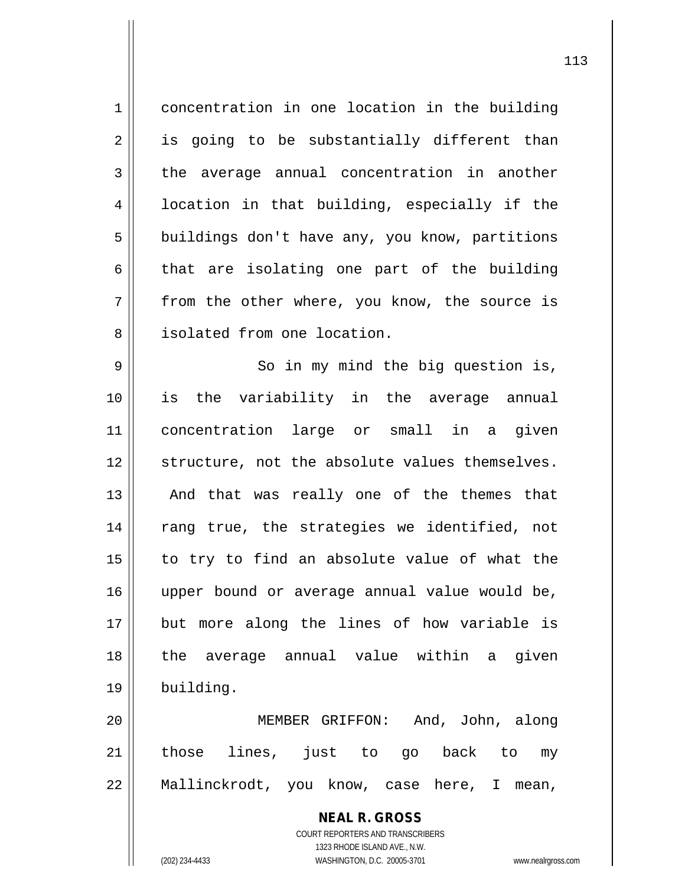concentration in one location in the building is going to be substantially different than the average annual concentration in another location in that building, especially if the buildings don't have any, you know, partitions that are isolating one part of the building from the other where, you know, the source is isolated from one location.

So in my mind the big question is, is the variability in the average annual concentration large or small in a given structure, not the absolute values themselves. And that was really one of the themes that rang true, the strategies we identified, not to try to find an absolute value of what the upper bound or average annual value would be, but more along the lines of how variable is the average annual value within a given building.

MEMBER GRIFFON: And, John, along those lines, just to go back to my Mallinckrodt, you know, case here, I mean,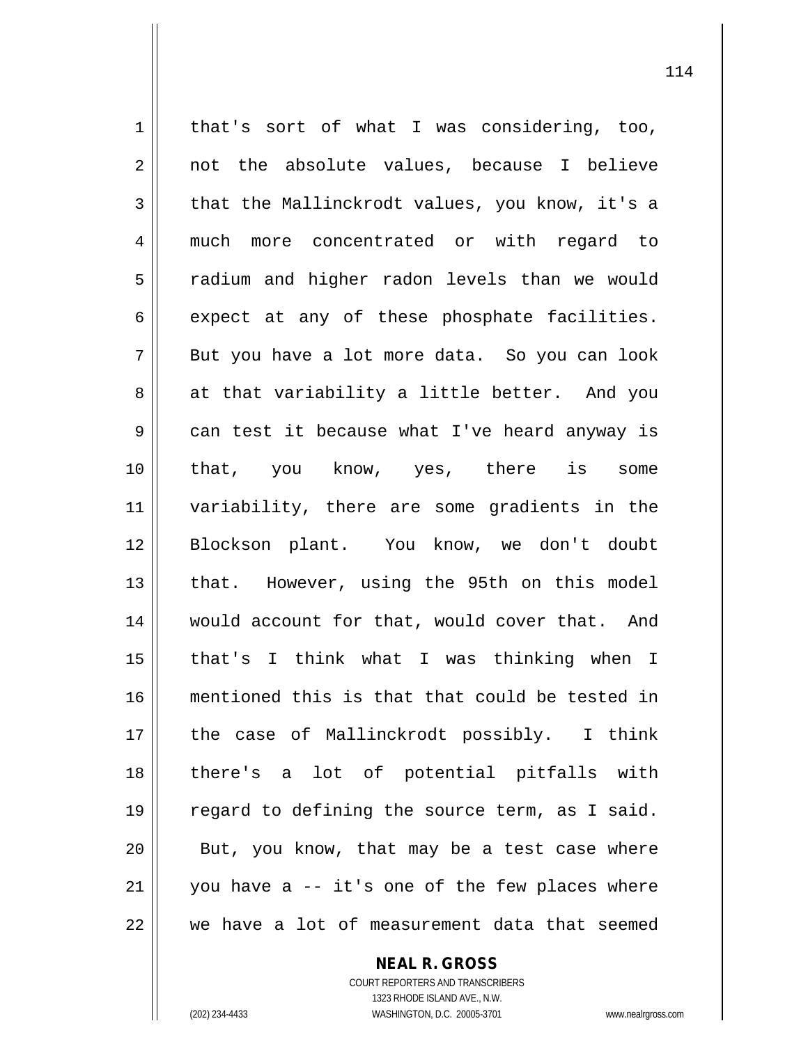that's sort of what I was considering, too, not the absolute values, because I believe that the Mallinckrodt values, you know, it's a much more concentrated or with regard to radium and higher radon levels than we would expect at any of these phosphate facilities. But you have a lot more data. So you can look at that variability a little better. And you can test it because what I've heard anyway is that, you know, yes, there is some variability, there are some gradients in the Blockson plant. You know, we don't doubt that. However, using the 95th on this model would account for that, would cover that. And that's I think what I was thinking when I mentioned this is that that could be tested in the case of Mallinckrodt possibly. I think there's a lot of potential pitfalls with regard to defining the source term, as I said. But, you know, that may be a test case where you have a -- it's one of the few places where we have a lot of measurement data that seemed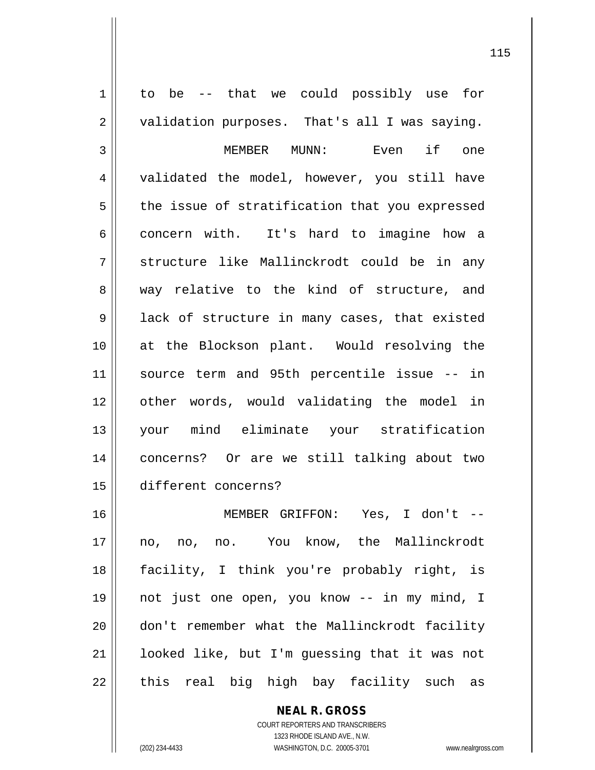to be -- that we could possibly use for validation purposes. That's all I was saying.

MEMBER MUNN: Even if one validated the model, however, you still have the issue of stratification that you expressed concern with. It's hard to imagine how a structure like Mallinckrodt could be in any way relative to the kind of structure, and lack of structure in many cases, that existed at the Blockson plant. Would resolving the source term and 95th percentile issue -- in other words, would validating the model in your mind eliminate your stratification concerns? Or are we still talking about two different concerns?

MEMBER GRIFFON: Yes, I don't -- no, no, no. You know, the Mallinckrodt facility, I think you're probably right, is not just one open, you know -- in my mind, I don't remember what the Mallinckrodt facility looked like, but I'm guessing that it was not this real big high bay facility such as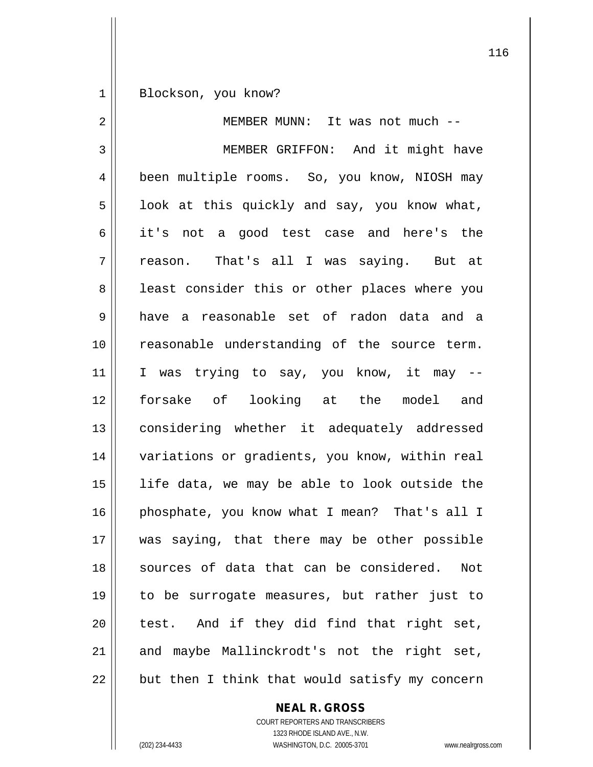Blockson, you know?

MEMBER MUNN: It was not much --

MEMBER GRIFFON: And it might have been multiple rooms. So, you know, NIOSH may look at this quickly and say, you know what, it's not a good test case and here's the reason. That's all I was saying. But at least consider this or other places where you have a reasonable set of radon data and a reasonable understanding of the source term. I was trying to say, you know, it may -- forsake of looking at the model and considering whether it adequately addressed variations or gradients, you know, within real life data, we may be able to look outside the phosphate, you know what I mean? That's all I was saying, that there may be other possible sources of data that can be considered. Not to be surrogate measures, but rather just to test. And if they did find that right set, and maybe Mallinckrodt's not the right set, but then I think that would satisfy my concern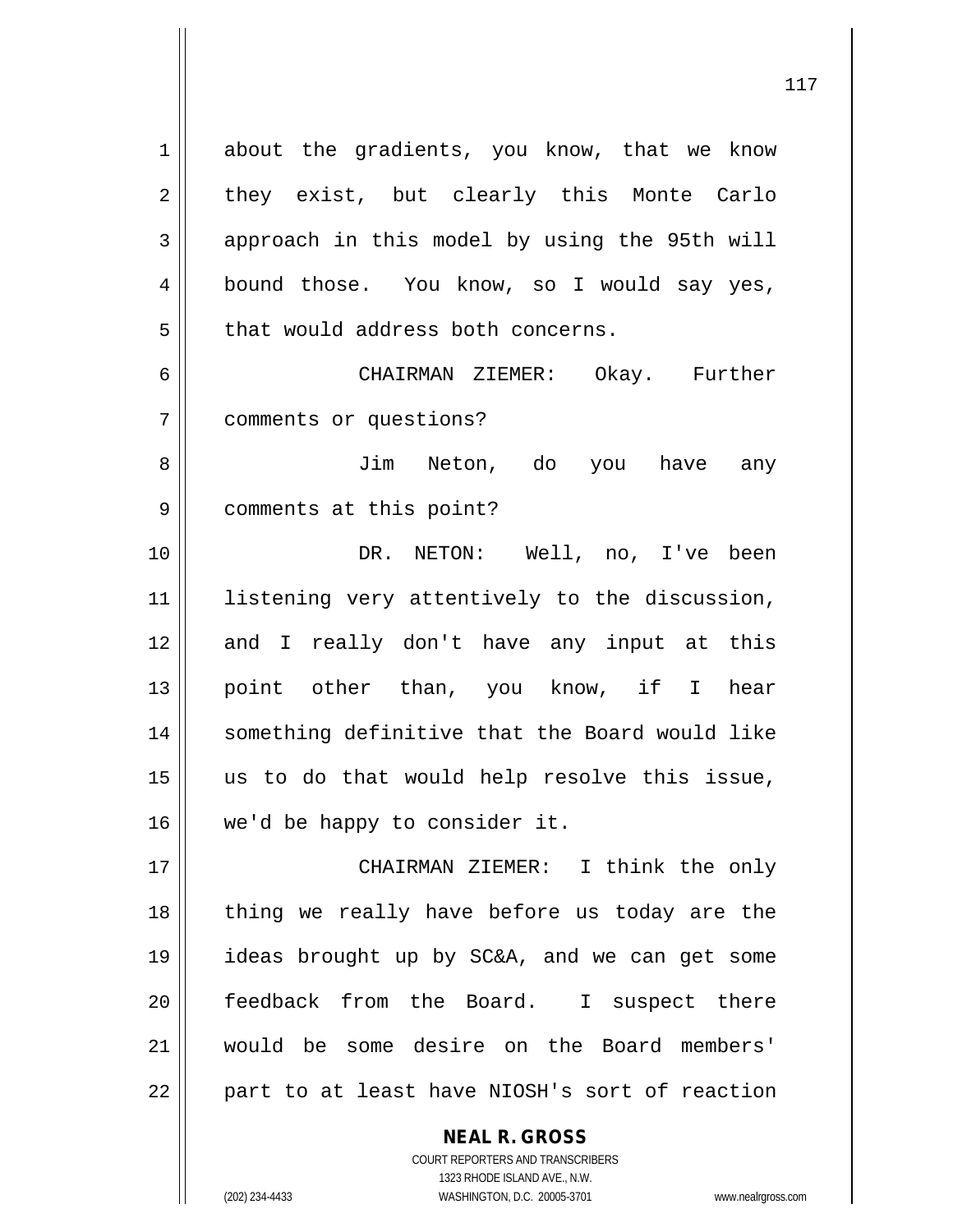about the gradients, you know, that we know they exist, but clearly this Monte Carlo approach in this model by using the 95th will bound those. You know, so I would say yes, that would address both concerns.

CHAIRMAN ZIEMER: Okay. Further comments or questions?

Jim Neton, do you have any comments at this point?

DR. NETON: Well, no, I've been listening very attentively to the discussion, and I really don't have any input at this point other than, you know, if I hear something definitive that the Board would like us to do that would help resolve this issue, we'd be happy to consider it.

CHAIRMAN ZIEMER: I think the only thing we really have before us today are the ideas brought up by SC&A, and we can get some feedback from the Board. I suspect there would be some desire on the Board members' part to at least have NIOSH's sort of reaction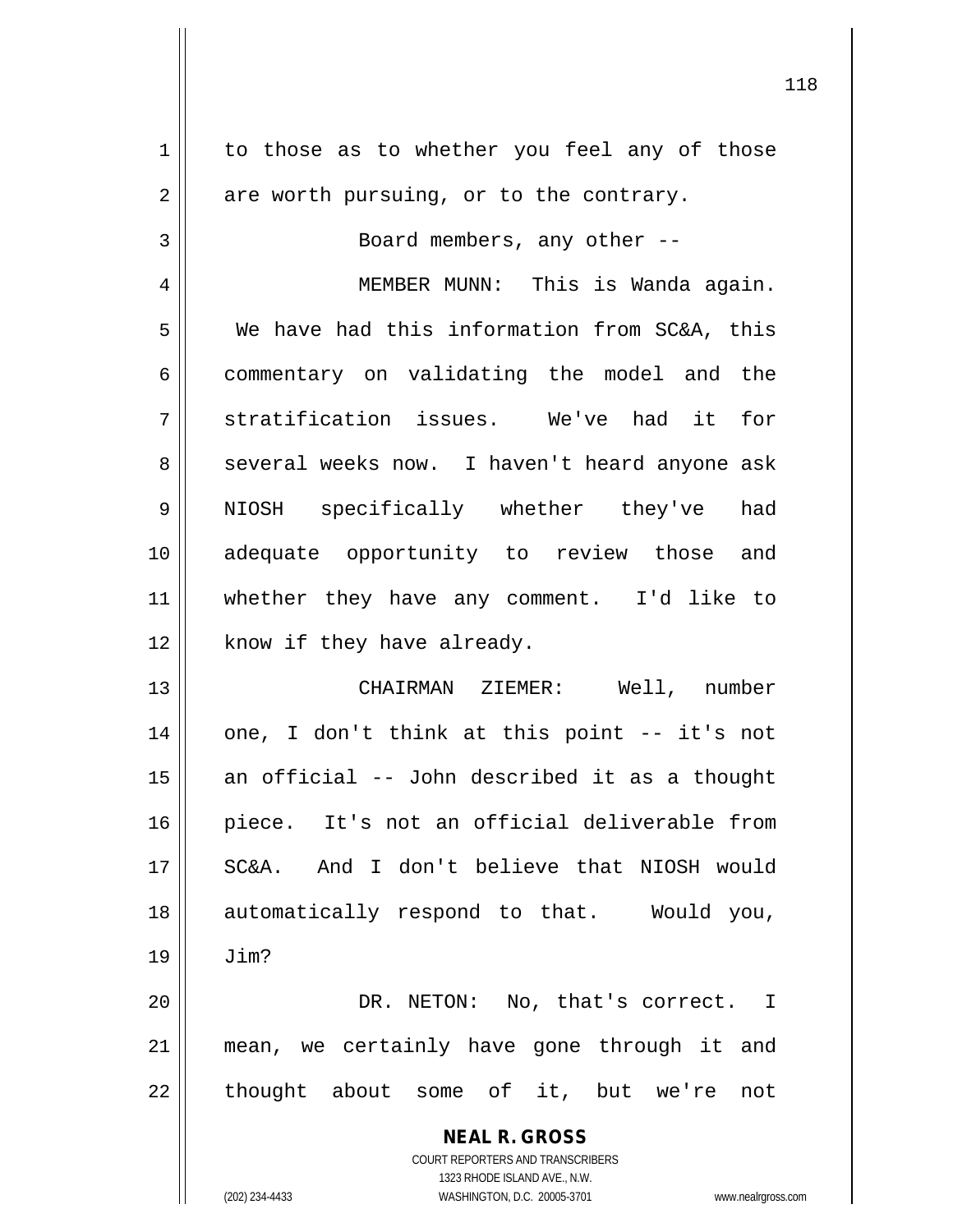to those as to whether you feel any of those are worth pursuing, or to the contrary.

Board members, any other --

MEMBER MUNN: This is Wanda again. We have had this information from SC&A, this commentary on validating the model and the stratification issues. We've had it for several weeks now. I haven't heard anyone ask NIOSH specifically whether they've had adequate opportunity to review those and whether they have any comment. I'd like to know if they have already.

CHAIRMAN ZIEMER: Well, number one, I don't think at this point -- it's not an official -- John described it as a thought piece. It's not an official deliverable from SC&A. And I don't believe that NIOSH would automatically respond to that. Would you, Jim?

DR. NETON: No, that's correct. I mean, we certainly have gone through it and thought about some of it, but we're not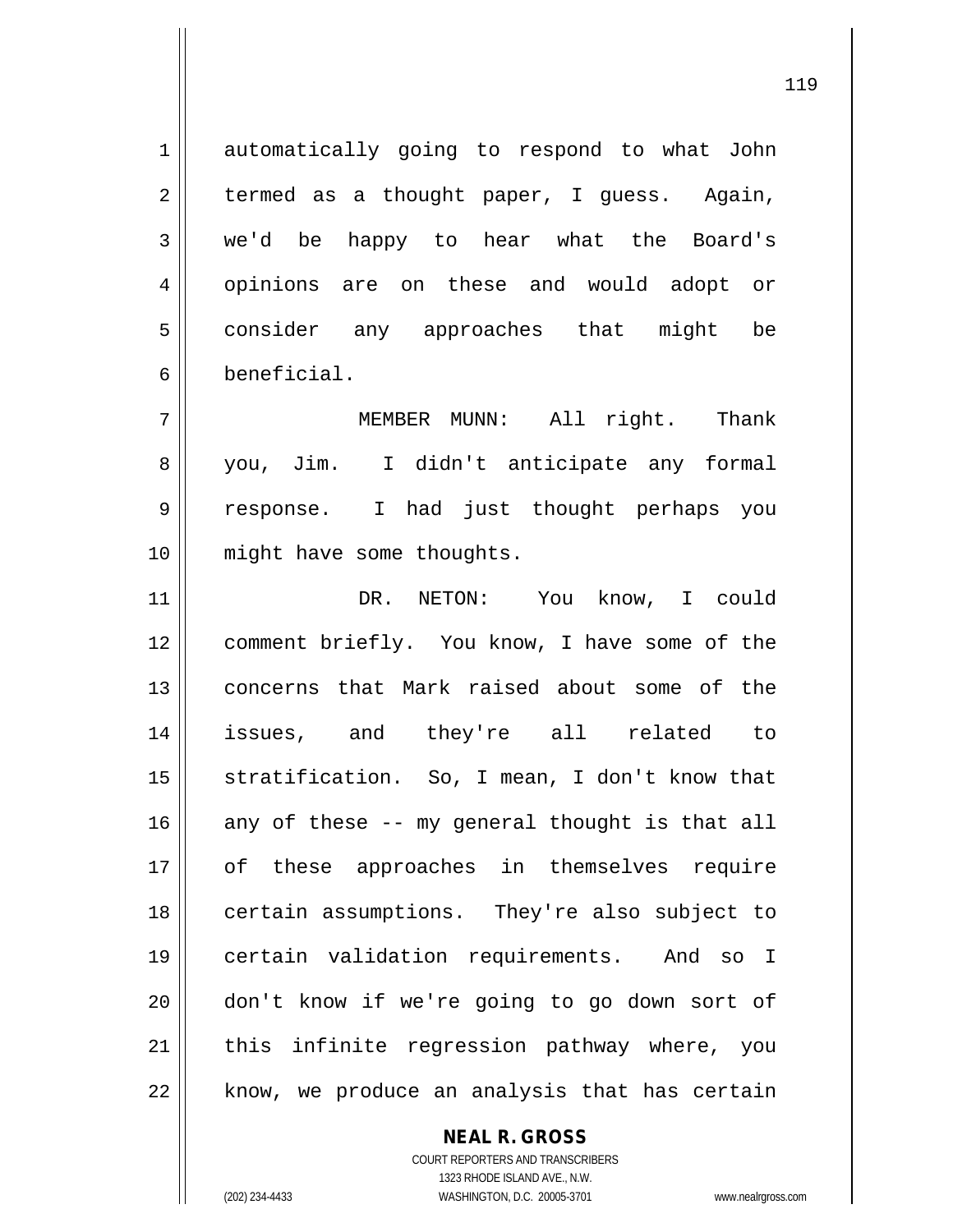automatically going to respond to what John termed as a thought paper, I guess. Again, we'd be happy to hear what the Board's opinions are on these and would adopt or consider any approaches that might be beneficial.

MEMBER MUNN: All right. Thank you, Jim. I didn't anticipate any formal response. I had just thought perhaps you might have some thoughts.

DR. NETON: You know, I could comment briefly. You know, I have some of the concerns that Mark raised about some of the issues, and they're all related to stratification. So, I mean, I don't know that any of these -- my general thought is that all of these approaches in themselves require certain assumptions. They're also subject to certain validation requirements. And so I don't know if we're going to go down sort of this infinite regression pathway where, you know, we produce an analysis that has certain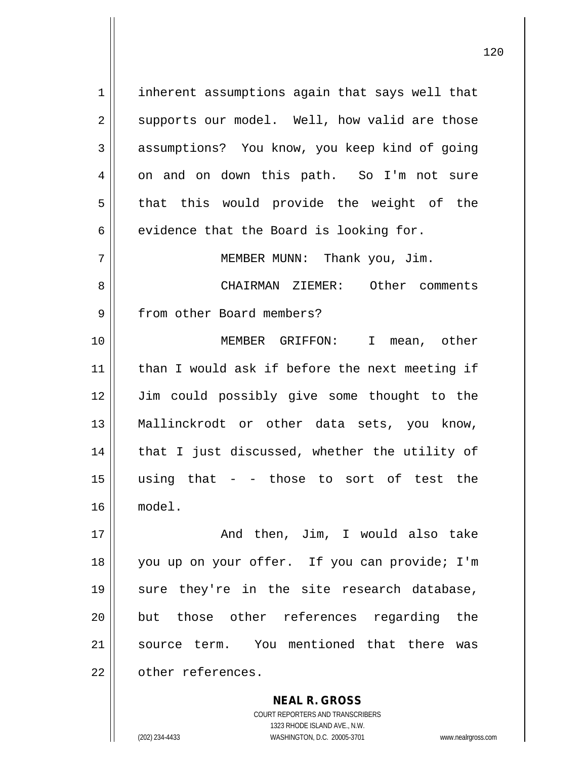inherent assumptions again that says well that supports our model. Well, how valid are those assumptions? You know, you keep kind of going on and on down this path. So I'm not sure that this would provide the weight of the evidence that the Board is looking for.

MEMBER MUNN: Thank you, Jim.

CHAIRMAN ZIEMER: Other comments from other Board members?

MEMBER GRIFFON: I mean, other than I would ask if before the next meeting if Jim could possibly give some thought to the Mallinckrodt or other data sets, you know, that I just discussed, whether the utility of using that - - those to sort of test the model.

And then, Jim, I would also take you up on your offer. If you can provide; I'm sure they're in the site research database, but those other references regarding the source term. You mentioned that there was other references.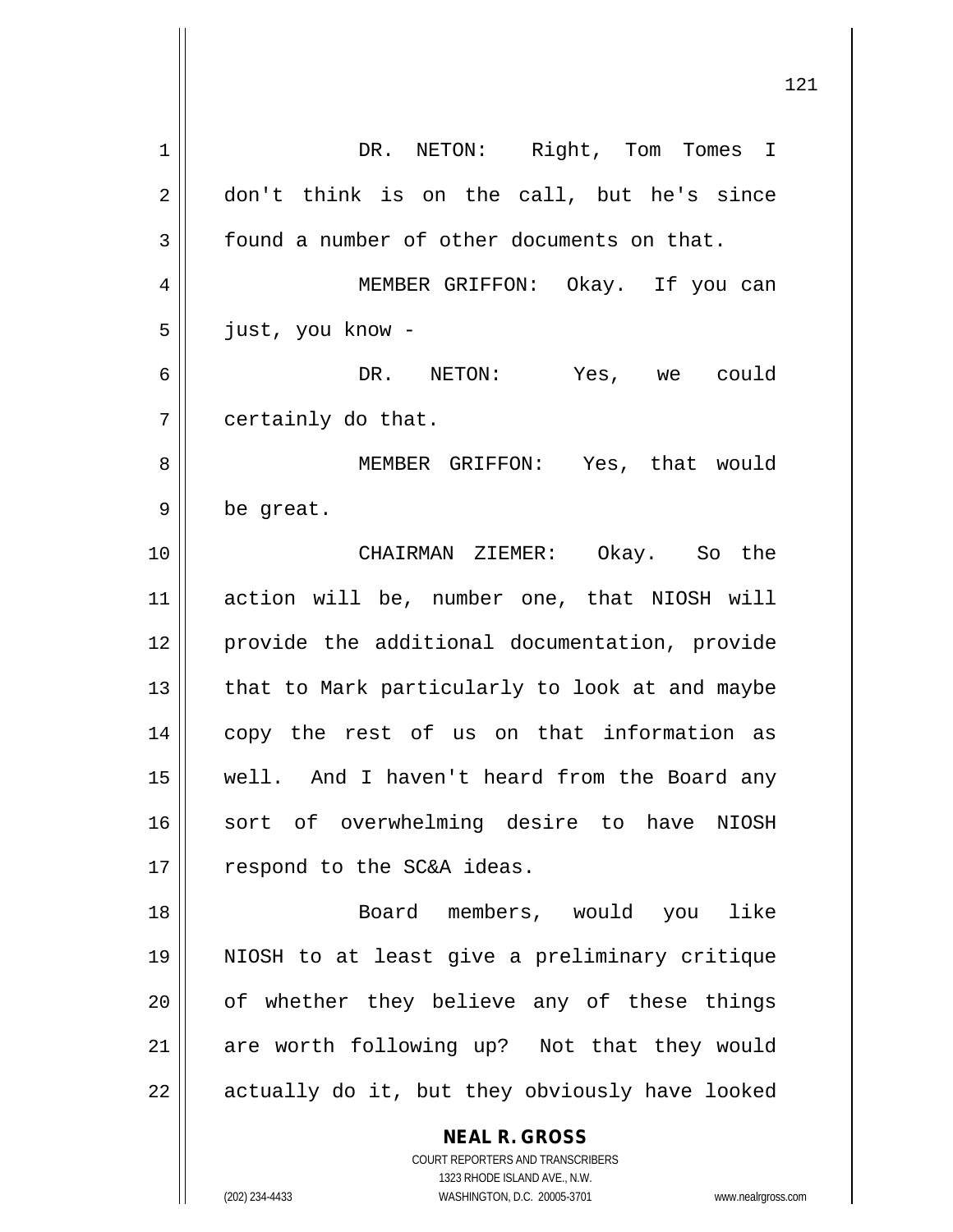DR. NETON: Right, Tom Tomes I don't think is on the call, but he's since found a number of other documents on that.

MEMBER GRIFFON: Okay. If you can just, you know -

DR. NETON: Yes, we could certainly do that.

MEMBER GRIFFON: Yes, that would be great.

CHAIRMAN ZIEMER: Okay. So the action will be, number one, that NIOSH will provide the additional documentation, provide that to Mark particularly to look at and maybe copy the rest of us on that information as well. And I haven't heard from the Board any sort of overwhelming desire to have NIOSH respond to the SC&A ideas.

Board members, would you like NIOSH to at least give a preliminary critique of whether they believe any of these things are worth following up? Not that they would actually do it, but they obviously have looked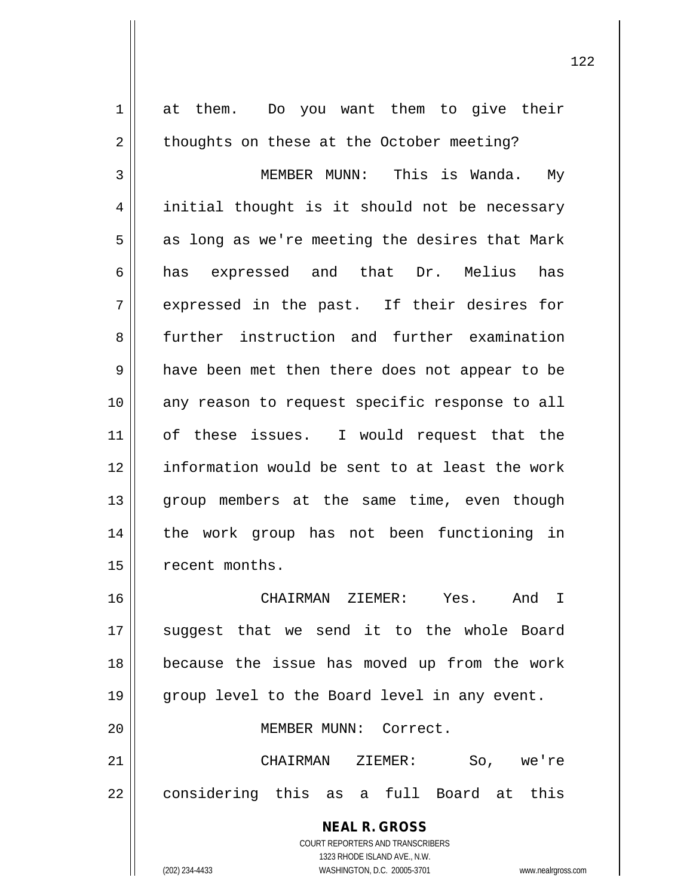at them. Do you want them to give their thoughts on these at the October meeting?

MEMBER MUNN: This is Wanda. My initial thought is it should not be necessary as long as we're meeting the desires that Mark has expressed and that Dr. Melius has expressed in the past. If their desires for further instruction and further examination have been met then there does not appear to be any reason to request specific response to all of these issues. I would request that the information would be sent to at least the work group members at the same time, even though the work group has not been functioning in recent months.

CHAIRMAN ZIEMER: Yes. And I suggest that we send it to the whole Board because the issue has moved up from the work group level to the Board level in any event.

MEMBER MUNN: Correct.

CHAIRMAN ZIEMER: So, we're considering this as a full Board at this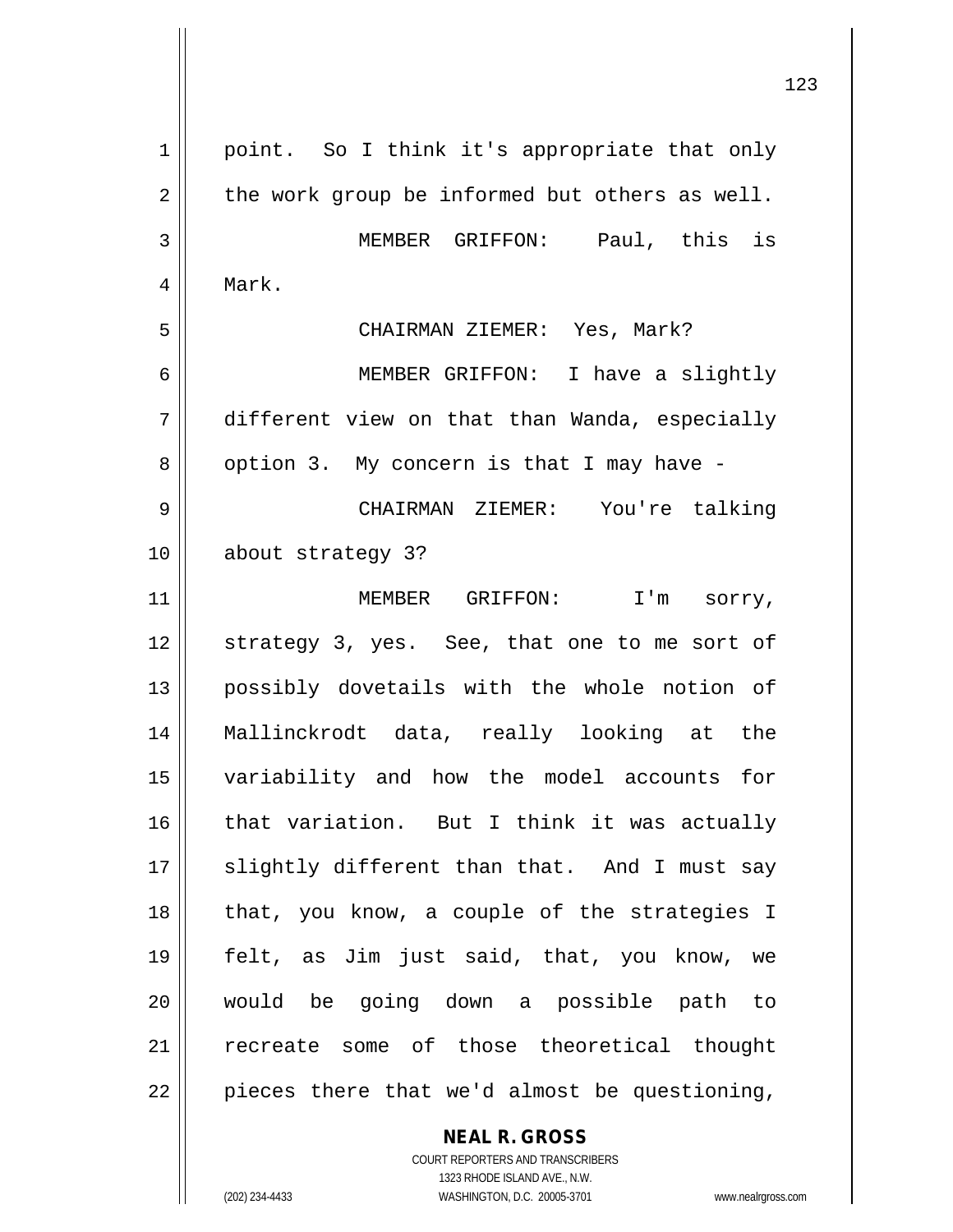point. So I think it's appropriate that only the work group be informed but others as well.

MEMBER GRIFFON: Paul, this is Mark.

CHAIRMAN ZIEMER: Yes, Mark?

MEMBER GRIFFON: I have a slightly different view on that than Wanda, especially option 3. My concern is that I may have -

CHAIRMAN ZIEMER: You're talking about strategy 3?

MEMBER GRIFFON: I'm sorry, strategy 3, yes. See, that one to me sort of possibly dovetails with the whole notion of Mallinckrodt data, really looking at the variability and how the model accounts for that variation. But I think it was actually slightly different than that. And I must say that, you know, a couple of the strategies I felt, as Jim just said, that, you know, we would be going down a possible path to recreate some of those theoretical thought pieces there that we'd almost be questioning,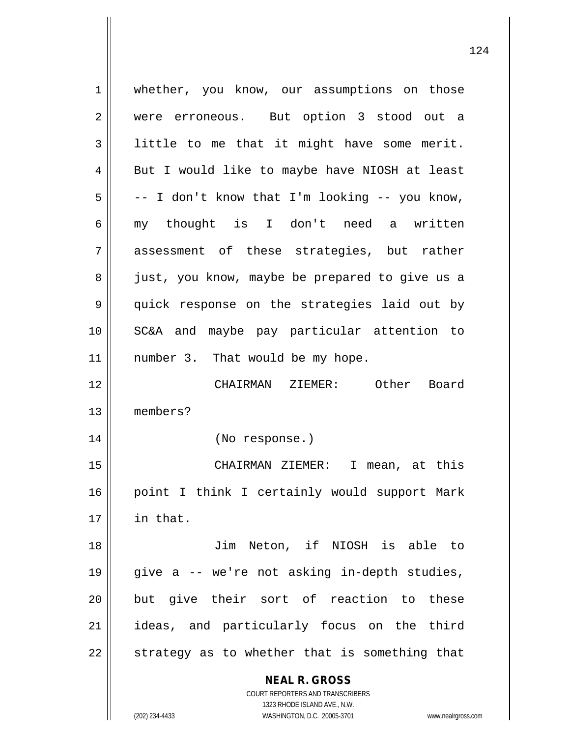whether, you know, our assumptions on those were erroneous. But option 3 stood out a little to me that it might have some merit. But I would like to maybe have NIOSH at least -- I don't know that I'm looking -- you know, my thought is I don't need a written assessment of these strategies, but rather just, you know, maybe be prepared to give us a quick response on the strategies laid out by SC&A and maybe pay particular attention to number 3. That would be my hope.

CHAIRMAN ZIEMER: Other Board members?

(No response.)

CHAIRMAN ZIEMER: I mean, at this point I think I certainly would support Mark in that.

Jim Neton, if NIOSH is able to give a -- we're not asking in-depth studies, but give their sort of reaction to these ideas, and particularly focus on the third strategy as to whether that is something that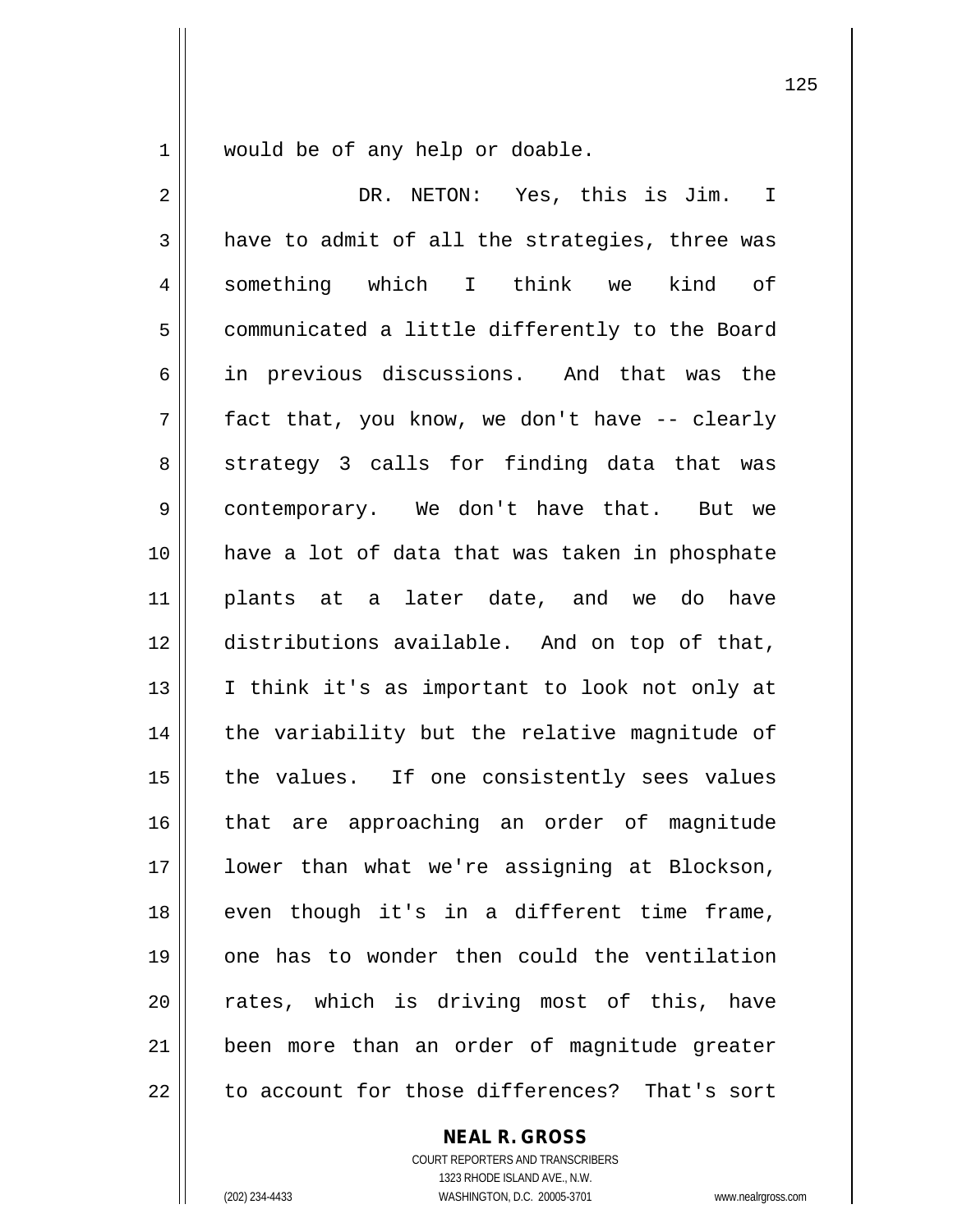would be of any help or doable.

DR. NETON: Yes, this is Jim. I have to admit of all the strategies, three was something which I think we kind of communicated a little differently to the Board in previous discussions. And that was the fact that, you know, we don't have -- clearly strategy 3 calls for finding data that was contemporary. We don't have that. But we have a lot of data that was taken in phosphate plants at a later date, and we do have distributions available. And on top of that, I think it's as important to look not only at the variability but the relative magnitude of the values. If one consistently sees values that are approaching an order of magnitude lower than what we're assigning at Blockson, even though it's in a different time frame, one has to wonder then could the ventilation rates, which is driving most of this, have been more than an order of magnitude greater to account for those differences? That's sort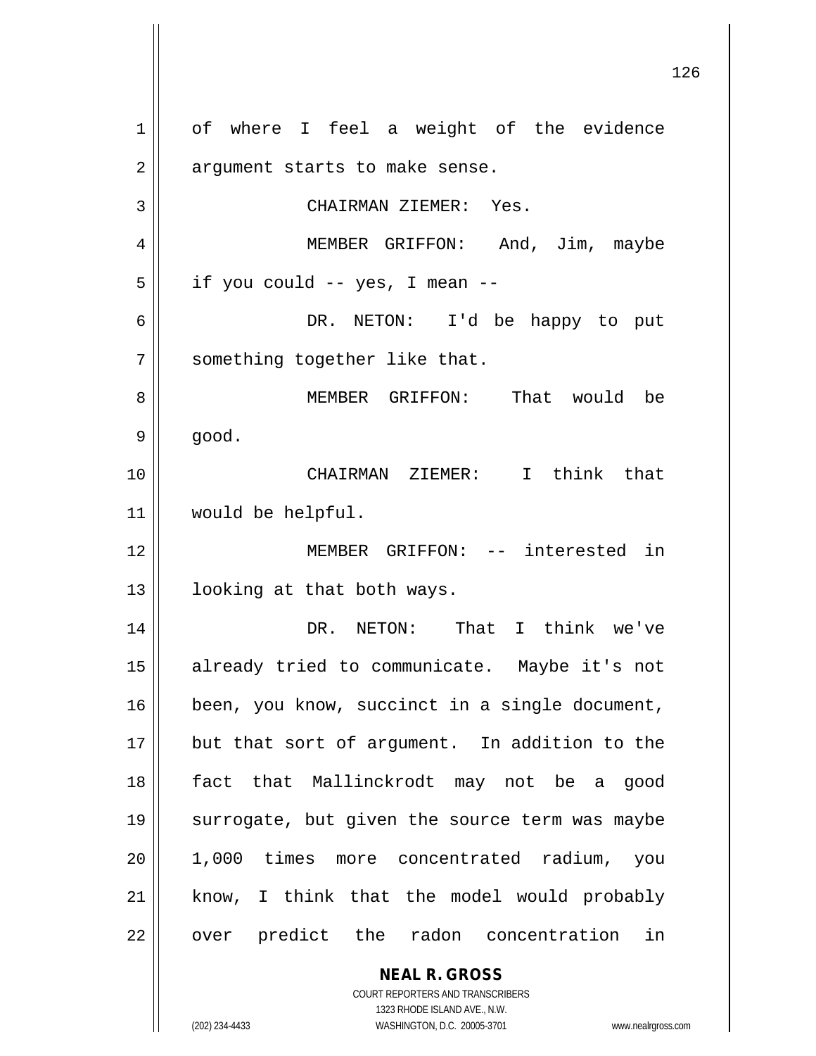of where I feel a weight of the evidence argument starts to make sense.

CHAIRMAN ZIEMER: Yes.

MEMBER GRIFFON: And, Jim, maybe if you could -- yes, I mean --

DR. NETON: I'd be happy to put something together like that.

MEMBER GRIFFON: That would be good.

CHAIRMAN ZIEMER: I think that would be helpful.

MEMBER GRIFFON: -- interested in looking at that both ways.

DR. NETON: That I think we've already tried to communicate. Maybe it's not been, you know, succinct in a single document, but that sort of argument. In addition to the fact that Mallinckrodt may not be a good surrogate, but given the source term was maybe 1,000 times more concentrated radium, you know, I think that the model would probably over predict the radon concentration in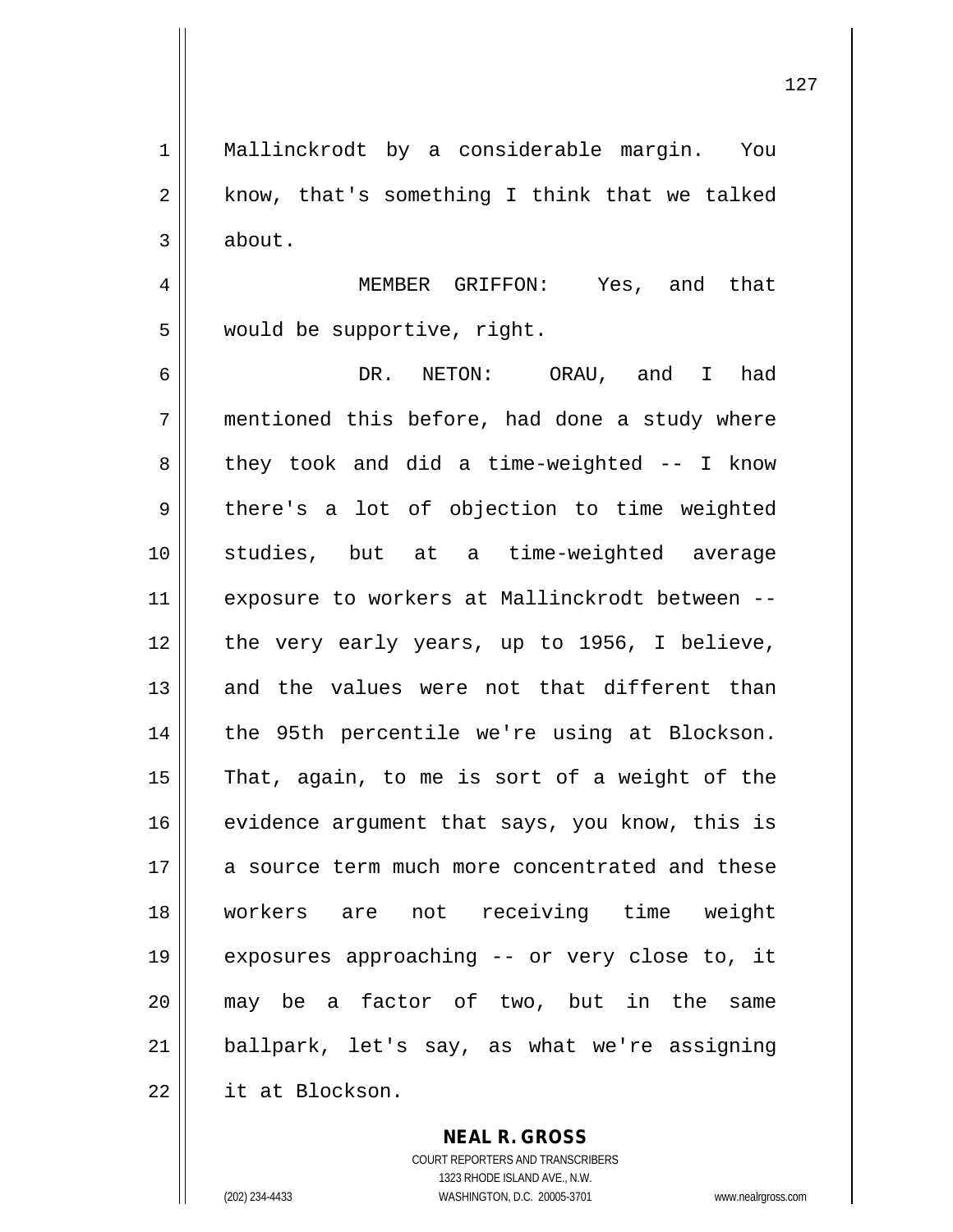Mallinckrodt by a considerable margin. You know, that's something I think that we talked about.

MEMBER GRIFFON: Yes, and that would be supportive, right.

DR. NETON: ORAU, and I had mentioned this before, had done a study where they took and did a time-weighted -- I know there's a lot of objection to time weighted studies, but at a time-weighted average exposure to workers at Mallinckrodt between -- the very early years, up to 1956, I believe, and the values were not that different than the 95th percentile we're using at Blockson. That, again, to me is sort of a weight of the evidence argument that says, you know, this is a source term much more concentrated and these workers are not receiving time weight exposures approaching -- or very close to, it may be a factor of two, but in the same ballpark, let's say, as what we're assigning it at Blockson.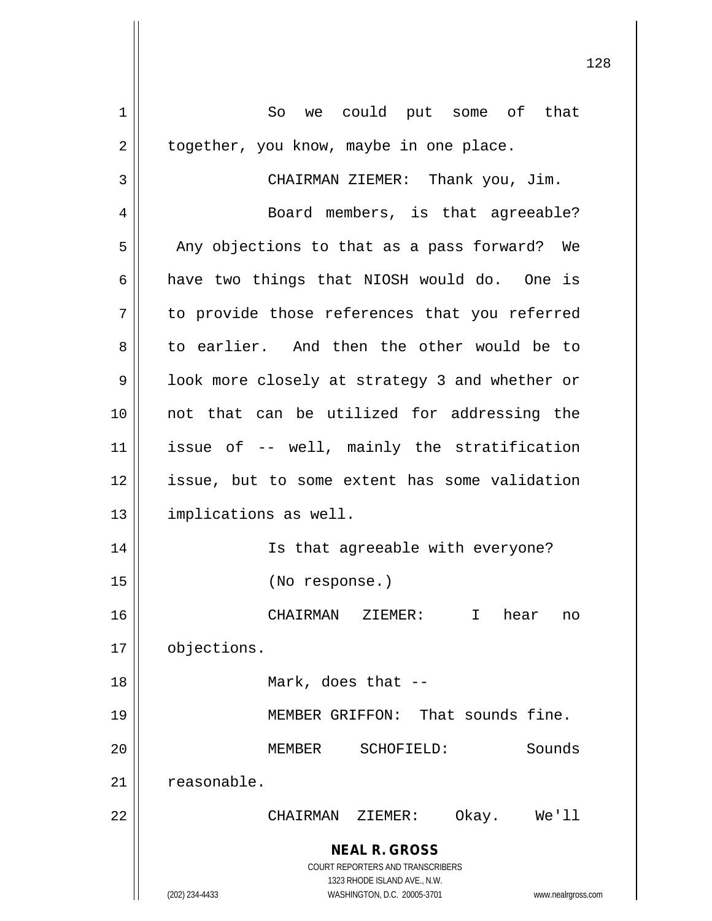So we could put some of that together, you know, maybe in one place.

CHAIRMAN ZIEMER: Thank you, Jim.

Board members, is that agreeable? Any objections to that as a pass forward? We have two things that NIOSH would do. One is to provide those references that you referred to earlier. And then the other would be to look more closely at strategy 3 and whether or not that can be utilized for addressing the issue of -- well, mainly the stratification issue, but to some extent has some validation implications as well.

Is that agreeable with everyone?

(No response.)

CHAIRMAN ZIEMER: I hear no objections.

Mark, does that --

MEMBER GRIFFON: That sounds fine.

MEMBER SCHOFIELD: Sounds reasonable.

CHAIRMAN ZIEMER: Okay. We'll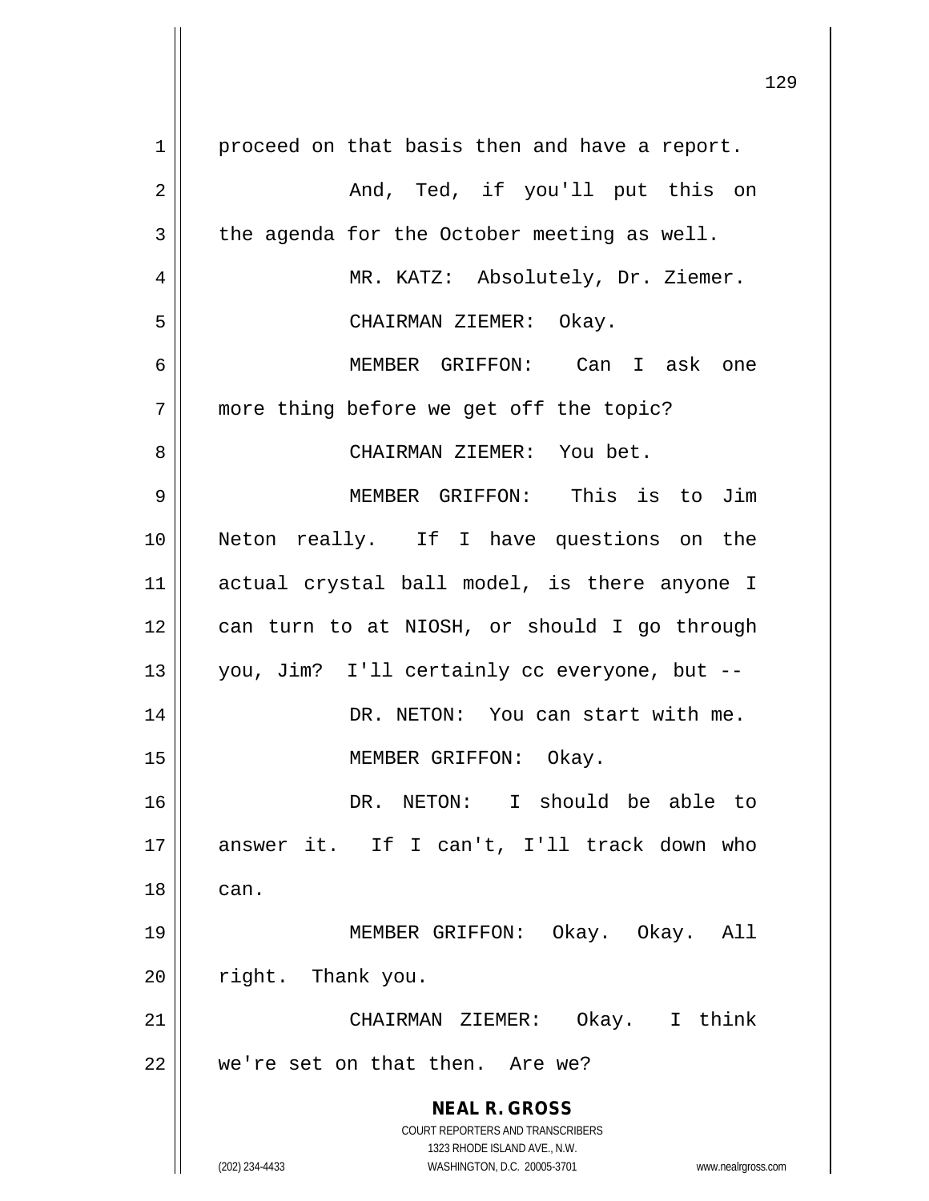proceed on that basis then and have a report.

And, Ted, if you'll put this on the agenda for the October meeting as well.

MR. KATZ: Absolutely, Dr. Ziemer.

CHAIRMAN ZIEMER: Okay.

MEMBER GRIFFON: Can I ask one more thing before we get off the topic?

CHAIRMAN ZIEMER: You bet.

MEMBER GRIFFON: This is to Jim Neton really. If I have questions on the actual crystal ball model, is there anyone I can turn to at NIOSH, or should I go through you, Jim? I'll certainly cc everyone, but --

DR. NETON: You can start with me.

MEMBER GRIFFON: Okay.

DR. NETON: I should be able to answer it. If I can't, I'll track down who can.

MEMBER GRIFFON: Okay. Okay. All right. Thank you.

CHAIRMAN ZIEMER: Okay. I think we're set on that then. Are we?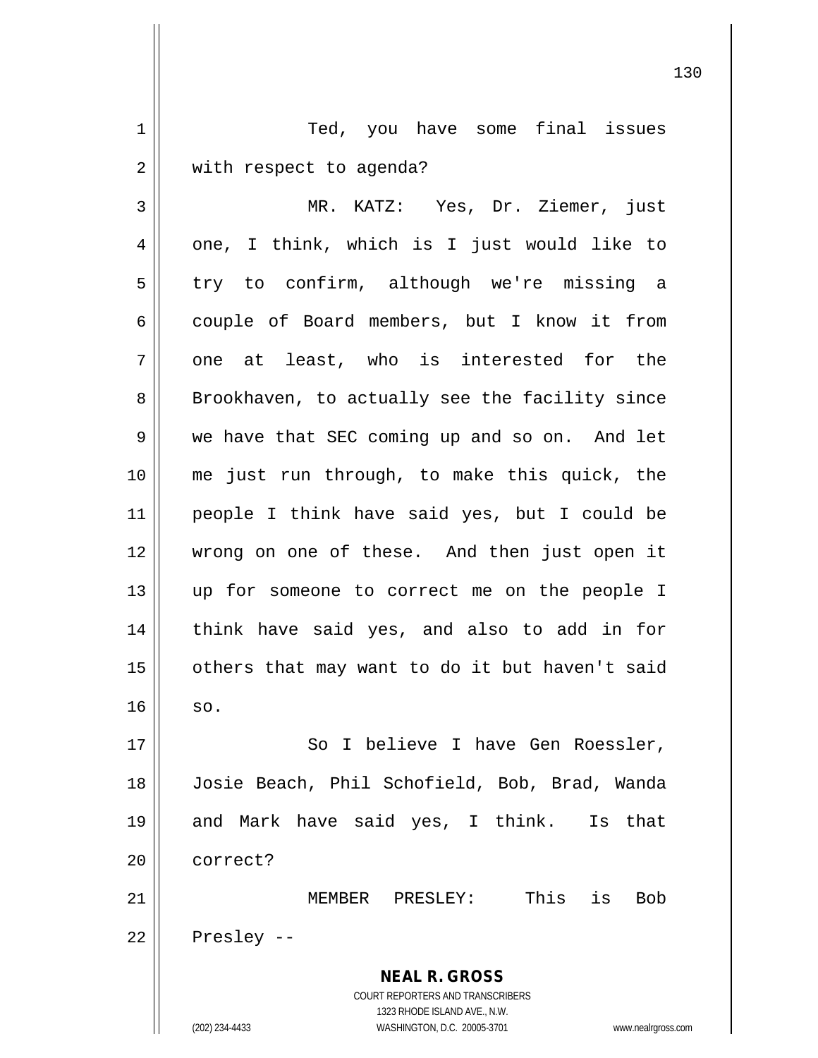Ted, you have some final issues with respect to agenda?

MR. KATZ: Yes, Dr. Ziemer, just one, I think, which is I just would like to try to confirm, although we're missing a couple of Board members, but I know it from one at least, who is interested for the Brookhaven, to actually see the facility since we have that SEC coming up and so on. And let me just run through, to make this quick, the people I think have said yes, but I could be wrong on one of these. And then just open it up for someone to correct me on the people I think have said yes, and also to add in for others that may want to do it but haven't said so.

So I believe I have Gen Roessler, Josie Beach, Phil Schofield, Bob, Brad, Wanda and Mark have said yes, I think. Is that correct?

MEMBER PRESLEY: This is Bob Presley --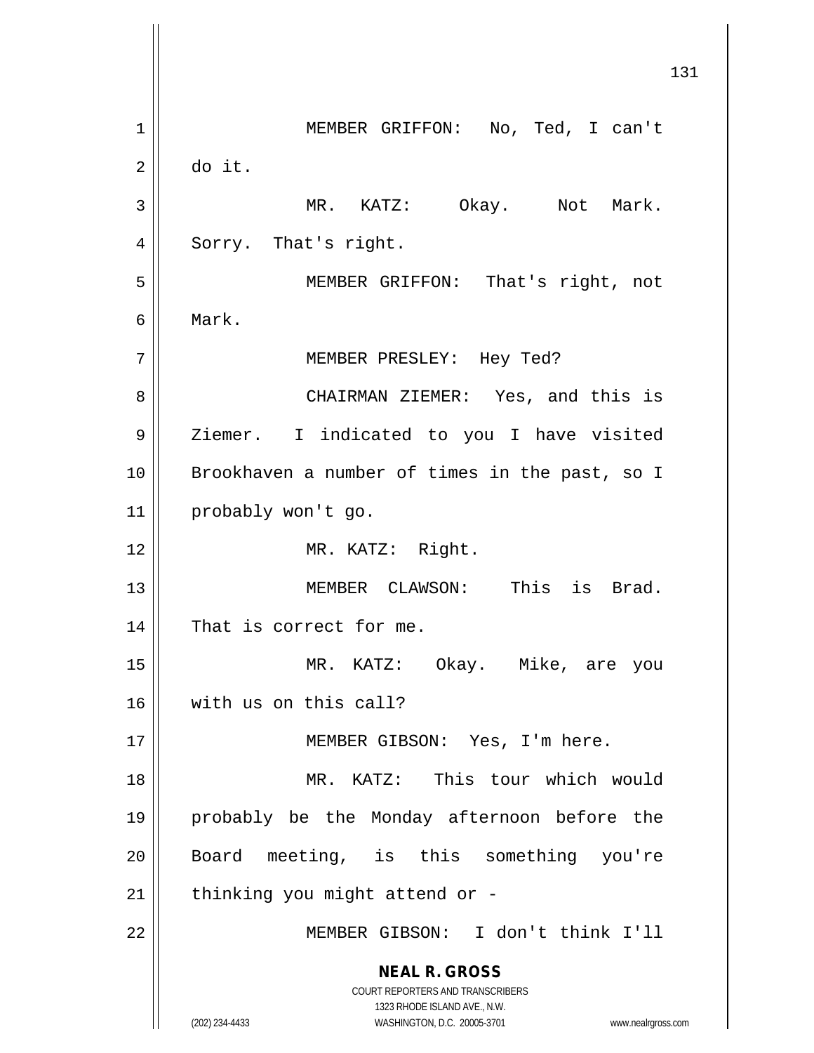MEMBER GRIFFON: No, Ted, I can't do it.

MR. KATZ: Okay. Not Mark. Sorry. That's right.

MEMBER GRIFFON: That's right, not Mark.

MEMBER PRESLEY: Hey Ted?

CHAIRMAN ZIEMER: Yes, and this is Ziemer. I indicated to you I have visited Brookhaven a number of times in the past, so I probably won't go.

MR. KATZ: Right.

MEMBER CLAWSON: This is Brad. That is correct for me.

MR. KATZ: Okay. Mike, are you with us on this call?

MEMBER GIBSON: Yes, I'm here.

MR. KATZ: This tour which would probably be the Monday afternoon before the Board meeting, is this something you're thinking you might attend or -

MEMBER GIBSON: I don't think I'll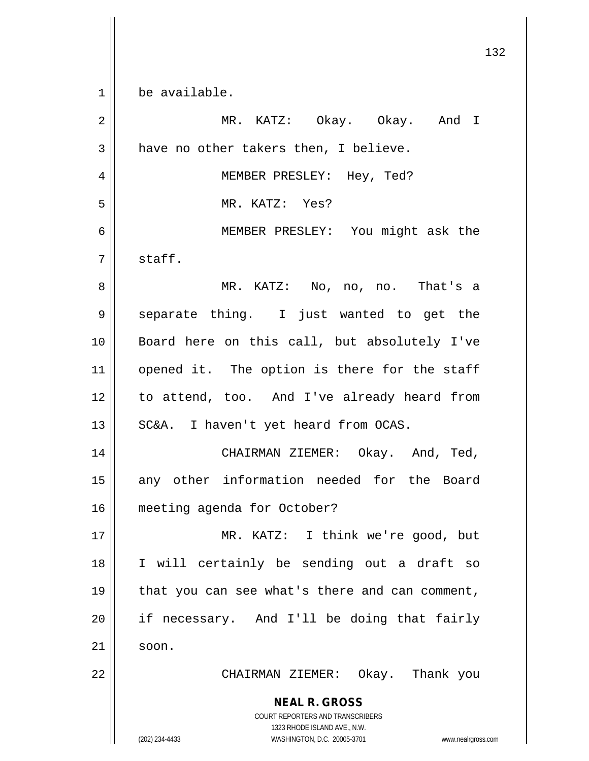be available.

MR. KATZ: Okay. Okay. And I have no other takers then, I believe.

MEMBER PRESLEY: Hey, Ted?

MR. KATZ: Yes?

MEMBER PRESLEY: You might ask the staff.

MR. KATZ: No, no, no. That's a separate thing. I just wanted to get the Board here on this call, but absolutely I've opened it. The option is there for the staff to attend, too. And I've already heard from SC&A. I haven't yet heard from OCAS.

CHAIRMAN ZIEMER: Okay. And, Ted, any other information needed for the Board meeting agenda for October?

MR. KATZ: I think we're good, but I will certainly be sending out a draft so that you can see what's there and can comment, if necessary. And I'll be doing that fairly soon.

CHAIRMAN ZIEMER: Okay. Thank you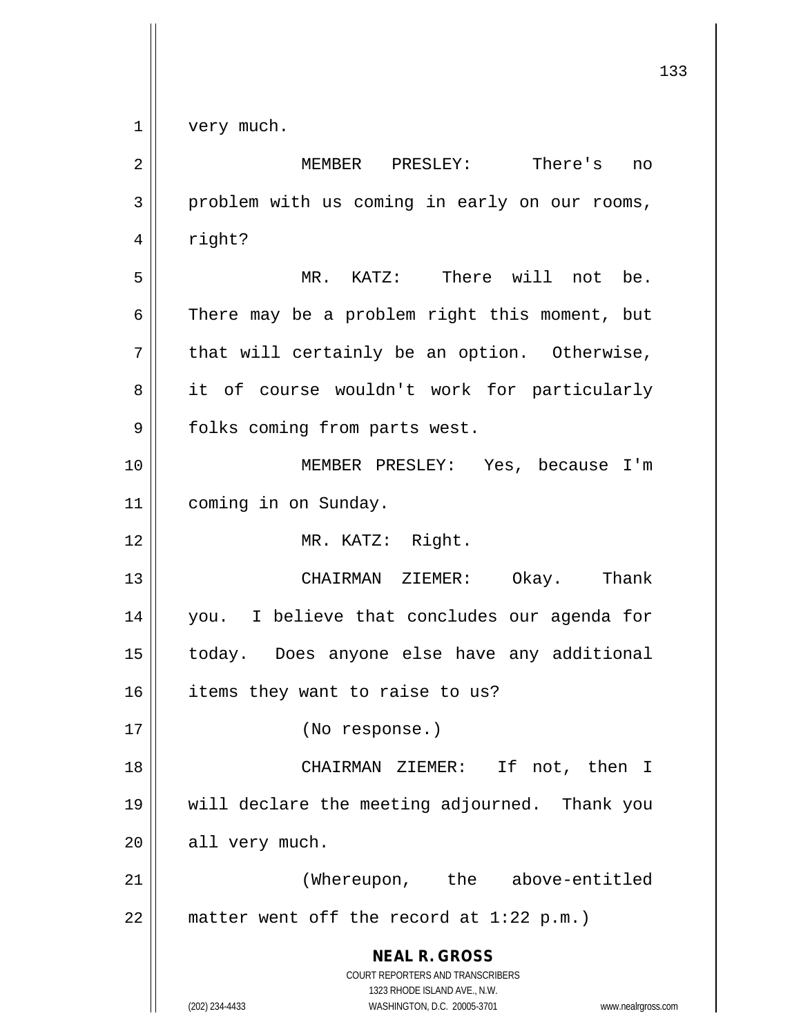very much.

MEMBER PRESLEY: There's no problem with us coming in early on our rooms, right?

MR. KATZ: There will not be. There may be a problem right this moment, but that will certainly be an option. Otherwise, it of course wouldn't work for particularly folks coming from parts west.

MEMBER PRESLEY: Yes, because I'm coming in on Sunday.

MR. KATZ: Right.

CHAIRMAN ZIEMER: Okay. Thank you. I believe that concludes our agenda for today. Does anyone else have any additional items they want to raise to us?

(No response.)

CHAIRMAN ZIEMER: If not, then I will declare the meeting adjourned. Thank you all very much.

(Whereupon, the above-entitled matter went off the record at 1:22 p.m.)